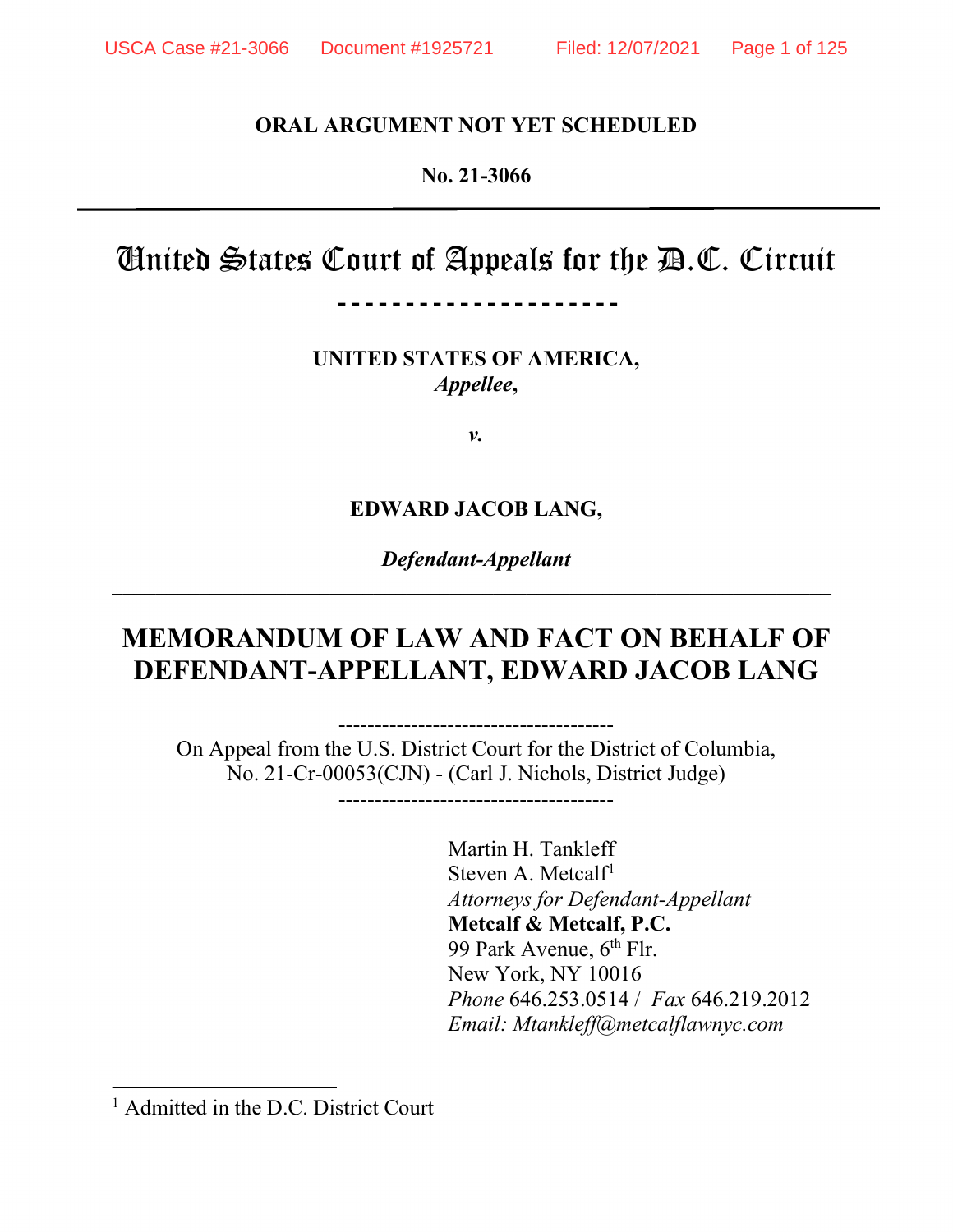**ORAL ARGUMENT NOT YET SCHEDULED**

**No. 21-3066**

# United States Court of Appeals for the D.C. Circuit

**UNITED STATES OF AMERICA,**
***Appellee*,**

***v.***

**EDWARD JACOB LANG,**

***Defendant-Appellant***

## MEMORANDUM OF LAW AND FACT ON BEHALF OF DEFENDANT-APPELLANT, EDWARD JACOB LANG

On Appeal from the U.S. District Court for the District of Columbia, No. 21-Cr-00053(CJN) - (Carl J. Nichols, District Judge)

Martin H. Tankleff
Steven A. Metcalf[1]
*Attorneys for Defendant-Appellant*
**Metcalf & Metcalf, P.C.**
99 Park Avenue, 6th Flr.
New York, NY 10016
*Phone* 646.253.0514 / *Fax* 646.219.2012
*Email: Mtankleff@metcalflawnyc.com*

[1] Admitted in the D.C. District Court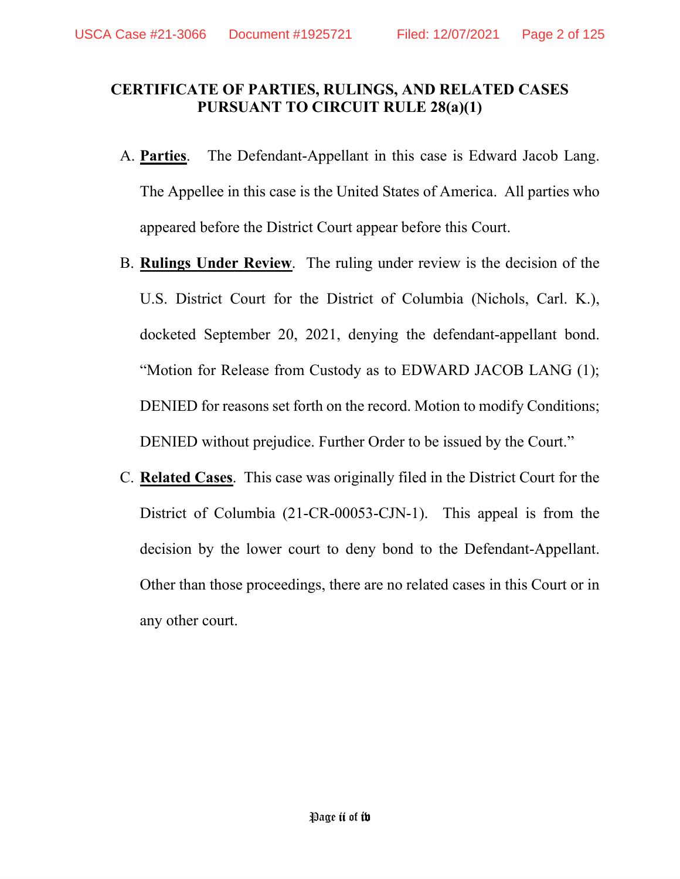# CERTIFICATE OF PARTIES, RULINGS, AND RELATED CASES PURSUANT TO CIRCUIT RULE 28(a)(1)

A. **Parties**. The Defendant-Appellant in this case is Edward Jacob Lang. The Appellee in this case is the United States of America. All parties who appeared before the District Court appear before this Court.

B. **Rulings Under Review**. The ruling under review is the decision of the U.S. District Court for the District of Columbia (Nichols, Carl. K.), docketed September 20, 2021, denying the defendant-appellant bond. "Motion for Release from Custody as to EDWARD JACOB LANG (1); DENIED for reasons set forth on the record. Motion to modify Conditions; DENIED without prejudice. Further Order to be issued by the Court."

C. **Related Cases**. This case was originally filed in the District Court for the District of Columbia (21-CR-00053-CJN-1). This appeal is from the decision by the lower court to deny bond to the Defendant-Appellant. Other than those proceedings, there are no related cases in this Court or in any other court.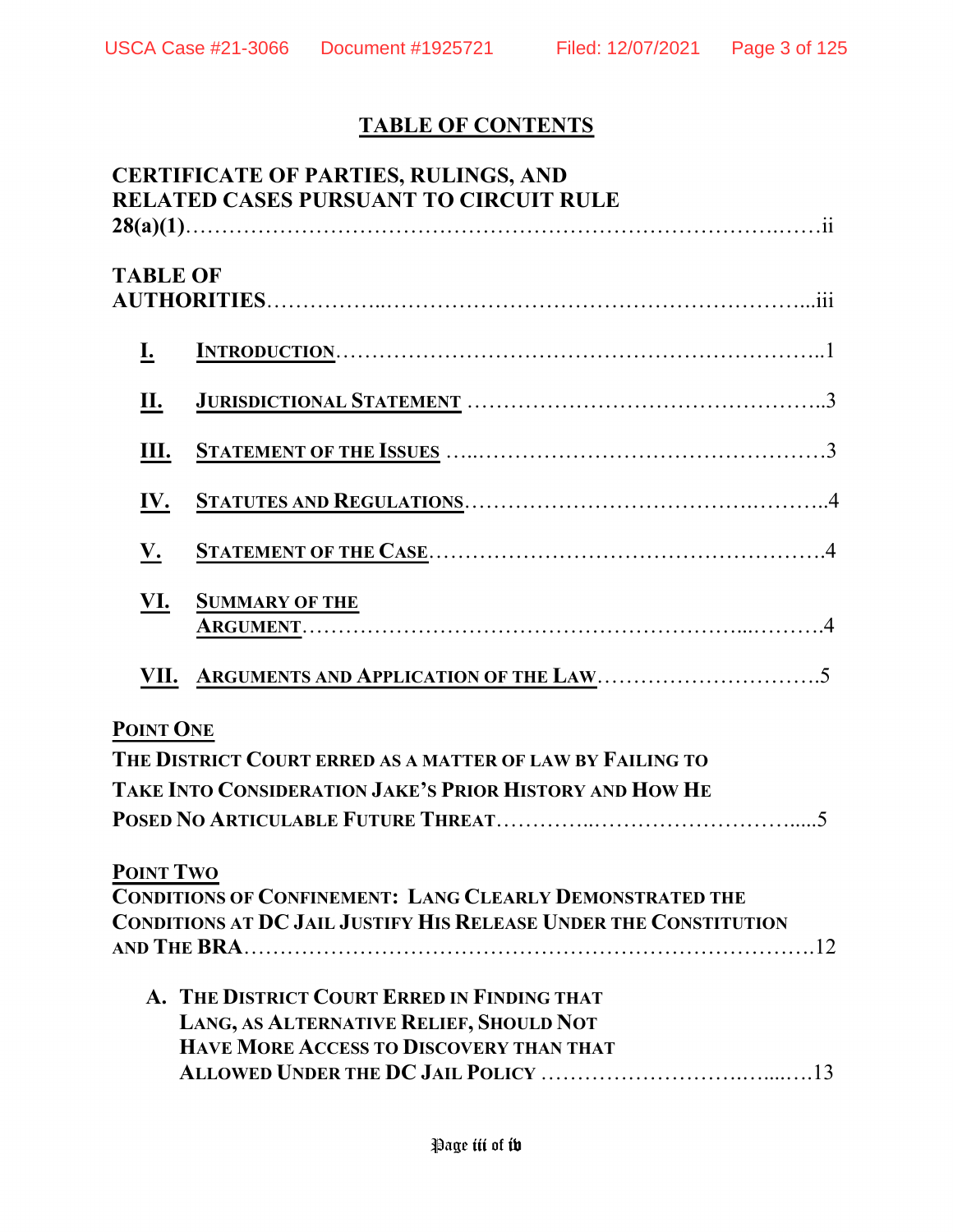## TABLE OF CONTENTS

**CERTIFICATE OF PARTIES, RULINGS, AND RELATED CASES PURSUANT TO CIRCUIT RULE 28(a)(1)**……………………………………………………………………….……ii

**TABLE OF AUTHORITIES**……………..…………………………………………………...iii

**I. INTRODUCTION**…………………………………………………………...1

**II. JURISDICTIONAL STATEMENT** ………………………………………..3

**III. STATEMENT OF THE ISSUES** …..………………………………………3

**IV. STATUTES AND REGULATIONS**……………………………….………..4

**V. STATEMENT OF THE CASE**……………………………………………….4

**VI. SUMMARY OF THE ARGUMENT**…………………………………………………...……….4

**VII. ARGUMENTS AND APPLICATION OF THE LAW**………………………….5

**POINT ONE**
**THE DISTRICT COURT ERRED AS A MATTER OF LAW BY FAILING TO TAKE INTO CONSIDERATION JAKE'S PRIOR HISTORY AND HOW HE POSED NO ARTICULABLE FUTURE THREAT**…………..………………………....5

**POINT TWO**
**CONDITIONS OF CONFINEMENT: LANG CLEARLY DEMONSTRATED THE CONDITIONS AT DC JAIL JUSTIFY HIS RELEASE UNDER THE CONSTITUTION AND THE BRA**……………………………………………………………….12

**A. THE DISTRICT COURT ERRED IN FINDING THAT LANG, AS ALTERNATIVE RELIEF, SHOULD NOT HAVE MORE ACCESS TO DISCOVERY THAN THAT ALLOWED UNDER THE DC JAIL POLICY** ……………………….…...…13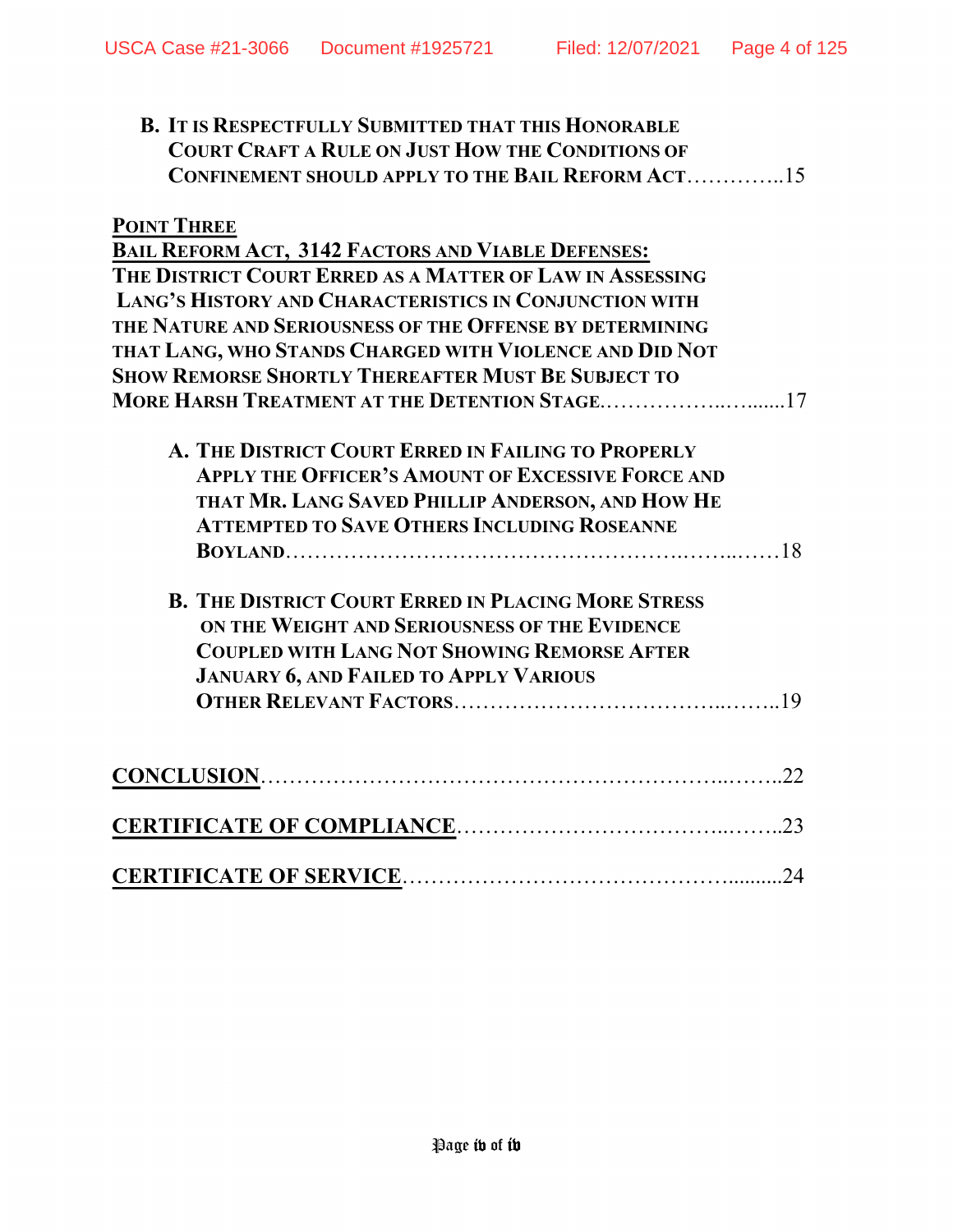**B. IT IS RESPECTFULLY SUBMITTED THAT THIS HONORABLE COURT CRAFT A RULE ON JUST HOW THE CONDITIONS OF CONFINEMENT SHOULD APPLY TO THE BAIL REFORM ACT**…………..15

**POINT THREE**
**BAIL REFORM ACT, 3142 FACTORS AND VIABLE DEFENSES: THE DISTRICT COURT ERRED AS A MATTER OF LAW IN ASSESSING LANG'S HISTORY AND CHARACTERISTICS IN CONJUNCTION WITH THE NATURE AND SERIOUSNESS OF THE OFFENSE BY DETERMINING THAT LANG, WHO STANDS CHARGED WITH VIOLENCE AND DID NOT SHOW REMORSE SHORTLY THEREAFTER MUST BE SUBJECT TO MORE HARSH TREATMENT AT THE DETENTION STAGE.**……………..….......17

**A. THE DISTRICT COURT ERRED IN FAILING TO PROPERLY APPLY THE OFFICER'S AMOUNT OF EXCESSIVE FORCE AND THAT MR. LANG SAVED PHILLIP ANDERSON, AND HOW HE ATTEMPTED TO SAVE OTHERS INCLUDING ROSEANNE BOYLAND**……………………………………………….……..……18

**B. THE DISTRICT COURT ERRED IN PLACING MORE STRESS ON THE WEIGHT AND SERIOUSNESS OF THE EVIDENCE COUPLED WITH LANG NOT SHOWING REMORSE AFTER JANUARY 6, AND FAILED TO APPLY VARIOUS OTHER RELEVANT FACTORS**………………………………..……..19

**CONCLUSION**……………………………………………………..……..22

**CERTIFICATE OF COMPLIANCE**………………………………..……..23

**CERTIFICATE OF SERVICE**……………………………………..........24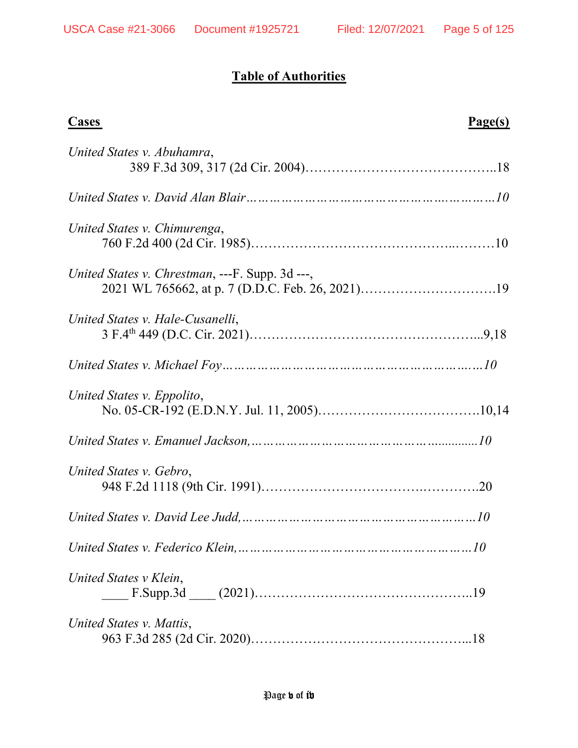# **Table of Authorities**

**Cases** **Page(s)**

*United States v. Abuhamra*,
389 F.3d 309, 317 (2d Cir. 2004)……………………………………..18

*United States v. David Alan Blair……………………………………….………10*

*United States v. Chimurenga*,
760 F.2d 400 (2d Cir. 1985)…………………………………...………10

*United States v. Chrestman*, ---F. Supp. 3d ---,
2021 WL 765662, at p. 7 (D.D.C. Feb. 26, 2021)………………………….19

*United States v. Hale-Cusanelli*,
3 F.4th 449 (D.C. Cir. 2021)…………………………………………...9,18

*United States v. Michael Foy……………………………………………..…10*

*United States v. Eppolito*,
No. 05-CR-192 (E.D.N.Y. Jul. 11, 2005)……………………………….10,14

*United States v. Emanuel Jackson,………………………………………............10*

*United States v. Gebro*,
948 F.2d 1118 (9th Cir. 1991)……………………………….………….20

*United States v. David Lee Judd,…………………………………………………10*

*United States v. Federico Klein,…………………………………………………10*

*United States v Klein*,
____ F.Supp.3d ____ (2021)…………………………………………...19

*United States v. Mattis*,
963 F.3d 285 (2d Cir. 2020)…………………………………………...18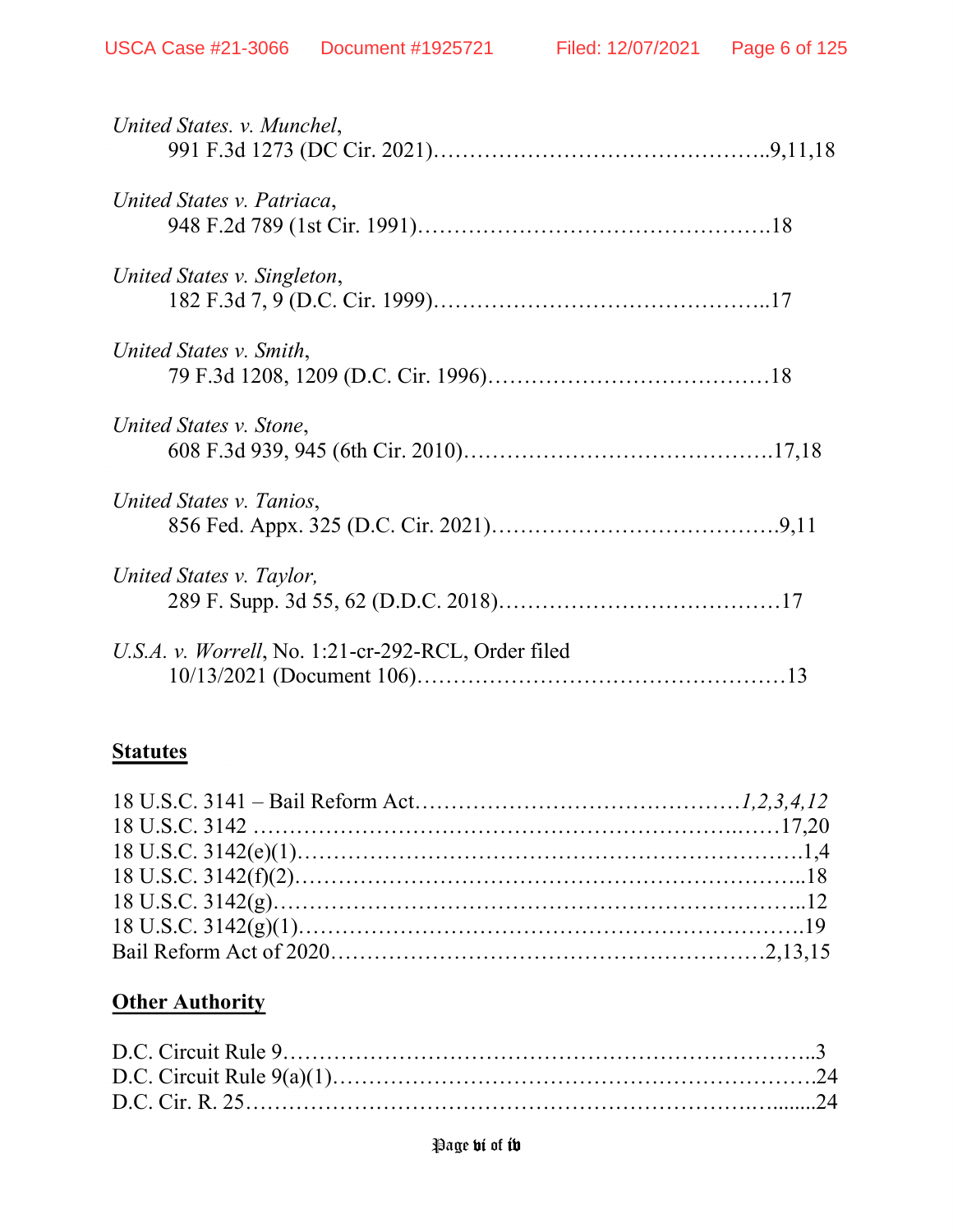*United States. v. Munchel*,
991 F.3d 1273 (DC Cir. 2021)……………………………………..9,11,18

*United States v. Patriaca*,
948 F.2d 789 (1st Cir. 1991)………………………………………….18

*United States v. Singleton*,
182 F.3d 7, 9 (D.C. Cir. 1999)………………………………………..17

*United States v. Smith*,
79 F.3d 1208, 1209 (D.C. Cir. 1996)…………………………………18

*United States v. Stone*,
608 F.3d 939, 945 (6th Cir. 2010)……………………………………17,18

*United States v. Tanios*,
856 Fed. Appx. 325 (D.C. Cir. 2021)…………………………………9,11

*United States v. Taylor,*
289 F. Supp. 3d 55, 62 (D.D.C. 2018)…………………………………17

*U.S.A. v. Worrell*, No. 1:21-cr-292-RCL, Order filed
10/13/2021 (Document 106)……………………………………………13

**Statutes**

18 U.S.C. 3141 – Bail Reform Act………………………………………*1,2,3,4,12*
18 U.S.C. 3142 ……………………………………………………….……17,20
18 U.S.C. 3142(e)(1)……………………………………………………………1,4
18 U.S.C. 3142(f)(2)…………………………………………………………...18
18 U.S.C. 3142(g)……………………………………………………………...12
18 U.S.C. 3142(g)(1)……………………………………………………….….19
Bail Reform Act of 2020…………………………………………………2,13,15

**Other Authority**

D.C. Circuit Rule 9………………………………………………………………..3
D.C. Circuit Rule 9(a)(1)…………………………………………………………24
D.C. Cir. R. 25…………………………………………………………….........24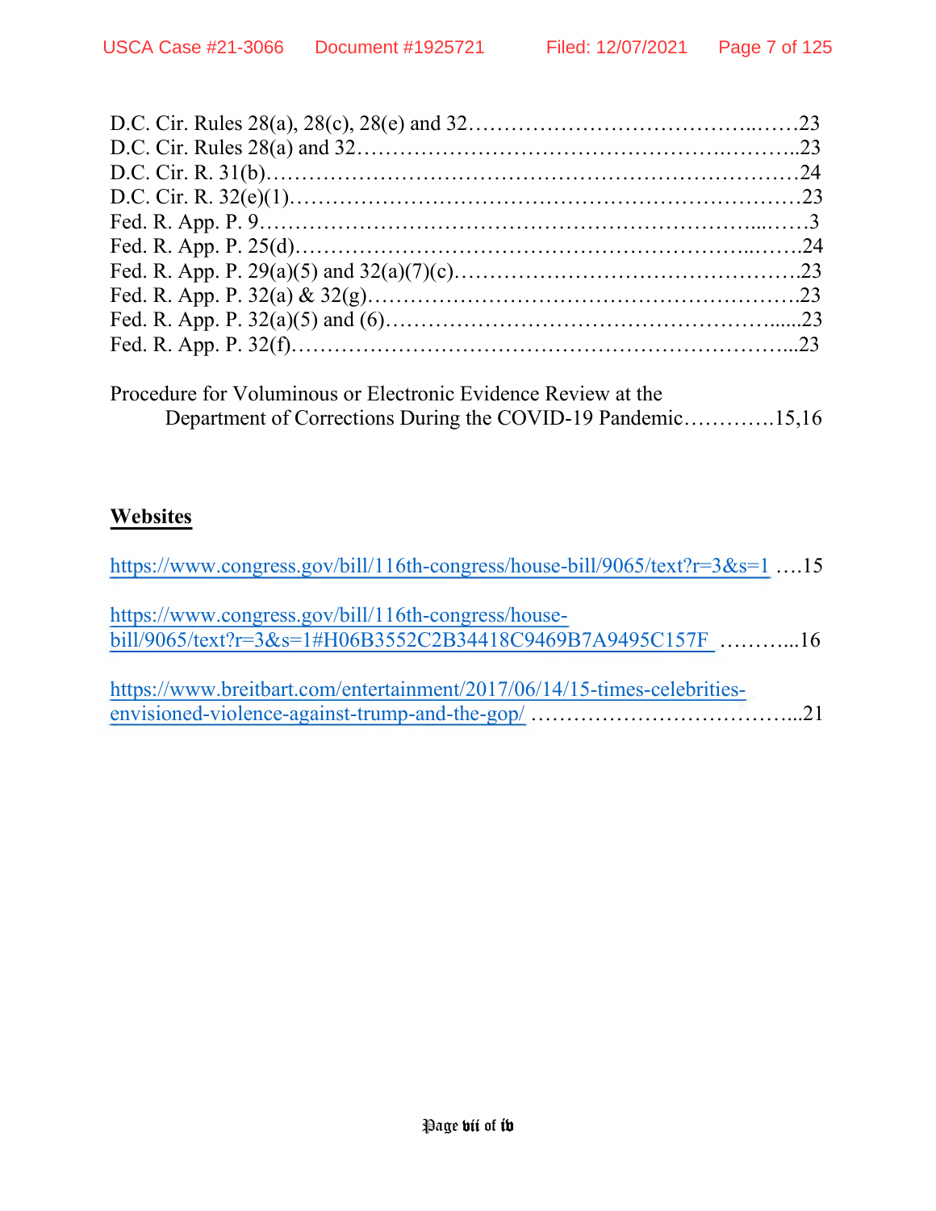D.C. Cir. Rules 28(a), 28(c), 28(e) and 32……………………………….……23
D.C. Cir. Rules 28(a) and 32……………………………………….………..23
D.C. Cir. R. 31(b)……………………………………………………………24
D.C. Cir. R. 32(e)(1)…………………………………………………………23
Fed. R. App. P. 9…………………………………………………...……3
Fed. R. App. P. 25(d)……………………………………………………...……24
Fed. R. App. P. 29(a)(5) and 32(a)(7)(c)……………………………………….23
Fed. R. App. P. 32(a) & 32(g)…………………………………………………23
Fed. R. App. P. 32(a)(5) and (6)…………………………………………......23
Fed. R. App. P. 32(f)…………………………………………………………...23

Procedure for Voluminous or Electronic Evidence Review at the
Department of Corrections During the COVID-19 Pandemic………….15,16

## Websites

https://www.congress.gov/bill/116th-congress/house-bill/9065/text?r=3&s=1 ….15

https://www.congress.gov/bill/116th-congress/house-bill/9065/text?r=3&s=1#H06B3552C2B34418C9469B7A9495C157F ………...16

https://www.breitbart.com/entertainment/2017/06/14/15-times-celebrities-envisioned-violence-against-trump-and-the-gop/ ………………………………...21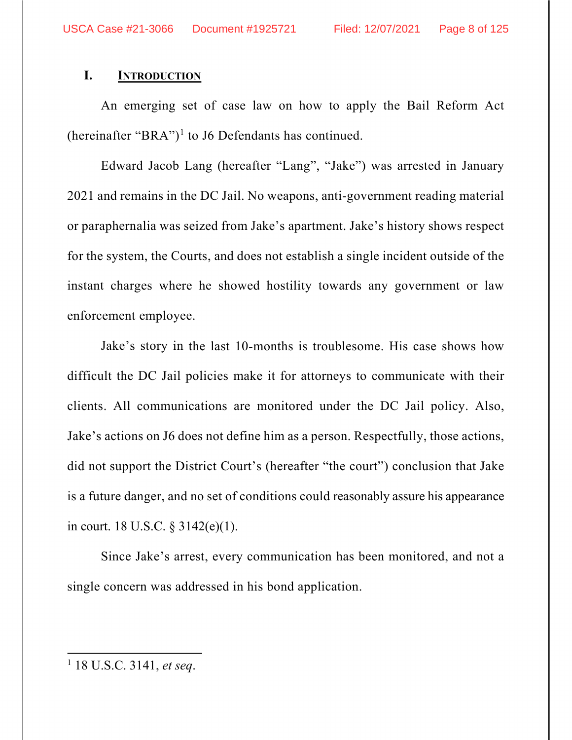# I. INTRODUCTION

An emerging set of case law on how to apply the Bail Reform Act (hereinafter "BRA")[1] to J6 Defendants has continued.

Edward Jacob Lang (hereafter "Lang", "Jake") was arrested in January 2021 and remains in the DC Jail. No weapons, anti-government reading material or paraphernalia was seized from Jake's apartment. Jake's history shows respect for the system, the Courts, and does not establish a single incident outside of the instant charges where he showed hostility towards any government or law enforcement employee.

Jake's story in the last 10-months is troublesome. His case shows how difficult the DC Jail policies make it for attorneys to communicate with their clients. All communications are monitored under the DC Jail policy. Also, Jake's actions on J6 does not define him as a person. Respectfully, those actions, did not support the District Court's (hereafter "the court") conclusion that Jake is a future danger, and no set of conditions could reasonably assure his appearance in court. 18 U.S.C. § 3142(e)(1).

Since Jake's arrest, every communication has been monitored, and not a single concern was addressed in his bond application.

---

[1] 18 U.S.C. 3141, *et seq*.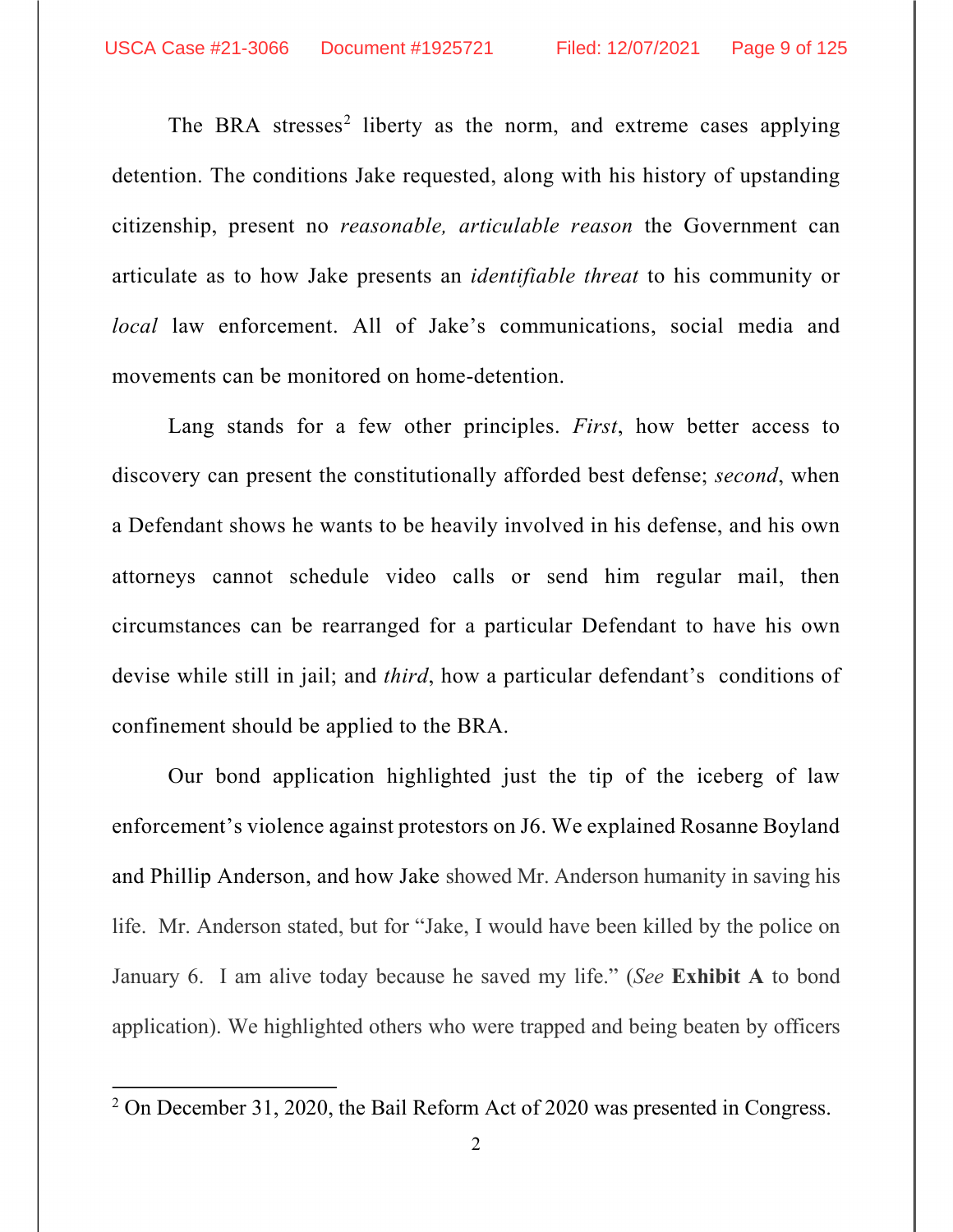The BRA stresses[2] liberty as the norm, and extreme cases applying detention. The conditions Jake requested, along with his history of upstanding citizenship, present no *reasonable, articulable reason* the Government can articulate as to how Jake presents an *identifiable threat* to his community or *local* law enforcement. All of Jake's communications, social media and movements can be monitored on home-detention.

Lang stands for a few other principles. *First*, how better access to discovery can present the constitutionally afforded best defense; *second*, when a Defendant shows he wants to be heavily involved in his defense, and his own attorneys cannot schedule video calls or send him regular mail, then circumstances can be rearranged for a particular Defendant to have his own devise while still in jail; and *third*, how a particular defendant's conditions of confinement should be applied to the BRA.

Our bond application highlighted just the tip of the iceberg of law enforcement's violence against protestors on J6. We explained Rosanne Boyland and Phillip Anderson, and how Jake showed Mr. Anderson humanity in saving his life. Mr. Anderson stated, but for "Jake, I would have been killed by the police on January 6. I am alive today because he saved my life." (*See* **Exhibit A** to bond application). We highlighted others who were trapped and being beaten by officers

---

[2] On December 31, 2020, the Bail Reform Act of 2020 was presented in Congress.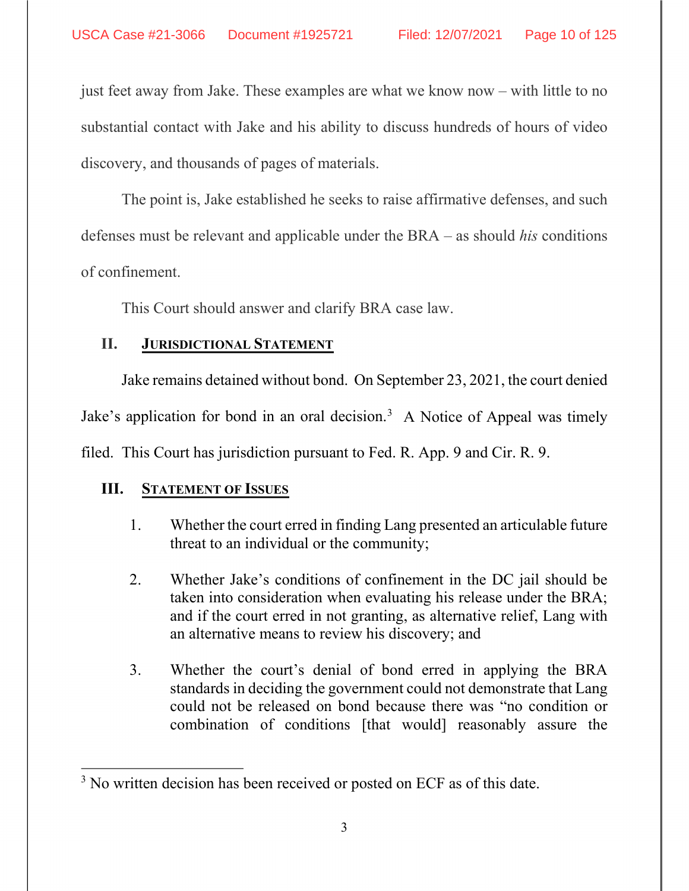just feet away from Jake. These examples are what we know now – with little to no substantial contact with Jake and his ability to discuss hundreds of hours of video discovery, and thousands of pages of materials.

The point is, Jake established he seeks to raise affirmative defenses, and such defenses must be relevant and applicable under the BRA – as should *his* conditions of confinement.

This Court should answer and clarify BRA case law.

## II. JURISDICTIONAL STATEMENT

Jake remains detained without bond. On September 23, 2021, the court denied Jake's application for bond in an oral decision.[3] A Notice of Appeal was timely filed. This Court has jurisdiction pursuant to Fed. R. App. 9 and Cir. R. 9.

## III. STATEMENT OF ISSUES

1. Whether the court erred in finding Lang presented an articulable future threat to an individual or the community;

2. Whether Jake's conditions of confinement in the DC jail should be taken into consideration when evaluating his release under the BRA; and if the court erred in not granting, as alternative relief, Lang with an alternative means to review his discovery; and

3. Whether the court's denial of bond erred in applying the BRA standards in deciding the government could not demonstrate that Lang could not be released on bond because there was "no condition or combination of conditions [that would] reasonably assure the

[3] No written decision has been received or posted on ECF as of this date.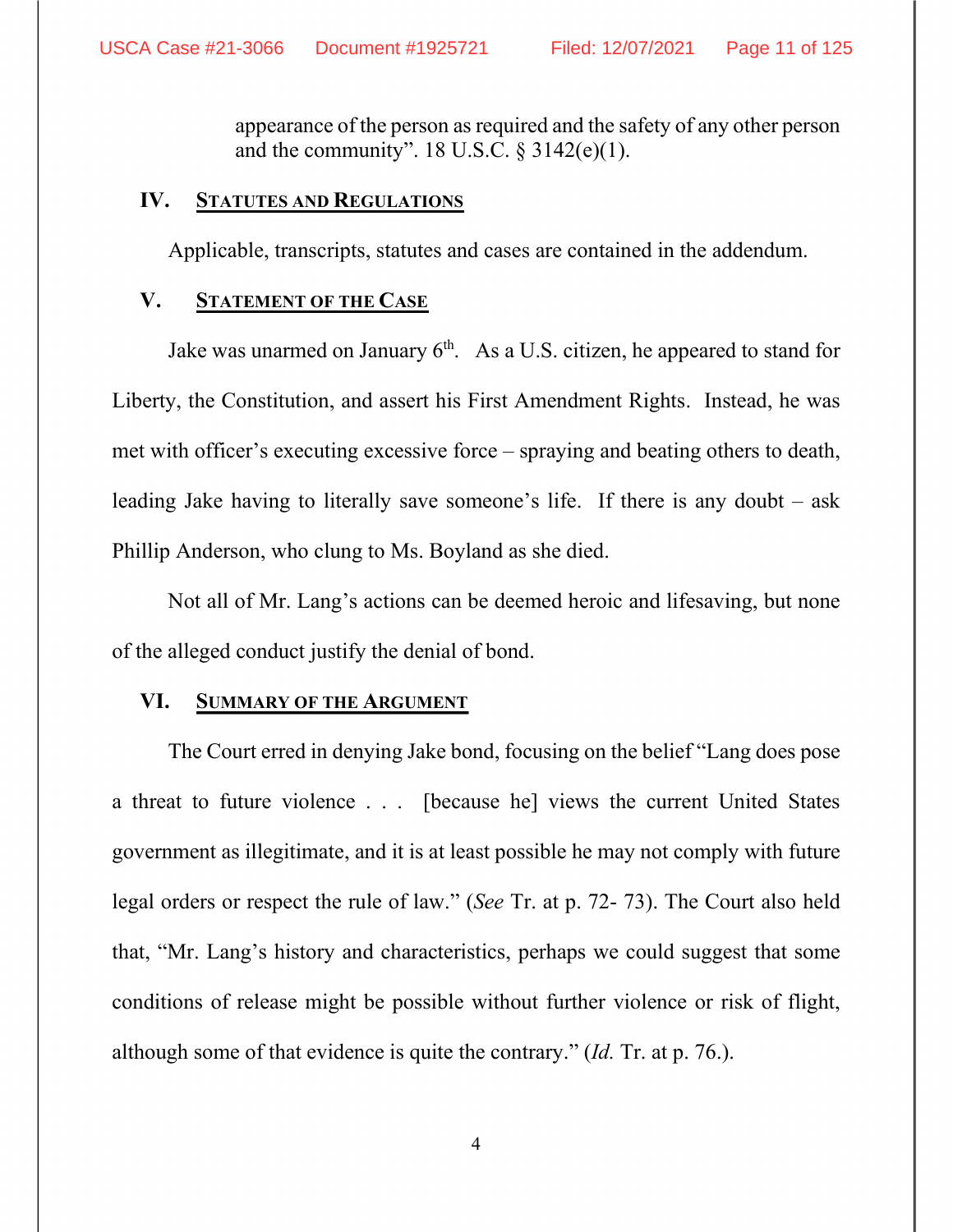appearance of the person as required and the safety of any other person and the community". 18 U.S.C. § 3142(e)(1).

## IV. STATUTES AND REGULATIONS

Applicable, transcripts, statutes and cases are contained in the addendum.

## V. STATEMENT OF THE CASE

Jake was unarmed on January 6th. As a U.S. citizen, he appeared to stand for Liberty, the Constitution, and assert his First Amendment Rights. Instead, he was met with officer's executing excessive force – spraying and beating others to death, leading Jake having to literally save someone's life. If there is any doubt – ask Phillip Anderson, who clung to Ms. Boyland as she died.

Not all of Mr. Lang's actions can be deemed heroic and lifesaving, but none of the alleged conduct justify the denial of bond.

## VI. SUMMARY OF THE ARGUMENT

The Court erred in denying Jake bond, focusing on the belief "Lang does pose a threat to future violence . . . [because he] views the current United States government as illegitimate, and it is at least possible he may not comply with future legal orders or respect the rule of law." (*See* Tr. at p. 72- 73). The Court also held that, "Mr. Lang's history and characteristics, perhaps we could suggest that some conditions of release might be possible without further violence or risk of flight, although some of that evidence is quite the contrary." (*Id.* Tr. at p. 76.).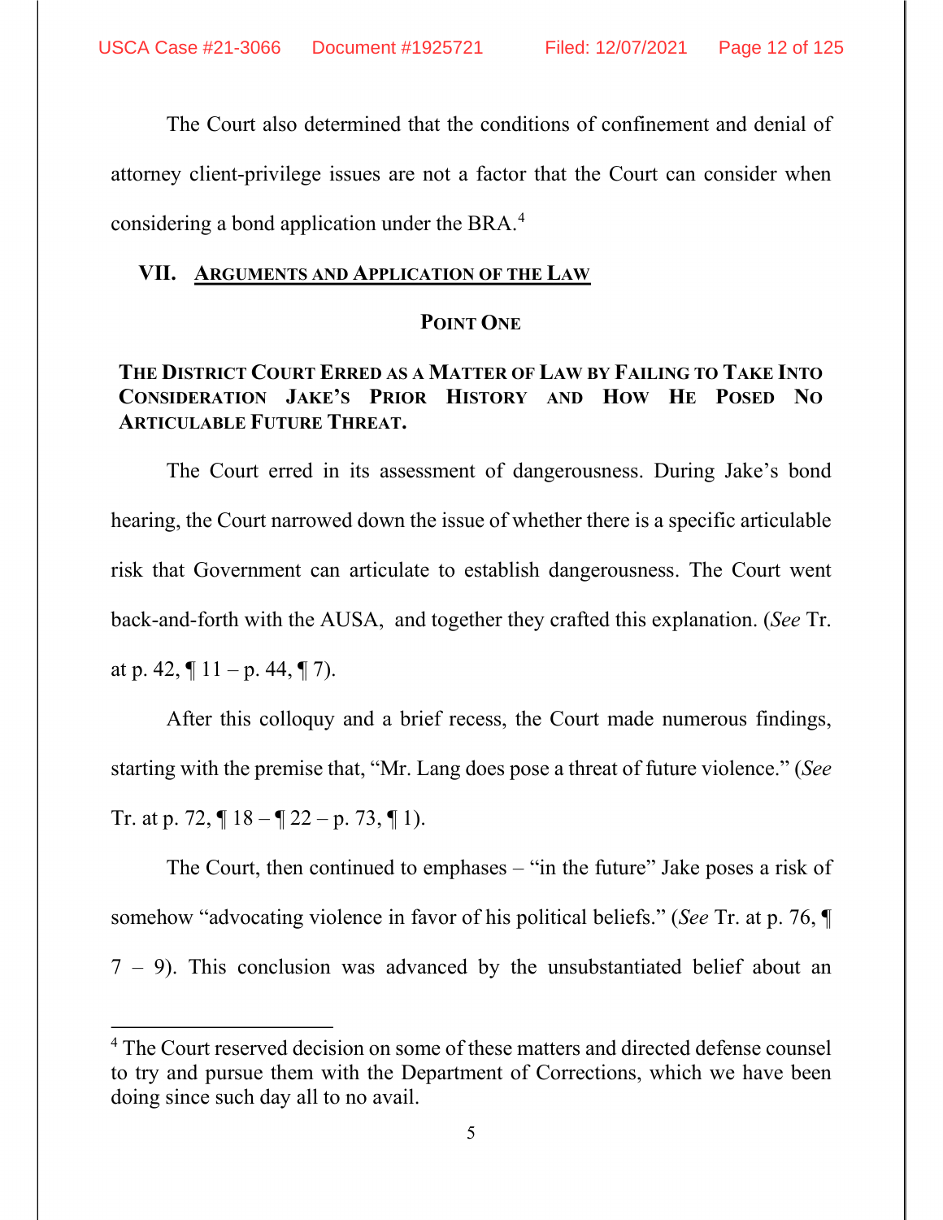The Court also determined that the conditions of confinement and denial of attorney client-privilege issues are not a factor that the Court can consider when considering a bond application under the BRA.[4]

## VII. ARGUMENTS AND APPLICATION OF THE LAW

### POINT ONE

### THE DISTRICT COURT ERRED AS A MATTER OF LAW BY FAILING TO TAKE INTO CONSIDERATION JAKE'S PRIOR HISTORY AND HOW HE POSED NO ARTICULABLE FUTURE THREAT.

The Court erred in its assessment of dangerousness. During Jake's bond hearing, the Court narrowed down the issue of whether there is a specific articulable risk that Government can articulate to establish dangerousness. The Court went back-and-forth with the AUSA, and together they crafted this explanation. (*See* Tr. at p. 42, ¶ 11 – p. 44, ¶ 7).

After this colloquy and a brief recess, the Court made numerous findings, starting with the premise that, "Mr. Lang does pose a threat of future violence." (*See* Tr. at p. 72, ¶ 18 – ¶ 22 – p. 73, ¶ 1).

The Court, then continued to emphases – "in the future" Jake poses a risk of somehow "advocating violence in favor of his political beliefs." (*See* Tr. at p. 76, ¶ 7 – 9). This conclusion was advanced by the unsubstantiated belief about an

[4] The Court reserved decision on some of these matters and directed defense counsel to try and pursue them with the Department of Corrections, which we have been doing since such day all to no avail.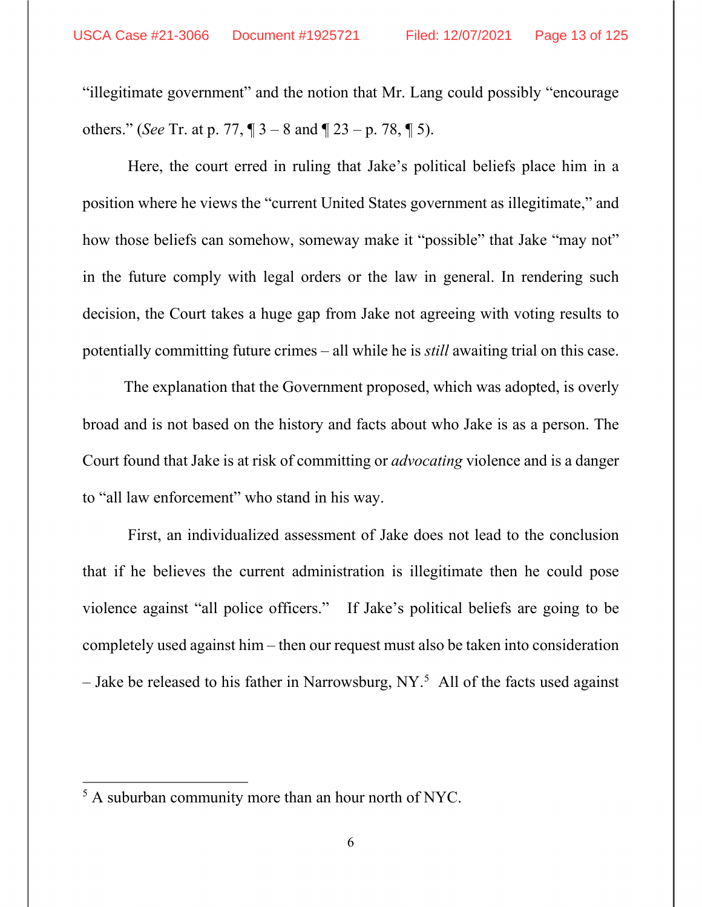"illegitimate government" and the notion that Mr. Lang could possibly "encourage others." (*See* Tr. at p. 77, ¶ 3 – 8 and ¶ 23 – p. 78, ¶ 5).

Here, the court erred in ruling that Jake's political beliefs place him in a position where he views the "current United States government as illegitimate," and how those beliefs can somehow, someway make it "possible" that Jake "may not" in the future comply with legal orders or the law in general. In rendering such decision, the Court takes a huge gap from Jake not agreeing with voting results to potentially committing future crimes – all while he is *still* awaiting trial on this case.

The explanation that the Government proposed, which was adopted, is overly broad and is not based on the history and facts about who Jake is as a person. The Court found that Jake is at risk of committing or *advocating* violence and is a danger to "all law enforcement" who stand in his way.

First, an individualized assessment of Jake does not lead to the conclusion that if he believes the current administration is illegitimate then he could pose violence against "all police officers." If Jake's political beliefs are going to be completely used against him – then our request must also be taken into consideration – Jake be released to his father in Narrowsburg, NY.[5] All of the facts used against

[5] A suburban community more than an hour north of NYC.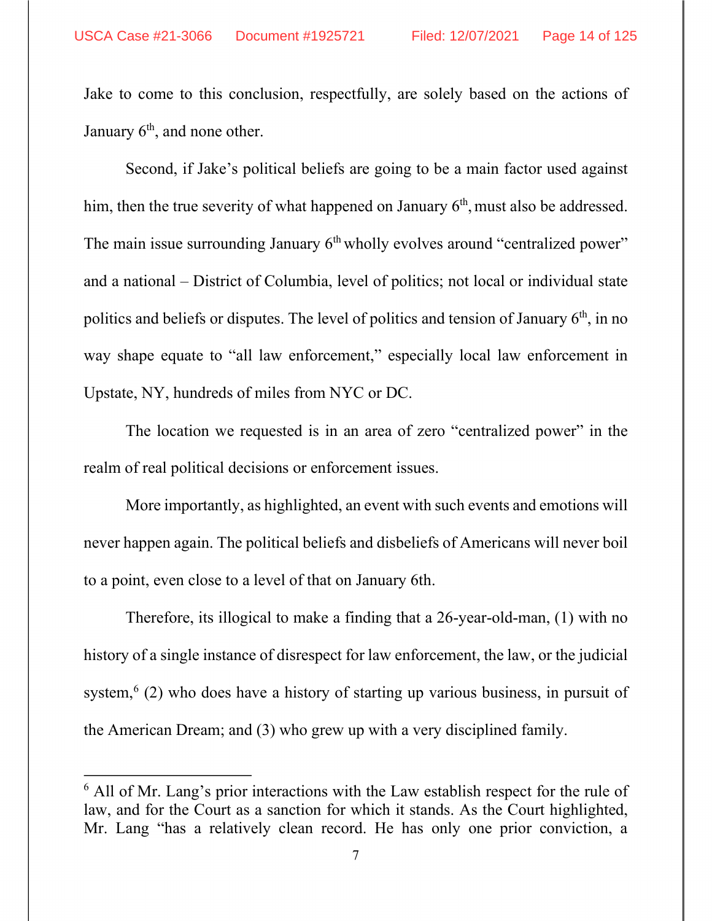Jake to come to this conclusion, respectfully, are solely based on the actions of January 6th, and none other.

Second, if Jake's political beliefs are going to be a main factor used against him, then the true severity of what happened on January 6th, must also be addressed. The main issue surrounding January 6th wholly evolves around "centralized power" and a national – District of Columbia, level of politics; not local or individual state politics and beliefs or disputes. The level of politics and tension of January 6th, in no way shape equate to "all law enforcement," especially local law enforcement in Upstate, NY, hundreds of miles from NYC or DC.

The location we requested is in an area of zero "centralized power" in the realm of real political decisions or enforcement issues.

More importantly, as highlighted, an event with such events and emotions will never happen again. The political beliefs and disbeliefs of Americans will never boil to a point, even close to a level of that on January 6th.

Therefore, its illogical to make a finding that a 26-year-old-man, (1) with no history of a single instance of disrespect for law enforcement, the law, or the judicial system,[6] (2) who does have a history of starting up various business, in pursuit of the American Dream; and (3) who grew up with a very disciplined family.

---

[6] All of Mr. Lang's prior interactions with the Law establish respect for the rule of law, and for the Court as a sanction for which it stands. As the Court highlighted, Mr. Lang "has a relatively clean record. He has only one prior conviction, a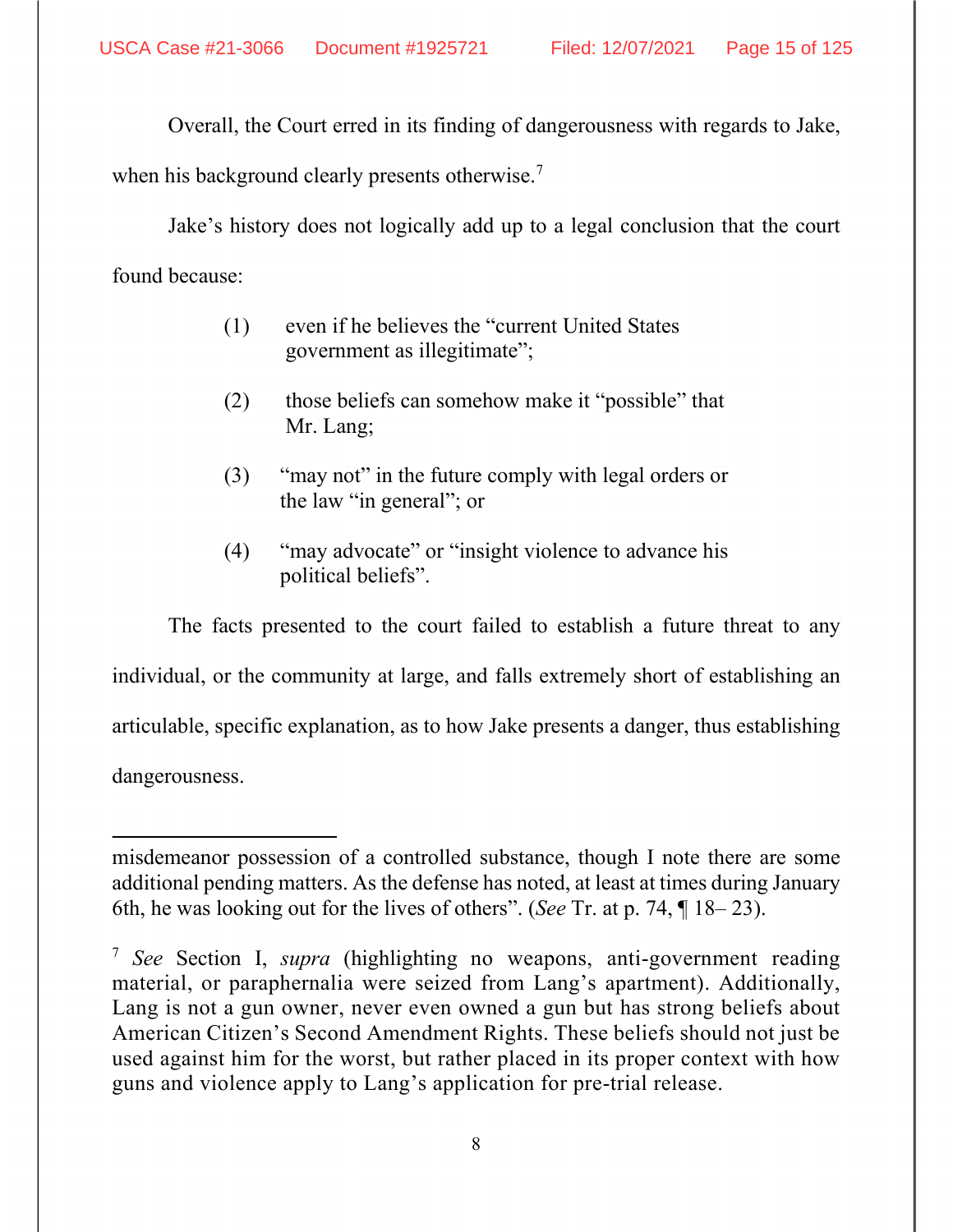Overall, the Court erred in its finding of dangerousness with regards to Jake, when his background clearly presents otherwise.[7]

Jake's history does not logically add up to a legal conclusion that the court found because:

(1) even if he believes the "current United States government as illegitimate";

(2) those beliefs can somehow make it "possible" that Mr. Lang;

(3) "may not" in the future comply with legal orders or the law "in general"; or

(4) "may advocate" or "insight violence to advance his political beliefs".

The facts presented to the court failed to establish a future threat to any individual, or the community at large, and falls extremely short of establishing an articulable, specific explanation, as to how Jake presents a danger, thus establishing dangerousness.

---

misdemeanor possession of a controlled substance, though I note there are some additional pending matters. As the defense has noted, at least at times during January 6th, he was looking out for the lives of others". (*See* Tr. at p. 74, ¶ 18– 23).

[7] *See* Section I, *supra* (highlighting no weapons, anti-government reading material, or paraphernalia were seized from Lang's apartment). Additionally, Lang is not a gun owner, never even owned a gun but has strong beliefs about American Citizen's Second Amendment Rights. These beliefs should not just be used against him for the worst, but rather placed in its proper context with how guns and violence apply to Lang's application for pre-trial release.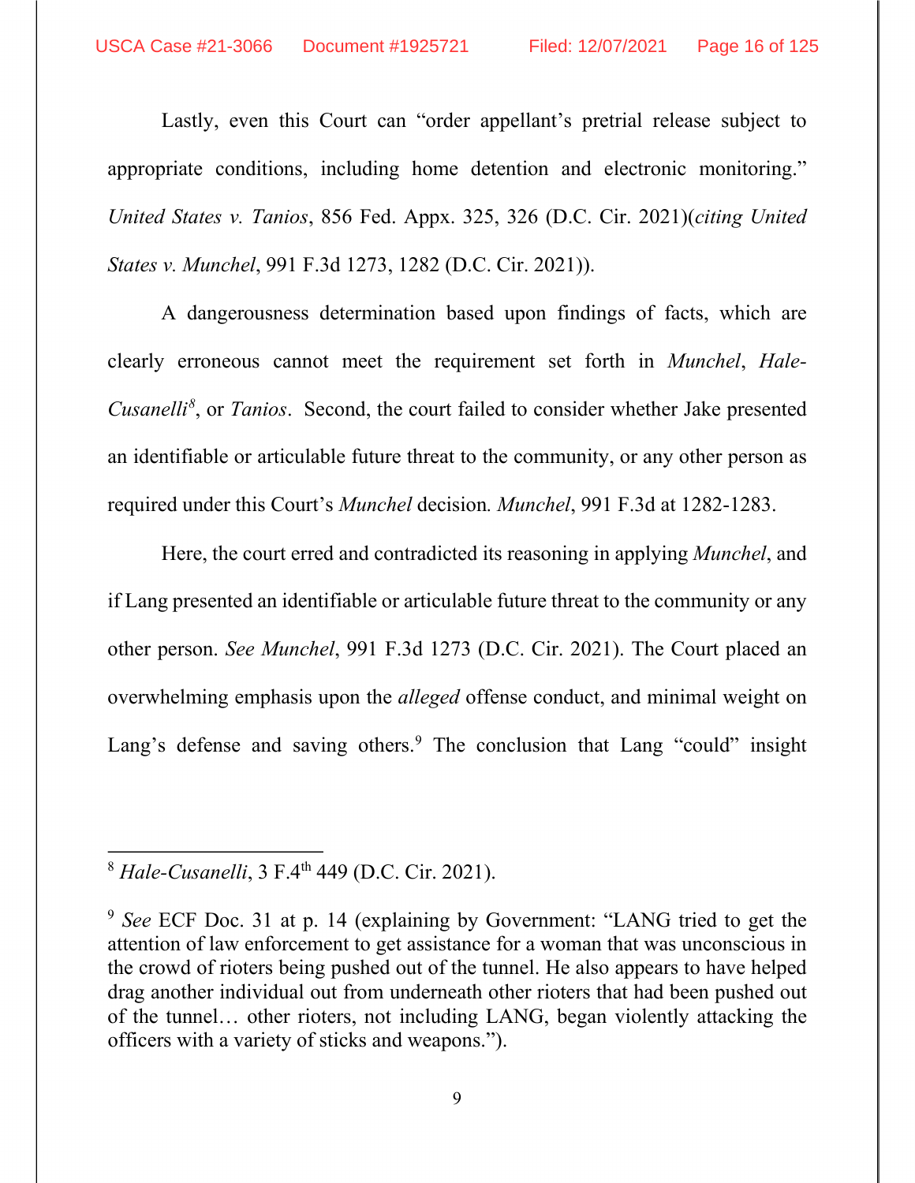Lastly, even this Court can "order appellant's pretrial release subject to appropriate conditions, including home detention and electronic monitoring." *United States v. Tanios*, 856 Fed. Appx. 325, 326 (D.C. Cir. 2021)(*citing United States v. Munchel*, 991 F.3d 1273, 1282 (D.C. Cir. 2021)).

A dangerousness determination based upon findings of facts, which are clearly erroneous cannot meet the requirement set forth in *Munchel*, *Hale-Cusanelli*[8], or *Tanios*. Second, the court failed to consider whether Jake presented an identifiable or articulable future threat to the community, or any other person as required under this Court's *Munchel* decision. *Munchel*, 991 F.3d at 1282-1283.

Here, the court erred and contradicted its reasoning in applying *Munchel*, and if Lang presented an identifiable or articulable future threat to the community or any other person. *See Munchel*, 991 F.3d 1273 (D.C. Cir. 2021). The Court placed an overwhelming emphasis upon the *alleged* offense conduct, and minimal weight on Lang's defense and saving others.[9] The conclusion that Lang "could" insight

---

[8] *Hale-Cusanelli*, 3 F.4th 449 (D.C. Cir. 2021).

[9] *See* ECF Doc. 31 at p. 14 (explaining by Government: "LANG tried to get the attention of law enforcement to get assistance for a woman that was unconscious in the crowd of rioters being pushed out of the tunnel. He also appears to have helped drag another individual out from underneath other rioters that had been pushed out of the tunnel… other rioters, not including LANG, began violently attacking the officers with a variety of sticks and weapons.").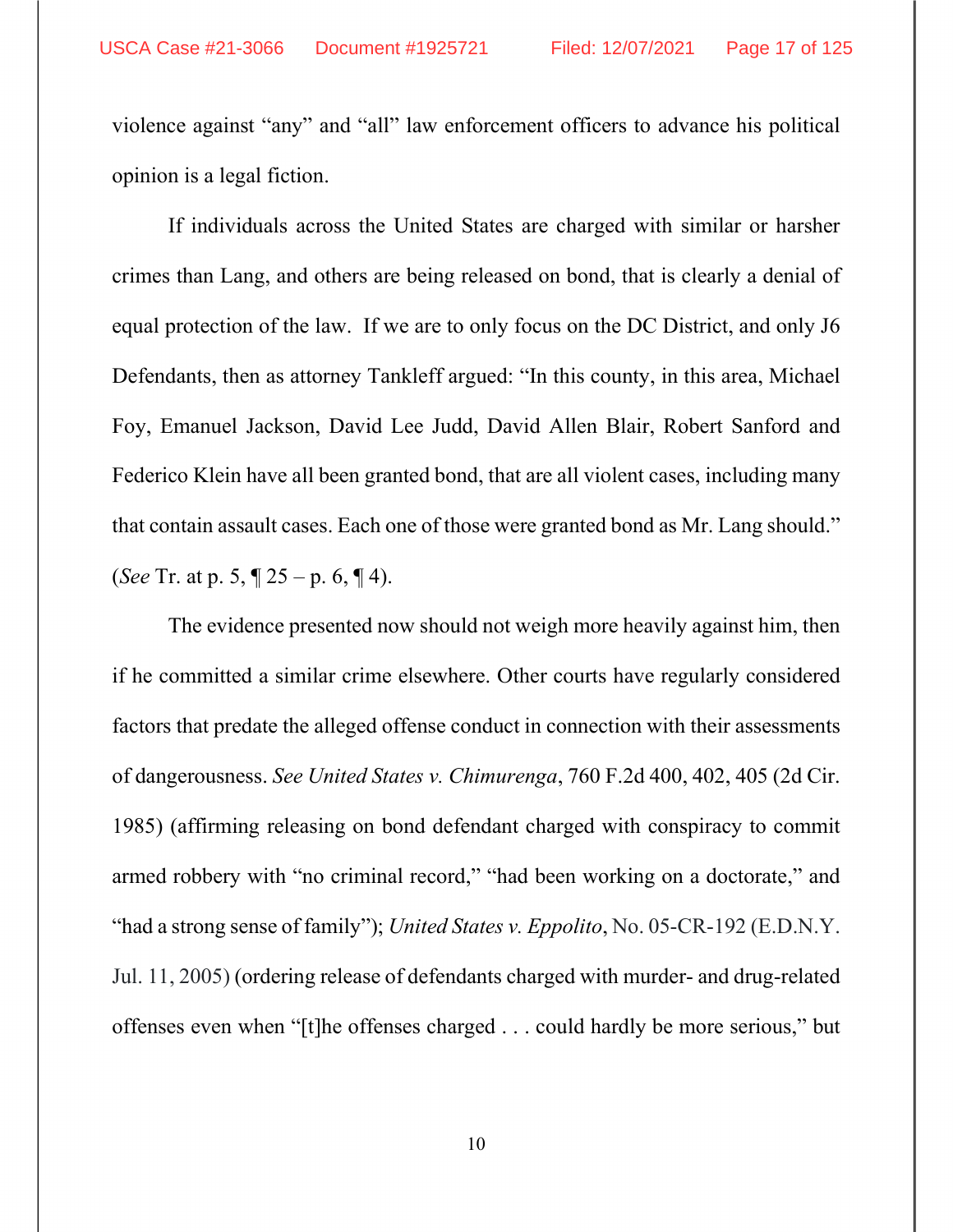violence against "any" and "all" law enforcement officers to advance his political opinion is a legal fiction.

If individuals across the United States are charged with similar or harsher crimes than Lang, and others are being released on bond, that is clearly a denial of equal protection of the law. If we are to only focus on the DC District, and only J6 Defendants, then as attorney Tankleff argued: "In this county, in this area, Michael Foy, Emanuel Jackson, David Lee Judd, David Allen Blair, Robert Sanford and Federico Klein have all been granted bond, that are all violent cases, including many that contain assault cases. Each one of those were granted bond as Mr. Lang should." (*See* Tr. at p. 5, ¶ 25 – p. 6, ¶ 4).

The evidence presented now should not weigh more heavily against him, then if he committed a similar crime elsewhere. Other courts have regularly considered factors that predate the alleged offense conduct in connection with their assessments of dangerousness. *See United States v. Chimurenga*, 760 F.2d 400, 402, 405 (2d Cir. 1985) (affirming releasing on bond defendant charged with conspiracy to commit armed robbery with "no criminal record," "had been working on a doctorate," and "had a strong sense of family"); *United States v. Eppolito*, No. 05-CR-192 (E.D.N.Y. Jul. 11, 2005) (ordering release of defendants charged with murder- and drug-related offenses even when "[t]he offenses charged . . . could hardly be more serious," but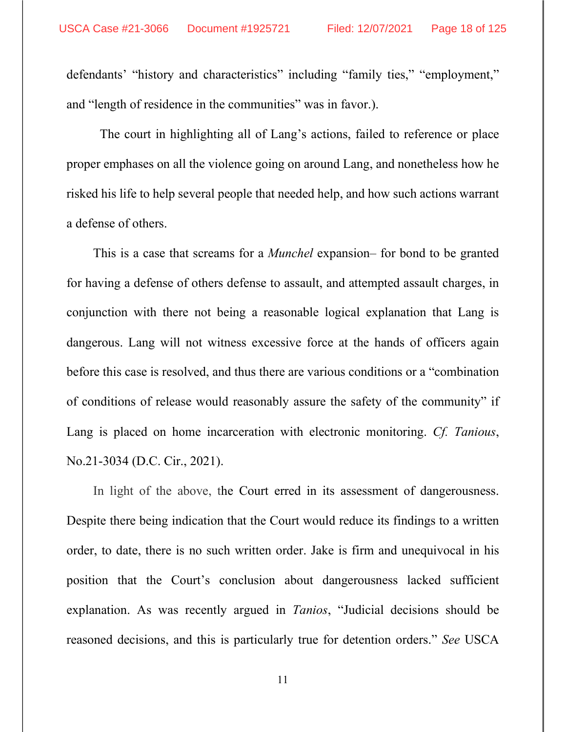defendants' "history and characteristics" including "family ties," "employment," and "length of residence in the communities" was in favor.).

The court in highlighting all of Lang's actions, failed to reference or place proper emphases on all the violence going on around Lang, and nonetheless how he risked his life to help several people that needed help, and how such actions warrant a defense of others.

This is a case that screams for a *Munchel* expansion– for bond to be granted for having a defense of others defense to assault, and attempted assault charges, in conjunction with there not being a reasonable logical explanation that Lang is dangerous. Lang will not witness excessive force at the hands of officers again before this case is resolved, and thus there are various conditions or a "combination of conditions of release would reasonably assure the safety of the community" if Lang is placed on home incarceration with electronic monitoring. *Cf. Tanious*, No.21-3034 (D.C. Cir., 2021).

In light of the above, the Court erred in its assessment of dangerousness. Despite there being indication that the Court would reduce its findings to a written order, to date, there is no such written order. Jake is firm and unequivocal in his position that the Court's conclusion about dangerousness lacked sufficient explanation. As was recently argued in *Tanios*, "Judicial decisions should be reasoned decisions, and this is particularly true for detention orders." *See* USCA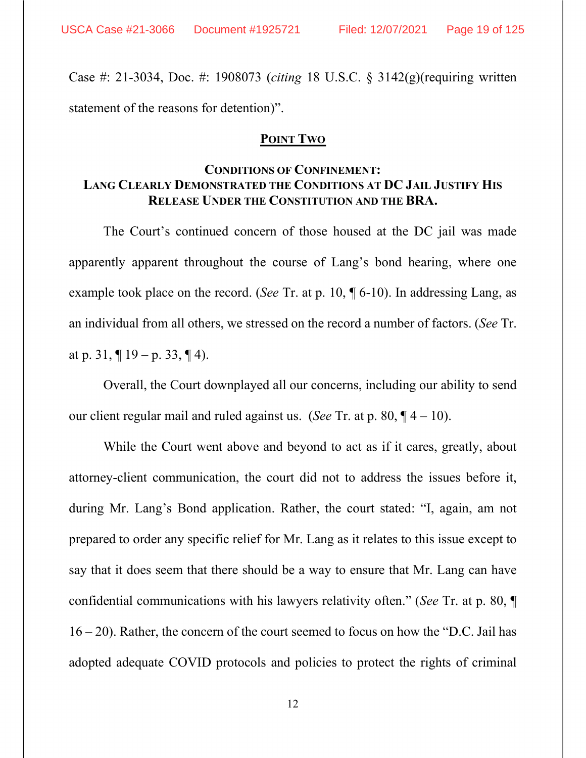Case #: 21-3034, Doc. #: 1908073 (*citing* 18 U.S.C. § 3142(g)(requiring written statement of the reasons for detention)".

## POINT TWO

### CONDITIONS OF CONFINEMENT: LANG CLEARLY DEMONSTRATED THE CONDITIONS AT DC JAIL JUSTIFY HIS RELEASE UNDER THE CONSTITUTION AND THE BRA.

The Court's continued concern of those housed at the DC jail was made apparently apparent throughout the course of Lang's bond hearing, where one example took place on the record. (*See* Tr. at p. 10, ¶ 6-10). In addressing Lang, as an individual from all others, we stressed on the record a number of factors. (*See* Tr. at p. 31, ¶ 19 – p. 33, ¶ 4).

Overall, the Court downplayed all our concerns, including our ability to send our client regular mail and ruled against us. (*See* Tr. at p. 80, ¶ 4 – 10).

While the Court went above and beyond to act as if it cares, greatly, about attorney-client communication, the court did not to address the issues before it, during Mr. Lang's Bond application. Rather, the court stated: "I, again, am not prepared to order any specific relief for Mr. Lang as it relates to this issue except to say that it does seem that there should be a way to ensure that Mr. Lang can have confidential communications with his lawyers relativity often." (*See* Tr. at p. 80, ¶ 16 – 20). Rather, the concern of the court seemed to focus on how the "D.C. Jail has adopted adequate COVID protocols and policies to protect the rights of criminal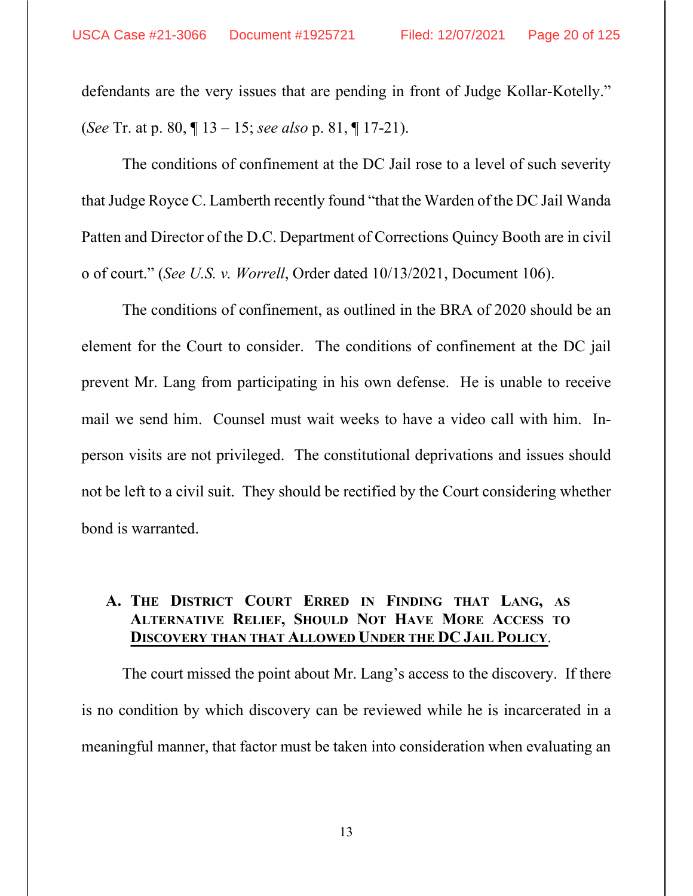defendants are the very issues that are pending in front of Judge Kollar-Kotelly." (*See* Tr. at p. 80, ¶ 13 – 15; *see also* p. 81, ¶ 17-21).

The conditions of confinement at the DC Jail rose to a level of such severity that Judge Royce C. Lamberth recently found "that the Warden of the DC Jail Wanda Patten and Director of the D.C. Department of Corrections Quincy Booth are in civil o of court." (*See U.S. v. Worrell*, Order dated 10/13/2021, Document 106).

The conditions of confinement, as outlined in the BRA of 2020 should be an element for the Court to consider. The conditions of confinement at the DC jail prevent Mr. Lang from participating in his own defense. He is unable to receive mail we send him. Counsel must wait weeks to have a video call with him. In-person visits are not privileged. The constitutional deprivations and issues should not be left to a civil suit. They should be rectified by the Court considering whether bond is warranted.

### A. THE DISTRICT COURT ERRED IN FINDING THAT LANG, AS ALTERNATIVE RELIEF, SHOULD NOT HAVE MORE ACCESS TO DISCOVERY THAN THAT ALLOWED UNDER THE DC JAIL POLICY.

The court missed the point about Mr. Lang's access to the discovery. If there is no condition by which discovery can be reviewed while he is incarcerated in a meaningful manner, that factor must be taken into consideration when evaluating an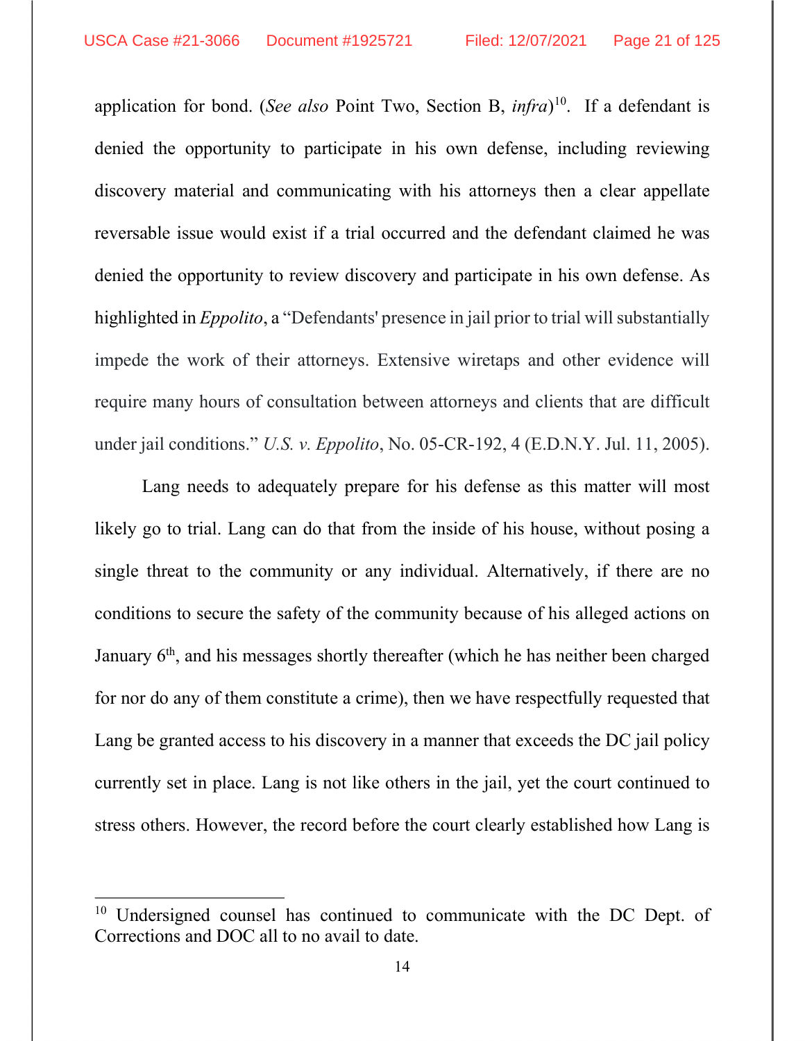application for bond. (*See also* Point Two, Section B, *infra*)[10]. If a defendant is denied the opportunity to participate in his own defense, including reviewing discovery material and communicating with his attorneys then a clear appellate reversable issue would exist if a trial occurred and the defendant claimed he was denied the opportunity to review discovery and participate in his own defense. As highlighted in *Eppolito*, a "Defendants' presence in jail prior to trial will substantially impede the work of their attorneys. Extensive wiretaps and other evidence will require many hours of consultation between attorneys and clients that are difficult under jail conditions." *U.S. v. Eppolito*, No. 05-CR-192, 4 (E.D.N.Y. Jul. 11, 2005).

Lang needs to adequately prepare for his defense as this matter will most likely go to trial. Lang can do that from the inside of his house, without posing a single threat to the community or any individual. Alternatively, if there are no conditions to secure the safety of the community because of his alleged actions on January 6th, and his messages shortly thereafter (which he has neither been charged for nor do any of them constitute a crime), then we have respectfully requested that Lang be granted access to his discovery in a manner that exceeds the DC jail policy currently set in place. Lang is not like others in the jail, yet the court continued to stress others. However, the record before the court clearly established how Lang is

[10] Undersigned counsel has continued to communicate with the DC Dept. of Corrections and DOC all to no avail to date.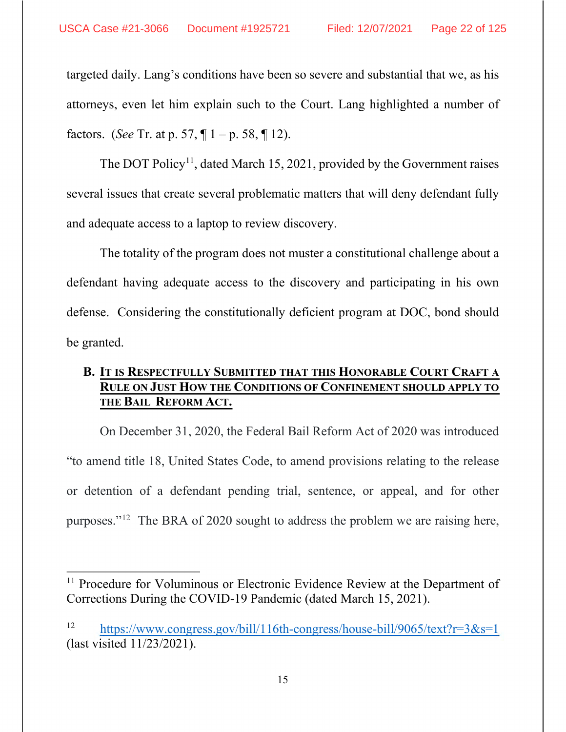targeted daily. Lang's conditions have been so severe and substantial that we, as his attorneys, even let him explain such to the Court. Lang highlighted a number of factors. (*See* Tr. at p. 57, ¶ 1 – p. 58, ¶ 12).

The DOT Policy[11], dated March 15, 2021, provided by the Government raises several issues that create several problematic matters that will deny defendant fully and adequate access to a laptop to review discovery.

The totality of the program does not muster a constitutional challenge about a defendant having adequate access to the discovery and participating in his own defense. Considering the constitutionally deficient program at DOC, bond should be granted.

**B. <u>IT IS RESPECTFULLY SUBMITTED THAT THIS HONORABLE COURT CRAFT A RULE ON JUST HOW THE CONDITIONS OF CONFINEMENT SHOULD APPLY TO THE BAIL REFORM ACT.</u>**

On December 31, 2020, the Federal Bail Reform Act of 2020 was introduced "to amend title 18, United States Code, to amend provisions relating to the release or detention of a defendant pending trial, sentence, or appeal, and for other purposes."[12] The BRA of 2020 sought to address the problem we are raising here,

---

[11] Procedure for Voluminous or Electronic Evidence Review at the Department of Corrections During the COVID-19 Pandemic (dated March 15, 2021).

[12] https://www.congress.gov/bill/116th-congress/house-bill/9065/text?r=3&s=1 (last visited 11/23/2021).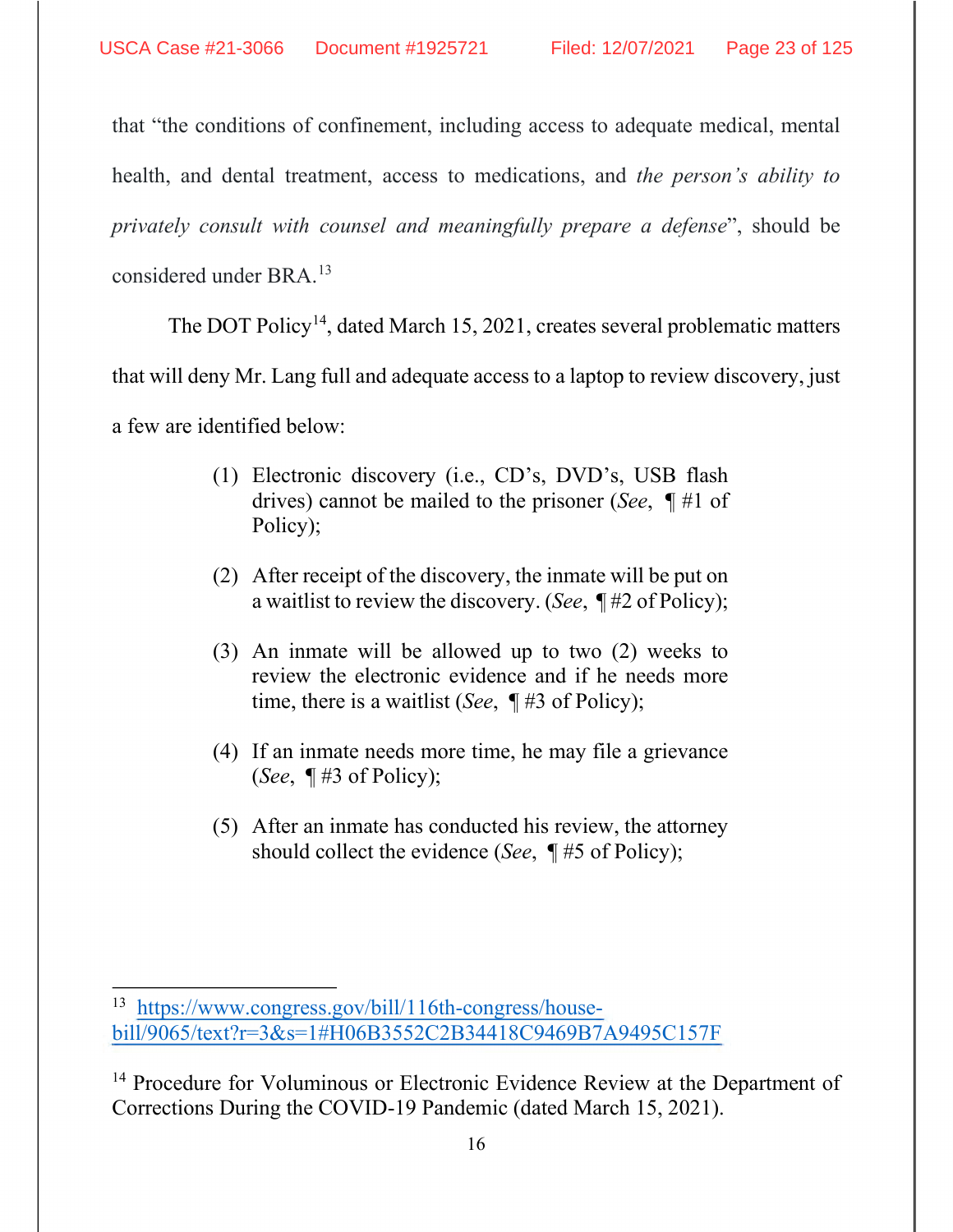that "the conditions of confinement, including access to adequate medical, mental health, and dental treatment, access to medications, and *the person's ability to privately consult with counsel and meaningfully prepare a defense*", should be considered under BRA.[13]

The DOT Policy[14], dated March 15, 2021, creates several problematic matters that will deny Mr. Lang full and adequate access to a laptop to review discovery, just a few are identified below:

> (1) Electronic discovery (i.e., CD's, DVD's, USB flash drives) cannot be mailed to the prisoner (*See*, ¶ #1 of Policy);
>
> (2) After receipt of the discovery, the inmate will be put on a waitlist to review the discovery. (*See*, ¶ #2 of Policy);
>
> (3) An inmate will be allowed up to two (2) weeks to review the electronic evidence and if he needs more time, there is a waitlist (*See*, ¶ #3 of Policy);
>
> (4) If an inmate needs more time, he may file a grievance (*See*, ¶ #3 of Policy);
>
> (5) After an inmate has conducted his review, the attorney should collect the evidence (*See*, ¶ #5 of Policy);

---

[13] https://www.congress.gov/bill/116th-congress/house-bill/9065/text?r=3&s=1#H06B3552C2B34418C9469B7A9495C157F

[14] Procedure for Voluminous or Electronic Evidence Review at the Department of Corrections During the COVID-19 Pandemic (dated March 15, 2021).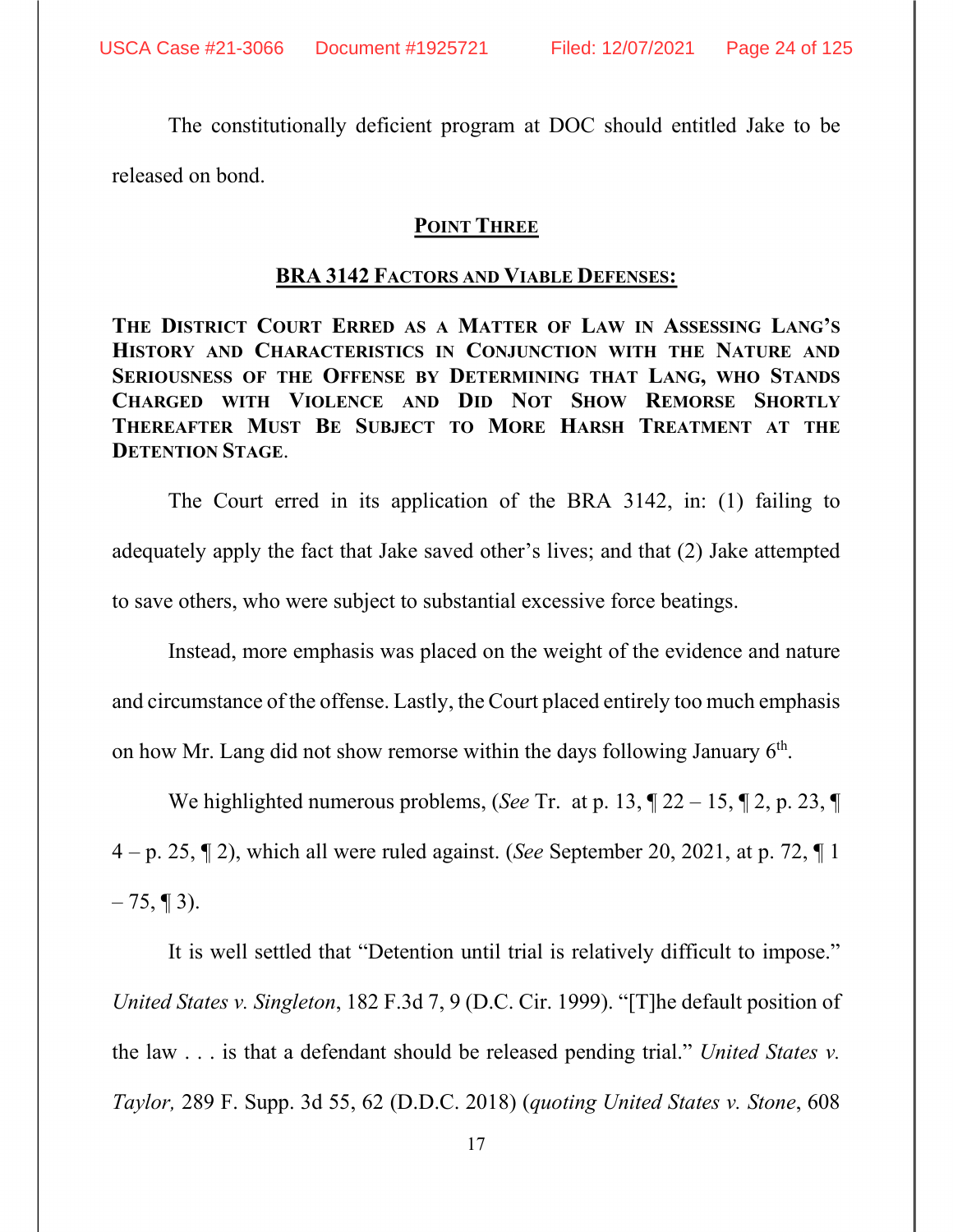The constitutionally deficient program at DOC should entitled Jake to be released on bond.

## **POINT THREE**

### **BRA 3142 FACTORS AND VIABLE DEFENSES:**

**THE DISTRICT COURT ERRED AS A MATTER OF LAW IN ASSESSING LANG'S HISTORY AND CHARACTERISTICS IN CONJUNCTION WITH THE NATURE AND SERIOUSNESS OF THE OFFENSE BY DETERMINING THAT LANG, WHO STANDS CHARGED WITH VIOLENCE AND DID NOT SHOW REMORSE SHORTLY THEREAFTER MUST BE SUBJECT TO MORE HARSH TREATMENT AT THE DETENTION STAGE.**

The Court erred in its application of the BRA 3142, in: (1) failing to adequately apply the fact that Jake saved other's lives; and that (2) Jake attempted to save others, who were subject to substantial excessive force beatings.

Instead, more emphasis was placed on the weight of the evidence and nature and circumstance of the offense. Lastly, the Court placed entirely too much emphasis on how Mr. Lang did not show remorse within the days following January 6th.

We highlighted numerous problems, (*See* Tr. at p. 13, ¶ 22 – 15, ¶ 2, p. 23, ¶ 4 – p. 25, ¶ 2), which all were ruled against. (*See* September 20, 2021, at p. 72, ¶ 1 – 75, ¶ 3).

It is well settled that "Detention until trial is relatively difficult to impose." *United States v. Singleton*, 182 F.3d 7, 9 (D.C. Cir. 1999). "[T]he default position of the law . . . is that a defendant should be released pending trial." *United States v. Taylor,* 289 F. Supp. 3d 55, 62 (D.D.C. 2018) (*quoting United States v. Stone*, 608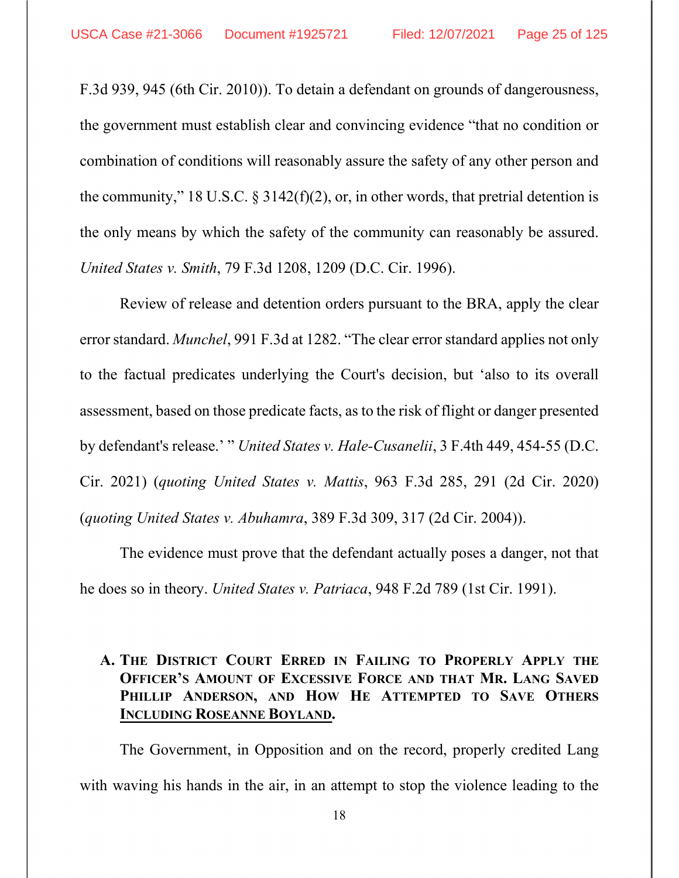F.3d 939, 945 (6th Cir. 2010)). To detain a defendant on grounds of dangerousness, the government must establish clear and convincing evidence "that no condition or combination of conditions will reasonably assure the safety of any other person and the community," 18 U.S.C. § 3142(f)(2), or, in other words, that pretrial detention is the only means by which the safety of the community can reasonably be assured. *United States v. Smith*, 79 F.3d 1208, 1209 (D.C. Cir. 1996).

Review of release and detention orders pursuant to the BRA, apply the clear error standard. *Munchel*, 991 F.3d at 1282. "The clear error standard applies not only to the factual predicates underlying the Court's decision, but 'also to its overall assessment, based on those predicate facts, as to the risk of flight or danger presented by defendant's release.' " *United States v. Hale-Cusanelii*, 3 F.4th 449, 454-55 (D.C. Cir. 2021) (*quoting United States v. Mattis*, 963 F.3d 285, 291 (2d Cir. 2020) (*quoting United States v. Abuhamra*, 389 F.3d 309, 317 (2d Cir. 2004)).

The evidence must prove that the defendant actually poses a danger, not that he does so in theory. *United States v. Patriaca*, 948 F.2d 789 (1st Cir. 1991).

### A. The District Court Erred in Failing to Properly Apply the Officer's Amount of Excessive Force and that Mr. Lang Saved Phillip Anderson, and How He Attempted to Save Others Including Roseanne Boyland.

The Government, in Opposition and on the record, properly credited Lang with waving his hands in the air, in an attempt to stop the violence leading to the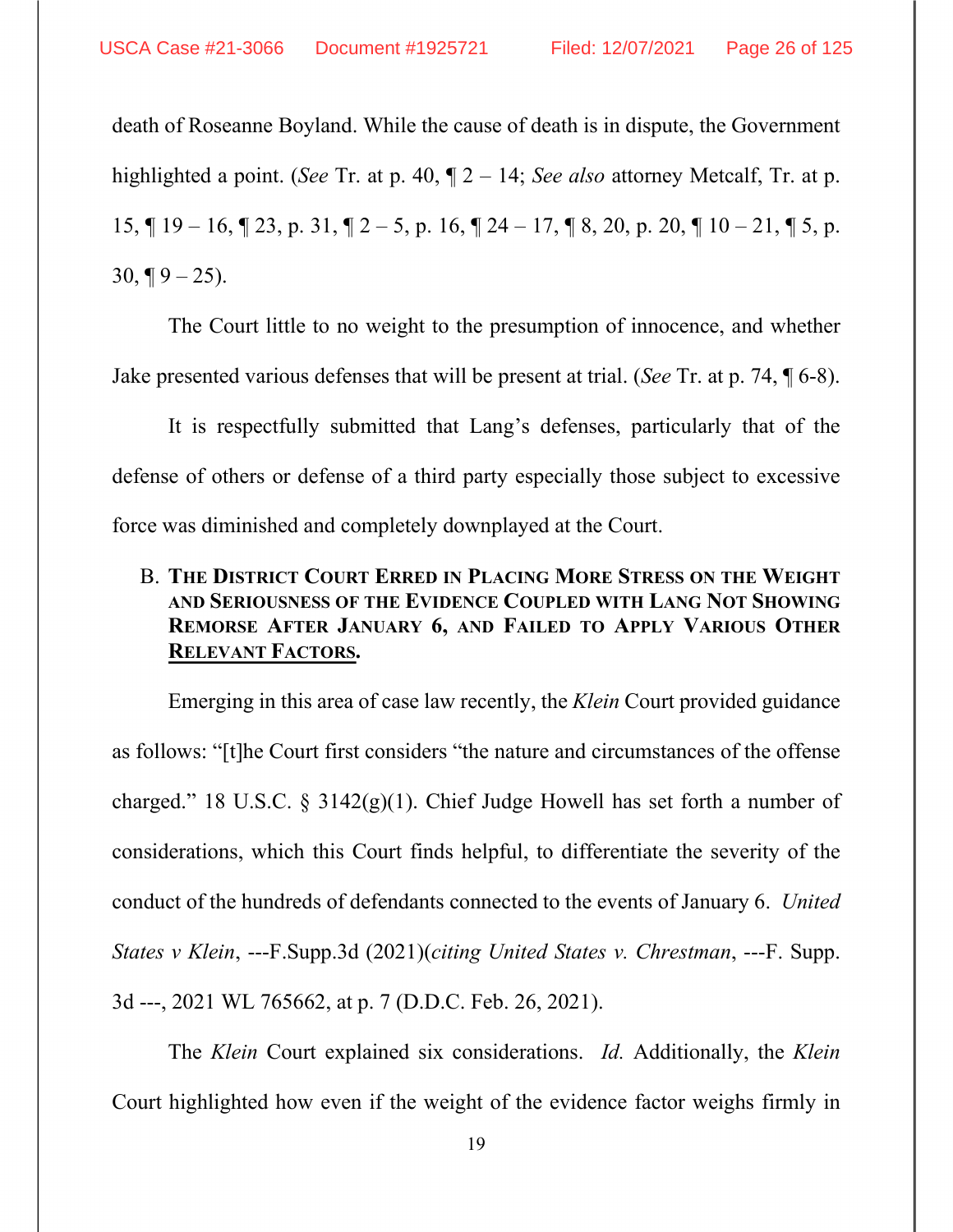death of Roseanne Boyland. While the cause of death is in dispute, the Government highlighted a point. (*See* Tr. at p. 40, ¶ 2 – 14; *See also* attorney Metcalf, Tr. at p. 15, ¶ 19 – 16, ¶ 23, p. 31, ¶ 2 – 5, p. 16, ¶ 24 – 17, ¶ 8, 20, p. 20, ¶ 10 – 21, ¶ 5, p. 30, ¶ 9 – 25).

The Court little to no weight to the presumption of innocence, and whether Jake presented various defenses that will be present at trial. (*See* Tr. at p. 74, ¶ 6-8).

It is respectfully submitted that Lang's defenses, particularly that of the defense of others or defense of a third party especially those subject to excessive force was diminished and completely downplayed at the Court.

### B. THE DISTRICT COURT ERRED IN PLACING MORE STRESS ON THE WEIGHT AND SERIOUSNESS OF THE EVIDENCE COUPLED WITH LANG NOT SHOWING REMORSE AFTER JANUARY 6, AND FAILED TO APPLY VARIOUS OTHER RELEVANT FACTORS.

Emerging in this area of case law recently, the *Klein* Court provided guidance as follows: "[t]he Court first considers "the nature and circumstances of the offense charged." 18 U.S.C. § 3142(g)(1). Chief Judge Howell has set forth a number of considerations, which this Court finds helpful, to differentiate the severity of the conduct of the hundreds of defendants connected to the events of January 6. *United States v Klein*, ---F.Supp.3d (2021)(*citing United States v. Chrestman*, ---F. Supp. 3d ---, 2021 WL 765662, at p. 7 (D.D.C. Feb. 26, 2021).

The *Klein* Court explained six considerations. *Id.* Additionally, the *Klein* Court highlighted how even if the weight of the evidence factor weighs firmly in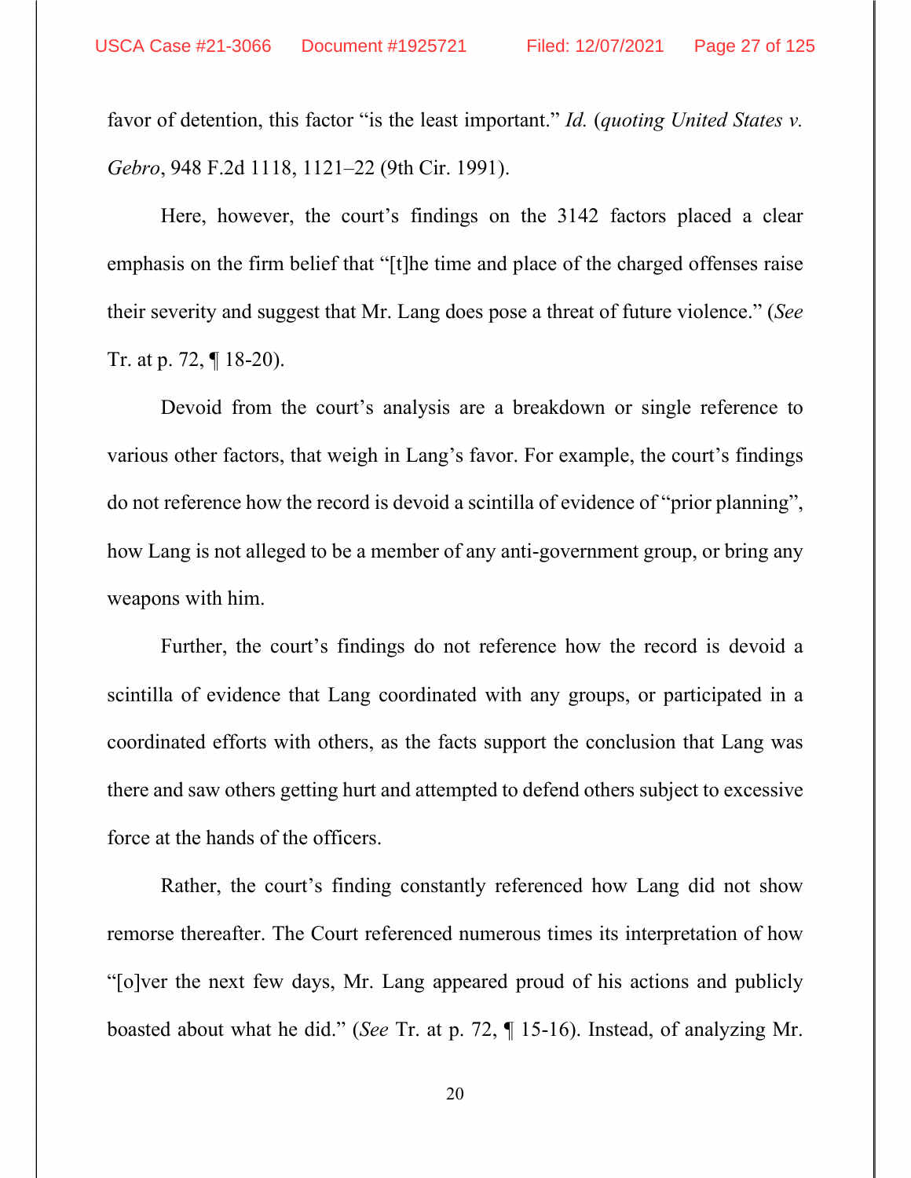favor of detention, this factor "is the least important." *Id.* (*quoting United States v. Gebro*, 948 F.2d 1118, 1121–22 (9th Cir. 1991).

Here, however, the court's findings on the 3142 factors placed a clear emphasis on the firm belief that "[t]he time and place of the charged offenses raise their severity and suggest that Mr. Lang does pose a threat of future violence." (*See* Tr. at p. 72, ¶ 18-20).

Devoid from the court's analysis are a breakdown or single reference to various other factors, that weigh in Lang's favor. For example, the court's findings do not reference how the record is devoid a scintilla of evidence of "prior planning", how Lang is not alleged to be a member of any anti-government group, or bring any weapons with him.

Further, the court's findings do not reference how the record is devoid a scintilla of evidence that Lang coordinated with any groups, or participated in a coordinated efforts with others, as the facts support the conclusion that Lang was there and saw others getting hurt and attempted to defend others subject to excessive force at the hands of the officers.

Rather, the court's finding constantly referenced how Lang did not show remorse thereafter. The Court referenced numerous times its interpretation of how "[o]ver the next few days, Mr. Lang appeared proud of his actions and publicly boasted about what he did." (*See* Tr. at p. 72, ¶ 15-16). Instead, of analyzing Mr.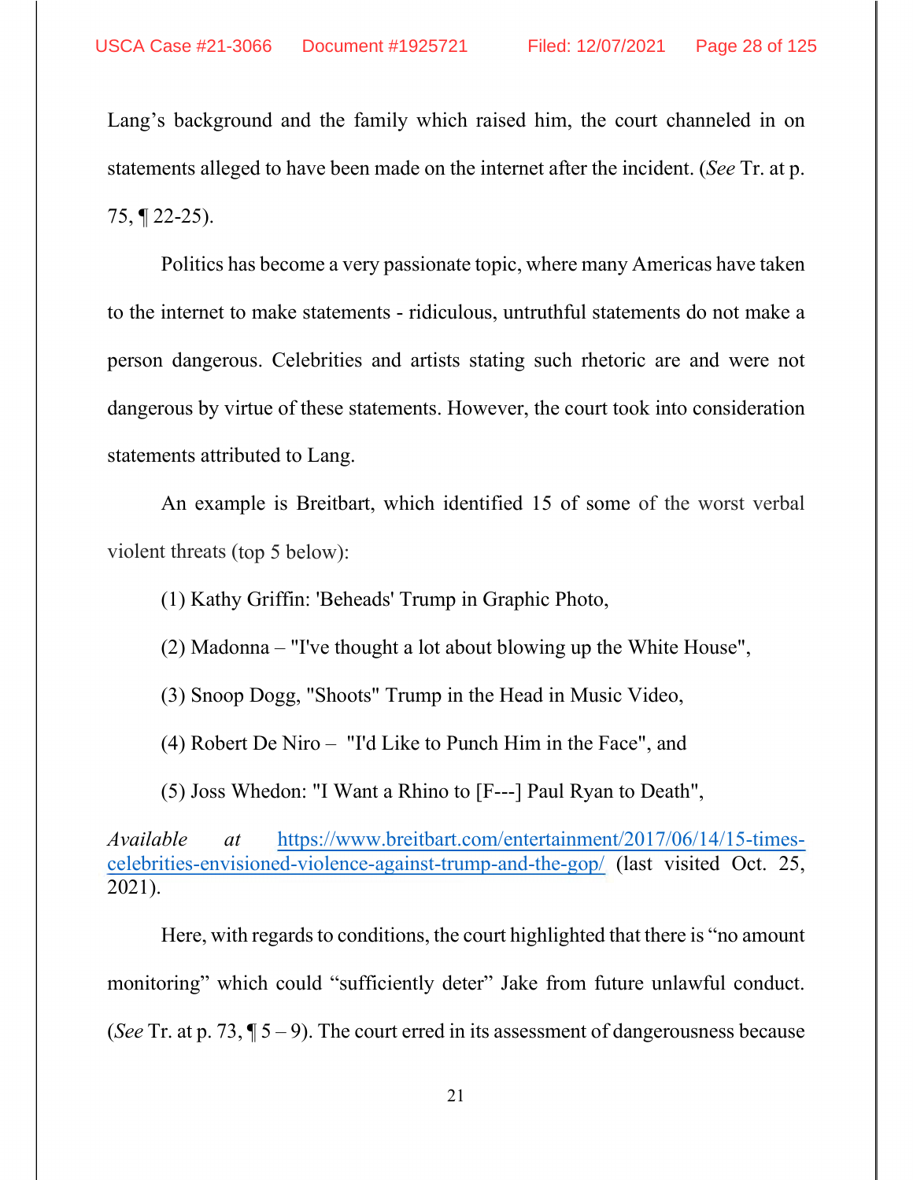Lang's background and the family which raised him, the court channeled in on statements alleged to have been made on the internet after the incident. (*See* Tr. at p. 75, ¶ 22-25).

Politics has become a very passionate topic, where many Americas have taken to the internet to make statements - ridiculous, untruthful statements do not make a person dangerous. Celebrities and artists stating such rhetoric are and were not dangerous by virtue of these statements. However, the court took into consideration statements attributed to Lang.

An example is Breitbart, which identified 15 of some of the worst verbal violent threats (top 5 below):

(1) Kathy Griffin: 'Beheads' Trump in Graphic Photo,

(2) Madonna – "I've thought a lot about blowing up the White House",

(3) Snoop Dogg, "Shoots" Trump in the Head in Music Video,

(4) Robert De Niro – "I'd Like to Punch Him in the Face", and

(5) Joss Whedon: "I Want a Rhino to [F---] Paul Ryan to Death",

*Available at* https://www.breitbart.com/entertainment/2017/06/14/15-times-celebrities-envisioned-violence-against-trump-and-the-gop/ (last visited Oct. 25, 2021).

Here, with regards to conditions, the court highlighted that there is "no amount monitoring" which could "sufficiently deter" Jake from future unlawful conduct. (*See* Tr. at p. 73, ¶ 5 – 9). The court erred in its assessment of dangerousness because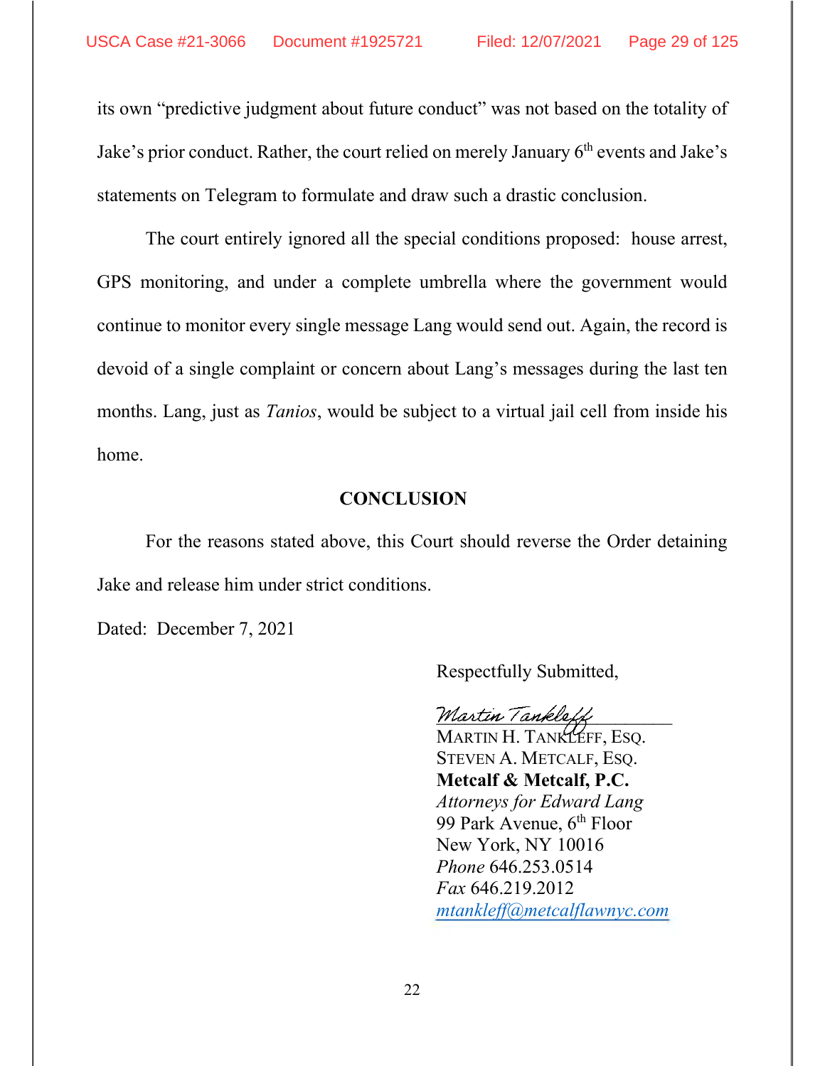its own "predictive judgment about future conduct" was not based on the totality of Jake's prior conduct. Rather, the court relied on merely January 6th events and Jake's statements on Telegram to formulate and draw such a drastic conclusion.

The court entirely ignored all the special conditions proposed: house arrest, GPS monitoring, and under a complete umbrella where the government would continue to monitor every single message Lang would send out. Again, the record is devoid of a single complaint or concern about Lang's messages during the last ten months. Lang, just as *Tanios*, would be subject to a virtual jail cell from inside his home.

## CONCLUSION

For the reasons stated above, this Court should reverse the Order detaining Jake and release him under strict conditions.

Dated: December 7, 2021

Respectfully Submitted,

*Martin Tankleff*

MARTIN H. TANKLEFF, ESQ.
STEVEN A. METCALF, ESQ.
**Metcalf & Metcalf, P.C.**
*Attorneys for Edward Lang*
99 Park Avenue, 6th Floor
New York, NY 10016
*Phone* 646.253.0514
*Fax* 646.219.2012
*mtankleff@metcalflawnyc.com*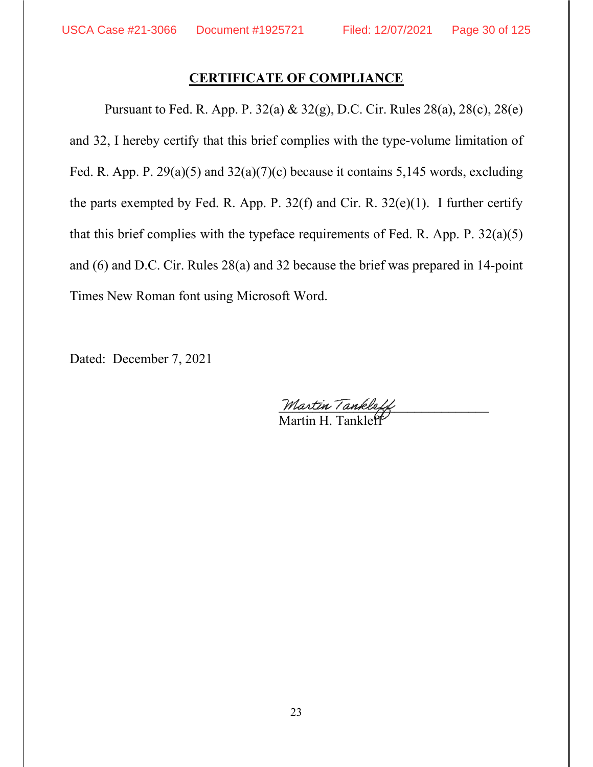## CERTIFICATE OF COMPLIANCE

Pursuant to Fed. R. App. P. 32(a) & 32(g), D.C. Cir. Rules 28(a), 28(c), 28(e) and 32, I hereby certify that this brief complies with the type-volume limitation of Fed. R. App. P. 29(a)(5) and 32(a)(7)(c) because it contains 5,145 words, excluding the parts exempted by Fed. R. App. P. 32(f) and Cir. R. 32(e)(1). I further certify that this brief complies with the typeface requirements of Fed. R. App. P. 32(a)(5) and (6) and D.C. Cir. Rules 28(a) and 32 because the brief was prepared in 14-point Times New Roman font using Microsoft Word.

Dated: December 7, 2021

Martin Tankleff

Martin H. Tankleff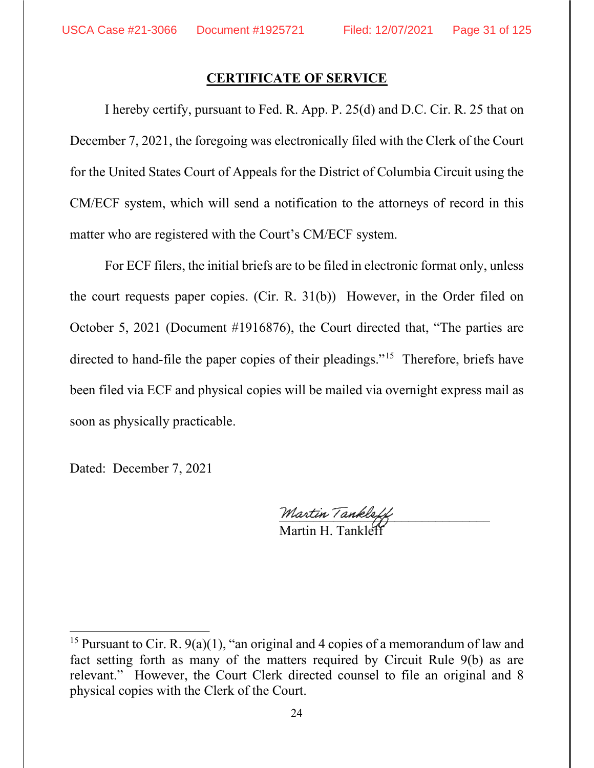## CERTIFICATE OF SERVICE

I hereby certify, pursuant to Fed. R. App. P. 25(d) and D.C. Cir. R. 25 that on December 7, 2021, the foregoing was electronically filed with the Clerk of the Court for the United States Court of Appeals for the District of Columbia Circuit using the CM/ECF system, which will send a notification to the attorneys of record in this matter who are registered with the Court's CM/ECF system.

For ECF filers, the initial briefs are to be filed in electronic format only, unless the court requests paper copies. (Cir. R. 31(b)) However, in the Order filed on October 5, 2021 (Document #1916876), the Court directed that, "The parties are directed to hand-file the paper copies of their pleadings."[15] Therefore, briefs have been filed via ECF and physical copies will be mailed via overnight express mail as soon as physically practicable.

Dated: December 7, 2021

*Martin Tankleff*
Martin H. Tankleff

---

[15] Pursuant to Cir. R. 9(a)(1), "an original and 4 copies of a memorandum of law and fact setting forth as many of the matters required by Circuit Rule 9(b) as are relevant." However, the Court Clerk directed counsel to file an original and 8 physical copies with the Clerk of the Court.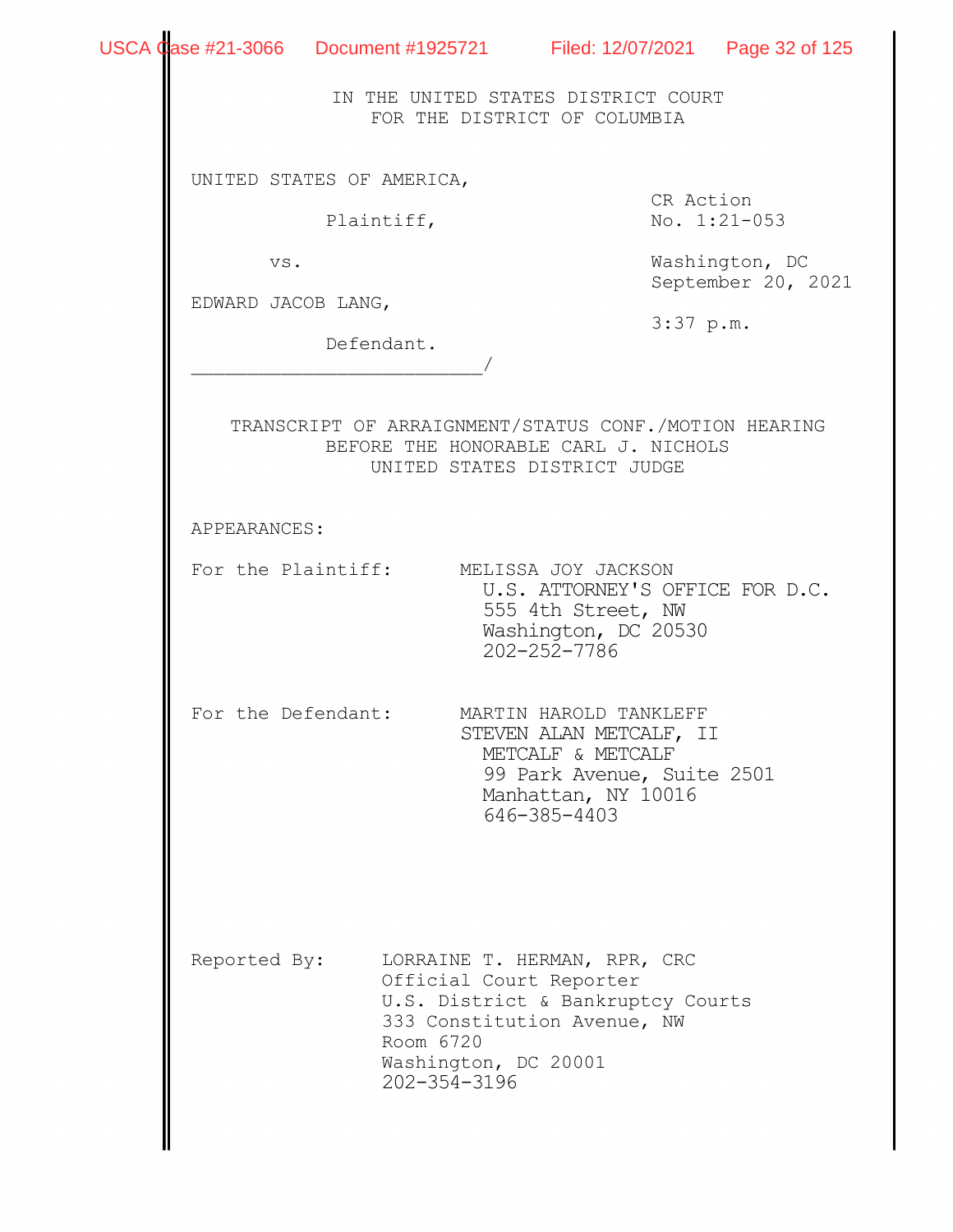IN THE UNITED STATES DISTRICT COURT
FOR THE DISTRICT OF COLUMBIA

UNITED STATES OF AMERICA,

Plaintiff,

vs.

EDWARD JACOB LANG,

Defendant.

CR Action
No. 1:21-053

Washington, DC
September 20, 2021

3:37 p.m.

TRANSCRIPT OF ARRAIGNMENT/STATUS CONF./MOTION HEARING
BEFORE THE HONORABLE CARL J. NICHOLS
UNITED STATES DISTRICT JUDGE

APPEARANCES:

For the Plaintiff: MELISSA JOY JACKSON
U.S. ATTORNEY'S OFFICE FOR D.C.
555 4th Street, NW
Washington, DC 20530
202-252-7786

For the Defendant: MARTIN HAROLD TANKLEFF
STEVEN ALAN METCALF, II
METCALF & METCALF
99 Park Avenue, Suite 2501
Manhattan, NY 10016
646-385-4403

Reported By: LORRAINE T. HERMAN, RPR, CRC
Official Court Reporter
U.S. District & Bankruptcy Courts
333 Constitution Avenue, NW
Room 6720
Washington, DC 20001
202-354-3196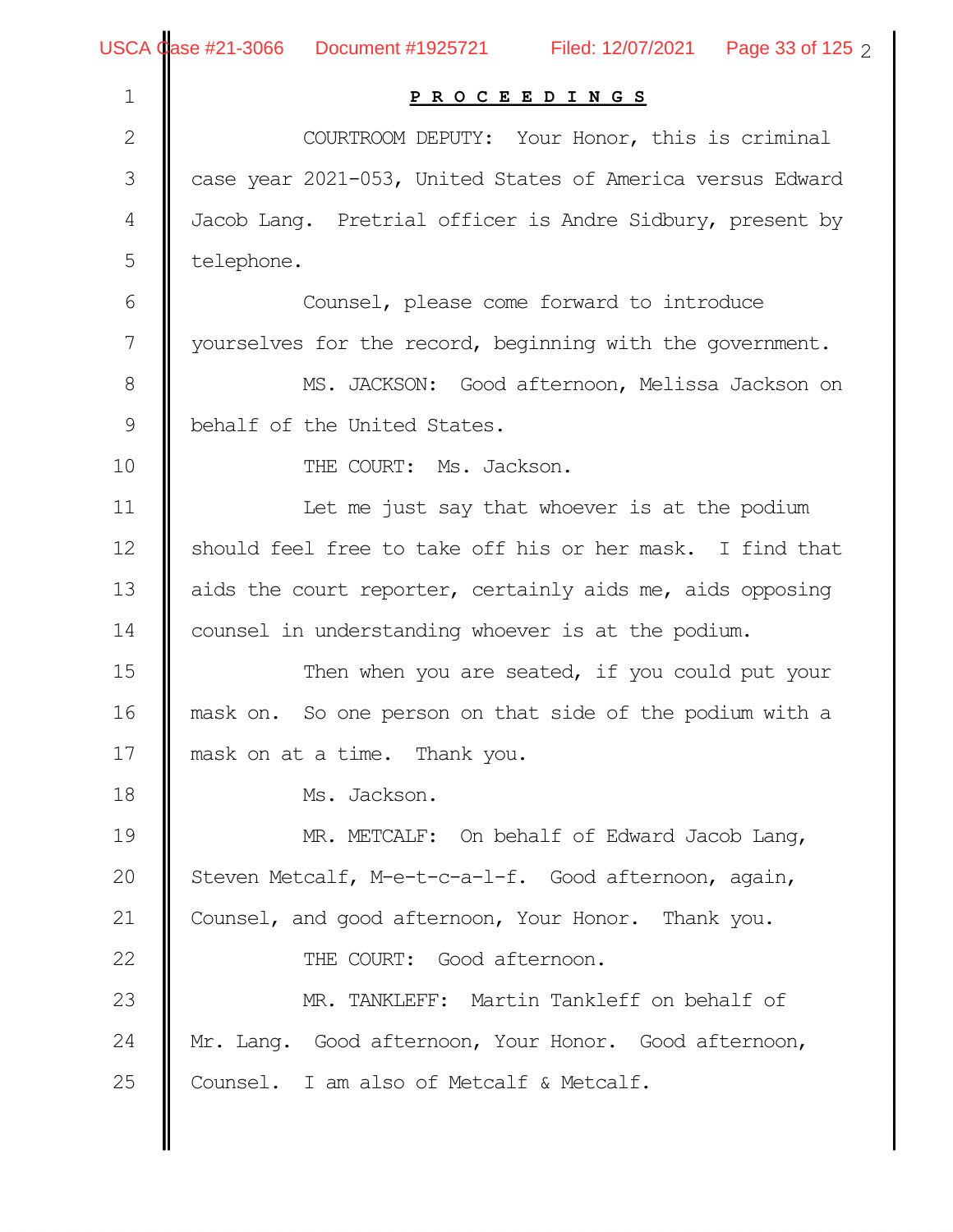**P R O C E E D I N G S**

COURTROOM DEPUTY: Your Honor, this is criminal case year 2021-053, United States of America versus Edward Jacob Lang. Pretrial officer is Andre Sidbury, present by telephone.

Counsel, please come forward to introduce yourselves for the record, beginning with the government.

MS. JACKSON: Good afternoon, Melissa Jackson on behalf of the United States.

THE COURT: Ms. Jackson.

Let me just say that whoever is at the podium should feel free to take off his or her mask. I find that aids the court reporter, certainly aids me, aids opposing counsel in understanding whoever is at the podium.

Then when you are seated, if you could put your mask on. So one person on that side of the podium with a mask on at a time. Thank you.

Ms. Jackson.

MR. METCALF: On behalf of Edward Jacob Lang, Steven Metcalf, M-e-t-c-a-l-f. Good afternoon, again, Counsel, and good afternoon, Your Honor. Thank you.

THE COURT: Good afternoon.

MR. TANKLEFF: Martin Tankleff on behalf of Mr. Lang. Good afternoon, Your Honor. Good afternoon, Counsel. I am also of Metcalf & Metcalf.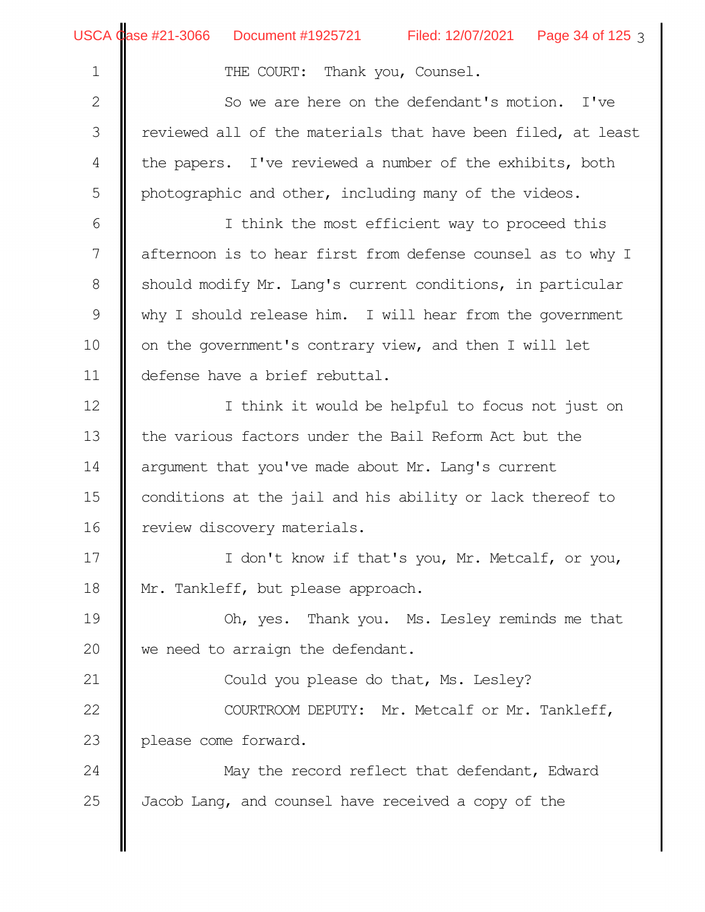THE COURT: Thank you, Counsel.

So we are here on the defendant's motion. I've reviewed all of the materials that have been filed, at least the papers. I've reviewed a number of the exhibits, both photographic and other, including many of the videos.

I think the most efficient way to proceed this afternoon is to hear first from defense counsel as to why I should modify Mr. Lang's current conditions, in particular why I should release him. I will hear from the government on the government's contrary view, and then I will let defense have a brief rebuttal.

I think it would be helpful to focus not just on the various factors under the Bail Reform Act but the argument that you've made about Mr. Lang's current conditions at the jail and his ability or lack thereof to review discovery materials.

I don't know if that's you, Mr. Metcalf, or you, Mr. Tankleff, but please approach.

Oh, yes. Thank you. Ms. Lesley reminds me that we need to arraign the defendant.

Could you please do that, Ms. Lesley?

COURTROOM DEPUTY: Mr. Metcalf or Mr. Tankleff, please come forward.

May the record reflect that defendant, Edward Jacob Lang, and counsel have received a copy of the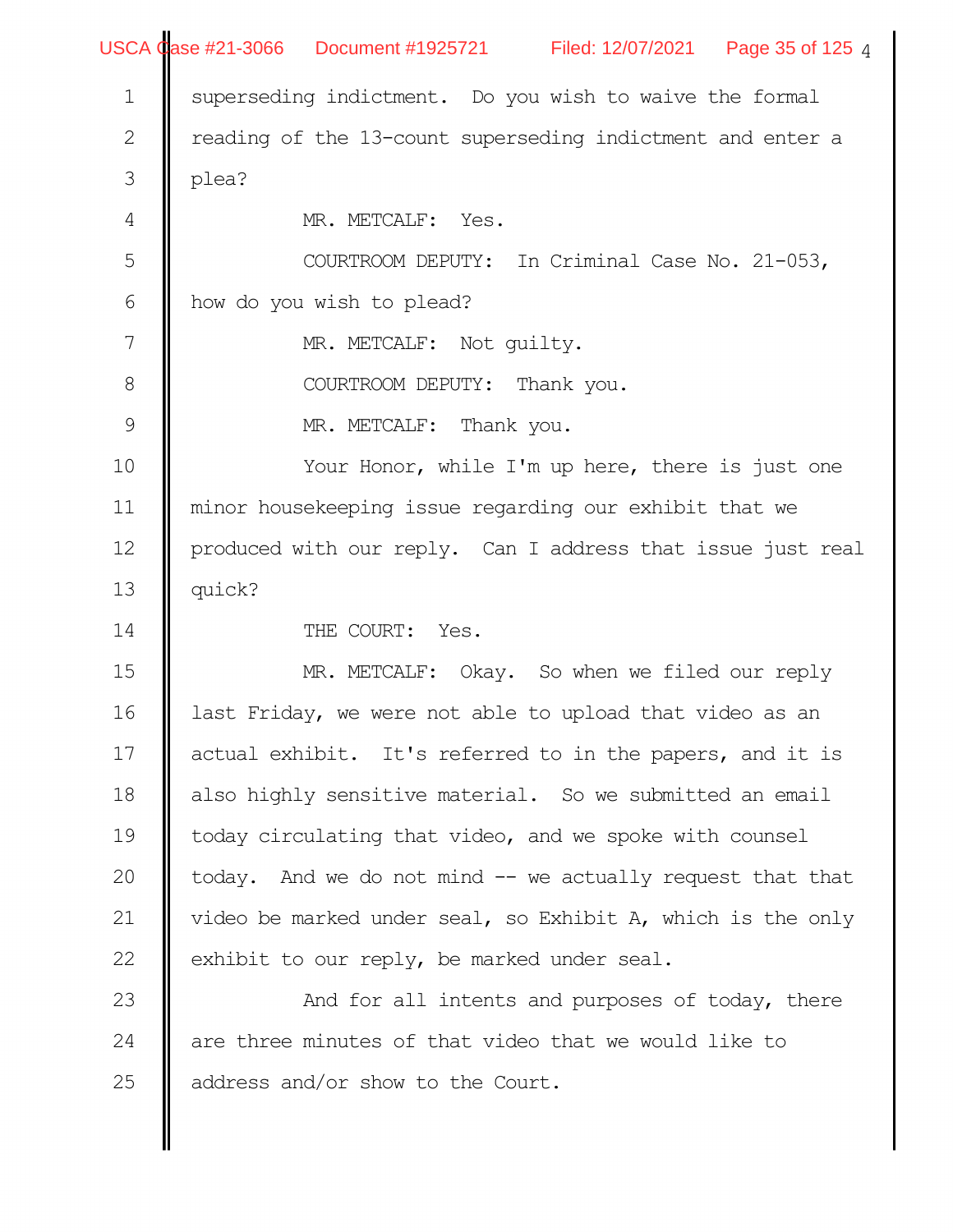superseding indictment. Do you wish to waive the formal reading of the 13-count superseding indictment and enter a plea?

MR. METCALF: Yes.

COURTROOM DEPUTY: In Criminal Case No. 21-053, how do you wish to plead?

MR. METCALF: Not guilty.

COURTROOM DEPUTY: Thank you.

MR. METCALF: Thank you.

Your Honor, while I'm up here, there is just one minor housekeeping issue regarding our exhibit that we produced with our reply. Can I address that issue just real quick?

THE COURT: Yes.

MR. METCALF: Okay. So when we filed our reply last Friday, we were not able to upload that video as an actual exhibit. It's referred to in the papers, and it is also highly sensitive material. So we submitted an email today circulating that video, and we spoke with counsel today. And we do not mind -- we actually request that that video be marked under seal, so Exhibit A, which is the only exhibit to our reply, be marked under seal.

And for all intents and purposes of today, there are three minutes of that video that we would like to address and/or show to the Court.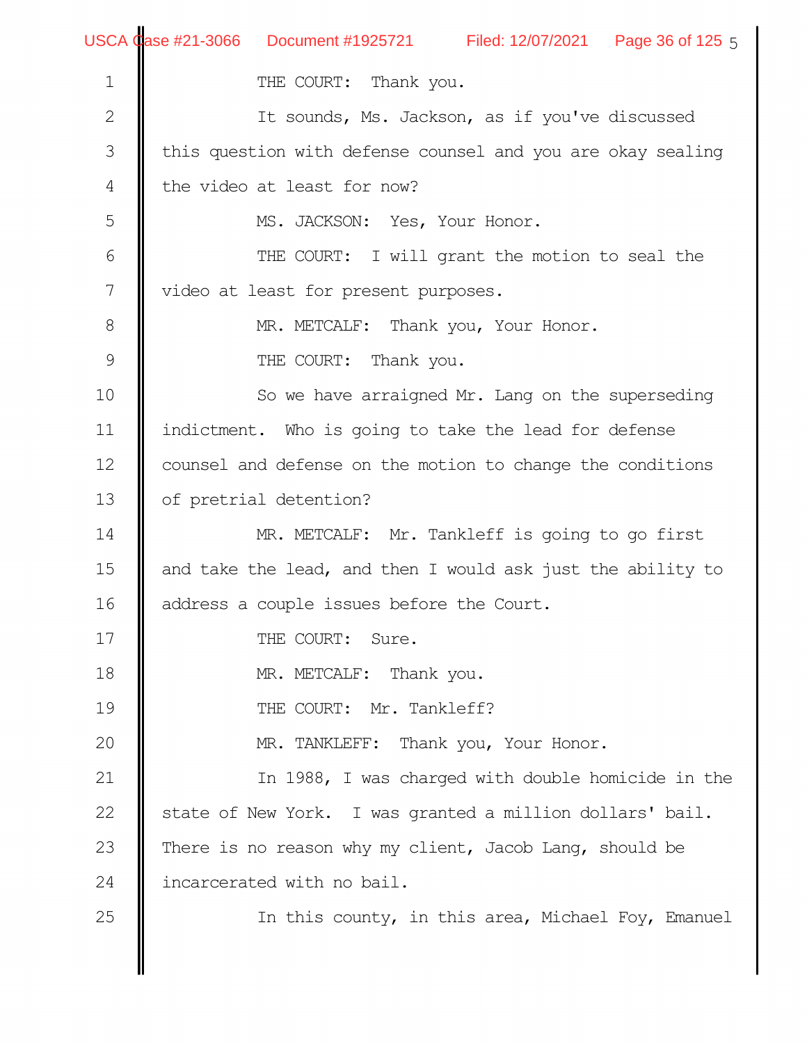THE COURT: Thank you.

It sounds, Ms. Jackson, as if you've discussed this question with defense counsel and you are okay sealing the video at least for now?

MS. JACKSON: Yes, Your Honor.

THE COURT: I will grant the motion to seal the video at least for present purposes.

MR. METCALF: Thank you, Your Honor.

THE COURT: Thank you.

So we have arraigned Mr. Lang on the superseding indictment. Who is going to take the lead for defense counsel and defense on the motion to change the conditions of pretrial detention?

MR. METCALF: Mr. Tankleff is going to go first and take the lead, and then I would ask just the ability to address a couple issues before the Court.

THE COURT: Sure.

MR. METCALF: Thank you.

THE COURT: Mr. Tankleff?

MR. TANKLEFF: Thank you, Your Honor.

In 1988, I was charged with double homicide in the state of New York. I was granted a million dollars' bail. There is no reason why my client, Jacob Lang, should be incarcerated with no bail.

In this county, in this area, Michael Foy, Emanuel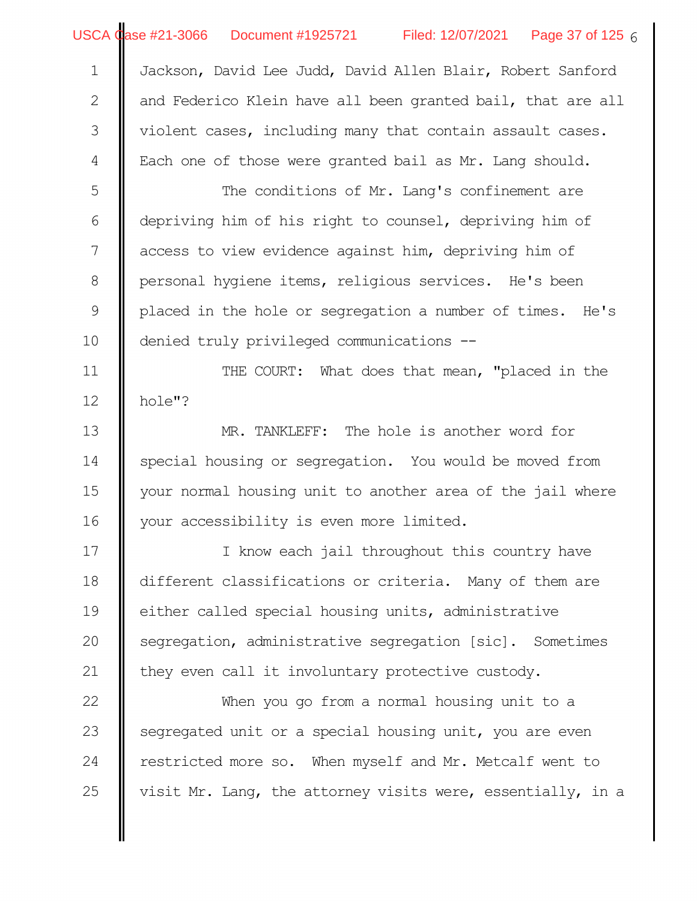Jackson, David Lee Judd, David Allen Blair, Robert Sanford and Federico Klein have all been granted bail, that are all violent cases, including many that contain assault cases. Each one of those were granted bail as Mr. Lang should.

The conditions of Mr. Lang's confinement are depriving him of his right to counsel, depriving him of access to view evidence against him, depriving him of personal hygiene items, religious services. He's been placed in the hole or segregation a number of times. He's denied truly privileged communications --

THE COURT: What does that mean, "placed in the hole"?

MR. TANKLEFF: The hole is another word for special housing or segregation. You would be moved from your normal housing unit to another area of the jail where your accessibility is even more limited.

I know each jail throughout this country have different classifications or criteria. Many of them are either called special housing units, administrative segregation, administrative segregation [sic]. Sometimes they even call it involuntary protective custody.

When you go from a normal housing unit to a segregated unit or a special housing unit, you are even restricted more so. When myself and Mr. Metcalf went to visit Mr. Lang, the attorney visits were, essentially, in a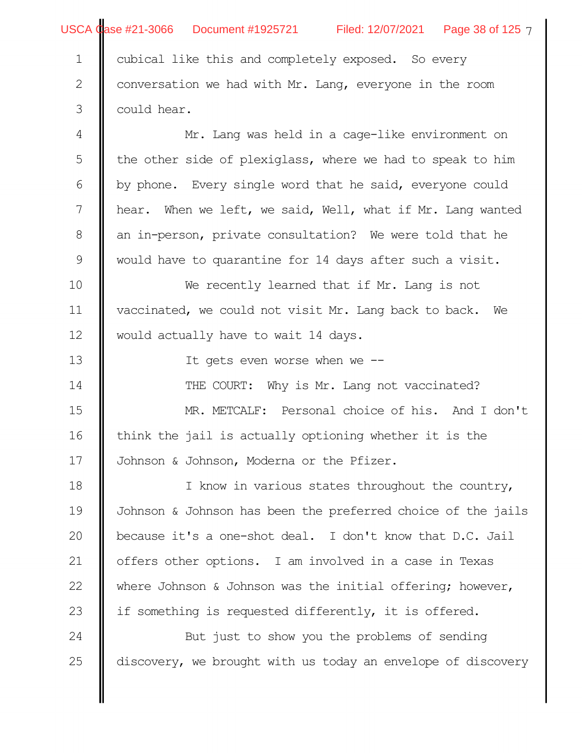cubical like this and completely exposed. So every conversation we had with Mr. Lang, everyone in the room could hear.

Mr. Lang was held in a cage-like environment on the other side of plexiglass, where we had to speak to him by phone. Every single word that he said, everyone could hear. When we left, we said, Well, what if Mr. Lang wanted an in-person, private consultation? We were told that he would have to quarantine for 14 days after such a visit.

We recently learned that if Mr. Lang is not vaccinated, we could not visit Mr. Lang back to back. We would actually have to wait 14 days.

It gets even worse when we --

THE COURT: Why is Mr. Lang not vaccinated?

MR. METCALF: Personal choice of his. And I don't think the jail is actually optioning whether it is the Johnson & Johnson, Moderna or the Pfizer.

I know in various states throughout the country, Johnson & Johnson has been the preferred choice of the jails because it's a one-shot deal. I don't know that D.C. Jail offers other options. I am involved in a case in Texas where Johnson & Johnson was the initial offering; however, if something is requested differently, it is offered.

But just to show you the problems of sending discovery, we brought with us today an envelope of discovery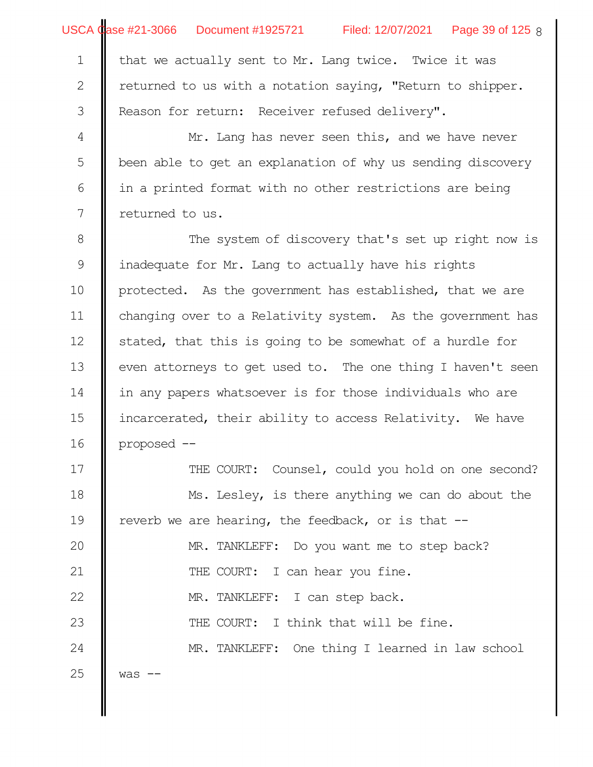that we actually sent to Mr. Lang twice. Twice it was returned to us with a notation saying, "Return to shipper. Reason for return: Receiver refused delivery".

Mr. Lang has never seen this, and we have never been able to get an explanation of why us sending discovery in a printed format with no other restrictions are being returned to us.

The system of discovery that's set up right now is inadequate for Mr. Lang to actually have his rights protected. As the government has established, that we are changing over to a Relativity system. As the government has stated, that this is going to be somewhat of a hurdle for even attorneys to get used to. The one thing I haven't seen in any papers whatsoever is for those individuals who are incarcerated, their ability to access Relativity. We have proposed --

THE COURT: Counsel, could you hold on one second?

Ms. Lesley, is there anything we can do about the reverb we are hearing, the feedback, or is that --

MR. TANKLEFF: Do you want me to step back?

THE COURT: I can hear you fine.

MR. TANKLEFF: I can step back.

THE COURT: I think that will be fine.

MR. TANKLEFF: One thing I learned in law school was --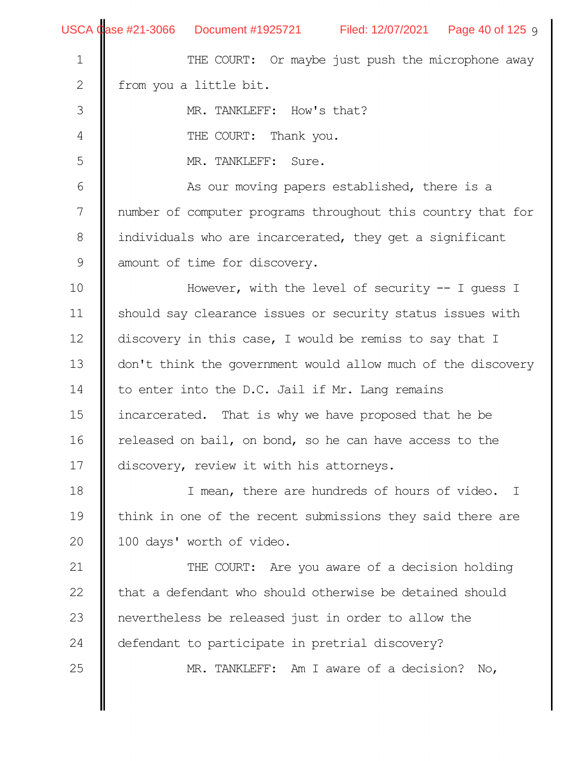THE COURT: Or maybe just push the microphone away from you a little bit.

MR. TANKLEFF: How's that?

THE COURT: Thank you.

MR. TANKLEFF: Sure.

As our moving papers established, there is a number of computer programs throughout this country that for individuals who are incarcerated, they get a significant amount of time for discovery.

However, with the level of security -- I guess I should say clearance issues or security status issues with discovery in this case, I would be remiss to say that I don't think the government would allow much of the discovery to enter into the D.C. Jail if Mr. Lang remains incarcerated. That is why we have proposed that he be released on bail, on bond, so he can have access to the discovery, review it with his attorneys.

I mean, there are hundreds of hours of video. I think in one of the recent submissions they said there are 100 days' worth of video.

THE COURT: Are you aware of a decision holding that a defendant who should otherwise be detained should nevertheless be released just in order to allow the defendant to participate in pretrial discovery?

MR. TANKLEFF: Am I aware of a decision? No,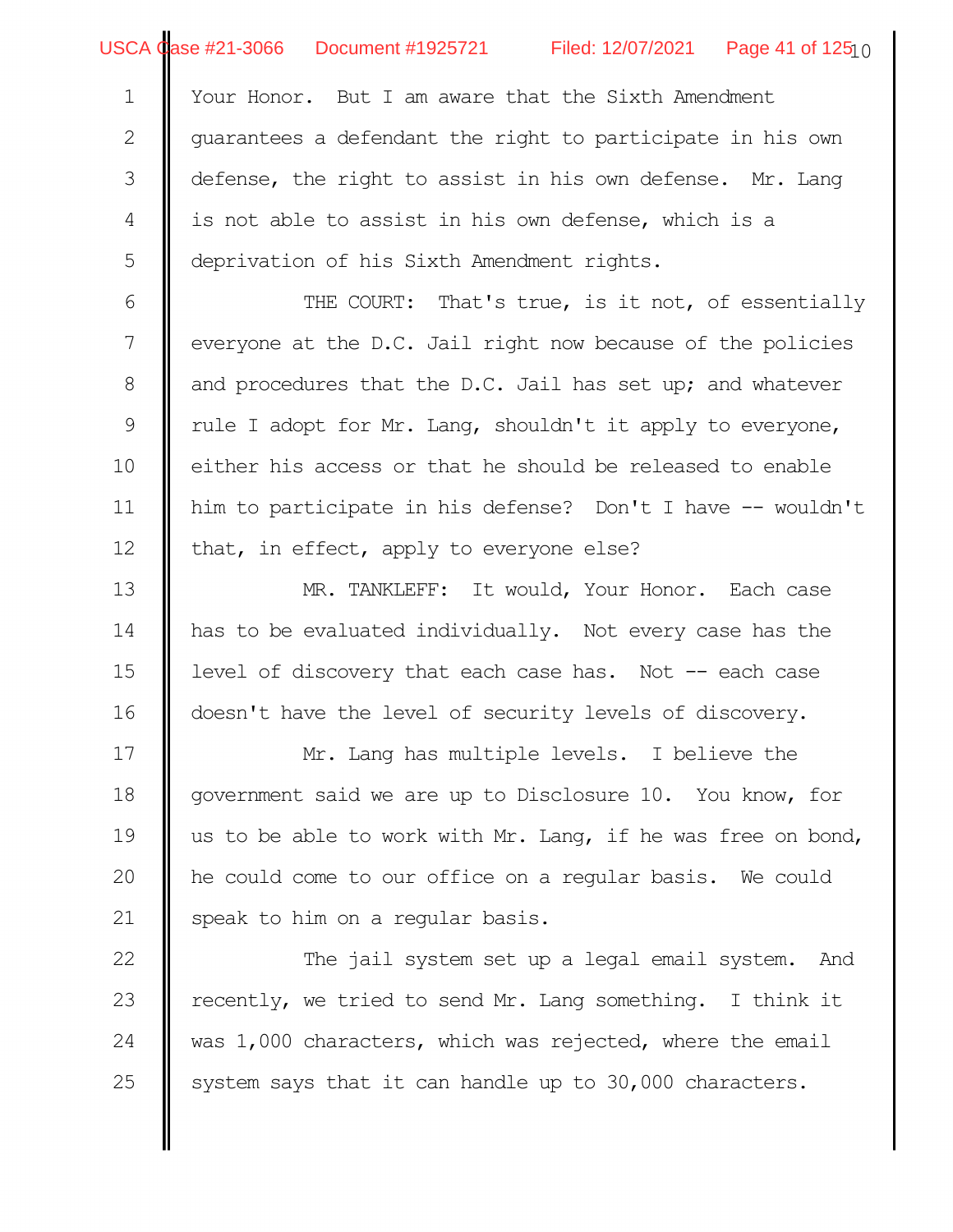Your Honor. But I am aware that the Sixth Amendment guarantees a defendant the right to participate in his own defense, the right to assist in his own defense. Mr. Lang is not able to assist in his own defense, which is a deprivation of his Sixth Amendment rights.

THE COURT: That's true, is it not, of essentially everyone at the D.C. Jail right now because of the policies and procedures that the D.C. Jail has set up; and whatever rule I adopt for Mr. Lang, shouldn't it apply to everyone, either his access or that he should be released to enable him to participate in his defense? Don't I have -- wouldn't that, in effect, apply to everyone else?

MR. TANKLEFF: It would, Your Honor. Each case has to be evaluated individually. Not every case has the level of discovery that each case has. Not -- each case doesn't have the level of security levels of discovery.

Mr. Lang has multiple levels. I believe the government said we are up to Disclosure 10. You know, for us to be able to work with Mr. Lang, if he was free on bond, he could come to our office on a regular basis. We could speak to him on a regular basis.

The jail system set up a legal email system. And recently, we tried to send Mr. Lang something. I think it was 1,000 characters, which was rejected, where the email system says that it can handle up to 30,000 characters.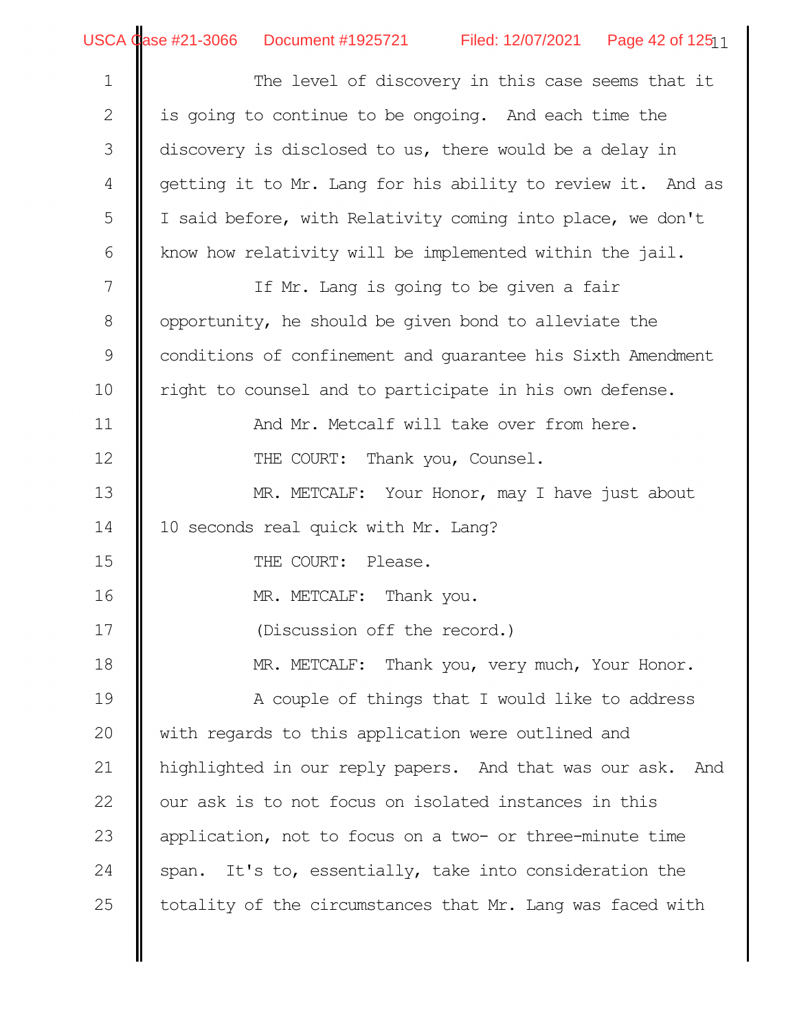The level of discovery in this case seems that it is going to continue to be ongoing. And each time the discovery is disclosed to us, there would be a delay in getting it to Mr. Lang for his ability to review it. And as I said before, with Relativity coming into place, we don't know how relativity will be implemented within the jail.

If Mr. Lang is going to be given a fair opportunity, he should be given bond to alleviate the conditions of confinement and guarantee his Sixth Amendment right to counsel and to participate in his own defense.

And Mr. Metcalf will take over from here.

THE COURT: Thank you, Counsel.

MR. METCALF: Your Honor, may I have just about 10 seconds real quick with Mr. Lang?

THE COURT: Please.

MR. METCALF: Thank you.

(Discussion off the record.)

MR. METCALF: Thank you, very much, Your Honor.

A couple of things that I would like to address with regards to this application were outlined and highlighted in our reply papers. And that was our ask. And our ask is to not focus on isolated instances in this application, not to focus on a two- or three-minute time span. It's to, essentially, take into consideration the totality of the circumstances that Mr. Lang was faced with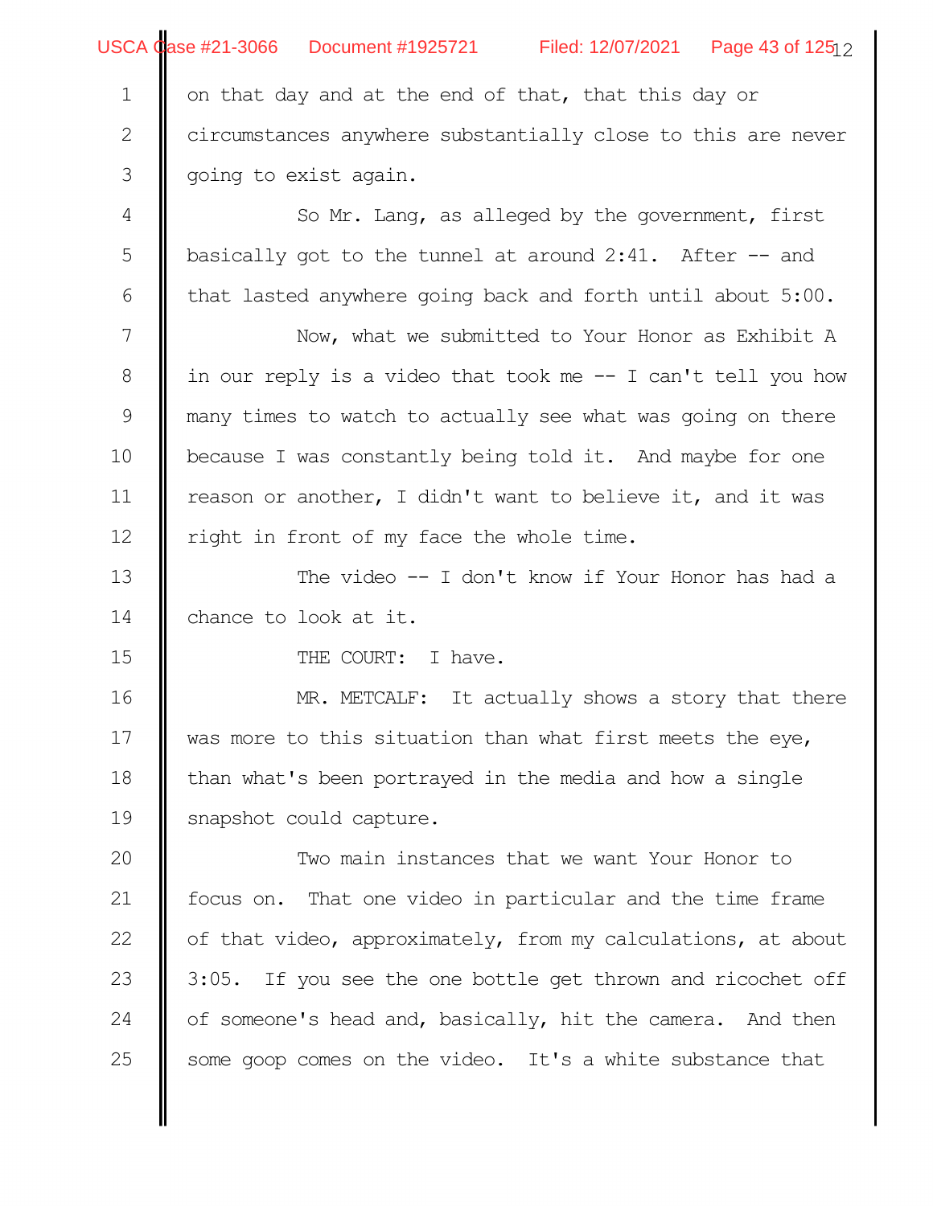on that day and at the end of that, that this day or circumstances anywhere substantially close to this are never going to exist again.

So Mr. Lang, as alleged by the government, first basically got to the tunnel at around 2:41. After -- and that lasted anywhere going back and forth until about 5:00.

Now, what we submitted to Your Honor as Exhibit A in our reply is a video that took me -- I can't tell you how many times to watch to actually see what was going on there because I was constantly being told it. And maybe for one reason or another, I didn't want to believe it, and it was right in front of my face the whole time.

The video -- I don't know if Your Honor has had a chance to look at it.

THE COURT: I have.

MR. METCALF: It actually shows a story that there was more to this situation than what first meets the eye, than what's been portrayed in the media and how a single snapshot could capture.

Two main instances that we want Your Honor to focus on. That one video in particular and the time frame of that video, approximately, from my calculations, at about 3:05. If you see the one bottle get thrown and ricochet off of someone's head and, basically, hit the camera. And then some goop comes on the video. It's a white substance that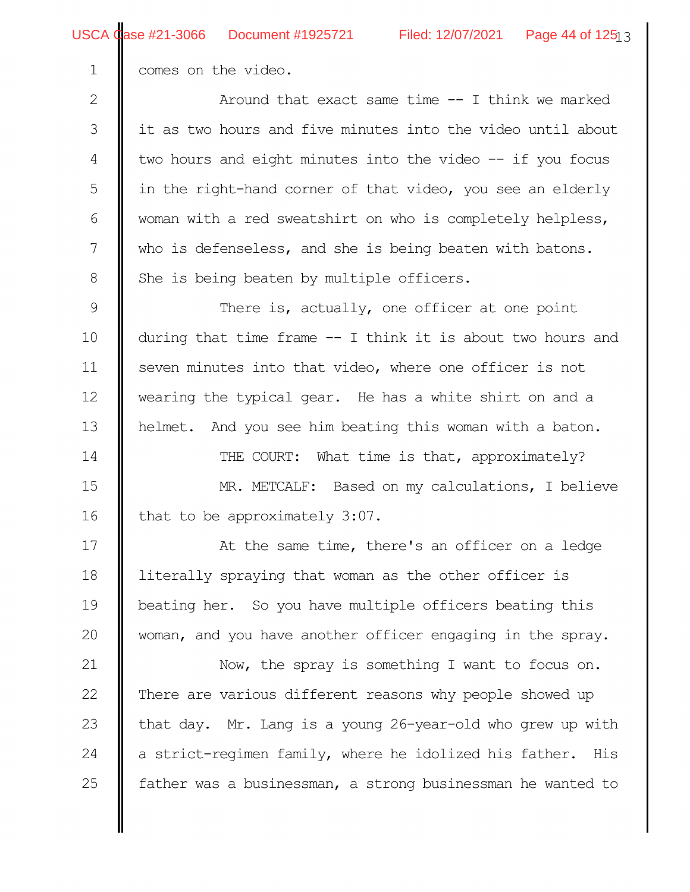comes on the video.

Around that exact same time -- I think we marked it as two hours and five minutes into the video until about two hours and eight minutes into the video -- if you focus in the right-hand corner of that video, you see an elderly woman with a red sweatshirt on who is completely helpless, who is defenseless, and she is being beaten with batons. She is being beaten by multiple officers.

There is, actually, one officer at one point during that time frame -- I think it is about two hours and seven minutes into that video, where one officer is not wearing the typical gear. He has a white shirt on and a helmet. And you see him beating this woman with a baton.

THE COURT: What time is that, approximately?

MR. METCALF: Based on my calculations, I believe that to be approximately 3:07.

At the same time, there's an officer on a ledge literally spraying that woman as the other officer is beating her. So you have multiple officers beating this woman, and you have another officer engaging in the spray.

Now, the spray is something I want to focus on. There are various different reasons why people showed up that day. Mr. Lang is a young 26-year-old who grew up with a strict-regimen family, where he idolized his father. His father was a businessman, a strong businessman he wanted to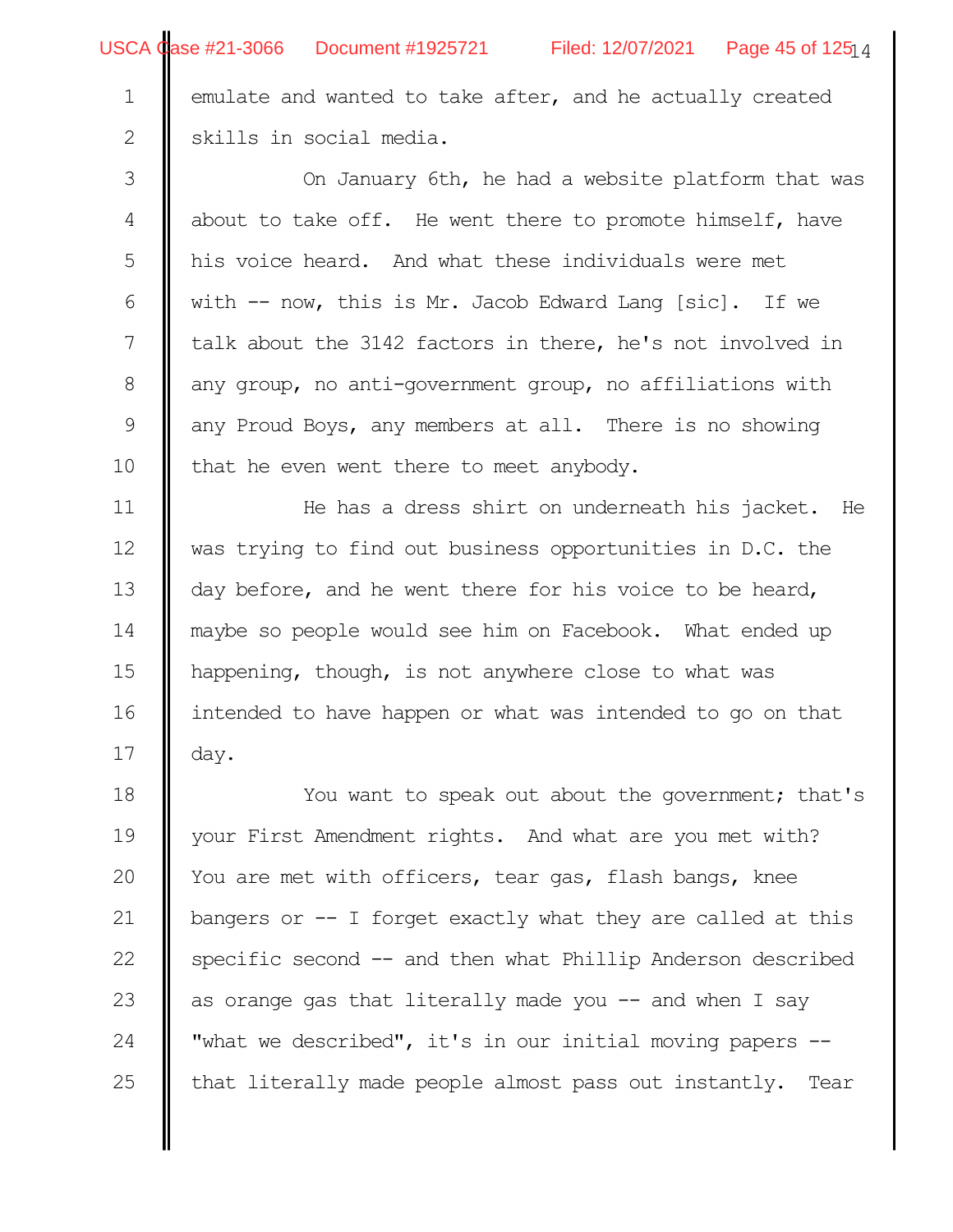emulate and wanted to take after, and he actually created skills in social media.

On January 6th, he had a website platform that was about to take off. He went there to promote himself, have his voice heard. And what these individuals were met with -- now, this is Mr. Jacob Edward Lang [sic]. If we talk about the 3142 factors in there, he's not involved in any group, no anti-government group, no affiliations with any Proud Boys, any members at all. There is no showing that he even went there to meet anybody.

He has a dress shirt on underneath his jacket. He was trying to find out business opportunities in D.C. the day before, and he went there for his voice to be heard, maybe so people would see him on Facebook. What ended up happening, though, is not anywhere close to what was intended to have happen or what was intended to go on that day.

You want to speak out about the government; that's your First Amendment rights. And what are you met with? You are met with officers, tear gas, flash bangs, knee bangers or -- I forget exactly what they are called at this specific second -- and then what Phillip Anderson described as orange gas that literally made you -- and when I say "what we described", it's in our initial moving papers -- that literally made people almost pass out instantly. Tear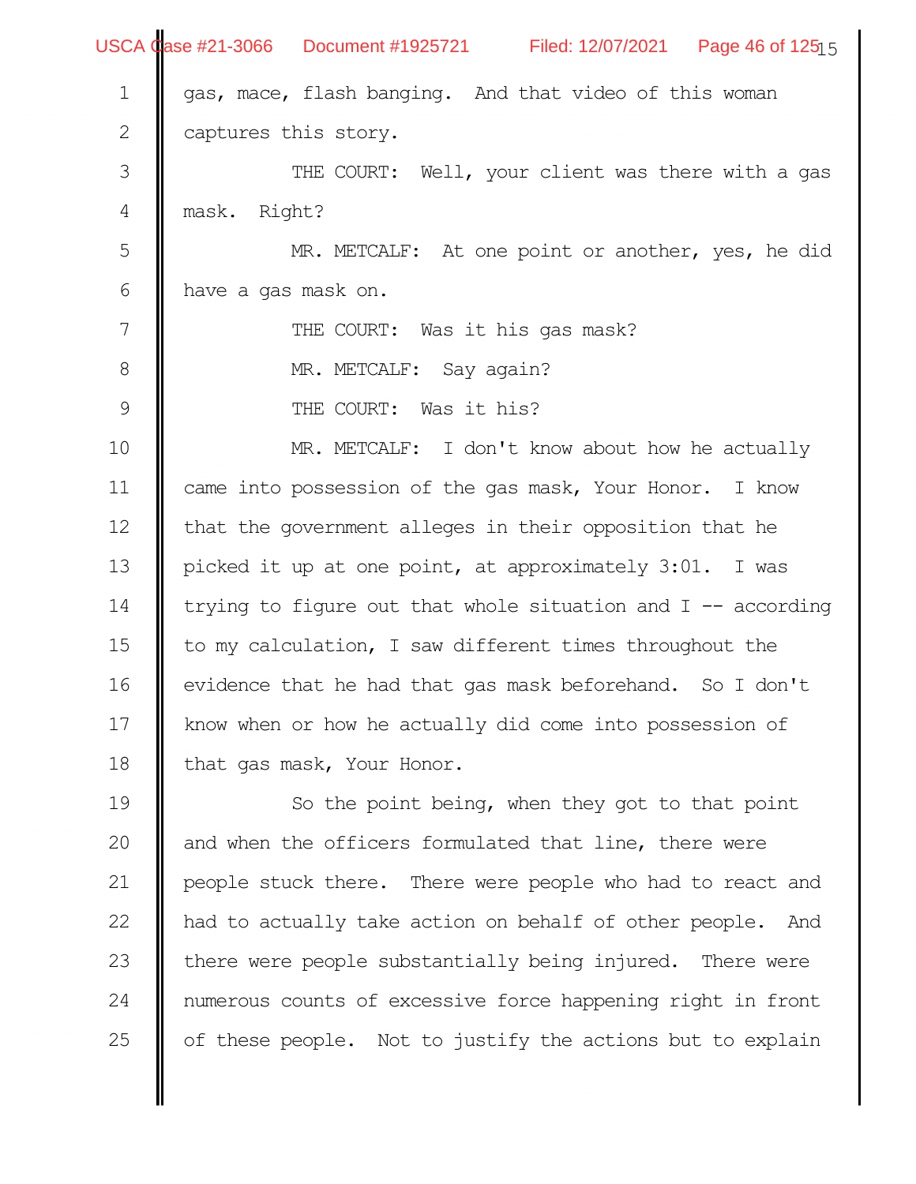gas, mace, flash banging. And that video of this woman captures this story.

THE COURT: Well, your client was there with a gas mask. Right?

MR. METCALF: At one point or another, yes, he did have a gas mask on.

THE COURT: Was it his gas mask?

MR. METCALF: Say again?

THE COURT: Was it his?

MR. METCALF: I don't know about how he actually came into possession of the gas mask, Your Honor. I know that the government alleges in their opposition that he picked it up at one point, at approximately 3:01. I was trying to figure out that whole situation and I -- according to my calculation, I saw different times throughout the evidence that he had that gas mask beforehand. So I don't know when or how he actually did come into possession of that gas mask, Your Honor.

So the point being, when they got to that point and when the officers formulated that line, there were people stuck there. There were people who had to react and had to actually take action on behalf of other people. And there were people substantially being injured. There were numerous counts of excessive force happening right in front of these people. Not to justify the actions but to explain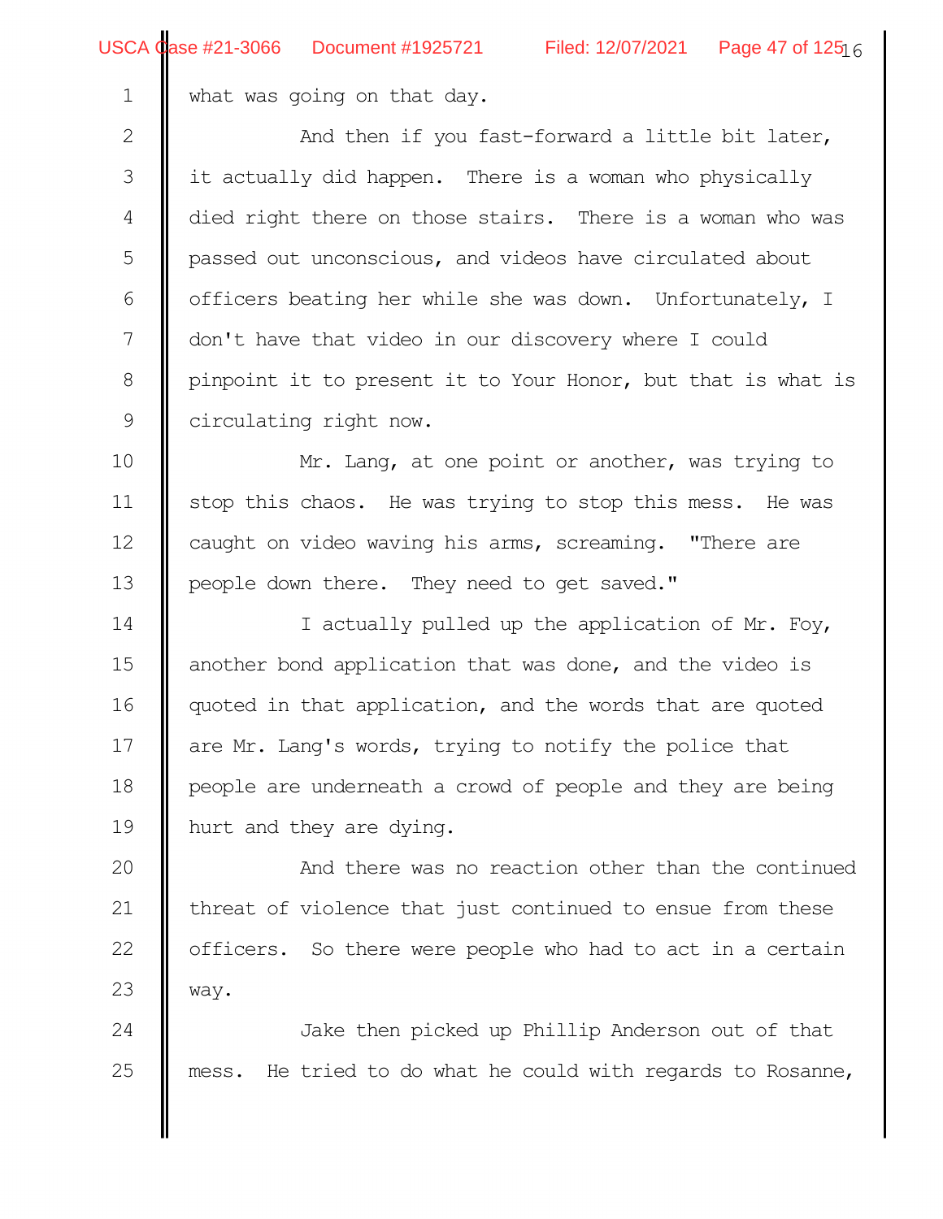what was going on that day.

And then if you fast-forward a little bit later, it actually did happen. There is a woman who physically died right there on those stairs. There is a woman who was passed out unconscious, and videos have circulated about officers beating her while she was down. Unfortunately, I don't have that video in our discovery where I could pinpoint it to present it to Your Honor, but that is what is circulating right now.

Mr. Lang, at one point or another, was trying to stop this chaos. He was trying to stop this mess. He was caught on video waving his arms, screaming. "There are people down there. They need to get saved."

I actually pulled up the application of Mr. Foy, another bond application that was done, and the video is quoted in that application, and the words that are quoted are Mr. Lang's words, trying to notify the police that people are underneath a crowd of people and they are being hurt and they are dying.

And there was no reaction other than the continued threat of violence that just continued to ensue from these officers. So there were people who had to act in a certain way.

Jake then picked up Phillip Anderson out of that mess. He tried to do what he could with regards to Rosanne,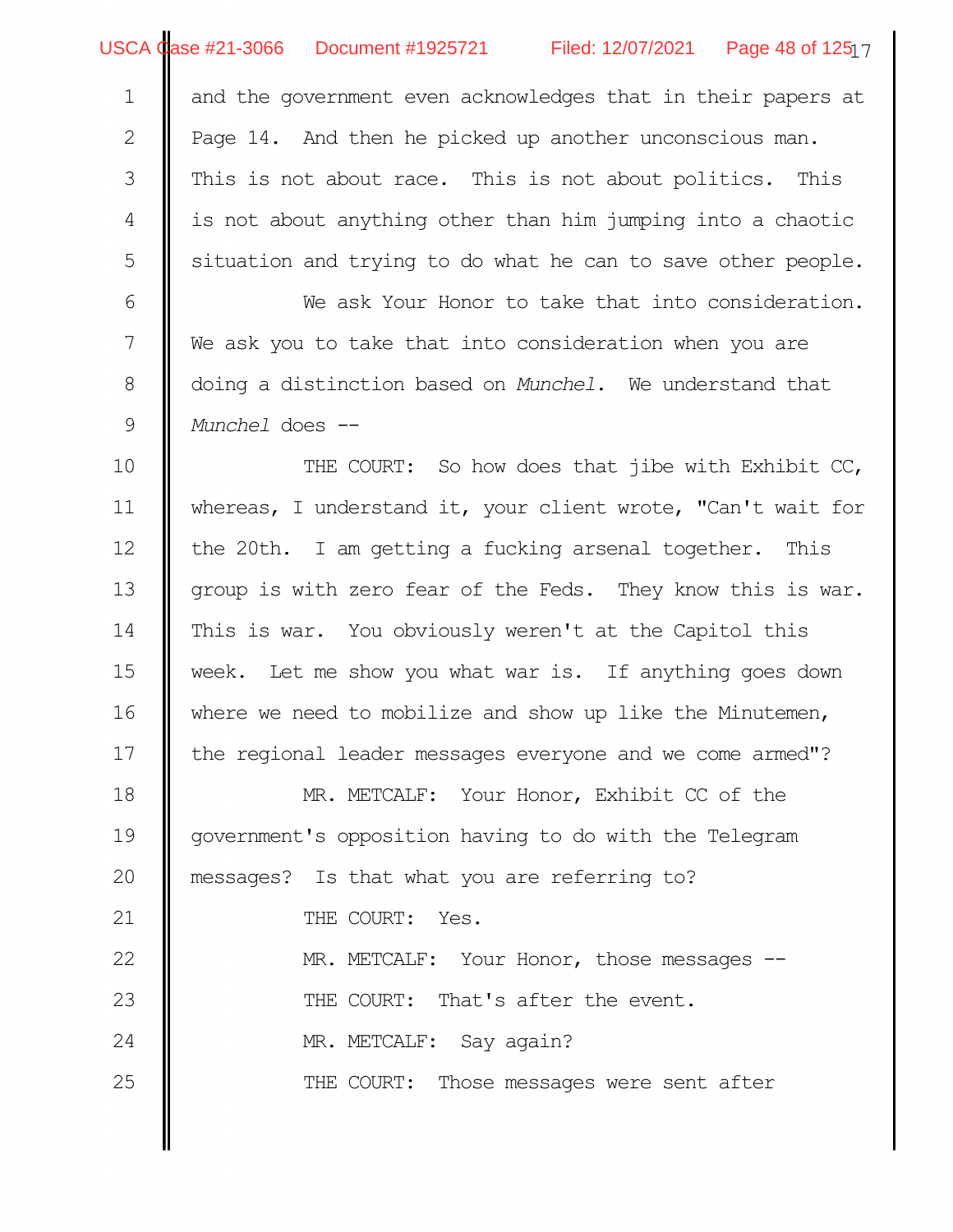and the government even acknowledges that in their papers at Page 14. And then he picked up another unconscious man. This is not about race. This is not about politics. This is not about anything other than him jumping into a chaotic situation and trying to do what he can to save other people.

We ask Your Honor to take that into consideration. We ask you to take that into consideration when you are doing a distinction based on *Munchel*. We understand that *Munchel* does --

THE COURT: So how does that jibe with Exhibit CC, whereas, I understand it, your client wrote, "Can't wait for the 20th. I am getting a fucking arsenal together. This group is with zero fear of the Feds. They know this is war. This is war. You obviously weren't at the Capitol this week. Let me show you what war is. If anything goes down where we need to mobilize and show up like the Minutemen, the regional leader messages everyone and we come armed"?

MR. METCALF: Your Honor, Exhibit CC of the government's opposition having to do with the Telegram messages? Is that what you are referring to?

THE COURT: Yes.

MR. METCALF: Your Honor, those messages --

THE COURT: That's after the event.

MR. METCALF: Say again?

THE COURT: Those messages were sent after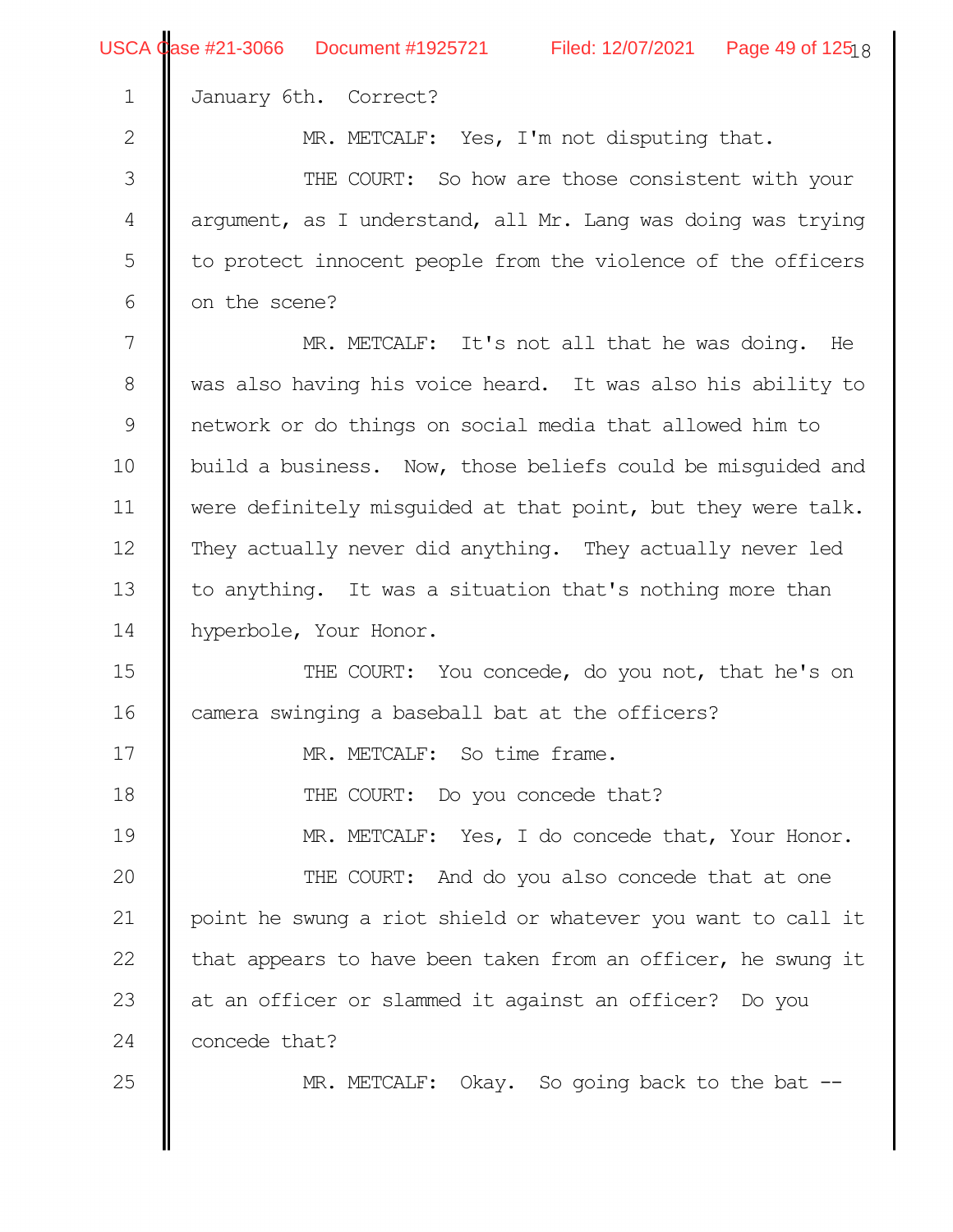January 6th. Correct?

MR. METCALF: Yes, I'm not disputing that.

THE COURT: So how are those consistent with your argument, as I understand, all Mr. Lang was doing was trying to protect innocent people from the violence of the officers on the scene?

MR. METCALF: It's not all that he was doing. He was also having his voice heard. It was also his ability to network or do things on social media that allowed him to build a business. Now, those beliefs could be misguided and were definitely misguided at that point, but they were talk. They actually never did anything. They actually never led to anything. It was a situation that's nothing more than hyperbole, Your Honor.

THE COURT: You concede, do you not, that he's on camera swinging a baseball bat at the officers?

MR. METCALF: So time frame.

THE COURT: Do you concede that?

MR. METCALF: Yes, I do concede that, Your Honor.

THE COURT: And do you also concede that at one point he swung a riot shield or whatever you want to call it that appears to have been taken from an officer, he swung it at an officer or slammed it against an officer? Do you concede that?

MR. METCALF: Okay. So going back to the bat --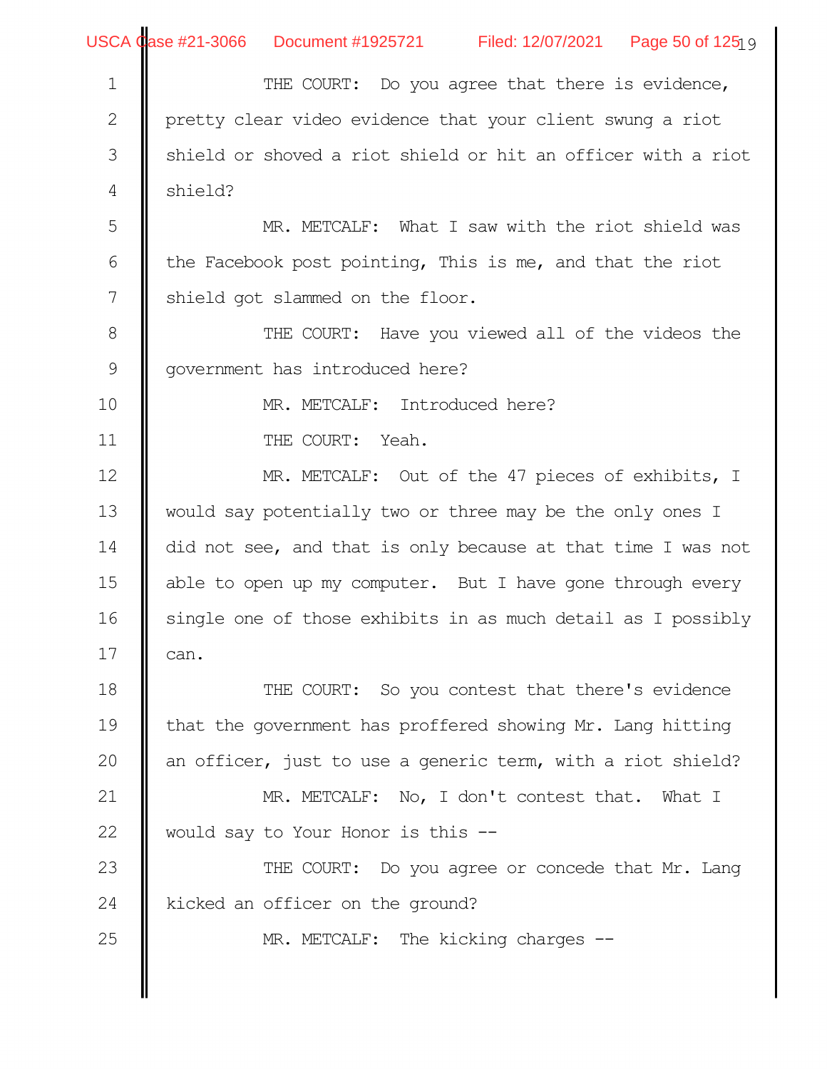THE COURT: Do you agree that there is evidence, pretty clear video evidence that your client swung a riot shield or shoved a riot shield or hit an officer with a riot shield?

MR. METCALF: What I saw with the riot shield was the Facebook post pointing, This is me, and that the riot shield got slammed on the floor.

THE COURT: Have you viewed all of the videos the government has introduced here?

MR. METCALF: Introduced here?

THE COURT: Yeah.

MR. METCALF: Out of the 47 pieces of exhibits, I would say potentially two or three may be the only ones I did not see, and that is only because at that time I was not able to open up my computer. But I have gone through every single one of those exhibits in as much detail as I possibly can.

THE COURT: So you contest that there's evidence that the government has proffered showing Mr. Lang hitting an officer, just to use a generic term, with a riot shield?

MR. METCALF: No, I don't contest that. What I would say to Your Honor is this --

THE COURT: Do you agree or concede that Mr. Lang kicked an officer on the ground?

MR. METCALF: The kicking charges --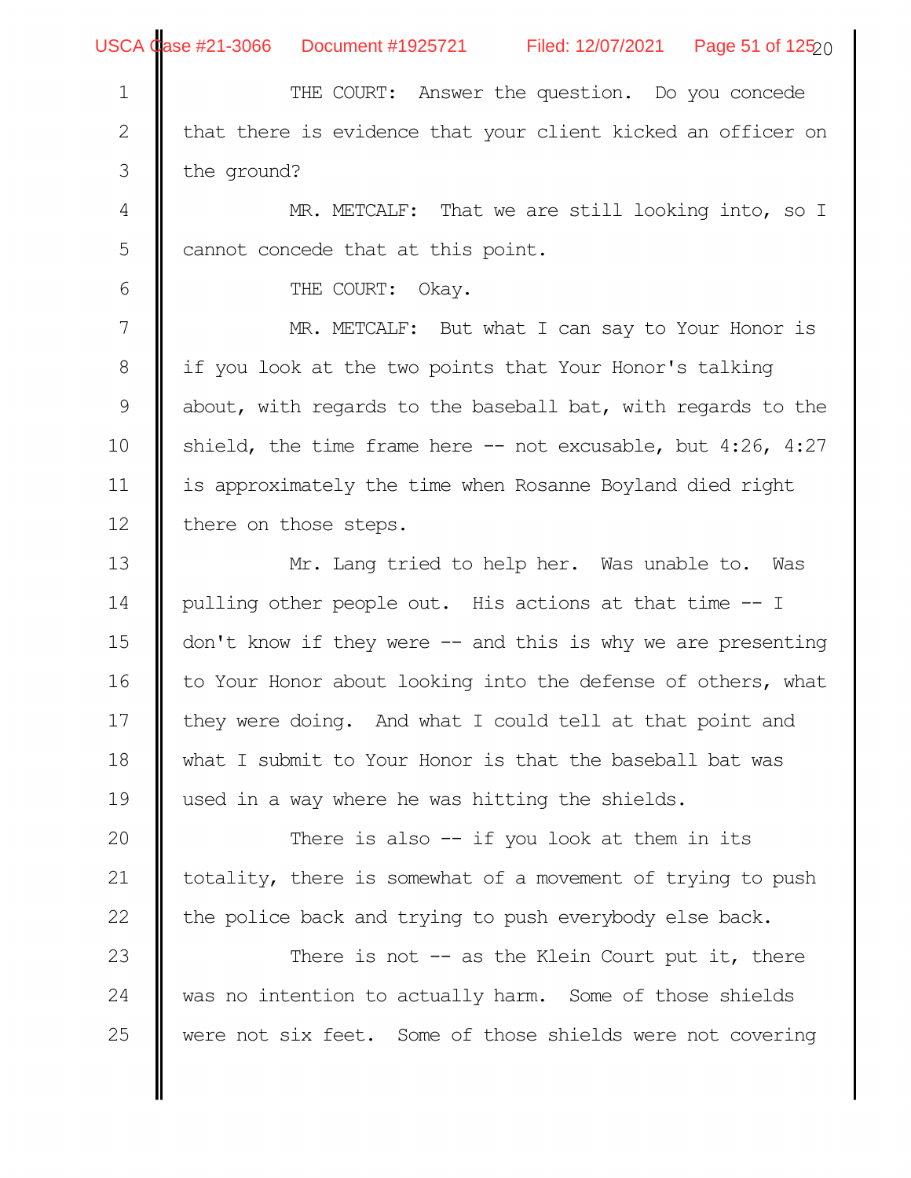THE COURT: Answer the question. Do you concede that there is evidence that your client kicked an officer on the ground?

MR. METCALF: That we are still looking into, so I cannot concede that at this point.

THE COURT: Okay.

MR. METCALF: But what I can say to Your Honor is if you look at the two points that Your Honor's talking about, with regards to the baseball bat, with regards to the shield, the time frame here -- not excusable, but 4:26, 4:27 is approximately the time when Rosanne Boyland died right there on those steps.

Mr. Lang tried to help her. Was unable to. Was pulling other people out. His actions at that time -- I don't know if they were -- and this is why we are presenting to Your Honor about looking into the defense of others, what they were doing. And what I could tell at that point and what I submit to Your Honor is that the baseball bat was used in a way where he was hitting the shields.

There is also -- if you look at them in its totality, there is somewhat of a movement of trying to push the police back and trying to push everybody else back.

There is not -- as the Klein Court put it, there was no intention to actually harm. Some of those shields were not six feet. Some of those shields were not covering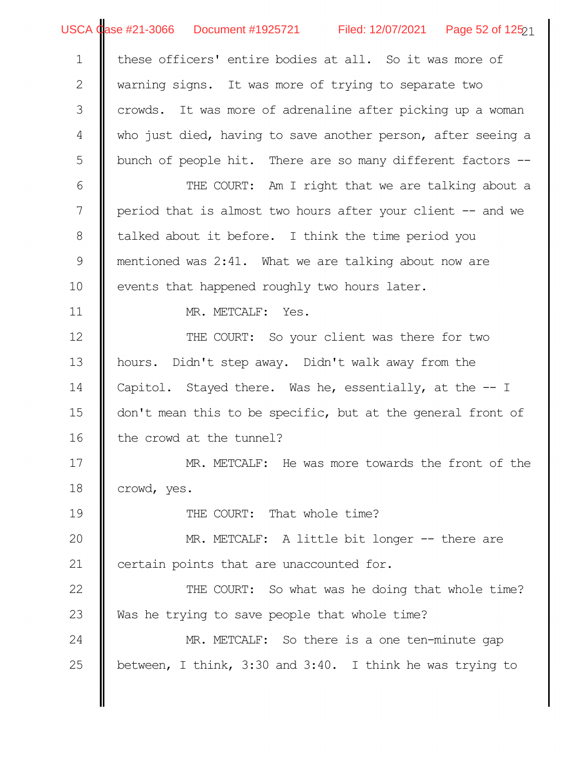these officers' entire bodies at all. So it was more of warning signs. It was more of trying to separate two crowds. It was more of adrenaline after picking up a woman who just died, having to save another person, after seeing a bunch of people hit. There are so many different factors --

THE COURT: Am I right that we are talking about a period that is almost two hours after your client -- and we talked about it before. I think the time period you mentioned was 2:41. What we are talking about now are events that happened roughly two hours later.

MR. METCALF: Yes.

THE COURT: So your client was there for two hours. Didn't step away. Didn't walk away from the Capitol. Stayed there. Was he, essentially, at the -- I don't mean this to be specific, but at the general front of the crowd at the tunnel?

MR. METCALF: He was more towards the front of the crowd, yes.

THE COURT: That whole time?

MR. METCALF: A little bit longer -- there are certain points that are unaccounted for.

THE COURT: So what was he doing that whole time? Was he trying to save people that whole time?

MR. METCALF: So there is a one ten-minute gap between, I think, 3:30 and 3:40. I think he was trying to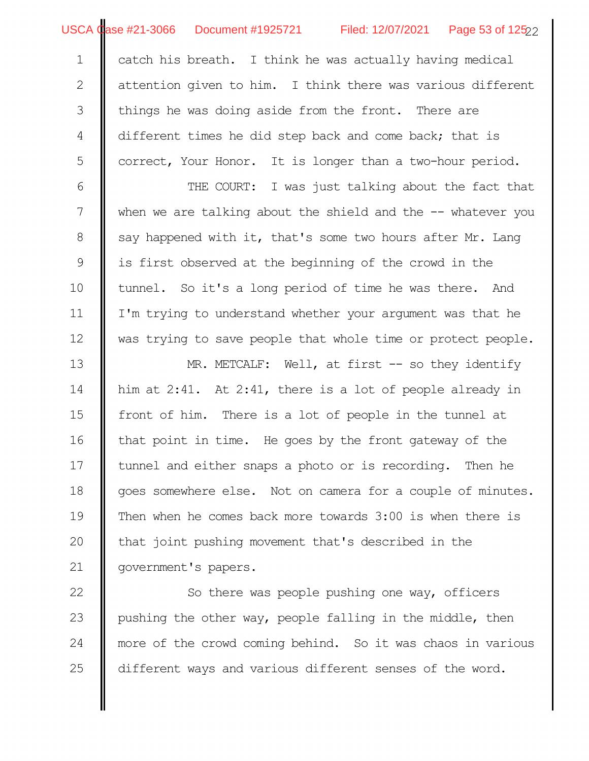catch his breath. I think he was actually having medical attention given to him. I think there was various different things he was doing aside from the front. There are different times he did step back and come back; that is correct, Your Honor. It is longer than a two-hour period.

THE COURT: I was just talking about the fact that when we are talking about the shield and the -- whatever you say happened with it, that's some two hours after Mr. Lang is first observed at the beginning of the crowd in the tunnel. So it's a long period of time he was there. And I'm trying to understand whether your argument was that he was trying to save people that whole time or protect people.

MR. METCALF: Well, at first -- so they identify him at 2:41. At 2:41, there is a lot of people already in front of him. There is a lot of people in the tunnel at that point in time. He goes by the front gateway of the tunnel and either snaps a photo or is recording. Then he goes somewhere else. Not on camera for a couple of minutes. Then when he comes back more towards 3:00 is when there is that joint pushing movement that's described in the government's papers.

So there was people pushing one way, officers pushing the other way, people falling in the middle, then more of the crowd coming behind. So it was chaos in various different ways and various different senses of the word.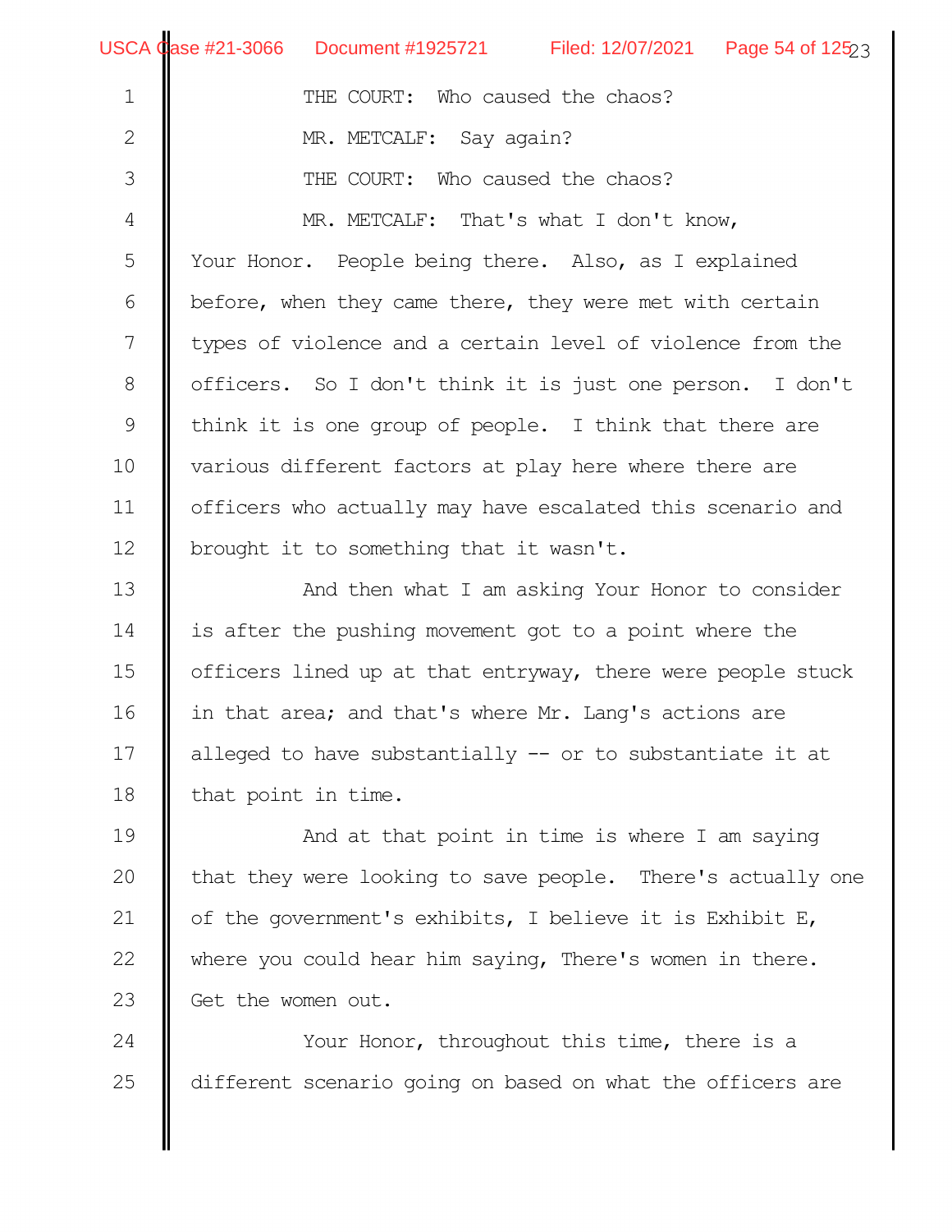THE COURT: Who caused the chaos?

MR. METCALF: Say again?

THE COURT: Who caused the chaos?

MR. METCALF: That's what I don't know, Your Honor. People being there. Also, as I explained before, when they came there, they were met with certain types of violence and a certain level of violence from the officers. So I don't think it is just one person. I don't think it is one group of people. I think that there are various different factors at play here where there are officers who actually may have escalated this scenario and brought it to something that it wasn't.

And then what I am asking Your Honor to consider is after the pushing movement got to a point where the officers lined up at that entryway, there were people stuck in that area; and that's where Mr. Lang's actions are alleged to have substantially -- or to substantiate it at that point in time.

And at that point in time is where I am saying that they were looking to save people. There's actually one of the government's exhibits, I believe it is Exhibit E, where you could hear him saying, There's women in there. Get the women out.

Your Honor, throughout this time, there is a different scenario going on based on what the officers are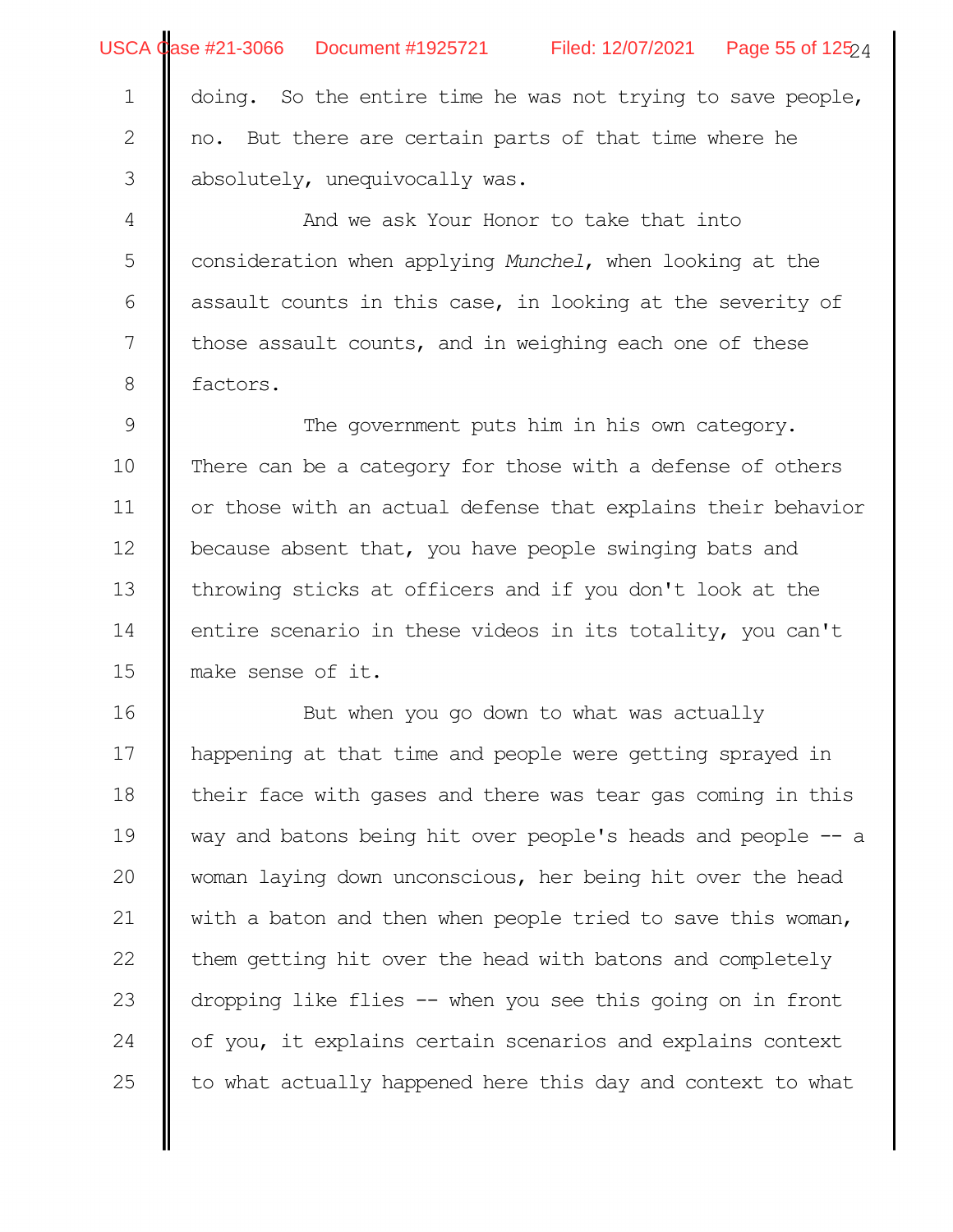doing. So the entire time he was not trying to save people, no. But there are certain parts of that time where he absolutely, unequivocally was.

And we ask Your Honor to take that into consideration when applying *Munchel*, when looking at the assault counts in this case, in looking at the severity of those assault counts, and in weighing each one of these factors.

The government puts him in his own category. There can be a category for those with a defense of others or those with an actual defense that explains their behavior because absent that, you have people swinging bats and throwing sticks at officers and if you don't look at the entire scenario in these videos in its totality, you can't make sense of it.

But when you go down to what was actually happening at that time and people were getting sprayed in their face with gases and there was tear gas coming in this way and batons being hit over people's heads and people -- a woman laying down unconscious, her being hit over the head with a baton and then when people tried to save this woman, them getting hit over the head with batons and completely dropping like flies -- when you see this going on in front of you, it explains certain scenarios and explains context to what actually happened here this day and context to what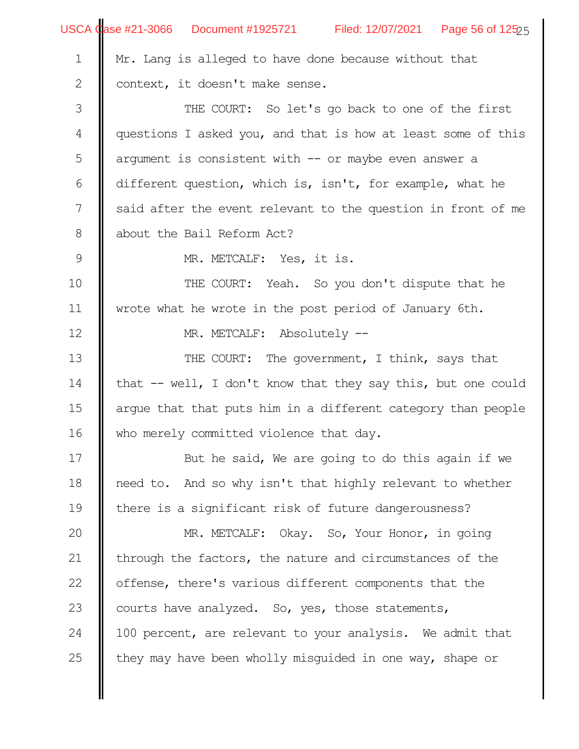Mr. Lang is alleged to have done because without that context, it doesn't make sense.

THE COURT: So let's go back to one of the first questions I asked you, and that is how at least some of this argument is consistent with -- or maybe even answer a different question, which is, isn't, for example, what he said after the event relevant to the question in front of me about the Bail Reform Act?

MR. METCALF: Yes, it is.

THE COURT: Yeah. So you don't dispute that he wrote what he wrote in the post period of January 6th.

MR. METCALF: Absolutely --

THE COURT: The government, I think, says that that -- well, I don't know that they say this, but one could argue that that puts him in a different category than people who merely committed violence that day.

But he said, We are going to do this again if we need to. And so why isn't that highly relevant to whether there is a significant risk of future dangerousness?

MR. METCALF: Okay. So, Your Honor, in going through the factors, the nature and circumstances of the offense, there's various different components that the courts have analyzed. So, yes, those statements, 100 percent, are relevant to your analysis. We admit that they may have been wholly misguided in one way, shape or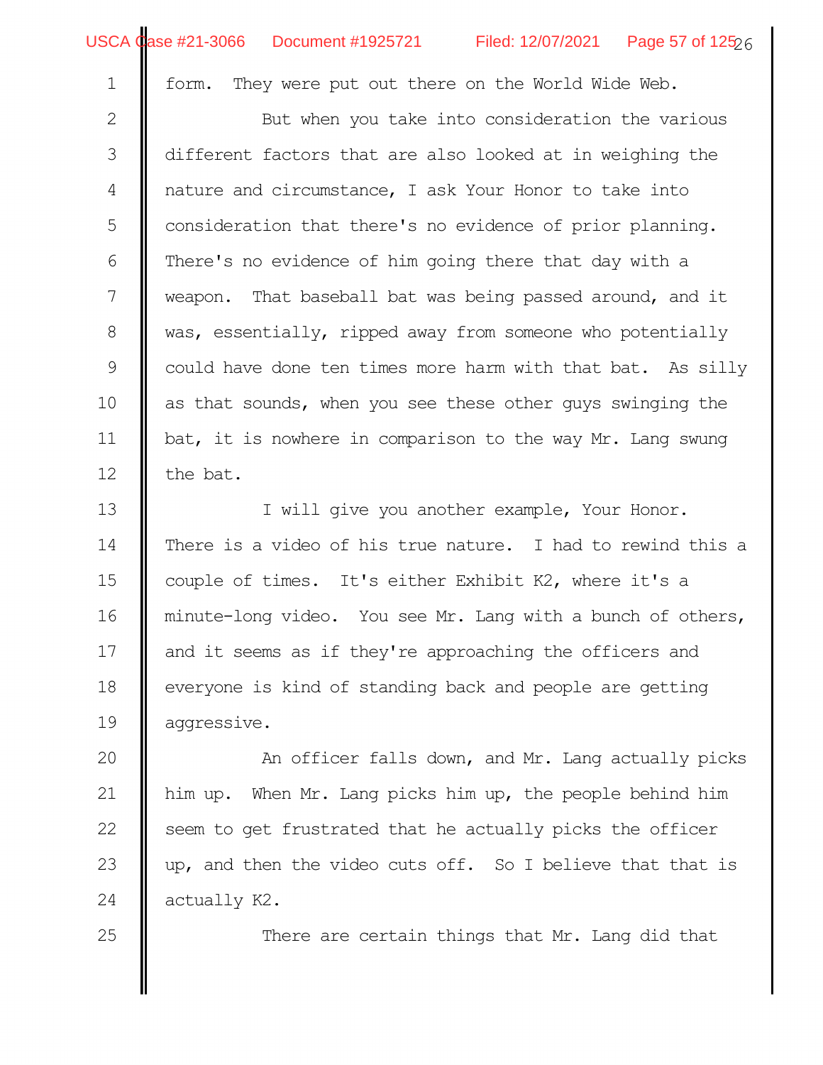form. They were put out there on the World Wide Web.

But when you take into consideration the various different factors that are also looked at in weighing the nature and circumstance, I ask Your Honor to take into consideration that there's no evidence of prior planning. There's no evidence of him going there that day with a weapon. That baseball bat was being passed around, and it was, essentially, ripped away from someone who potentially could have done ten times more harm with that bat. As silly as that sounds, when you see these other guys swinging the bat, it is nowhere in comparison to the way Mr. Lang swung the bat.

I will give you another example, Your Honor. There is a video of his true nature. I had to rewind this a couple of times. It's either Exhibit K2, where it's a minute-long video. You see Mr. Lang with a bunch of others, and it seems as if they're approaching the officers and everyone is kind of standing back and people are getting aggressive.

An officer falls down, and Mr. Lang actually picks him up. When Mr. Lang picks him up, the people behind him seem to get frustrated that he actually picks the officer up, and then the video cuts off. So I believe that that is actually K2.

There are certain things that Mr. Lang did that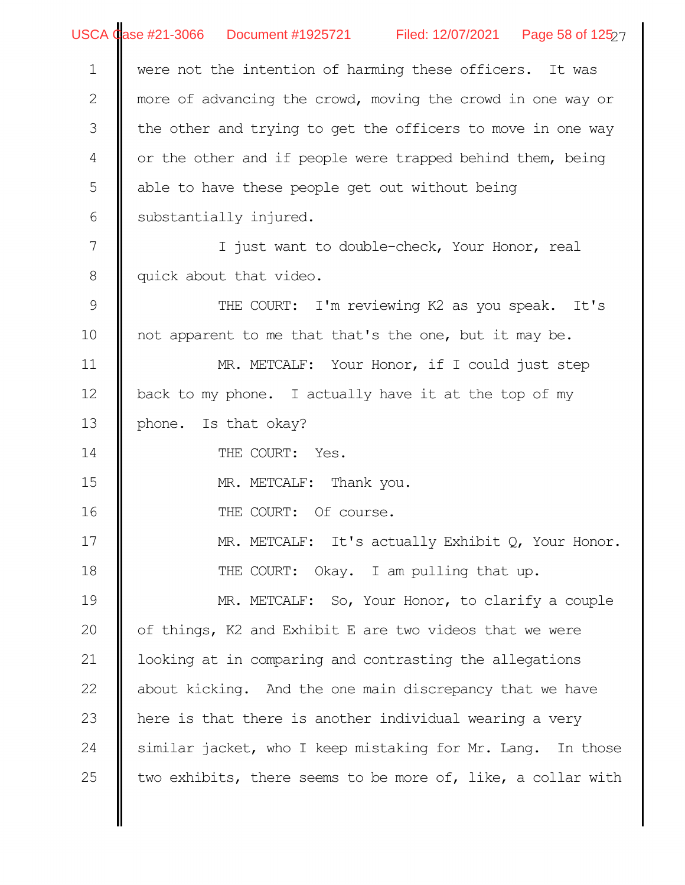were not the intention of harming these officers. It was more of advancing the crowd, moving the crowd in one way or the other and trying to get the officers to move in one way or the other and if people were trapped behind them, being able to have these people get out without being substantially injured.

I just want to double-check, Your Honor, real quick about that video.

THE COURT: I'm reviewing K2 as you speak. It's not apparent to me that that's the one, but it may be.

MR. METCALF: Your Honor, if I could just step back to my phone. I actually have it at the top of my phone. Is that okay?

THE COURT: Yes.

MR. METCALF: Thank you.

THE COURT: Of course.

MR. METCALF: It's actually Exhibit Q, Your Honor.

THE COURT: Okay. I am pulling that up.

MR. METCALF: So, Your Honor, to clarify a couple of things, K2 and Exhibit E are two videos that we were looking at in comparing and contrasting the allegations about kicking. And the one main discrepancy that we have here is that there is another individual wearing a very similar jacket, who I keep mistaking for Mr. Lang. In those two exhibits, there seems to be more of, like, a collar with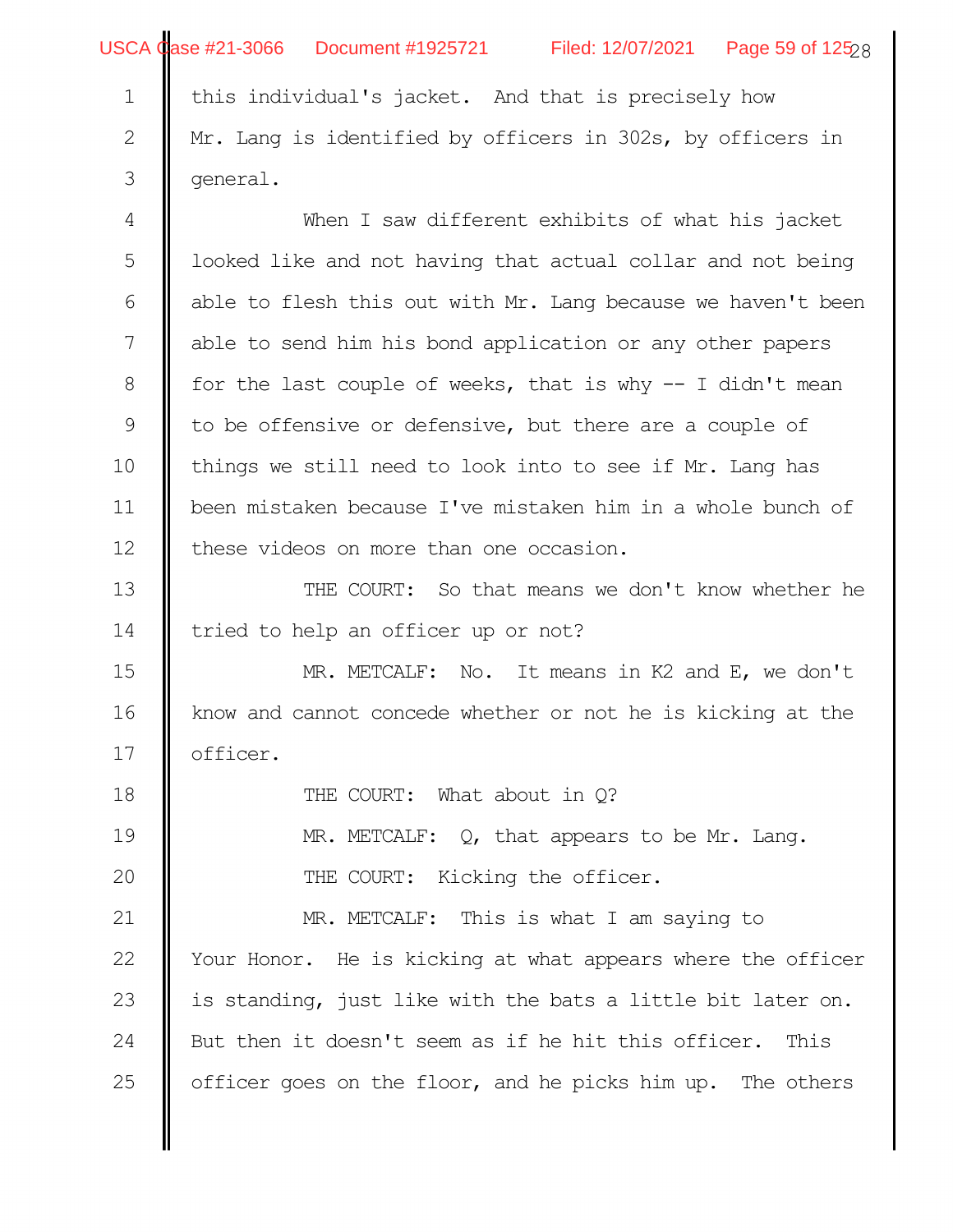this individual's jacket. And that is precisely how Mr. Lang is identified by officers in 302s, by officers in general.

When I saw different exhibits of what his jacket looked like and not having that actual collar and not being able to flesh this out with Mr. Lang because we haven't been able to send him his bond application or any other papers for the last couple of weeks, that is why -- I didn't mean to be offensive or defensive, but there are a couple of things we still need to look into to see if Mr. Lang has been mistaken because I've mistaken him in a whole bunch of these videos on more than one occasion.

THE COURT: So that means we don't know whether he tried to help an officer up or not?

MR. METCALF: No. It means in K2 and E, we don't know and cannot concede whether or not he is kicking at the officer.

THE COURT: What about in Q?

MR. METCALF: Q, that appears to be Mr. Lang.

THE COURT: Kicking the officer.

MR. METCALF: This is what I am saying to Your Honor. He is kicking at what appears where the officer is standing, just like with the bats a little bit later on. But then it doesn't seem as if he hit this officer. This officer goes on the floor, and he picks him up. The others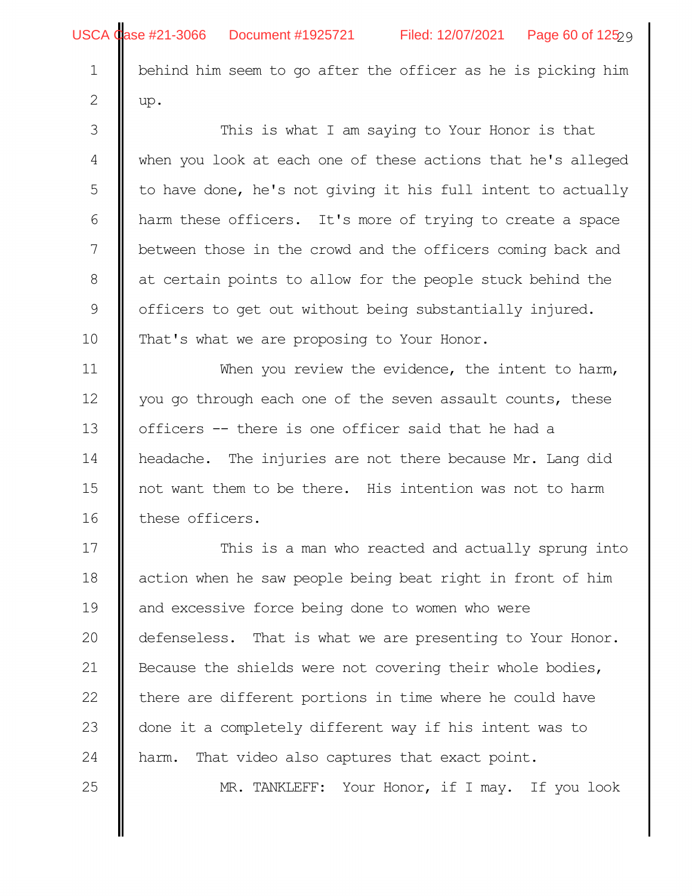behind him seem to go after the officer as he is picking him up.

This is what I am saying to Your Honor is that when you look at each one of these actions that he's alleged to have done, he's not giving it his full intent to actually harm these officers. It's more of trying to create a space between those in the crowd and the officers coming back and at certain points to allow for the people stuck behind the officers to get out without being substantially injured. That's what we are proposing to Your Honor.

When you review the evidence, the intent to harm, you go through each one of the seven assault counts, these officers -- there is one officer said that he had a headache. The injuries are not there because Mr. Lang did not want them to be there. His intention was not to harm these officers.

This is a man who reacted and actually sprung into action when he saw people being beat right in front of him and excessive force being done to women who were defenseless. That is what we are presenting to Your Honor. Because the shields were not covering their whole bodies, there are different portions in time where he could have done it a completely different way if his intent was to harm. That video also captures that exact point.

MR. TANKLEFF: Your Honor, if I may. If you look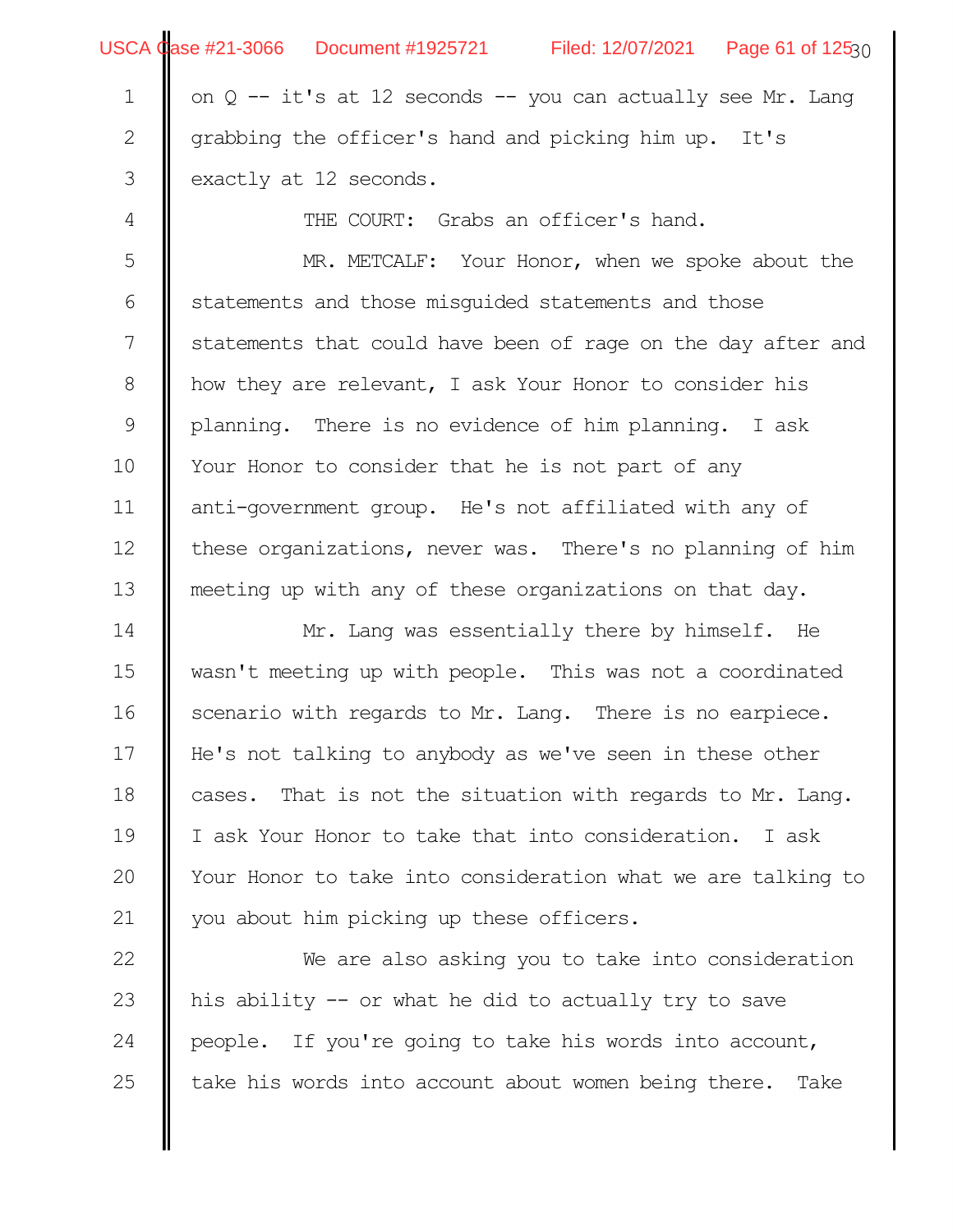on Q -- it's at 12 seconds -- you can actually see Mr. Lang grabbing the officer's hand and picking him up. It's exactly at 12 seconds.

THE COURT: Grabs an officer's hand.

MR. METCALF: Your Honor, when we spoke about the statements and those misguided statements and those statements that could have been of rage on the day after and how they are relevant, I ask Your Honor to consider his planning. There is no evidence of him planning. I ask Your Honor to consider that he is not part of any anti-government group. He's not affiliated with any of these organizations, never was. There's no planning of him meeting up with any of these organizations on that day.

Mr. Lang was essentially there by himself. He wasn't meeting up with people. This was not a coordinated scenario with regards to Mr. Lang. There is no earpiece. He's not talking to anybody as we've seen in these other cases. That is not the situation with regards to Mr. Lang. I ask Your Honor to take that into consideration. I ask Your Honor to take into consideration what we are talking to you about him picking up these officers.

We are also asking you to take into consideration his ability -- or what he did to actually try to save people. If you're going to take his words into account, take his words into account about women being there. Take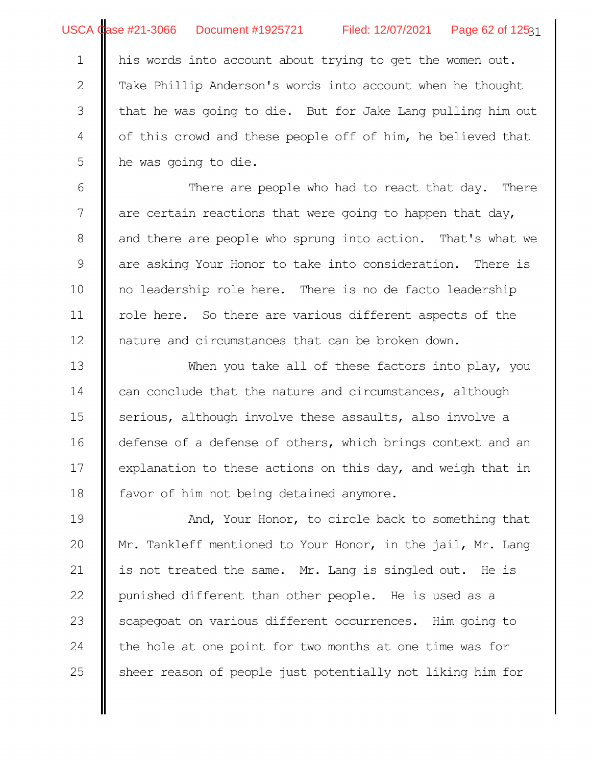his words into account about trying to get the women out. Take Phillip Anderson's words into account when he thought that he was going to die. But for Jake Lang pulling him out of this crowd and these people off of him, he believed that he was going to die.

There are people who had to react that day. There are certain reactions that were going to happen that day, and there are people who sprung into action. That's what we are asking Your Honor to take into consideration. There is no leadership role here. There is no de facto leadership role here. So there are various different aspects of the nature and circumstances that can be broken down.

When you take all of these factors into play, you can conclude that the nature and circumstances, although serious, although involve these assaults, also involve a defense of a defense of others, which brings context and an explanation to these actions on this day, and weigh that in favor of him not being detained anymore.

And, Your Honor, to circle back to something that Mr. Tankleff mentioned to Your Honor, in the jail, Mr. Lang is not treated the same. Mr. Lang is singled out. He is punished different than other people. He is used as a scapegoat on various different occurrences. Him going to the hole at one point for two months at one time was for sheer reason of people just potentially not liking him for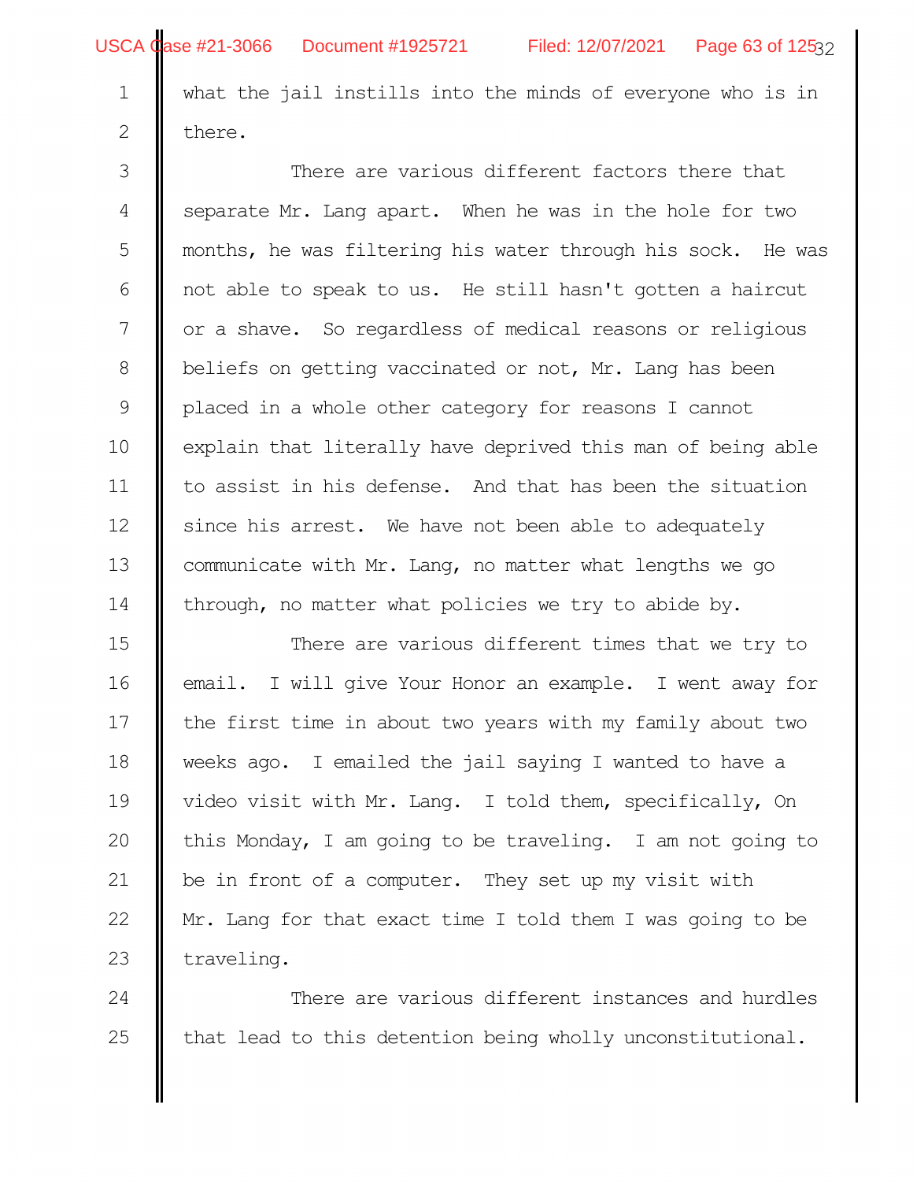what the jail instills into the minds of everyone who is in there.

There are various different factors there that separate Mr. Lang apart. When he was in the hole for two months, he was filtering his water through his sock. He was not able to speak to us. He still hasn't gotten a haircut or a shave. So regardless of medical reasons or religious beliefs on getting vaccinated or not, Mr. Lang has been placed in a whole other category for reasons I cannot explain that literally have deprived this man of being able to assist in his defense. And that has been the situation since his arrest. We have not been able to adequately communicate with Mr. Lang, no matter what lengths we go through, no matter what policies we try to abide by.

There are various different times that we try to email. I will give Your Honor an example. I went away for the first time in about two years with my family about two weeks ago. I emailed the jail saying I wanted to have a video visit with Mr. Lang. I told them, specifically, On this Monday, I am going to be traveling. I am not going to be in front of a computer. They set up my visit with Mr. Lang for that exact time I told them I was going to be traveling.

There are various different instances and hurdles that lead to this detention being wholly unconstitutional.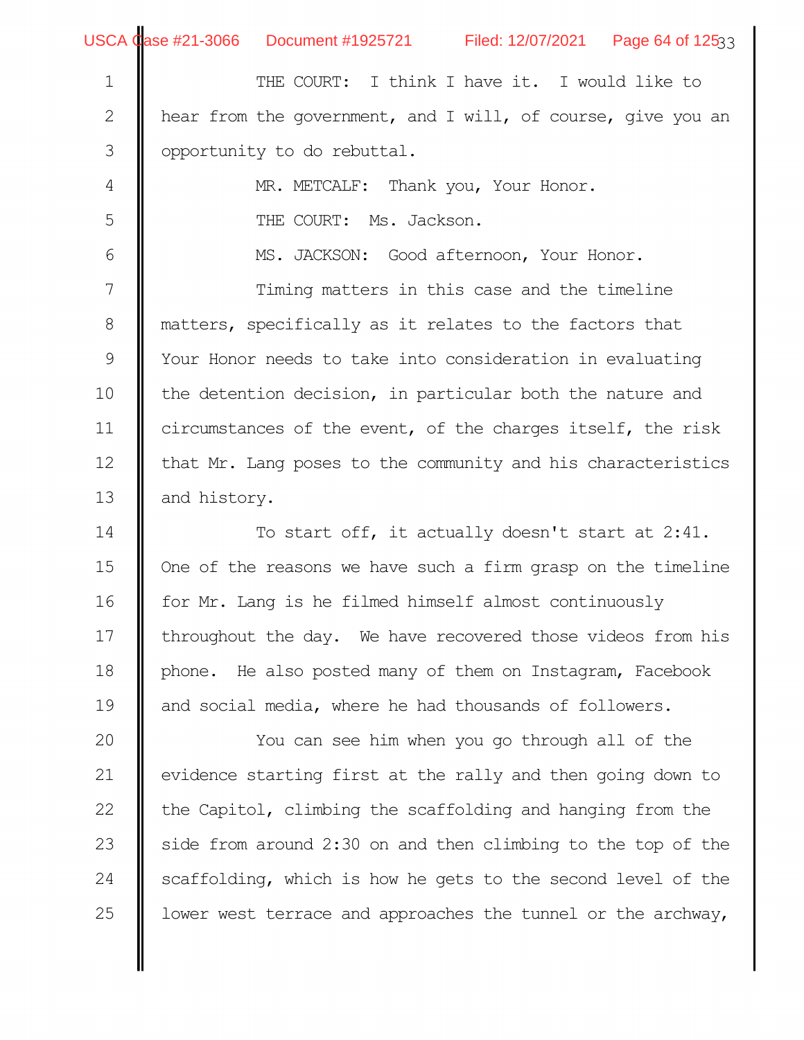THE COURT: I think I have it. I would like to hear from the government, and I will, of course, give you an opportunity to do rebuttal.

MR. METCALF: Thank you, Your Honor.

THE COURT: Ms. Jackson.

MS. JACKSON: Good afternoon, Your Honor.

Timing matters in this case and the timeline matters, specifically as it relates to the factors that Your Honor needs to take into consideration in evaluating the detention decision, in particular both the nature and circumstances of the event, of the charges itself, the risk that Mr. Lang poses to the community and his characteristics and history.

To start off, it actually doesn't start at 2:41. One of the reasons we have such a firm grasp on the timeline for Mr. Lang is he filmed himself almost continuously throughout the day. We have recovered those videos from his phone. He also posted many of them on Instagram, Facebook and social media, where he had thousands of followers.

You can see him when you go through all of the evidence starting first at the rally and then going down to the Capitol, climbing the scaffolding and hanging from the side from around 2:30 on and then climbing to the top of the scaffolding, which is how he gets to the second level of the lower west terrace and approaches the tunnel or the archway,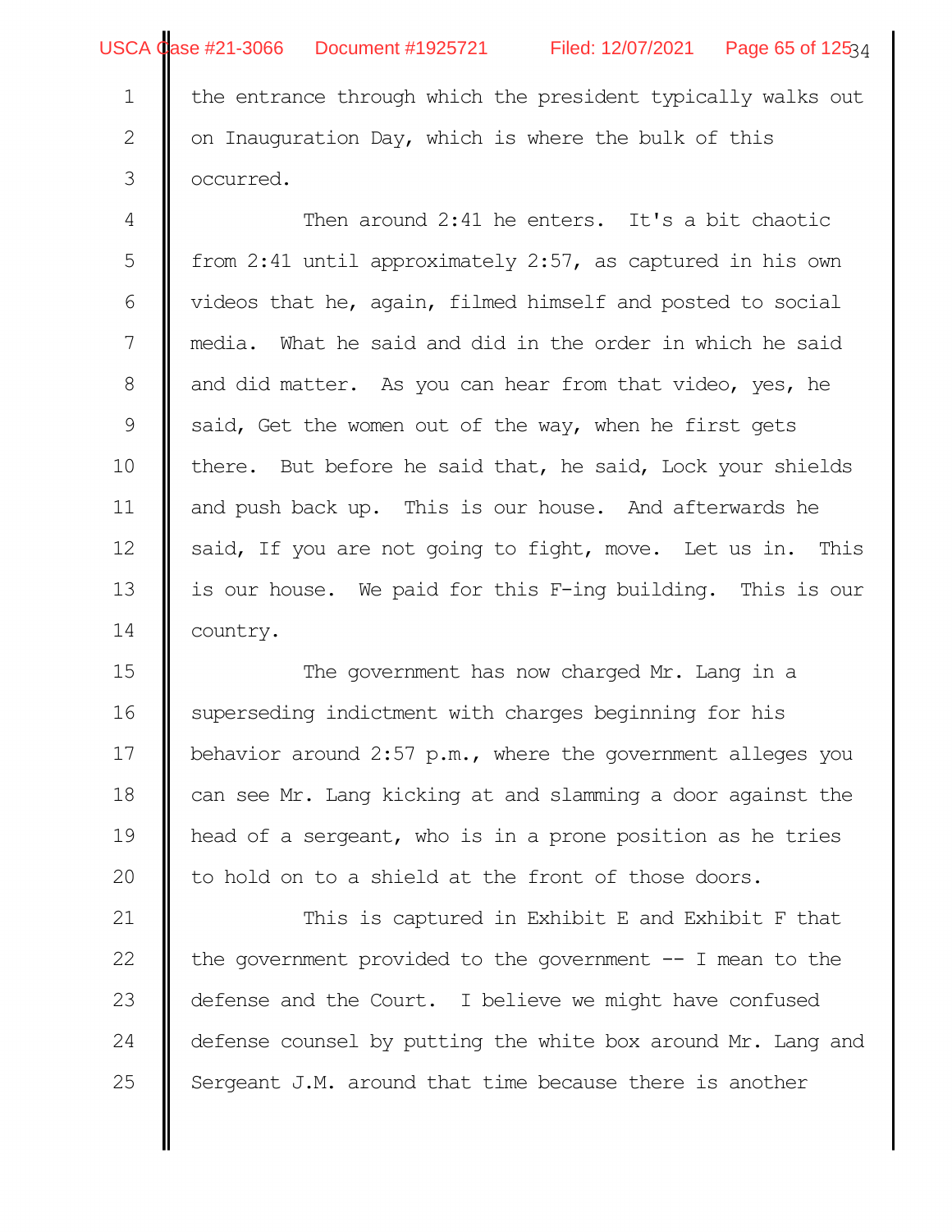the entrance through which the president typically walks out on Inauguration Day, which is where the bulk of this occurred.

Then around 2:41 he enters. It's a bit chaotic from 2:41 until approximately 2:57, as captured in his own videos that he, again, filmed himself and posted to social media. What he said and did in the order in which he said and did matter. As you can hear from that video, yes, he said, Get the women out of the way, when he first gets there. But before he said that, he said, Lock your shields and push back up. This is our house. And afterwards he said, If you are not going to fight, move. Let us in. This is our house. We paid for this F-ing building. This is our country.

The government has now charged Mr. Lang in a superseding indictment with charges beginning for his behavior around 2:57 p.m., where the government alleges you can see Mr. Lang kicking at and slamming a door against the head of a sergeant, who is in a prone position as he tries to hold on to a shield at the front of those doors.

This is captured in Exhibit E and Exhibit F that the government provided to the government -- I mean to the defense and the Court. I believe we might have confused defense counsel by putting the white box around Mr. Lang and Sergeant J.M. around that time because there is another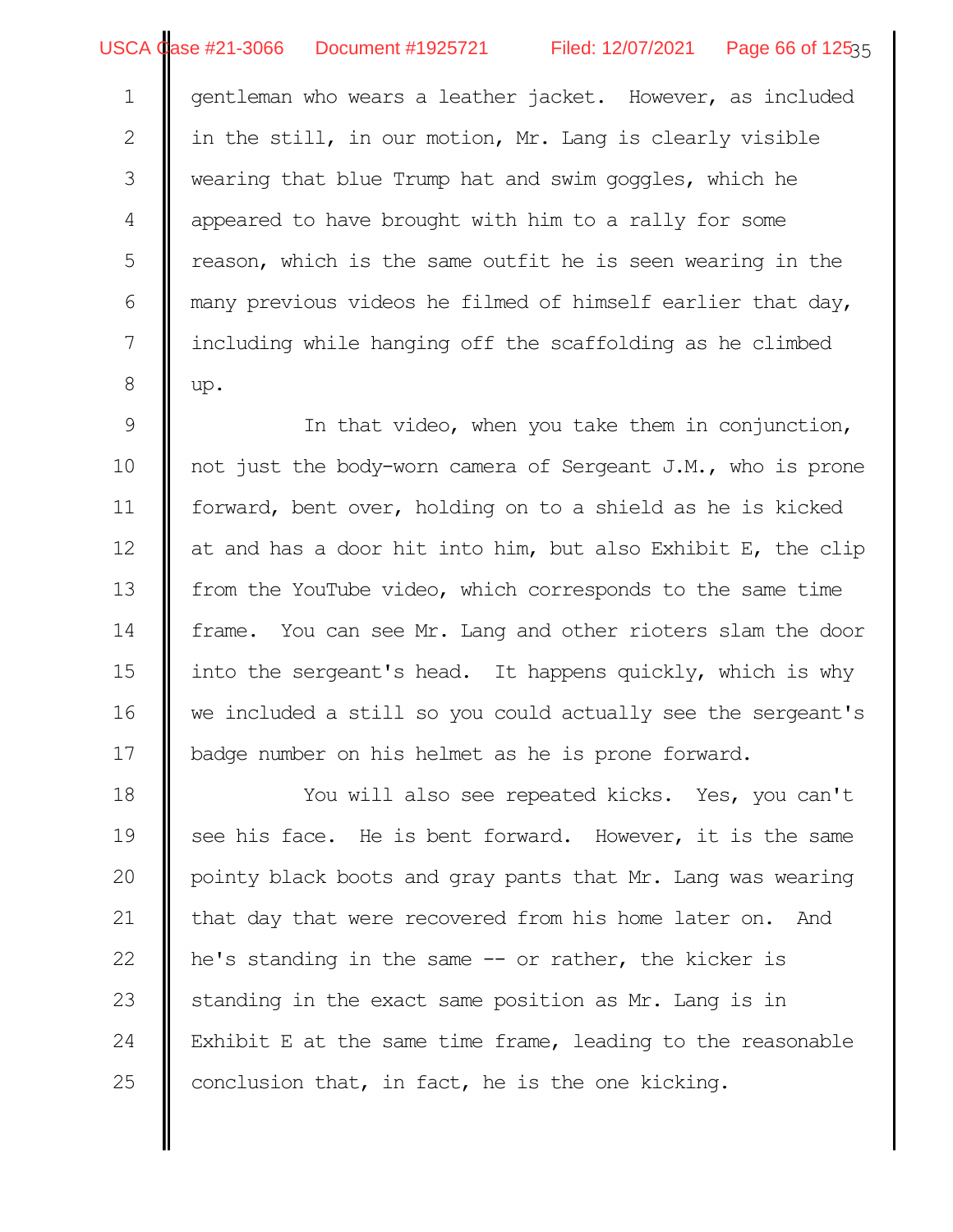gentleman who wears a leather jacket. However, as included in the still, in our motion, Mr. Lang is clearly visible wearing that blue Trump hat and swim goggles, which he appeared to have brought with him to a rally for some reason, which is the same outfit he is seen wearing in the many previous videos he filmed of himself earlier that day, including while hanging off the scaffolding as he climbed up.

In that video, when you take them in conjunction, not just the body-worn camera of Sergeant J.M., who is prone forward, bent over, holding on to a shield as he is kicked at and has a door hit into him, but also Exhibit E, the clip from the YouTube video, which corresponds to the same time frame. You can see Mr. Lang and other rioters slam the door into the sergeant's head. It happens quickly, which is why we included a still so you could actually see the sergeant's badge number on his helmet as he is prone forward.

You will also see repeated kicks. Yes, you can't see his face. He is bent forward. However, it is the same pointy black boots and gray pants that Mr. Lang was wearing that day that were recovered from his home later on. And he's standing in the same -- or rather, the kicker is standing in the exact same position as Mr. Lang is in Exhibit E at the same time frame, leading to the reasonable conclusion that, in fact, he is the one kicking.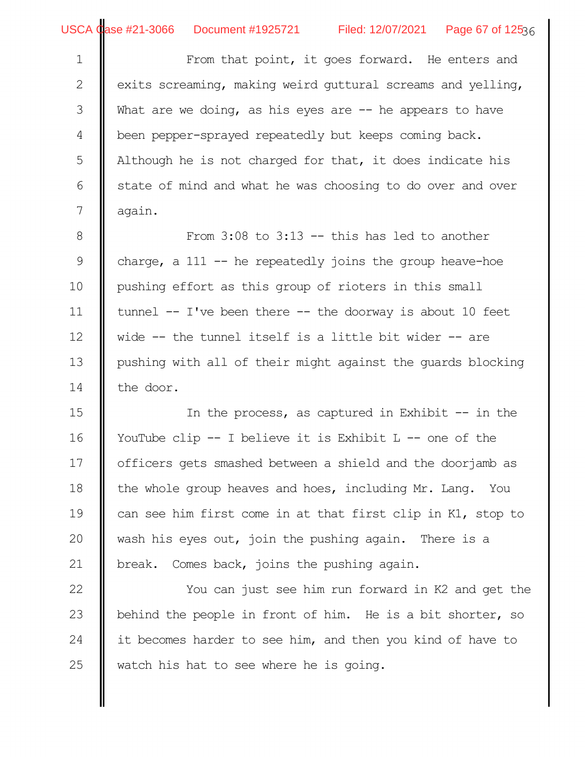From that point, it goes forward. He enters and exits screaming, making weird guttural screams and yelling, What are we doing, as his eyes are -- he appears to have been pepper-sprayed repeatedly but keeps coming back. Although he is not charged for that, it does indicate his state of mind and what he was choosing to do over and over again.

From 3:08 to 3:13 -- this has led to another charge, a 111 -- he repeatedly joins the group heave-hoe pushing effort as this group of rioters in this small tunnel -- I've been there -- the doorway is about 10 feet wide -- the tunnel itself is a little bit wider -- are pushing with all of their might against the guards blocking the door.

In the process, as captured in Exhibit -- in the YouTube clip -- I believe it is Exhibit L -- one of the officers gets smashed between a shield and the doorjamb as the whole group heaves and hoes, including Mr. Lang. You can see him first come in at that first clip in K1, stop to wash his eyes out, join the pushing again. There is a break. Comes back, joins the pushing again.

You can just see him run forward in K2 and get the behind the people in front of him. He is a bit shorter, so it becomes harder to see him, and then you kind of have to watch his hat to see where he is going.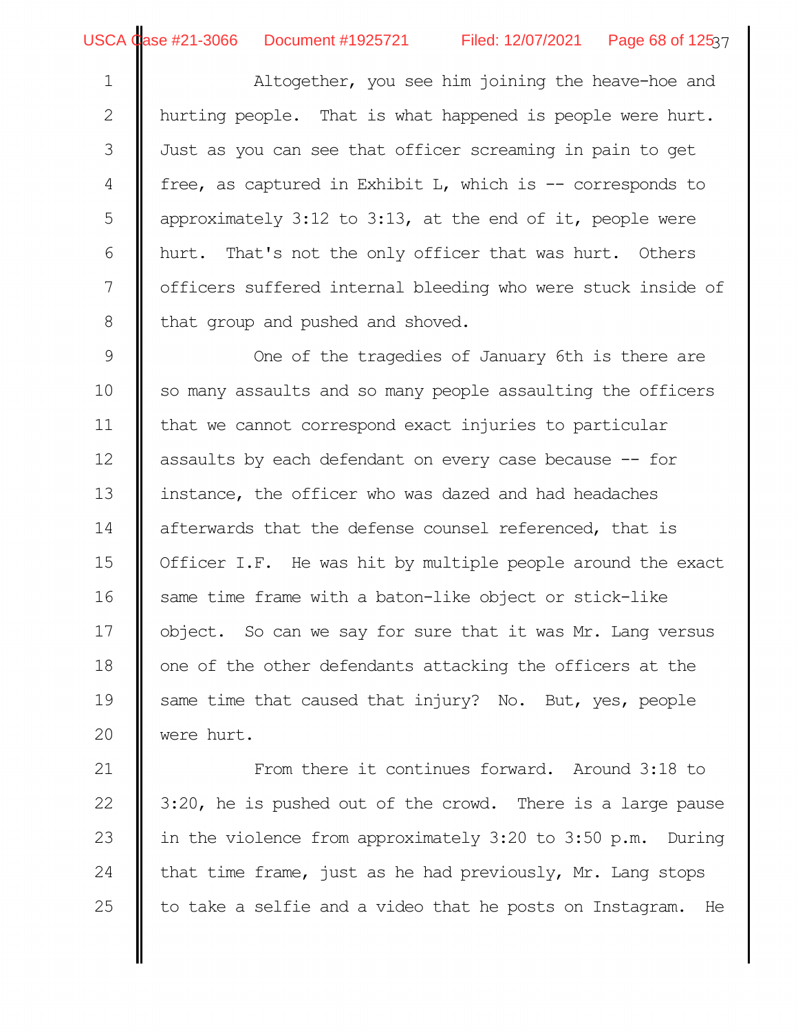Altogether, you see him joining the heave-hoe and hurting people. That is what happened is people were hurt. Just as you can see that officer screaming in pain to get free, as captured in Exhibit L, which is -- corresponds to approximately 3:12 to 3:13, at the end of it, people were hurt. That's not the only officer that was hurt. Others officers suffered internal bleeding who were stuck inside of that group and pushed and shoved.

One of the tragedies of January 6th is there are so many assaults and so many people assaulting the officers that we cannot correspond exact injuries to particular assaults by each defendant on every case because -- for instance, the officer who was dazed and had headaches afterwards that the defense counsel referenced, that is Officer I.F. He was hit by multiple people around the exact same time frame with a baton-like object or stick-like object. So can we say for sure that it was Mr. Lang versus one of the other defendants attacking the officers at the same time that caused that injury? No. But, yes, people were hurt.

From there it continues forward. Around 3:18 to 3:20, he is pushed out of the crowd. There is a large pause in the violence from approximately 3:20 to 3:50 p.m. During that time frame, just as he had previously, Mr. Lang stops to take a selfie and a video that he posts on Instagram. He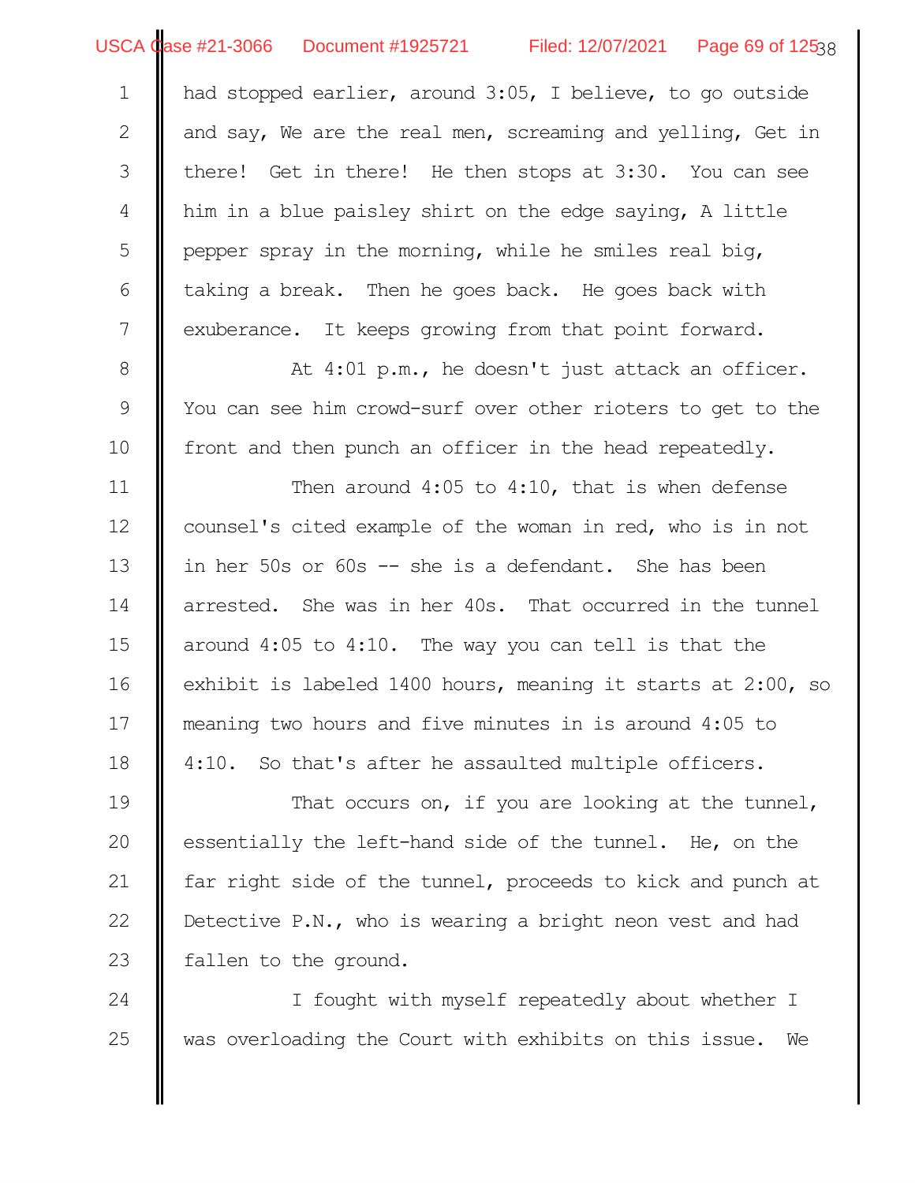had stopped earlier, around 3:05, I believe, to go outside and say, We are the real men, screaming and yelling, Get in there! Get in there! He then stops at 3:30. You can see him in a blue paisley shirt on the edge saying, A little pepper spray in the morning, while he smiles real big, taking a break. Then he goes back. He goes back with exuberance. It keeps growing from that point forward.

At 4:01 p.m., he doesn't just attack an officer. You can see him crowd-surf over other rioters to get to the front and then punch an officer in the head repeatedly.

Then around 4:05 to 4:10, that is when defense counsel's cited example of the woman in red, who is in not in her 50s or 60s -- she is a defendant. She has been arrested. She was in her 40s. That occurred in the tunnel around 4:05 to 4:10. The way you can tell is that the exhibit is labeled 1400 hours, meaning it starts at 2:00, so meaning two hours and five minutes in is around 4:05 to 4:10. So that's after he assaulted multiple officers.

That occurs on, if you are looking at the tunnel, essentially the left-hand side of the tunnel. He, on the far right side of the tunnel, proceeds to kick and punch at Detective P.N., who is wearing a bright neon vest and had fallen to the ground.

I fought with myself repeatedly about whether I was overloading the Court with exhibits on this issue. We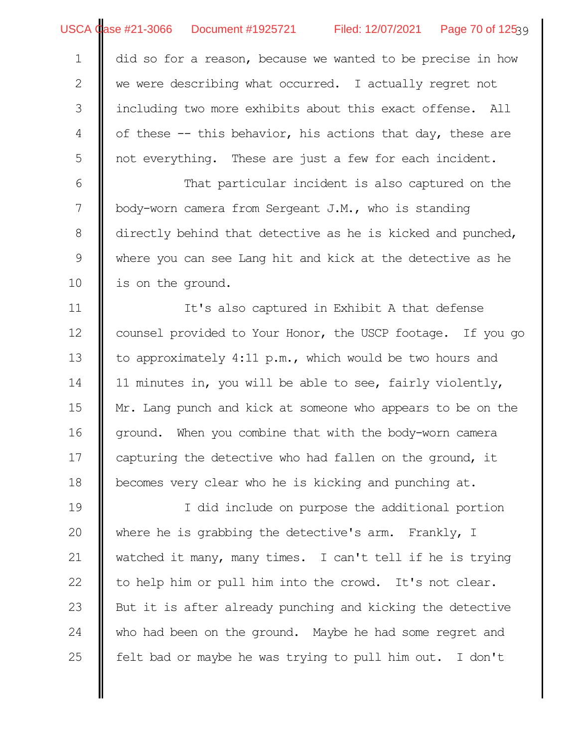did so for a reason, because we wanted to be precise in how we were describing what occurred. I actually regret not including two more exhibits about this exact offense. All of these -- this behavior, his actions that day, these are not everything. These are just a few for each incident.

That particular incident is also captured on the body-worn camera from Sergeant J.M., who is standing directly behind that detective as he is kicked and punched, where you can see Lang hit and kick at the detective as he is on the ground.

It's also captured in Exhibit A that defense counsel provided to Your Honor, the USCP footage. If you go to approximately 4:11 p.m., which would be two hours and 11 minutes in, you will be able to see, fairly violently, Mr. Lang punch and kick at someone who appears to be on the ground. When you combine that with the body-worn camera capturing the detective who had fallen on the ground, it becomes very clear who he is kicking and punching at.

I did include on purpose the additional portion where he is grabbing the detective's arm. Frankly, I watched it many, many times. I can't tell if he is trying to help him or pull him into the crowd. It's not clear. But it is after already punching and kicking the detective who had been on the ground. Maybe he had some regret and felt bad or maybe he was trying to pull him out. I don't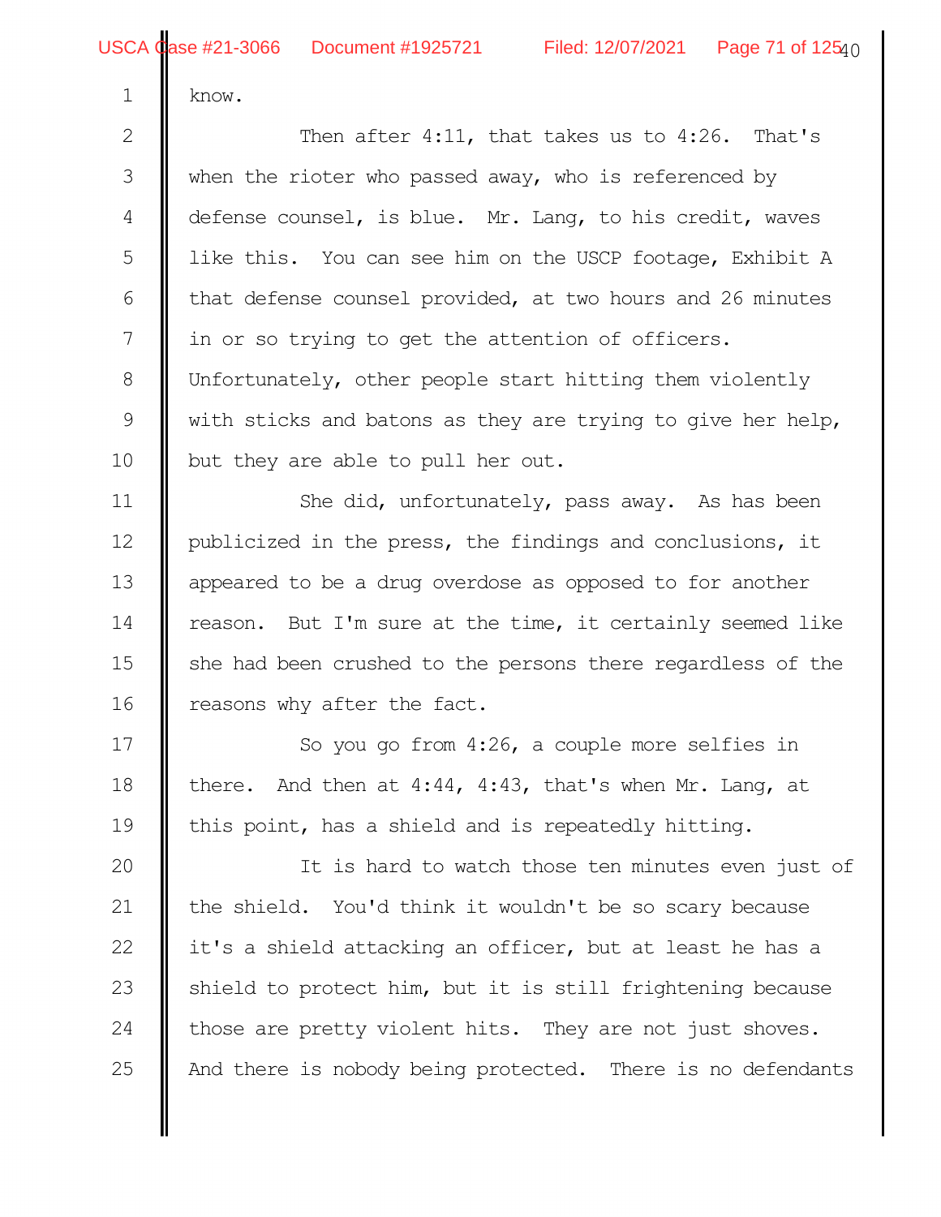know.

Then after 4:11, that takes us to 4:26. That's when the rioter who passed away, who is referenced by defense counsel, is blue. Mr. Lang, to his credit, waves like this. You can see him on the USCP footage, Exhibit A that defense counsel provided, at two hours and 26 minutes in or so trying to get the attention of officers. Unfortunately, other people start hitting them violently with sticks and batons as they are trying to give her help, but they are able to pull her out.

She did, unfortunately, pass away. As has been publicized in the press, the findings and conclusions, it appeared to be a drug overdose as opposed to for another reason. But I'm sure at the time, it certainly seemed like she had been crushed to the persons there regardless of the reasons why after the fact.

So you go from 4:26, a couple more selfies in there. And then at 4:44, 4:43, that's when Mr. Lang, at this point, has a shield and is repeatedly hitting.

It is hard to watch those ten minutes even just of the shield. You'd think it wouldn't be so scary because it's a shield attacking an officer, but at least he has a shield to protect him, but it is still frightening because those are pretty violent hits. They are not just shoves. And there is nobody being protected. There is no defendants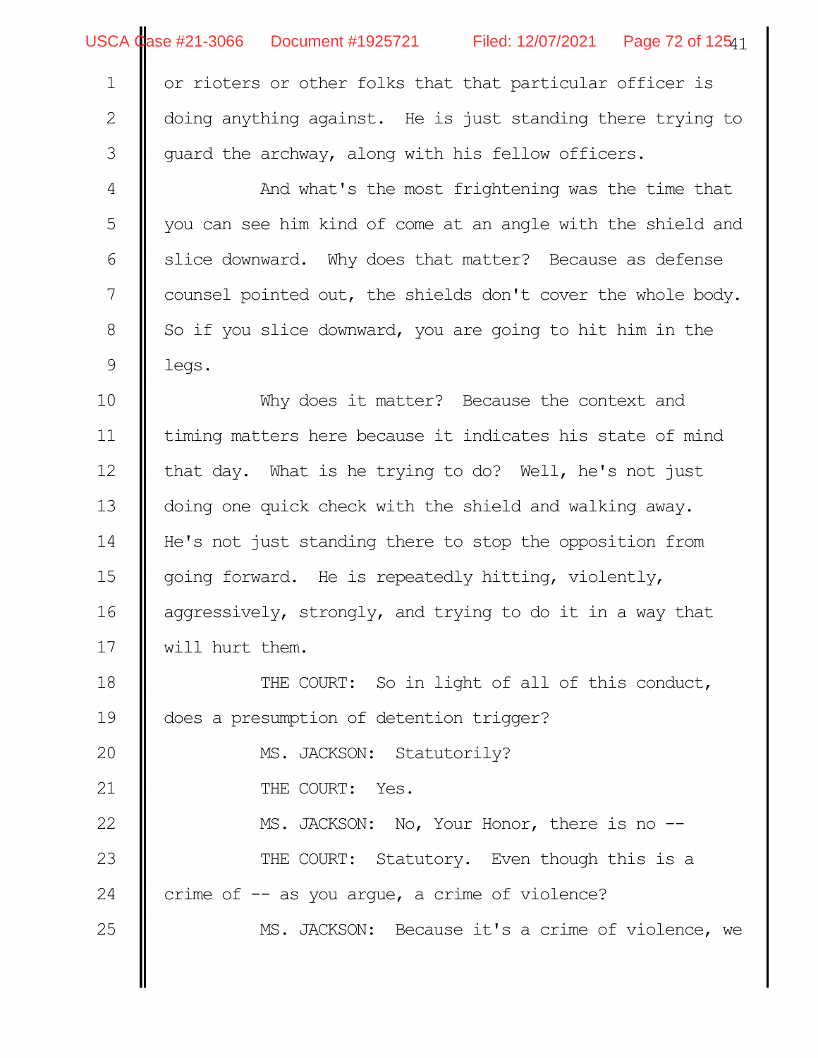or rioters or other folks that that particular officer is doing anything against. He is just standing there trying to guard the archway, along with his fellow officers.

And what's the most frightening was the time that you can see him kind of come at an angle with the shield and slice downward. Why does that matter? Because as defense counsel pointed out, the shields don't cover the whole body. So if you slice downward, you are going to hit him in the legs.

Why does it matter? Because the context and timing matters here because it indicates his state of mind that day. What is he trying to do? Well, he's not just doing one quick check with the shield and walking away. He's not just standing there to stop the opposition from going forward. He is repeatedly hitting, violently, aggressively, strongly, and trying to do it in a way that will hurt them.

THE COURT: So in light of all of this conduct, does a presumption of detention trigger?

MS. JACKSON: Statutorily?

THE COURT: Yes.

MS. JACKSON: No, Your Honor, there is no --

THE COURT: Statutory. Even though this is a crime of -- as you argue, a crime of violence?

MS. JACKSON: Because it's a crime of violence, we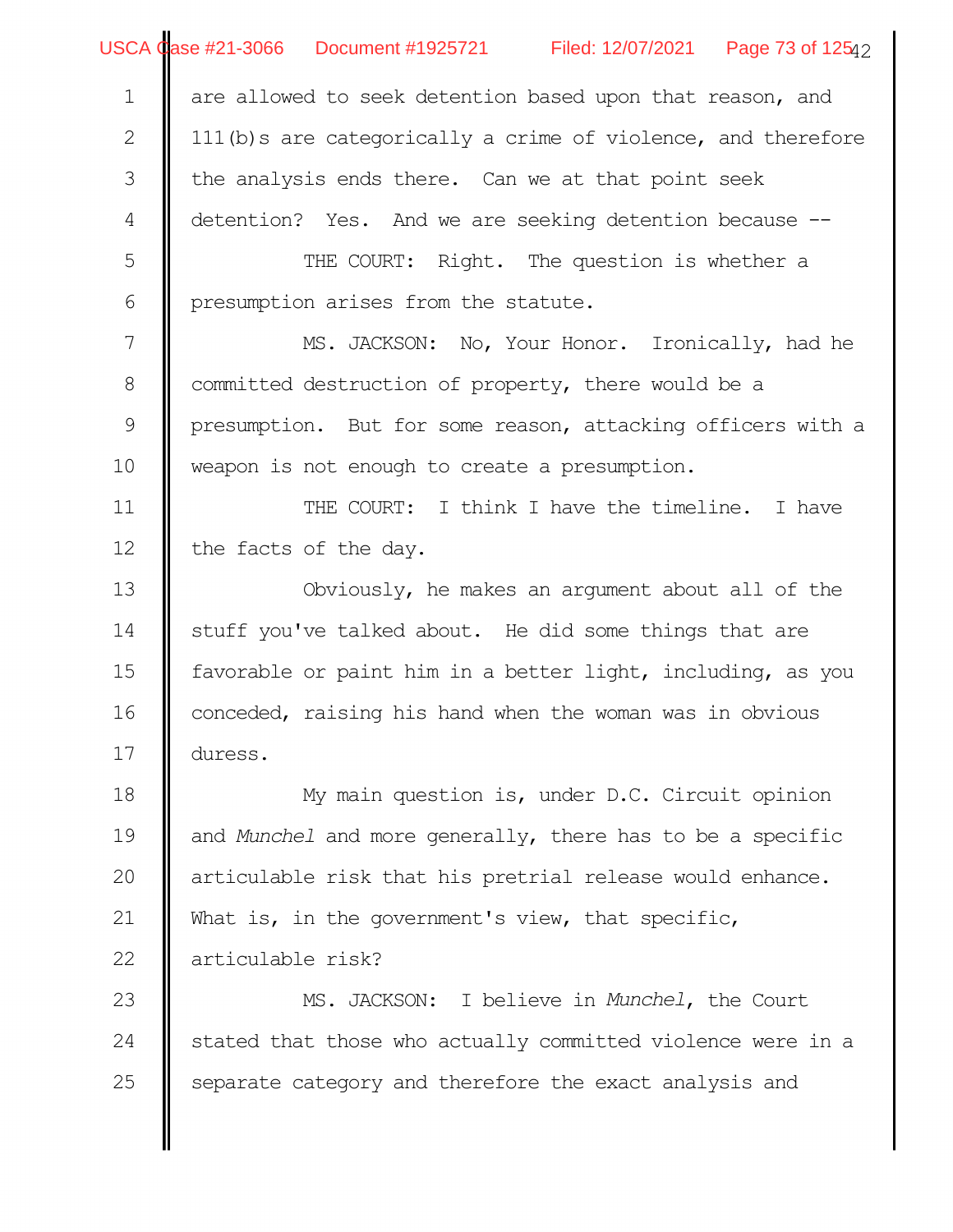are allowed to seek detention based upon that reason, and 111(b)s are categorically a crime of violence, and therefore the analysis ends there. Can we at that point seek detention? Yes. And we are seeking detention because --

THE COURT: Right. The question is whether a presumption arises from the statute.

MS. JACKSON: No, Your Honor. Ironically, had he committed destruction of property, there would be a presumption. But for some reason, attacking officers with a weapon is not enough to create a presumption.

THE COURT: I think I have the timeline. I have the facts of the day.

Obviously, he makes an argument about all of the stuff you've talked about. He did some things that are favorable or paint him in a better light, including, as you conceded, raising his hand when the woman was in obvious duress.

My main question is, under D.C. Circuit opinion and *Munchel* and more generally, there has to be a specific articulable risk that his pretrial release would enhance. What is, in the government's view, that specific, articulable risk?

MS. JACKSON: I believe in *Munchel*, the Court stated that those who actually committed violence were in a separate category and therefore the exact analysis and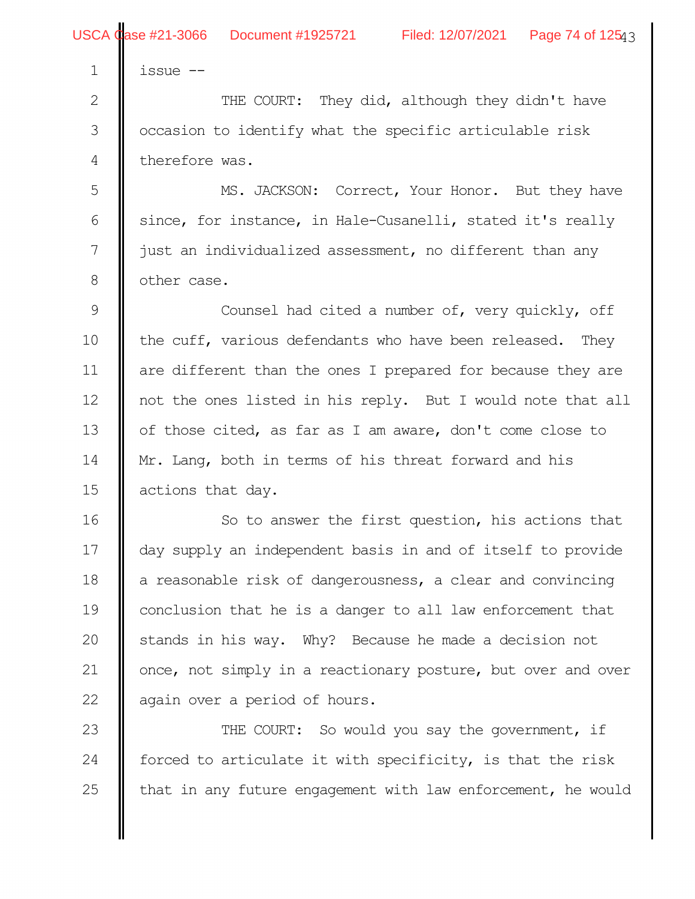issue --

THE COURT: They did, although they didn't have occasion to identify what the specific articulable risk therefore was.

MS. JACKSON: Correct, Your Honor. But they have since, for instance, in Hale-Cusanelli, stated it's really just an individualized assessment, no different than any other case.

Counsel had cited a number of, very quickly, off the cuff, various defendants who have been released. They are different than the ones I prepared for because they are not the ones listed in his reply. But I would note that all of those cited, as far as I am aware, don't come close to Mr. Lang, both in terms of his threat forward and his actions that day.

So to answer the first question, his actions that day supply an independent basis in and of itself to provide a reasonable risk of dangerousness, a clear and convincing conclusion that he is a danger to all law enforcement that stands in his way. Why? Because he made a decision not once, not simply in a reactionary posture, but over and over again over a period of hours.

THE COURT: So would you say the government, if forced to articulate it with specificity, is that the risk that in any future engagement with law enforcement, he would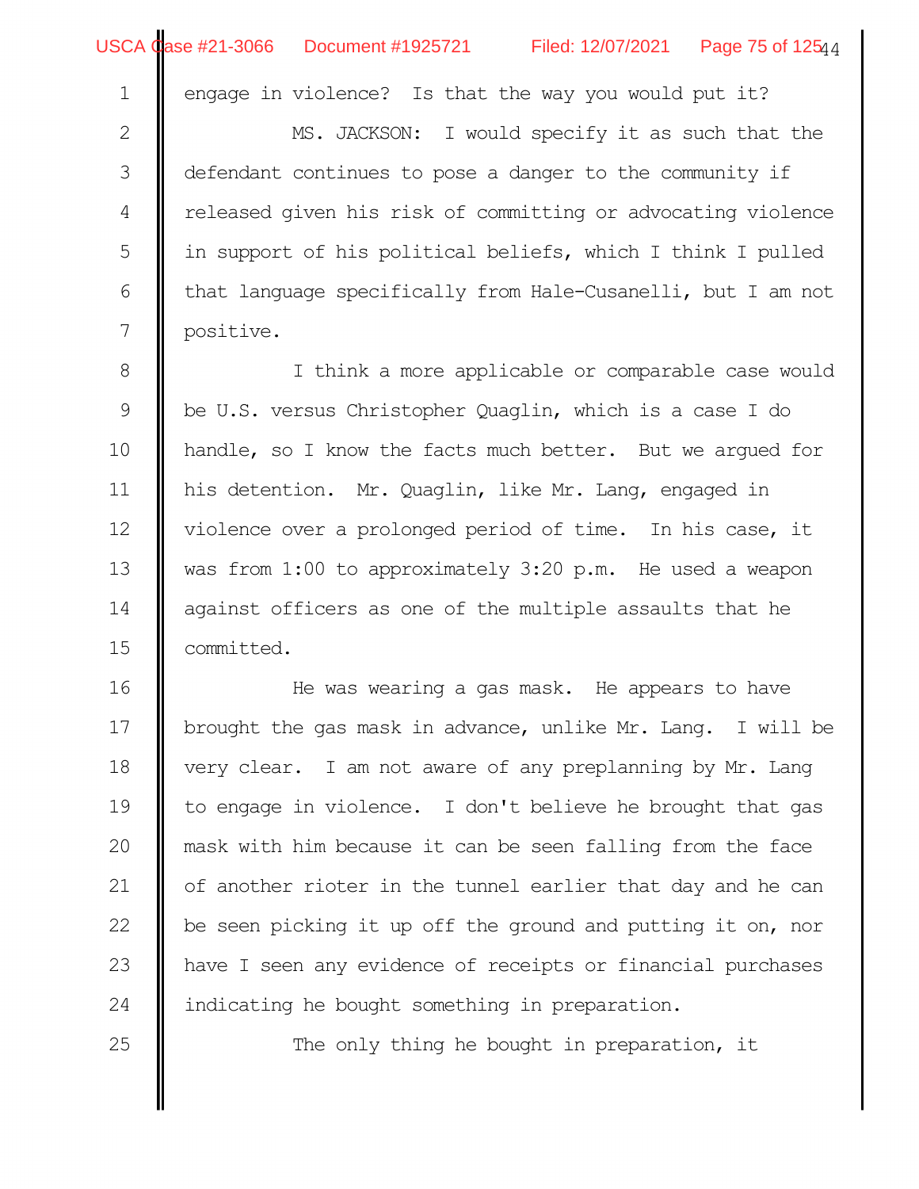engage in violence? Is that the way you would put it?

MS. JACKSON: I would specify it as such that the defendant continues to pose a danger to the community if released given his risk of committing or advocating violence in support of his political beliefs, which I think I pulled that language specifically from Hale-Cusanelli, but I am not positive.

I think a more applicable or comparable case would be U.S. versus Christopher Quaglin, which is a case I do handle, so I know the facts much better. But we argued for his detention. Mr. Quaglin, like Mr. Lang, engaged in violence over a prolonged period of time. In his case, it was from 1:00 to approximately 3:20 p.m. He used a weapon against officers as one of the multiple assaults that he committed.

He was wearing a gas mask. He appears to have brought the gas mask in advance, unlike Mr. Lang. I will be very clear. I am not aware of any preplanning by Mr. Lang to engage in violence. I don't believe he brought that gas mask with him because it can be seen falling from the face of another rioter in the tunnel earlier that day and he can be seen picking it up off the ground and putting it on, nor have I seen any evidence of receipts or financial purchases indicating he bought something in preparation.

The only thing he bought in preparation, it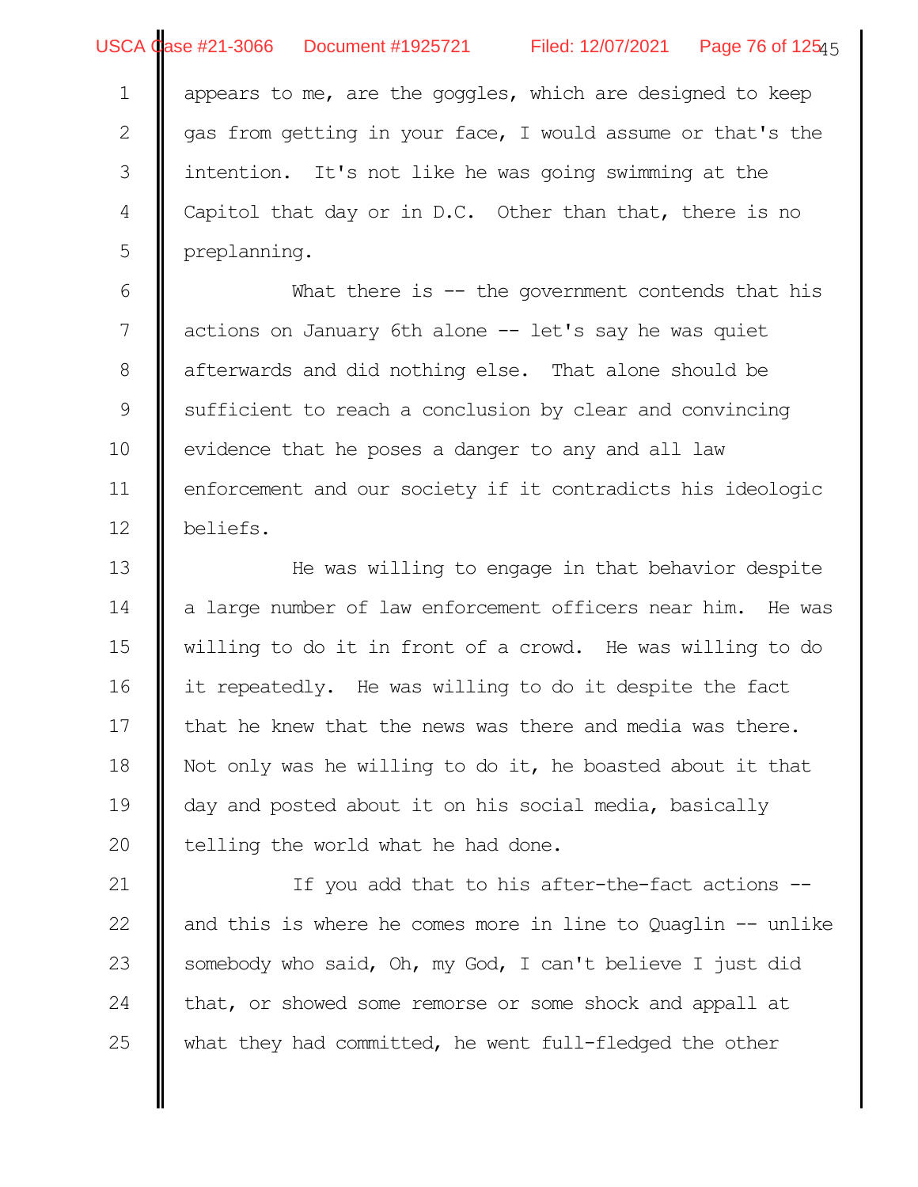appears to me, are the goggles, which are designed to keep gas from getting in your face, I would assume or that's the intention. It's not like he was going swimming at the Capitol that day or in D.C. Other than that, there is no preplanning.

What there is -- the government contends that his actions on January 6th alone -- let's say he was quiet afterwards and did nothing else. That alone should be sufficient to reach a conclusion by clear and convincing evidence that he poses a danger to any and all law enforcement and our society if it contradicts his ideologic beliefs.

He was willing to engage in that behavior despite a large number of law enforcement officers near him. He was willing to do it in front of a crowd. He was willing to do it repeatedly. He was willing to do it despite the fact that he knew that the news was there and media was there. Not only was he willing to do it, he boasted about it that day and posted about it on his social media, basically telling the world what he had done.

If you add that to his after-the-fact actions -- and this is where he comes more in line to Quaglin -- unlike somebody who said, Oh, my God, I can't believe I just did that, or showed some remorse or some shock and appall at what they had committed, he went full-fledged the other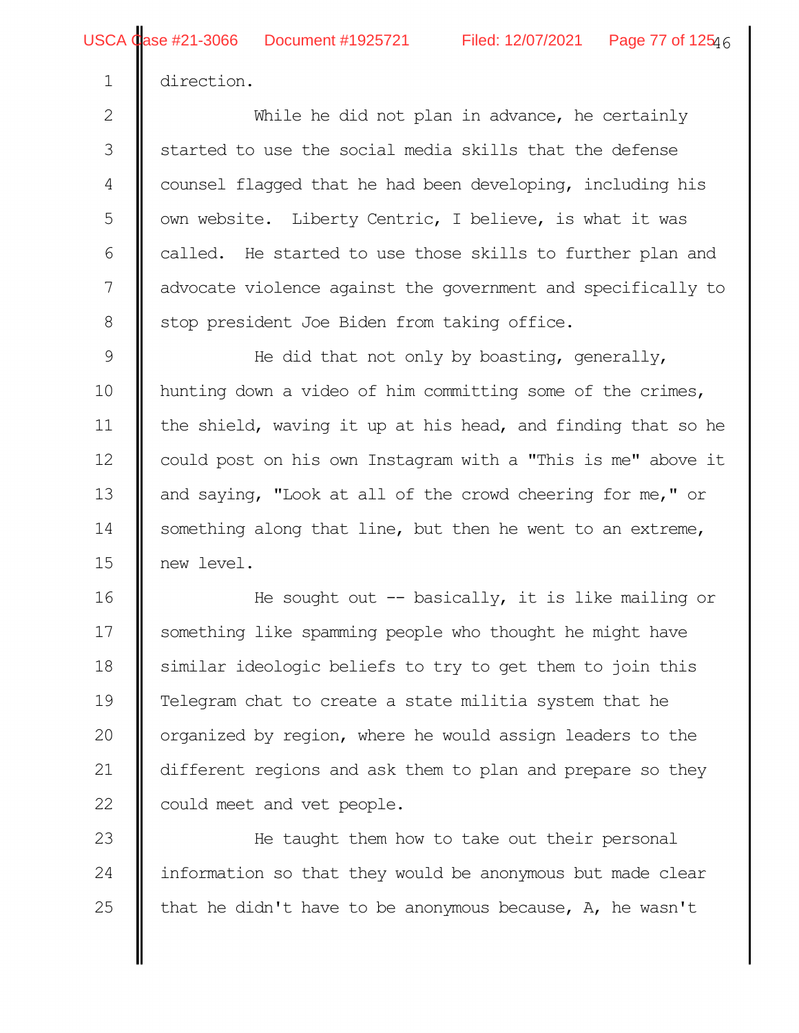direction.

While he did not plan in advance, he certainly started to use the social media skills that the defense counsel flagged that he had been developing, including his own website. Liberty Centric, I believe, is what it was called. He started to use those skills to further plan and advocate violence against the government and specifically to stop president Joe Biden from taking office.

He did that not only by boasting, generally, hunting down a video of him committing some of the crimes, the shield, waving it up at his head, and finding that so he could post on his own Instagram with a "This is me" above it and saying, "Look at all of the crowd cheering for me," or something along that line, but then he went to an extreme, new level.

He sought out -- basically, it is like mailing or something like spamming people who thought he might have similar ideologic beliefs to try to get them to join this Telegram chat to create a state militia system that he organized by region, where he would assign leaders to the different regions and ask them to plan and prepare so they could meet and vet people.

He taught them how to take out their personal information so that they would be anonymous but made clear that he didn't have to be anonymous because, A, he wasn't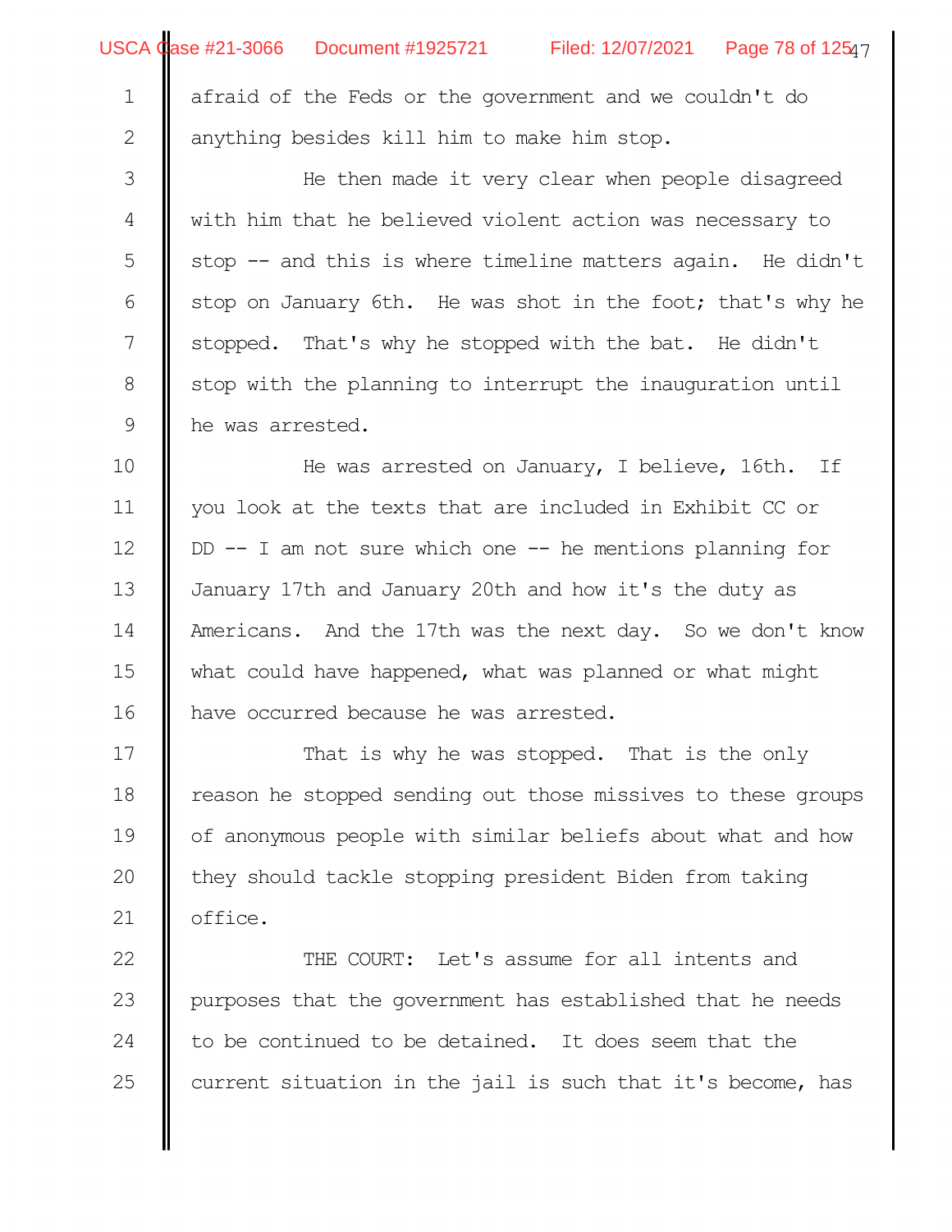afraid of the Feds or the government and we couldn't do anything besides kill him to make him stop.

He then made it very clear when people disagreed with him that he believed violent action was necessary to stop -- and this is where timeline matters again. He didn't stop on January 6th. He was shot in the foot; that's why he stopped. That's why he stopped with the bat. He didn't stop with the planning to interrupt the inauguration until he was arrested.

He was arrested on January, I believe, 16th. If you look at the texts that are included in Exhibit CC or DD -- I am not sure which one -- he mentions planning for January 17th and January 20th and how it's the duty as Americans. And the 17th was the next day. So we don't know what could have happened, what was planned or what might have occurred because he was arrested.

That is why he was stopped. That is the only reason he stopped sending out those missives to these groups of anonymous people with similar beliefs about what and how they should tackle stopping president Biden from taking office.

THE COURT: Let's assume for all intents and purposes that the government has established that he needs to be continued to be detained. It does seem that the current situation in the jail is such that it's become, has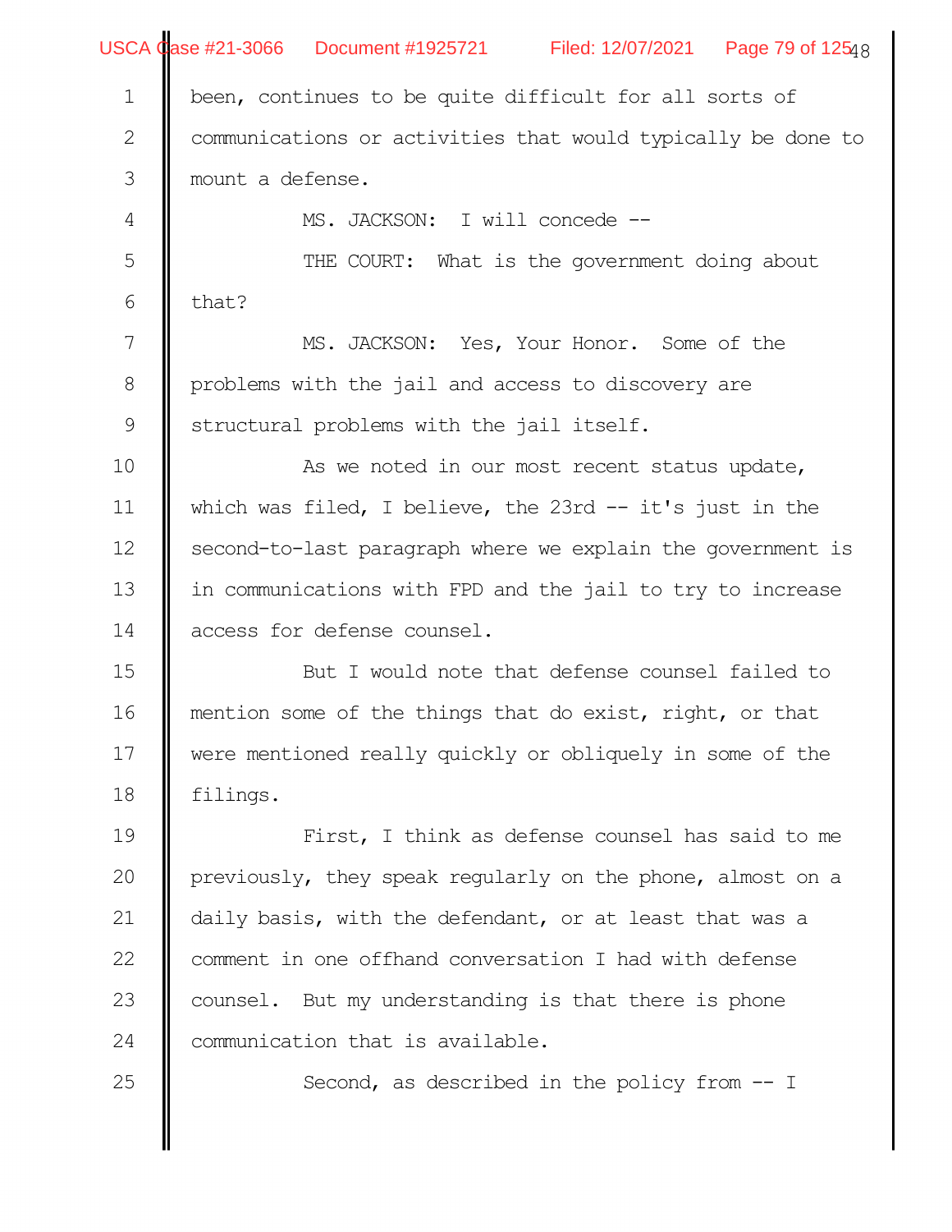been, continues to be quite difficult for all sorts of communications or activities that would typically be done to mount a defense.

MS. JACKSON: I will concede --

THE COURT: What is the government doing about that?

MS. JACKSON: Yes, Your Honor. Some of the problems with the jail and access to discovery are structural problems with the jail itself.

As we noted in our most recent status update, which was filed, I believe, the 23rd -- it's just in the second-to-last paragraph where we explain the government is in communications with FPD and the jail to try to increase access for defense counsel.

But I would note that defense counsel failed to mention some of the things that do exist, right, or that were mentioned really quickly or obliquely in some of the filings.

First, I think as defense counsel has said to me previously, they speak regularly on the phone, almost on a daily basis, with the defendant, or at least that was a comment in one offhand conversation I had with defense counsel. But my understanding is that there is phone communication that is available.

Second, as described in the policy from -- I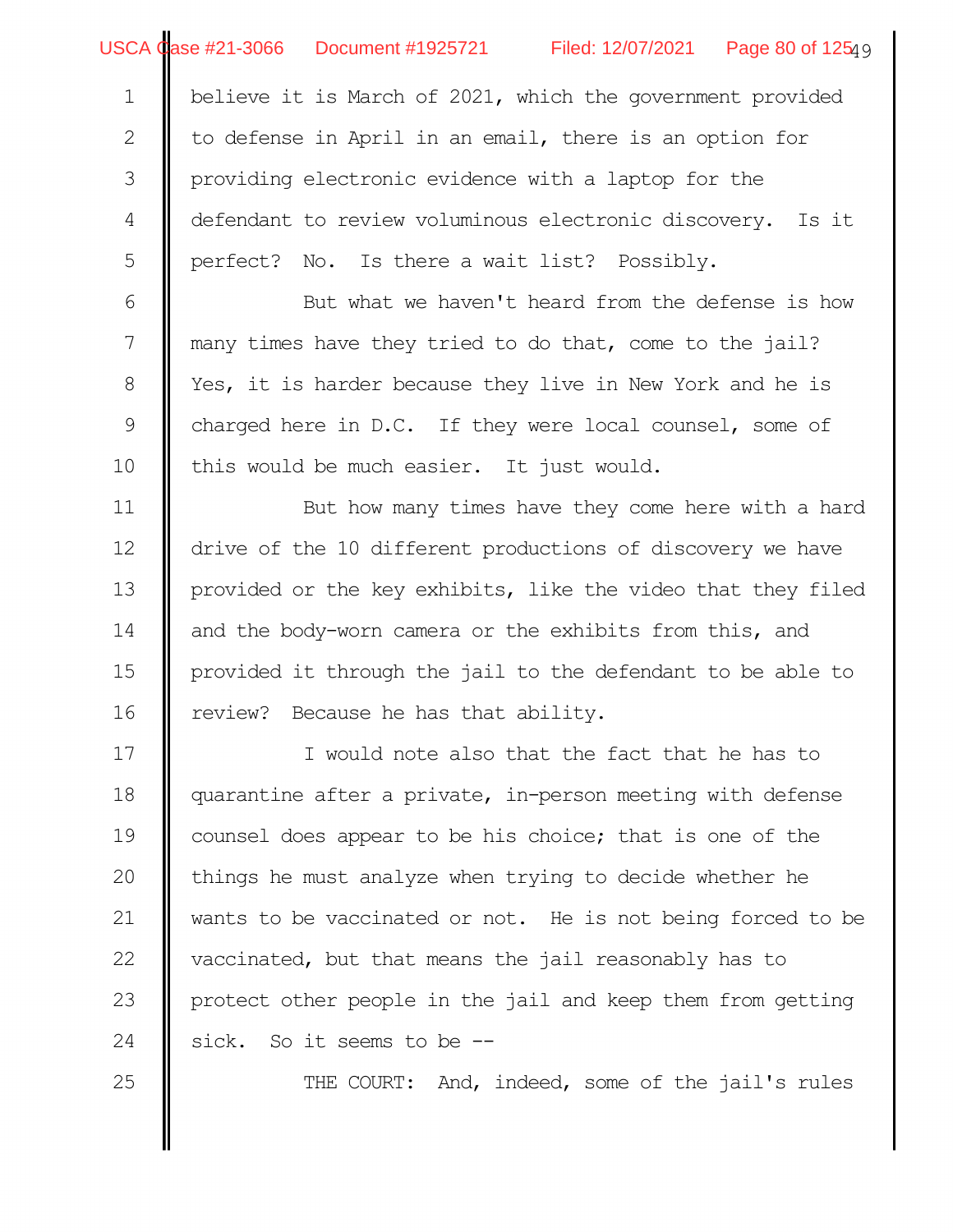believe it is March of 2021, which the government provided to defense in April in an email, there is an option for providing electronic evidence with a laptop for the defendant to review voluminous electronic discovery. Is it perfect? No. Is there a wait list? Possibly.

But what we haven't heard from the defense is how many times have they tried to do that, come to the jail? Yes, it is harder because they live in New York and he is charged here in D.C. If they were local counsel, some of this would be much easier. It just would.

But how many times have they come here with a hard drive of the 10 different productions of discovery we have provided or the key exhibits, like the video that they filed and the body-worn camera or the exhibits from this, and provided it through the jail to the defendant to be able to review? Because he has that ability.

I would note also that the fact that he has to quarantine after a private, in-person meeting with defense counsel does appear to be his choice; that is one of the things he must analyze when trying to decide whether he wants to be vaccinated or not. He is not being forced to be vaccinated, but that means the jail reasonably has to protect other people in the jail and keep them from getting sick. So it seems to be --

THE COURT: And, indeed, some of the jail's rules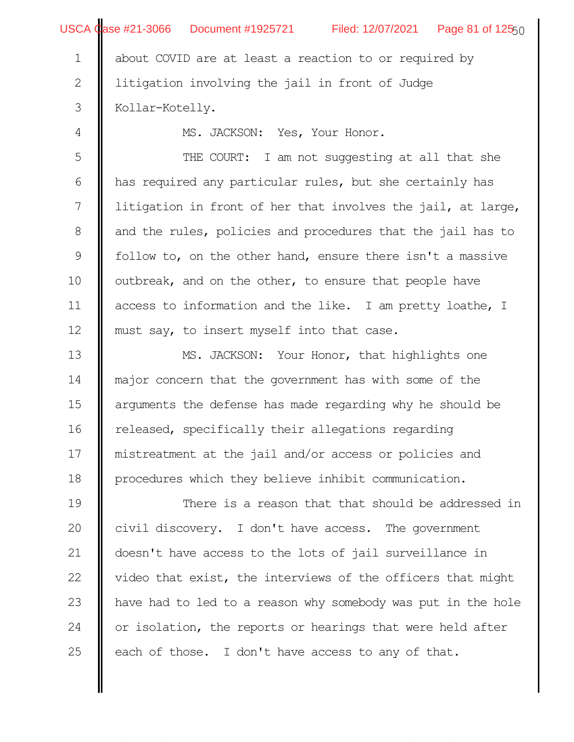about COVID are at least a reaction to or required by litigation involving the jail in front of Judge Kollar-Kotelly.

MS. JACKSON: Yes, Your Honor.

THE COURT: I am not suggesting at all that she has required any particular rules, but she certainly has litigation in front of her that involves the jail, at large, and the rules, policies and procedures that the jail has to follow to, on the other hand, ensure there isn't a massive outbreak, and on the other, to ensure that people have access to information and the like. I am pretty loathe, I must say, to insert myself into that case.

MS. JACKSON: Your Honor, that highlights one major concern that the government has with some of the arguments the defense has made regarding why he should be released, specifically their allegations regarding mistreatment at the jail and/or access or policies and procedures which they believe inhibit communication.

There is a reason that that should be addressed in civil discovery. I don't have access. The government doesn't have access to the lots of jail surveillance in video that exist, the interviews of the officers that might have had to led to a reason why somebody was put in the hole or isolation, the reports or hearings that were held after each of those. I don't have access to any of that.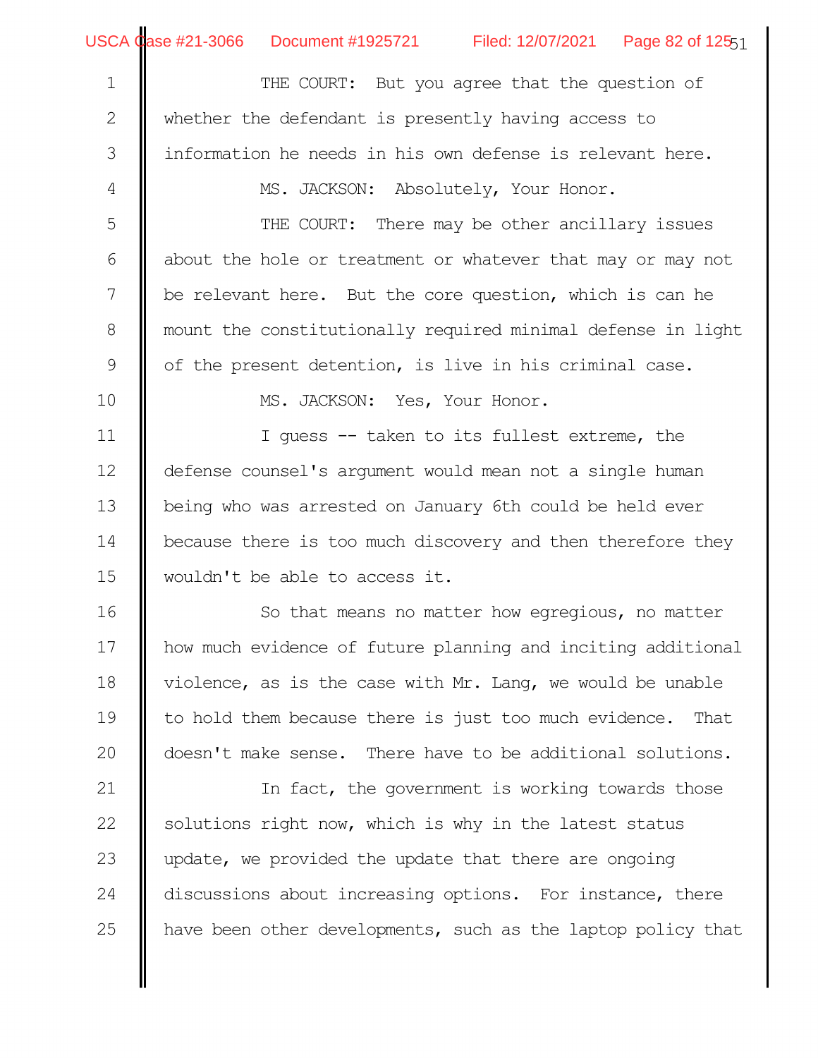1 THE COURT: But you agree that the question of
2 whether the defendant is presently having access to
3 information he needs in his own defense is relevant here.
4 MS. JACKSON: Absolutely, Your Honor.
5 THE COURT: There may be other ancillary issues
6 about the hole or treatment or whatever that may or may not
7 be relevant here. But the core question, which is can he
8 mount the constitutionally required minimal defense in light
9 of the present detention, is live in his criminal case.
10 MS. JACKSON: Yes, Your Honor.
11 I guess -- taken to its fullest extreme, the
12 defense counsel's argument would mean not a single human
13 being who was arrested on January 6th could be held ever
14 because there is too much discovery and then therefore they
15 wouldn't be able to access it.
16 So that means no matter how egregious, no matter
17 how much evidence of future planning and inciting additional
18 violence, as is the case with Mr. Lang, we would be unable
19 to hold them because there is just too much evidence. That
20 doesn't make sense. There have to be additional solutions.
21 In fact, the government is working towards those
22 solutions right now, which is why in the latest status
23 update, we provided the update that there are ongoing
24 discussions about increasing options. For instance, there
25 have been other developments, such as the laptop policy that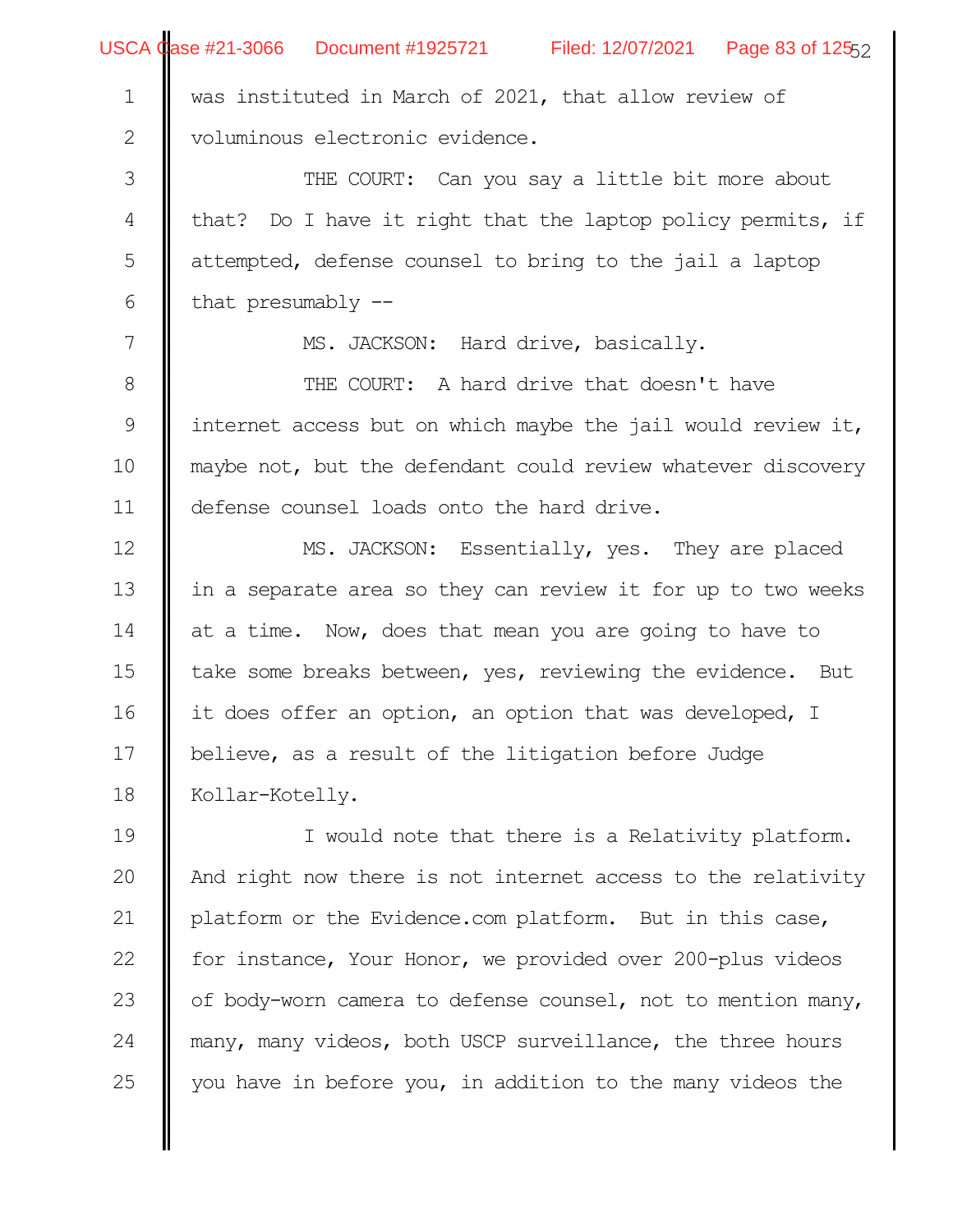was instituted in March of 2021, that allow review of voluminous electronic evidence.

THE COURT: Can you say a little bit more about that? Do I have it right that the laptop policy permits, if attempted, defense counsel to bring to the jail a laptop that presumably --

MS. JACKSON: Hard drive, basically.

THE COURT: A hard drive that doesn't have internet access but on which maybe the jail would review it, maybe not, but the defendant could review whatever discovery defense counsel loads onto the hard drive.

MS. JACKSON: Essentially, yes. They are placed in a separate area so they can review it for up to two weeks at a time. Now, does that mean you are going to have to take some breaks between, yes, reviewing the evidence. But it does offer an option, an option that was developed, I believe, as a result of the litigation before Judge Kollar-Kotelly.

I would note that there is a Relativity platform. And right now there is not internet access to the relativity platform or the Evidence.com platform. But in this case, for instance, Your Honor, we provided over 200-plus videos of body-worn camera to defense counsel, not to mention many, many, many videos, both USCP surveillance, the three hours you have in before you, in addition to the many videos the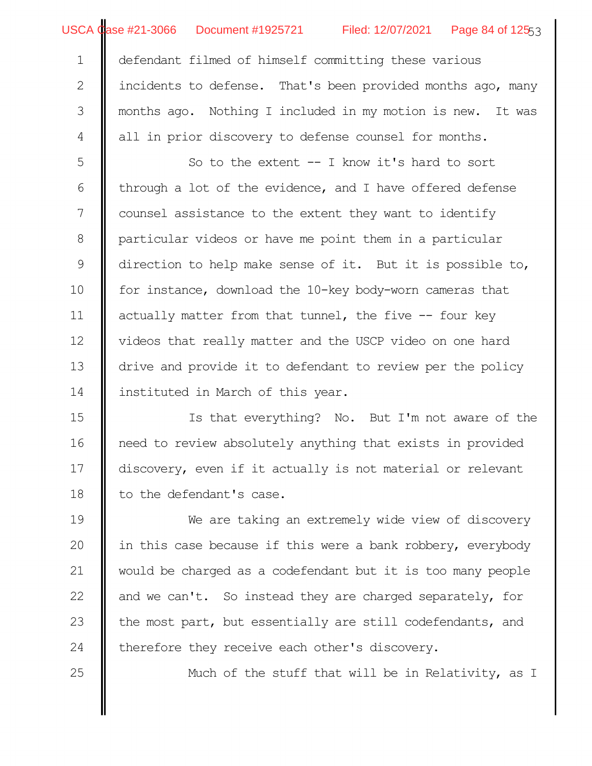defendant filmed of himself committing these various incidents to defense. That's been provided months ago, many months ago. Nothing I included in my motion is new. It was all in prior discovery to defense counsel for months.

So to the extent -- I know it's hard to sort through a lot of the evidence, and I have offered defense counsel assistance to the extent they want to identify particular videos or have me point them in a particular direction to help make sense of it. But it is possible to, for instance, download the 10-key body-worn cameras that actually matter from that tunnel, the five -- four key videos that really matter and the USCP video on one hard drive and provide it to defendant to review per the policy instituted in March of this year.

Is that everything? No. But I'm not aware of the need to review absolutely anything that exists in provided discovery, even if it actually is not material or relevant to the defendant's case.

We are taking an extremely wide view of discovery in this case because if this were a bank robbery, everybody would be charged as a codefendant but it is too many people and we can't. So instead they are charged separately, for the most part, but essentially are still codefendants, and therefore they receive each other's discovery.

Much of the stuff that will be in Relativity, as I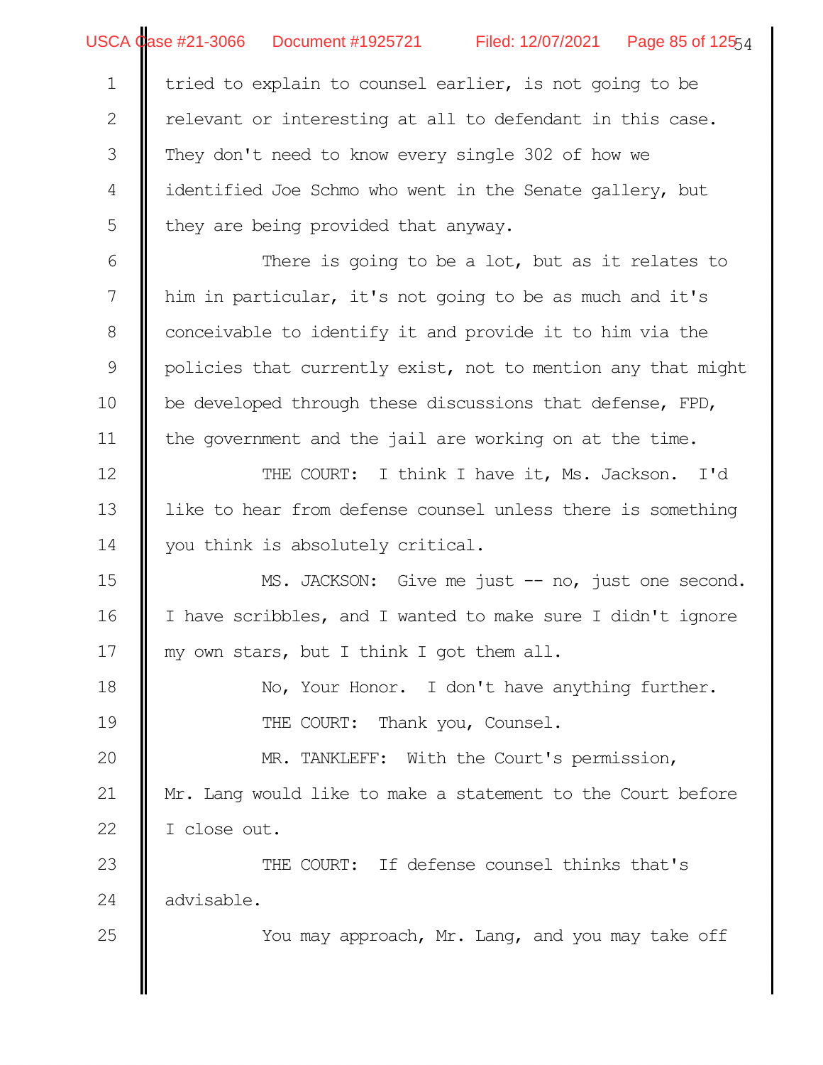tried to explain to counsel earlier, is not going to be relevant or interesting at all to defendant in this case. They don't need to know every single 302 of how we identified Joe Schmo who went in the Senate gallery, but they are being provided that anyway.

There is going to be a lot, but as it relates to him in particular, it's not going to be as much and it's conceivable to identify it and provide it to him via the policies that currently exist, not to mention any that might be developed through these discussions that defense, FPD, the government and the jail are working on at the time.

THE COURT: I think I have it, Ms. Jackson. I'd like to hear from defense counsel unless there is something you think is absolutely critical.

MS. JACKSON: Give me just -- no, just one second. I have scribbles, and I wanted to make sure I didn't ignore my own stars, but I think I got them all.

No, Your Honor. I don't have anything further.

THE COURT: Thank you, Counsel.

MR. TANKLEFF: With the Court's permission, Mr. Lang would like to make a statement to the Court before I close out.

THE COURT: If defense counsel thinks that's advisable.

You may approach, Mr. Lang, and you may take off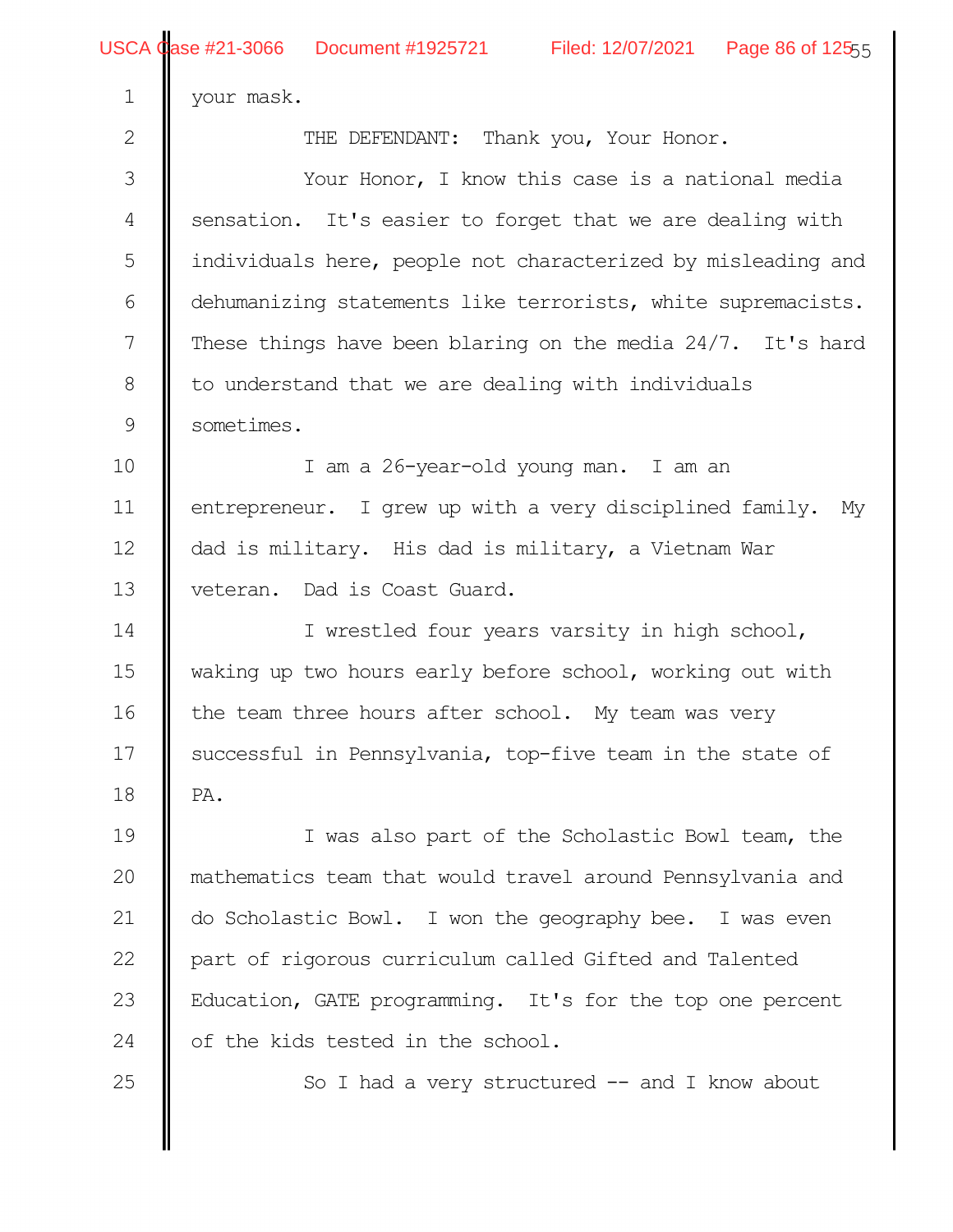your mask.

THE DEFENDANT: Thank you, Your Honor.

Your Honor, I know this case is a national media sensation. It's easier to forget that we are dealing with individuals here, people not characterized by misleading and dehumanizing statements like terrorists, white supremacists. These things have been blaring on the media 24/7. It's hard to understand that we are dealing with individuals sometimes.

I am a 26-year-old young man. I am an entrepreneur. I grew up with a very disciplined family. My dad is military. His dad is military, a Vietnam War veteran. Dad is Coast Guard.

I wrestled four years varsity in high school, waking up two hours early before school, working out with the team three hours after school. My team was very successful in Pennsylvania, top-five team in the state of PA.

I was also part of the Scholastic Bowl team, the mathematics team that would travel around Pennsylvania and do Scholastic Bowl. I won the geography bee. I was even part of rigorous curriculum called Gifted and Talented Education, GATE programming. It's for the top one percent of the kids tested in the school.

So I had a very structured -- and I know about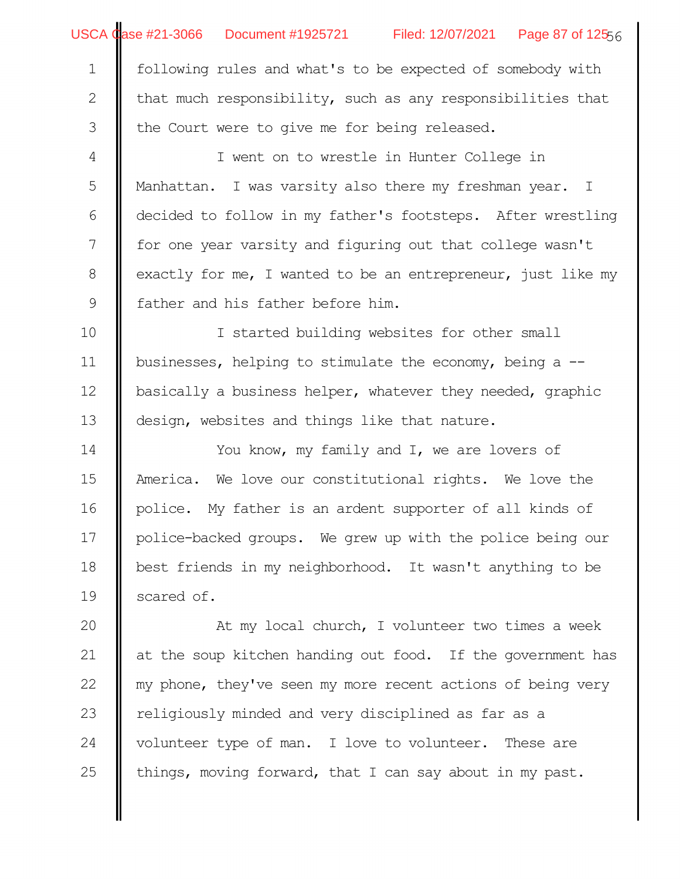following rules and what's to be expected of somebody with that much responsibility, such as any responsibilities that the Court were to give me for being released.

I went on to wrestle in Hunter College in Manhattan. I was varsity also there my freshman year. I decided to follow in my father's footsteps. After wrestling for one year varsity and figuring out that college wasn't exactly for me, I wanted to be an entrepreneur, just like my father and his father before him.

I started building websites for other small businesses, helping to stimulate the economy, being a -- basically a business helper, whatever they needed, graphic design, websites and things like that nature.

You know, my family and I, we are lovers of America. We love our constitutional rights. We love the police. My father is an ardent supporter of all kinds of police-backed groups. We grew up with the police being our best friends in my neighborhood. It wasn't anything to be scared of.

At my local church, I volunteer two times a week at the soup kitchen handing out food. If the government has my phone, they've seen my more recent actions of being very religiously minded and very disciplined as far as a volunteer type of man. I love to volunteer. These are things, moving forward, that I can say about in my past.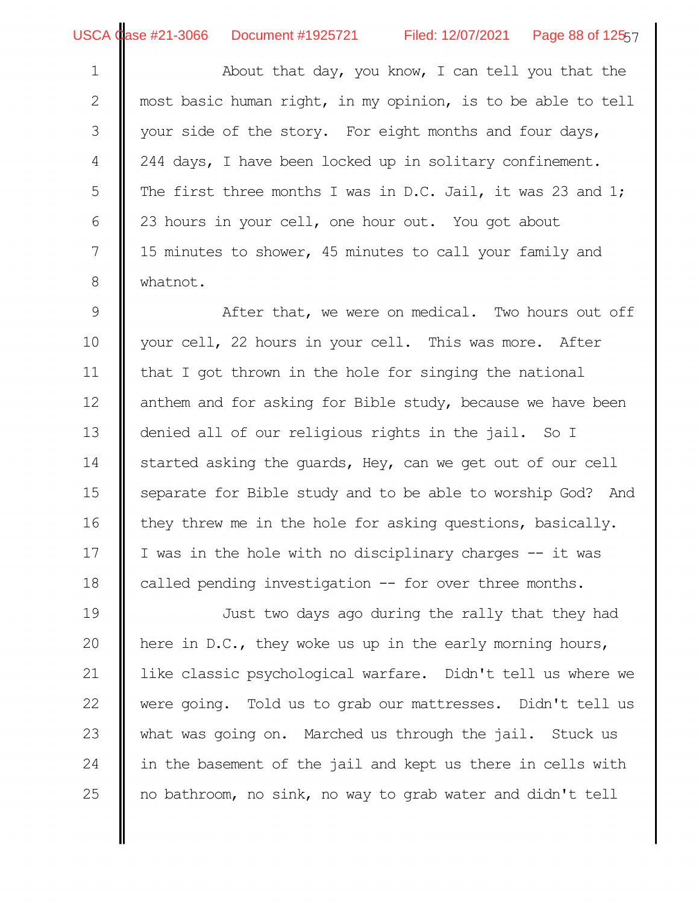About that day, you know, I can tell you that the most basic human right, in my opinion, is to be able to tell your side of the story. For eight months and four days, 244 days, I have been locked up in solitary confinement. The first three months I was in D.C. Jail, it was 23 and 1; 23 hours in your cell, one hour out. You got about 15 minutes to shower, 45 minutes to call your family and whatnot.

After that, we were on medical. Two hours out off your cell, 22 hours in your cell. This was more. After that I got thrown in the hole for singing the national anthem and for asking for Bible study, because we have been denied all of our religious rights in the jail. So I started asking the guards, Hey, can we get out of our cell separate for Bible study and to be able to worship God? And they threw me in the hole for asking questions, basically. I was in the hole with no disciplinary charges -- it was called pending investigation -- for over three months.

Just two days ago during the rally that they had here in D.C., they woke us up in the early morning hours, like classic psychological warfare. Didn't tell us where we were going. Told us to grab our mattresses. Didn't tell us what was going on. Marched us through the jail. Stuck us in the basement of the jail and kept us there in cells with no bathroom, no sink, no way to grab water and didn't tell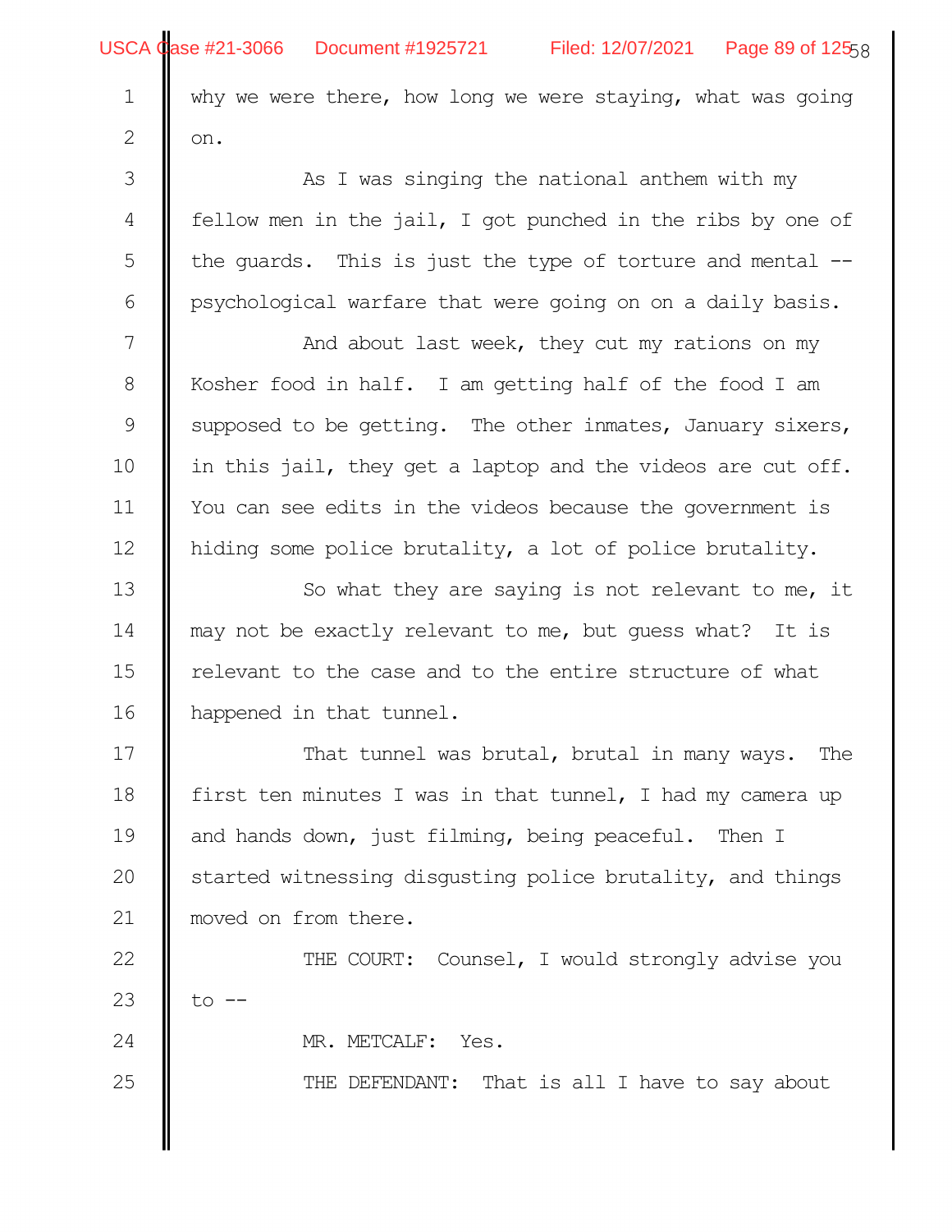why we were there, how long we were staying, what was going on.

As I was singing the national anthem with my fellow men in the jail, I got punched in the ribs by one of the guards. This is just the type of torture and mental -- psychological warfare that were going on on a daily basis.

And about last week, they cut my rations on my Kosher food in half. I am getting half of the food I am supposed to be getting. The other inmates, January sixers, in this jail, they get a laptop and the videos are cut off. You can see edits in the videos because the government is hiding some police brutality, a lot of police brutality.

So what they are saying is not relevant to me, it may not be exactly relevant to me, but guess what? It is relevant to the case and to the entire structure of what happened in that tunnel.

That tunnel was brutal, brutal in many ways. The first ten minutes I was in that tunnel, I had my camera up and hands down, just filming, being peaceful. Then I started witnessing disgusting police brutality, and things moved on from there.

THE COURT: Counsel, I would strongly advise you to --

MR. METCALF: Yes.

THE DEFENDANT: That is all I have to say about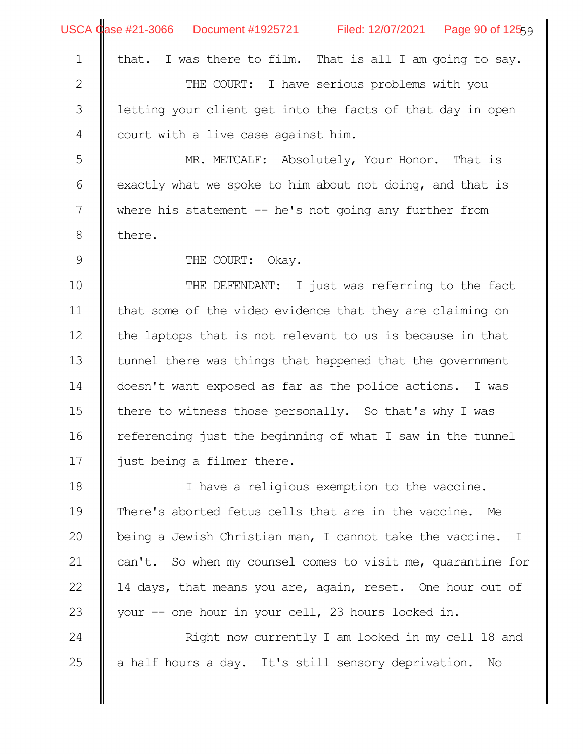that. I was there to film. That is all I am going to say.

THE COURT: I have serious problems with you letting your client get into the facts of that day in open court with a live case against him.

MR. METCALF: Absolutely, Your Honor. That is exactly what we spoke to him about not doing, and that is where his statement -- he's not going any further from there.

THE COURT: Okay.

THE DEFENDANT: I just was referring to the fact that some of the video evidence that they are claiming on the laptops that is not relevant to us is because in that tunnel there was things that happened that the government doesn't want exposed as far as the police actions. I was there to witness those personally. So that's why I was referencing just the beginning of what I saw in the tunnel just being a filmer there.

I have a religious exemption to the vaccine. There's aborted fetus cells that are in the vaccine. Me being a Jewish Christian man, I cannot take the vaccine. I can't. So when my counsel comes to visit me, quarantine for 14 days, that means you are, again, reset. One hour out of your -- one hour in your cell, 23 hours locked in.

Right now currently I am looked in my cell 18 and a half hours a day. It's still sensory deprivation. No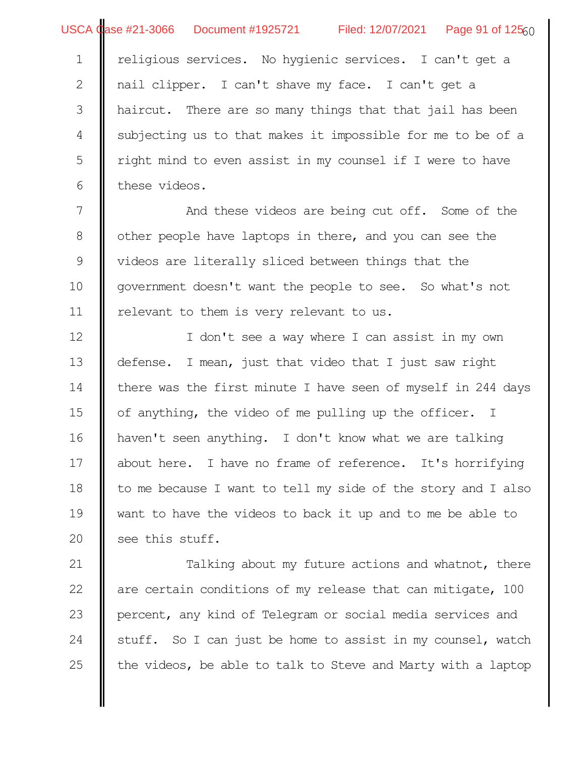religious services. No hygienic services. I can't get a nail clipper. I can't shave my face. I can't get a haircut. There are so many things that that jail has been subjecting us to that makes it impossible for me to be of a right mind to even assist in my counsel if I were to have these videos.

And these videos are being cut off. Some of the other people have laptops in there, and you can see the videos are literally sliced between things that the government doesn't want the people to see. So what's not relevant to them is very relevant to us.

I don't see a way where I can assist in my own defense. I mean, just that video that I just saw right there was the first minute I have seen of myself in 244 days of anything, the video of me pulling up the officer. I haven't seen anything. I don't know what we are talking about here. I have no frame of reference. It's horrifying to me because I want to tell my side of the story and I also want to have the videos to back it up and to me be able to see this stuff.

Talking about my future actions and whatnot, there are certain conditions of my release that can mitigate, 100 percent, any kind of Telegram or social media services and stuff. So I can just be home to assist in my counsel, watch the videos, be able to talk to Steve and Marty with a laptop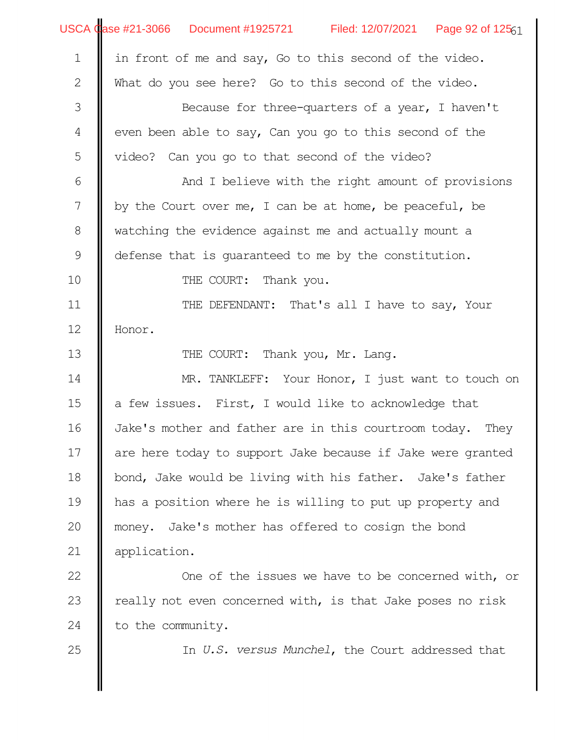in front of me and say, Go to this second of the video. What do you see here? Go to this second of the video.

Because for three-quarters of a year, I haven't even been able to say, Can you go to this second of the video? Can you go to that second of the video?

And I believe with the right amount of provisions by the Court over me, I can be at home, be peaceful, be watching the evidence against me and actually mount a defense that is guaranteed to me by the constitution.

THE COURT: Thank you.

THE DEFENDANT: That's all I have to say, Your Honor.

THE COURT: Thank you, Mr. Lang.

MR. TANKLEFF: Your Honor, I just want to touch on a few issues. First, I would like to acknowledge that Jake's mother and father are in this courtroom today. They are here today to support Jake because if Jake were granted bond, Jake would be living with his father. Jake's father has a position where he is willing to put up property and money. Jake's mother has offered to cosign the bond application.

One of the issues we have to be concerned with, or really not even concerned with, is that Jake poses no risk to the community.

In *U.S. versus Munchel*, the Court addressed that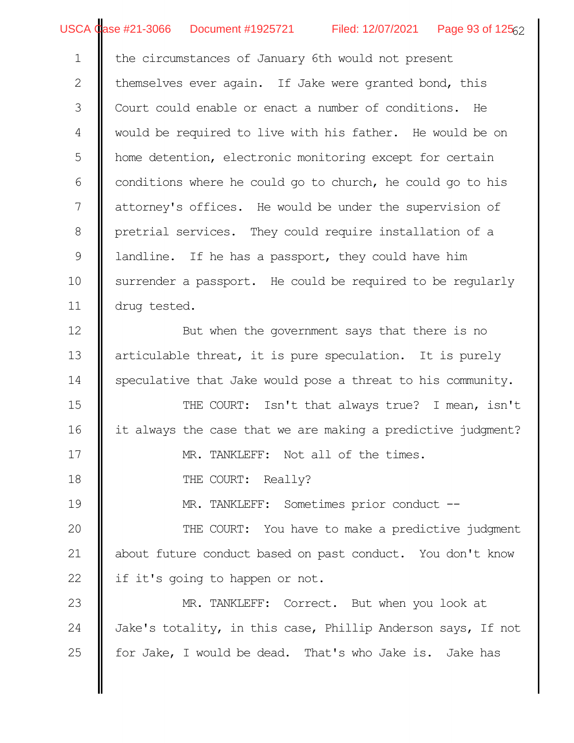the circumstances of January 6th would not present themselves ever again. If Jake were granted bond, this Court could enable or enact a number of conditions. He would be required to live with his father. He would be on home detention, electronic monitoring except for certain conditions where he could go to church, he could go to his attorney's offices. He would be under the supervision of pretrial services. They could require installation of a landline. If he has a passport, they could have him surrender a passport. He could be required to be regularly drug tested.

But when the government says that there is no articulable threat, it is pure speculation. It is purely speculative that Jake would pose a threat to his community.

THE COURT: Isn't that always true? I mean, isn't it always the case that we are making a predictive judgment?

MR. TANKLEFF: Not all of the times.

THE COURT: Really?

MR. TANKLEFF: Sometimes prior conduct --

THE COURT: You have to make a predictive judgment about future conduct based on past conduct. You don't know if it's going to happen or not.

MR. TANKLEFF: Correct. But when you look at Jake's totality, in this case, Phillip Anderson says, If not for Jake, I would be dead. That's who Jake is. Jake has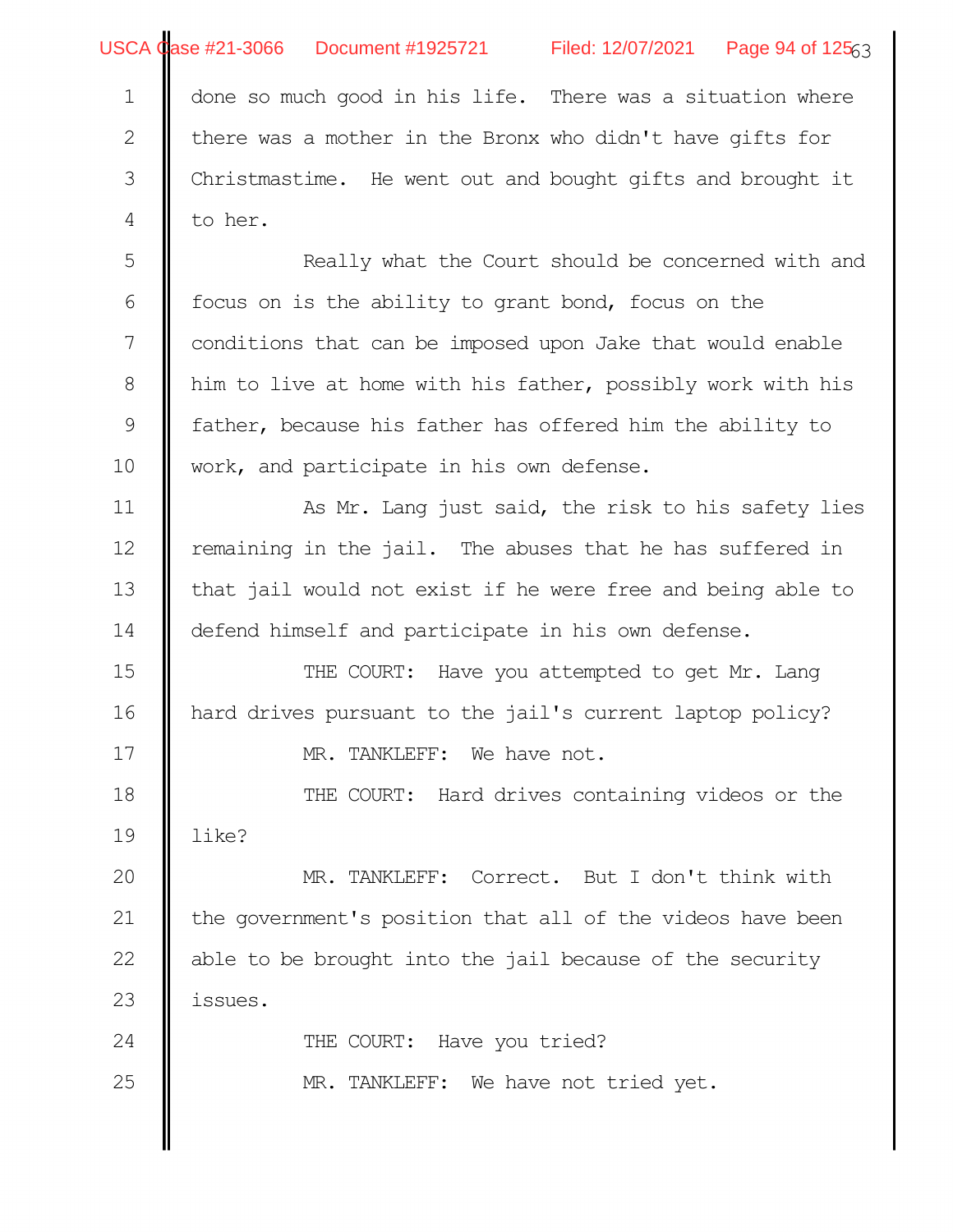done so much good in his life. There was a situation where there was a mother in the Bronx who didn't have gifts for Christmastime. He went out and bought gifts and brought it to her.

Really what the Court should be concerned with and focus on is the ability to grant bond, focus on the conditions that can be imposed upon Jake that would enable him to live at home with his father, possibly work with his father, because his father has offered him the ability to work, and participate in his own defense.

As Mr. Lang just said, the risk to his safety lies remaining in the jail. The abuses that he has suffered in that jail would not exist if he were free and being able to defend himself and participate in his own defense.

THE COURT: Have you attempted to get Mr. Lang hard drives pursuant to the jail's current laptop policy?

MR. TANKLEFF: We have not.

THE COURT: Hard drives containing videos or the like?

MR. TANKLEFF: Correct. But I don't think with the government's position that all of the videos have been able to be brought into the jail because of the security issues.

THE COURT: Have you tried?

MR. TANKLEFF: We have not tried yet.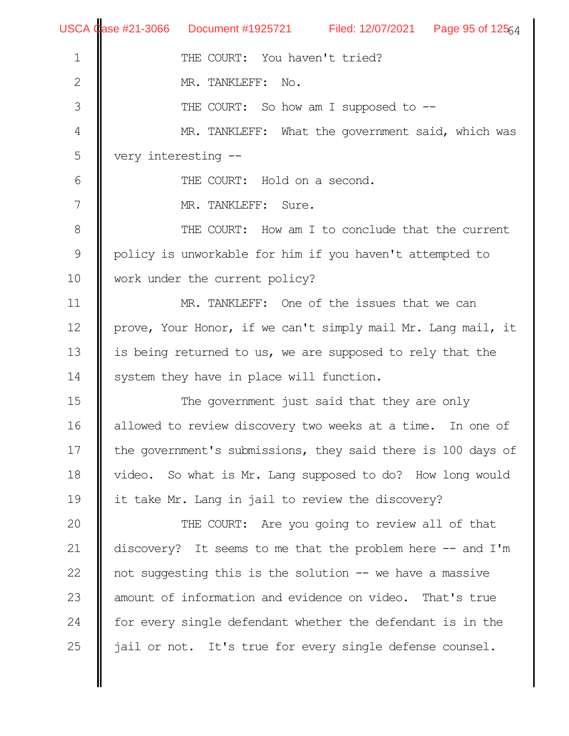THE COURT: You haven't tried?

MR. TANKLEFF: No.

THE COURT: So how am I supposed to --

MR. TANKLEFF: What the government said, which was very interesting --

THE COURT: Hold on a second.

MR. TANKLEFF: Sure.

THE COURT: How am I to conclude that the current policy is unworkable for him if you haven't attempted to work under the current policy?

MR. TANKLEFF: One of the issues that we can prove, Your Honor, if we can't simply mail Mr. Lang mail, it is being returned to us, we are supposed to rely that the system they have in place will function.

The government just said that they are only allowed to review discovery two weeks at a time. In one of the government's submissions, they said there is 100 days of video. So what is Mr. Lang supposed to do? How long would it take Mr. Lang in jail to review the discovery?

THE COURT: Are you going to review all of that discovery? It seems to me that the problem here -- and I'm not suggesting this is the solution -- we have a massive amount of information and evidence on video. That's true for every single defendant whether the defendant is in the jail or not. It's true for every single defense counsel.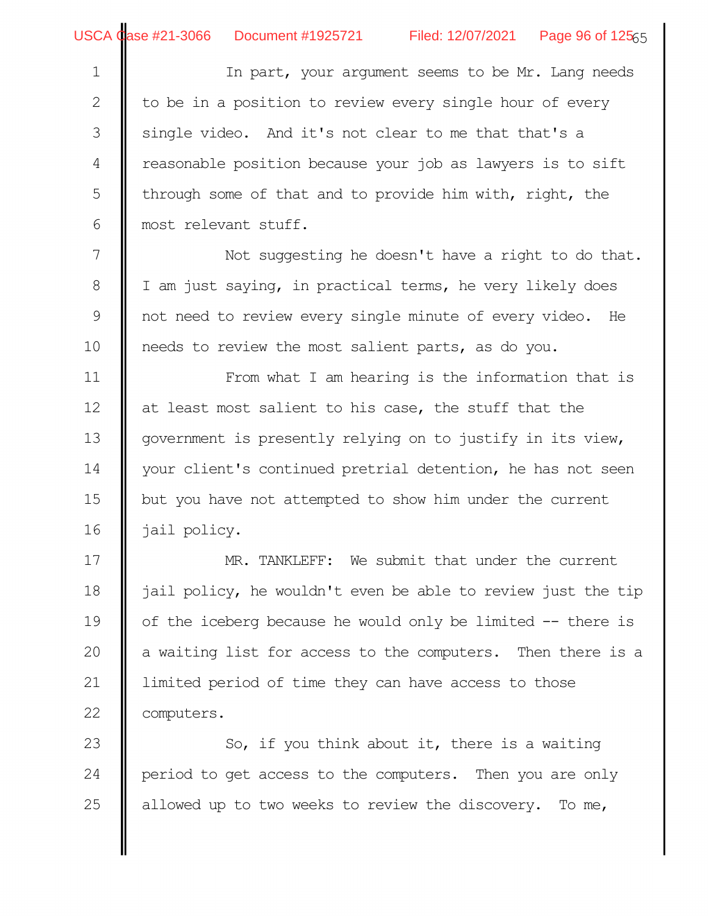In part, your argument seems to be Mr. Lang needs to be in a position to review every single hour of every single video. And it's not clear to me that that's a reasonable position because your job as lawyers is to sift through some of that and to provide him with, right, the most relevant stuff.

Not suggesting he doesn't have a right to do that. I am just saying, in practical terms, he very likely does not need to review every single minute of every video. He needs to review the most salient parts, as do you.

From what I am hearing is the information that is at least most salient to his case, the stuff that the government is presently relying on to justify in its view, your client's continued pretrial detention, he has not seen but you have not attempted to show him under the current jail policy.

MR. TANKLEFF: We submit that under the current jail policy, he wouldn't even be able to review just the tip of the iceberg because he would only be limited -- there is a waiting list for access to the computers. Then there is a limited period of time they can have access to those computers.

So, if you think about it, there is a waiting period to get access to the computers. Then you are only allowed up to two weeks to review the discovery. To me,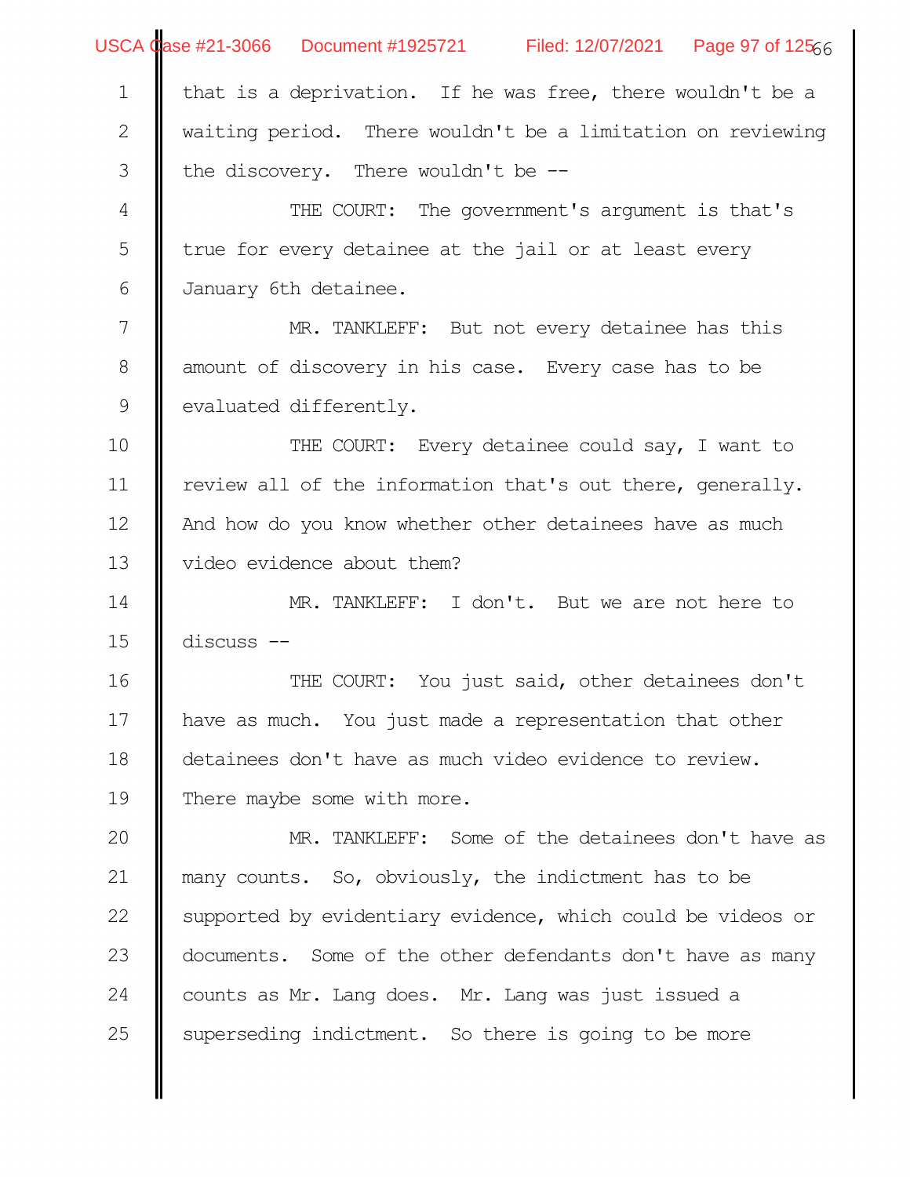that is a deprivation. If he was free, there wouldn't be a waiting period. There wouldn't be a limitation on reviewing the discovery. There wouldn't be --

THE COURT: The government's argument is that's true for every detainee at the jail or at least every January 6th detainee.

MR. TANKLEFF: But not every detainee has this amount of discovery in his case. Every case has to be evaluated differently.

THE COURT: Every detainee could say, I want to review all of the information that's out there, generally. And how do you know whether other detainees have as much video evidence about them?

MR. TANKLEFF: I don't. But we are not here to discuss --

THE COURT: You just said, other detainees don't have as much. You just made a representation that other detainees don't have as much video evidence to review. There maybe some with more.

MR. TANKLEFF: Some of the detainees don't have as many counts. So, obviously, the indictment has to be supported by evidentiary evidence, which could be videos or documents. Some of the other defendants don't have as many counts as Mr. Lang does. Mr. Lang was just issued a superseding indictment. So there is going to be more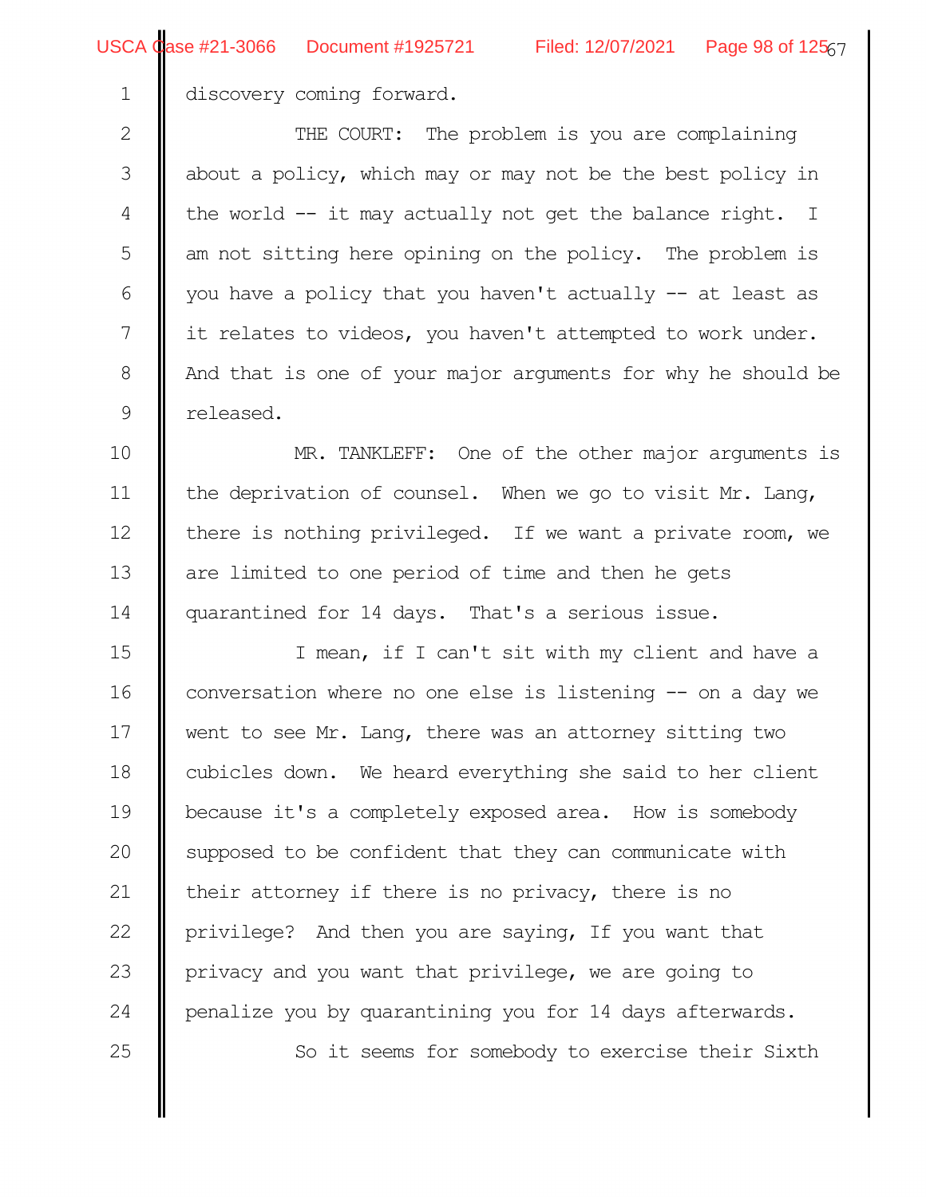discovery coming forward.

THE COURT: The problem is you are complaining about a policy, which may or may not be the best policy in the world -- it may actually not get the balance right. I am not sitting here opining on the policy. The problem is you have a policy that you haven't actually -- at least as it relates to videos, you haven't attempted to work under. And that is one of your major arguments for why he should be released.

MR. TANKLEFF: One of the other major arguments is the deprivation of counsel. When we go to visit Mr. Lang, there is nothing privileged. If we want a private room, we are limited to one period of time and then he gets quarantined for 14 days. That's a serious issue.

I mean, if I can't sit with my client and have a conversation where no one else is listening -- on a day we went to see Mr. Lang, there was an attorney sitting two cubicles down. We heard everything she said to her client because it's a completely exposed area. How is somebody supposed to be confident that they can communicate with their attorney if there is no privacy, there is no privilege? And then you are saying, If you want that privacy and you want that privilege, we are going to penalize you by quarantining you for 14 days afterwards.

So it seems for somebody to exercise their Sixth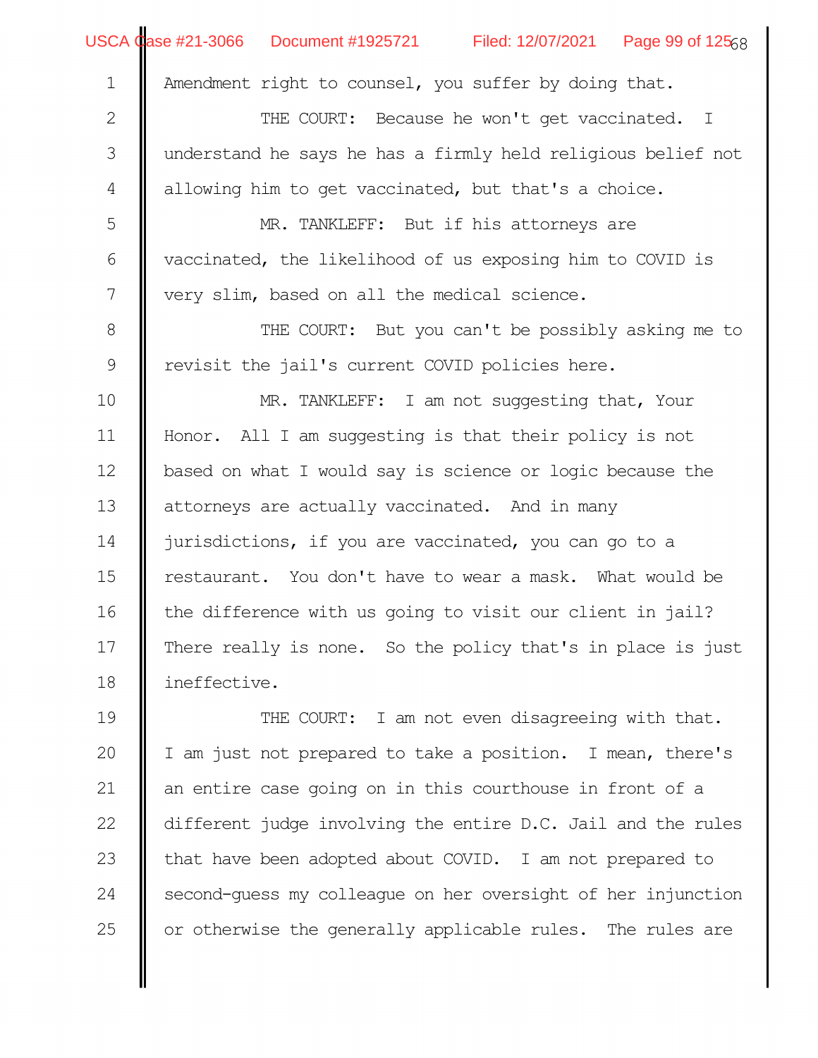Amendment right to counsel, you suffer by doing that.

THE COURT: Because he won't get vaccinated. I understand he says he has a firmly held religious belief not allowing him to get vaccinated, but that's a choice.

MR. TANKLEFF: But if his attorneys are vaccinated, the likelihood of us exposing him to COVID is very slim, based on all the medical science.

THE COURT: But you can't be possibly asking me to revisit the jail's current COVID policies here.

MR. TANKLEFF: I am not suggesting that, Your Honor. All I am suggesting is that their policy is not based on what I would say is science or logic because the attorneys are actually vaccinated. And in many jurisdictions, if you are vaccinated, you can go to a restaurant. You don't have to wear a mask. What would be the difference with us going to visit our client in jail? There really is none. So the policy that's in place is just ineffective.

THE COURT: I am not even disagreeing with that. I am just not prepared to take a position. I mean, there's an entire case going on in this courthouse in front of a different judge involving the entire D.C. Jail and the rules that have been adopted about COVID. I am not prepared to second-guess my colleague on her oversight of her injunction or otherwise the generally applicable rules. The rules are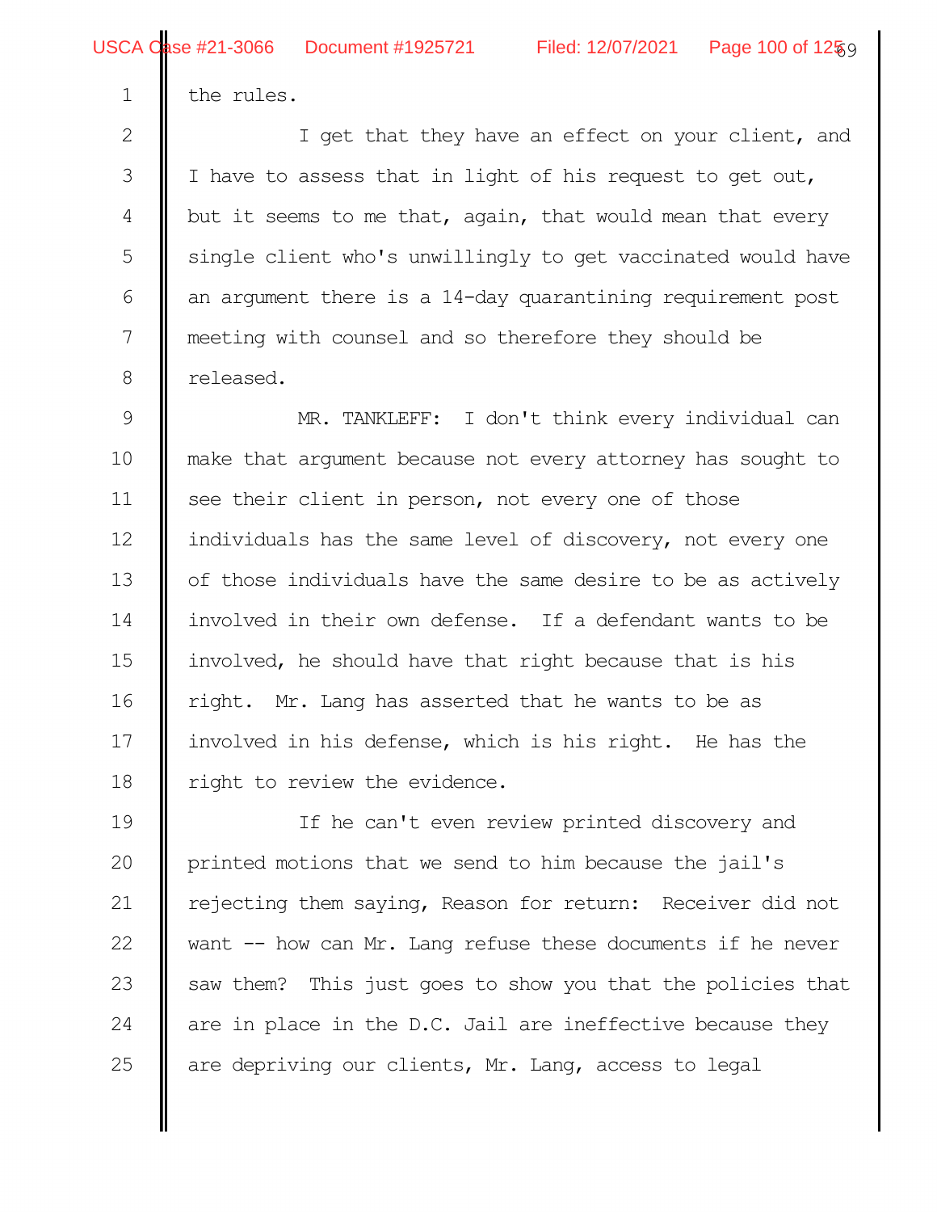the rules.

I get that they have an effect on your client, and I have to assess that in light of his request to get out, but it seems to me that, again, that would mean that every single client who's unwillingly to get vaccinated would have an argument there is a 14-day quarantining requirement post meeting with counsel and so therefore they should be released.

MR. TANKLEFF: I don't think every individual can make that argument because not every attorney has sought to see their client in person, not every one of those individuals has the same level of discovery, not every one of those individuals have the same desire to be as actively involved in their own defense. If a defendant wants to be involved, he should have that right because that is his right. Mr. Lang has asserted that he wants to be as involved in his defense, which is his right. He has the right to review the evidence.

If he can't even review printed discovery and printed motions that we send to him because the jail's rejecting them saying, Reason for return: Receiver did not want -- how can Mr. Lang refuse these documents if he never saw them? This just goes to show you that the policies that are in place in the D.C. Jail are ineffective because they are depriving our clients, Mr. Lang, access to legal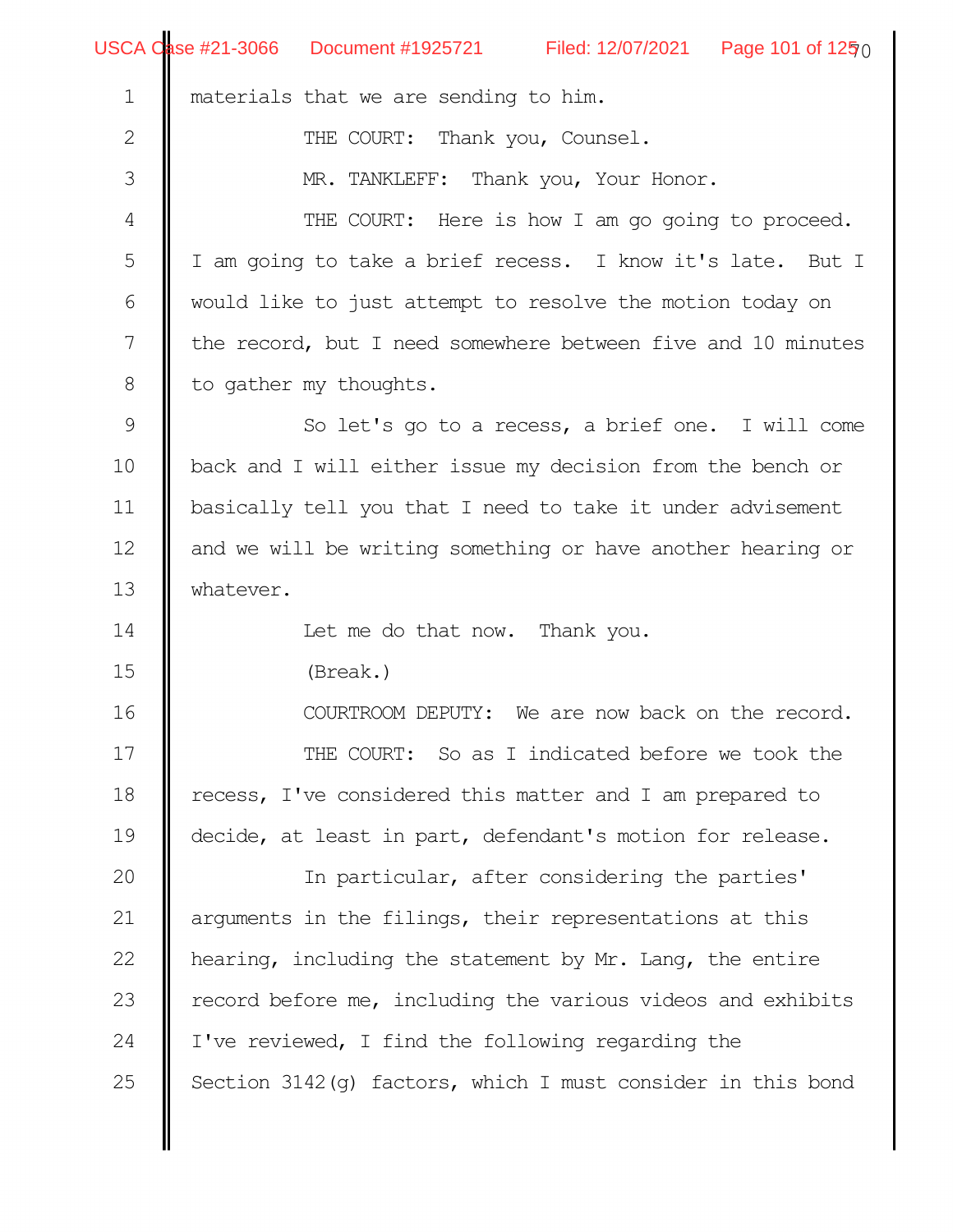materials that we are sending to him.

THE COURT: Thank you, Counsel.

MR. TANKLEFF: Thank you, Your Honor.

THE COURT: Here is how I am go going to proceed. I am going to take a brief recess. I know it's late. But I would like to just attempt to resolve the motion today on the record, but I need somewhere between five and 10 minutes to gather my thoughts.

So let's go to a recess, a brief one. I will come back and I will either issue my decision from the bench or basically tell you that I need to take it under advisement and we will be writing something or have another hearing or whatever.

Let me do that now. Thank you.

(Break.)

COURTROOM DEPUTY: We are now back on the record.

THE COURT: So as I indicated before we took the recess, I've considered this matter and I am prepared to decide, at least in part, defendant's motion for release.

In particular, after considering the parties' arguments in the filings, their representations at this hearing, including the statement by Mr. Lang, the entire record before me, including the various videos and exhibits I've reviewed, I find the following regarding the Section 3142(g) factors, which I must consider in this bond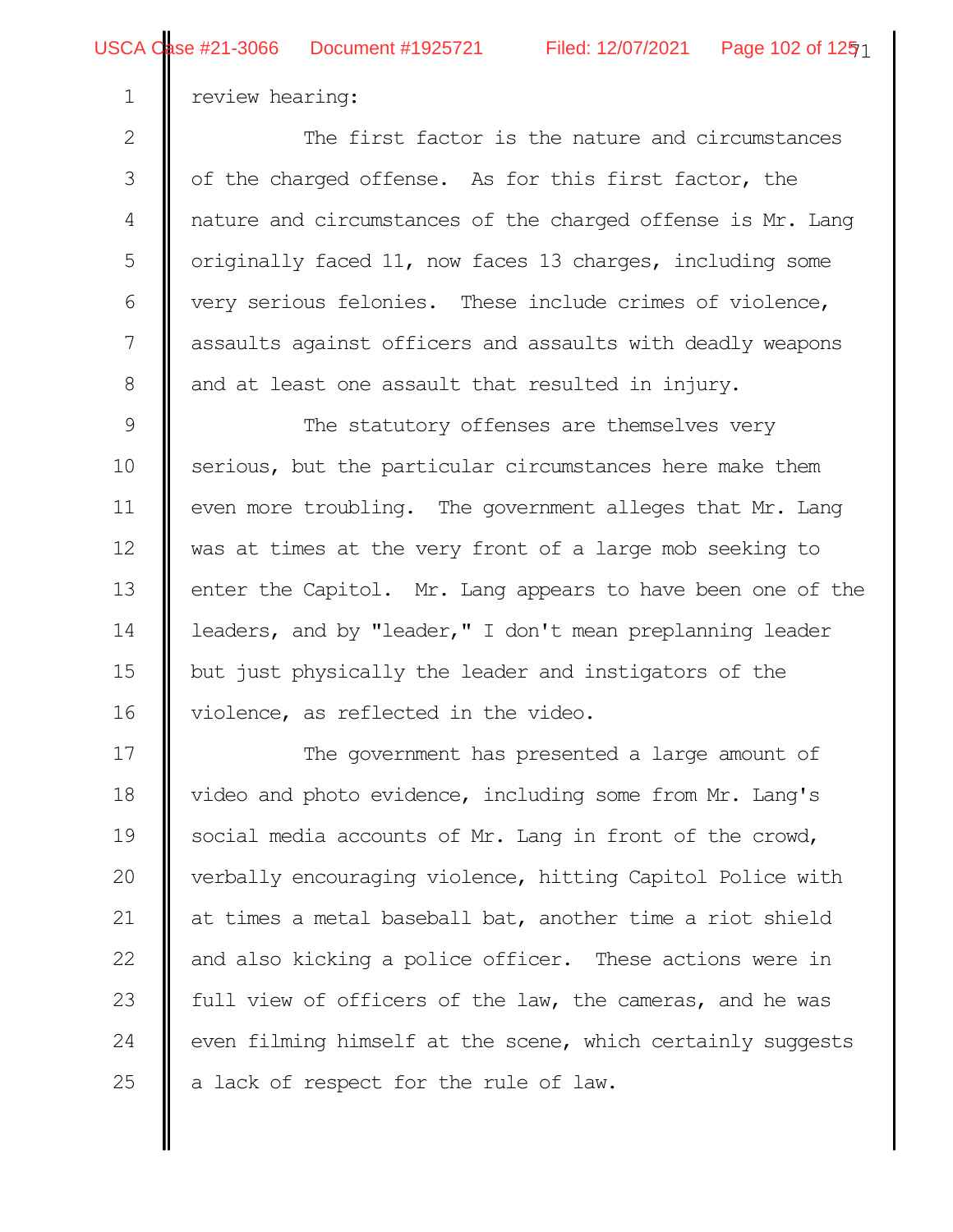review hearing:

The first factor is the nature and circumstances of the charged offense. As for this first factor, the nature and circumstances of the charged offense is Mr. Lang originally faced 11, now faces 13 charges, including some very serious felonies. These include crimes of violence, assaults against officers and assaults with deadly weapons and at least one assault that resulted in injury.

The statutory offenses are themselves very serious, but the particular circumstances here make them even more troubling. The government alleges that Mr. Lang was at times at the very front of a large mob seeking to enter the Capitol. Mr. Lang appears to have been one of the leaders, and by "leader," I don't mean preplanning leader but just physically the leader and instigators of the violence, as reflected in the video.

The government has presented a large amount of video and photo evidence, including some from Mr. Lang's social media accounts of Mr. Lang in front of the crowd, verbally encouraging violence, hitting Capitol Police with at times a metal baseball bat, another time a riot shield and also kicking a police officer. These actions were in full view of officers of the law, the cameras, and he was even filming himself at the scene, which certainly suggests a lack of respect for the rule of law.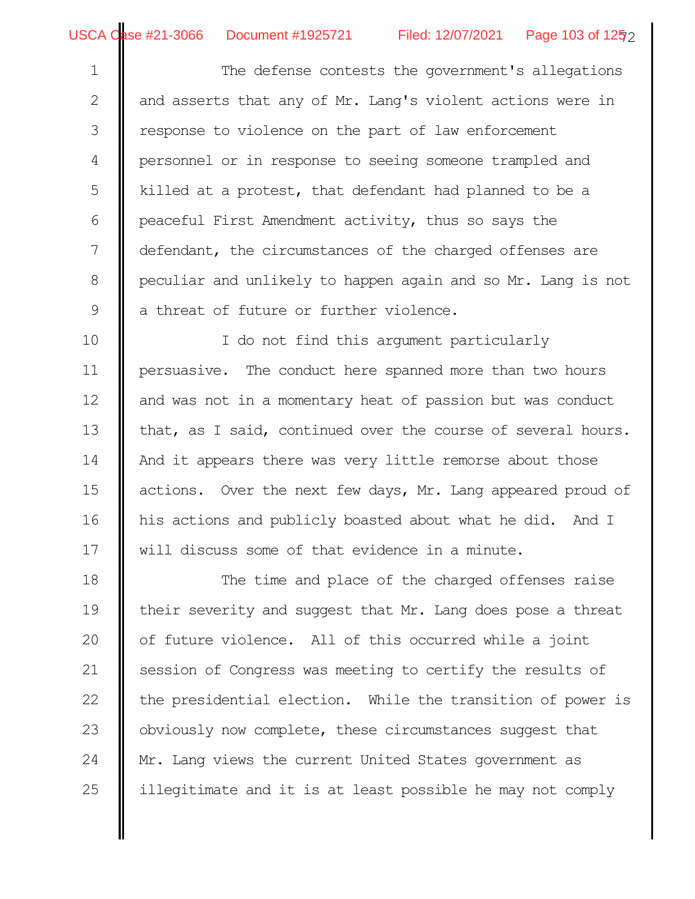The defense contests the government's allegations and asserts that any of Mr. Lang's violent actions were in response to violence on the part of law enforcement personnel or in response to seeing someone trampled and killed at a protest, that defendant had planned to be a peaceful First Amendment activity, thus so says the defendant, the circumstances of the charged offenses are peculiar and unlikely to happen again and so Mr. Lang is not a threat of future or further violence.

I do not find this argument particularly persuasive. The conduct here spanned more than two hours and was not in a momentary heat of passion but was conduct that, as I said, continued over the course of several hours. And it appears there was very little remorse about those actions. Over the next few days, Mr. Lang appeared proud of his actions and publicly boasted about what he did. And I will discuss some of that evidence in a minute.

The time and place of the charged offenses raise their severity and suggest that Mr. Lang does pose a threat of future violence. All of this occurred while a joint session of Congress was meeting to certify the results of the presidential election. While the transition of power is obviously now complete, these circumstances suggest that Mr. Lang views the current United States government as illegitimate and it is at least possible he may not comply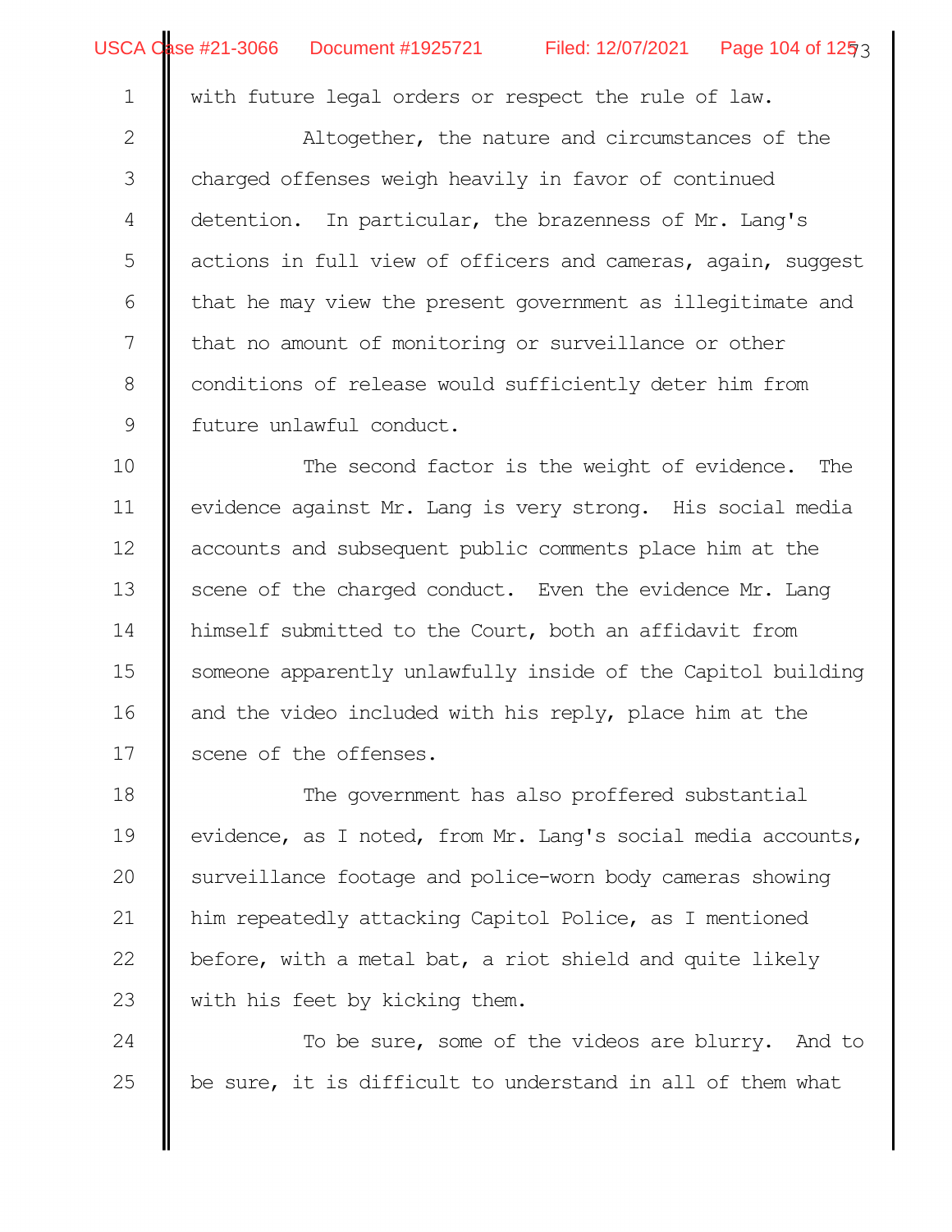with future legal orders or respect the rule of law.

Altogether, the nature and circumstances of the charged offenses weigh heavily in favor of continued detention. In particular, the brazenness of Mr. Lang's actions in full view of officers and cameras, again, suggest that he may view the present government as illegitimate and that no amount of monitoring or surveillance or other conditions of release would sufficiently deter him from future unlawful conduct.

The second factor is the weight of evidence. The evidence against Mr. Lang is very strong. His social media accounts and subsequent public comments place him at the scene of the charged conduct. Even the evidence Mr. Lang himself submitted to the Court, both an affidavit from someone apparently unlawfully inside of the Capitol building and the video included with his reply, place him at the scene of the offenses.

The government has also proffered substantial evidence, as I noted, from Mr. Lang's social media accounts, surveillance footage and police-worn body cameras showing him repeatedly attacking Capitol Police, as I mentioned before, with a metal bat, a riot shield and quite likely with his feet by kicking them.

To be sure, some of the videos are blurry. And to be sure, it is difficult to understand in all of them what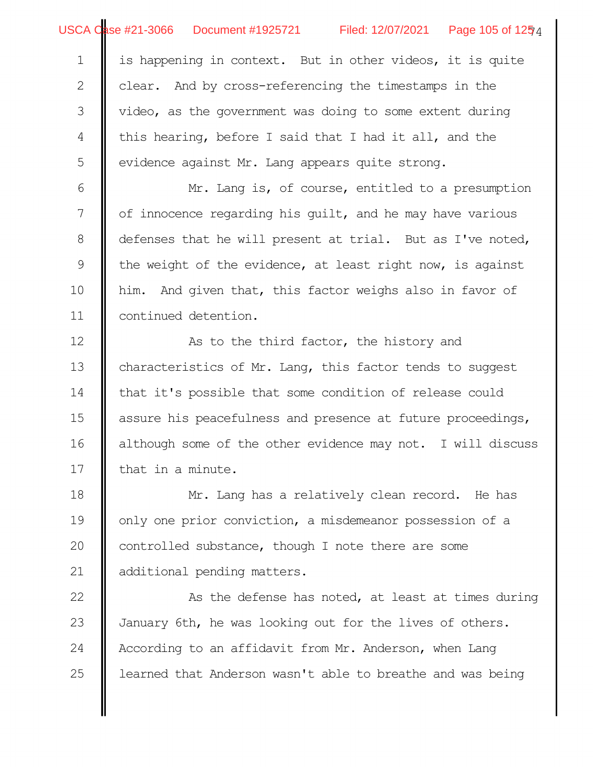is happening in context. But in other videos, it is quite clear. And by cross-referencing the timestamps in the video, as the government was doing to some extent during this hearing, before I said that I had it all, and the evidence against Mr. Lang appears quite strong.

Mr. Lang is, of course, entitled to a presumption of innocence regarding his guilt, and he may have various defenses that he will present at trial. But as I've noted, the weight of the evidence, at least right now, is against him. And given that, this factor weighs also in favor of continued detention.

As to the third factor, the history and characteristics of Mr. Lang, this factor tends to suggest that it's possible that some condition of release could assure his peacefulness and presence at future proceedings, although some of the other evidence may not. I will discuss that in a minute.

Mr. Lang has a relatively clean record. He has only one prior conviction, a misdemeanor possession of a controlled substance, though I note there are some additional pending matters.

As the defense has noted, at least at times during January 6th, he was looking out for the lives of others. According to an affidavit from Mr. Anderson, when Lang learned that Anderson wasn't able to breathe and was being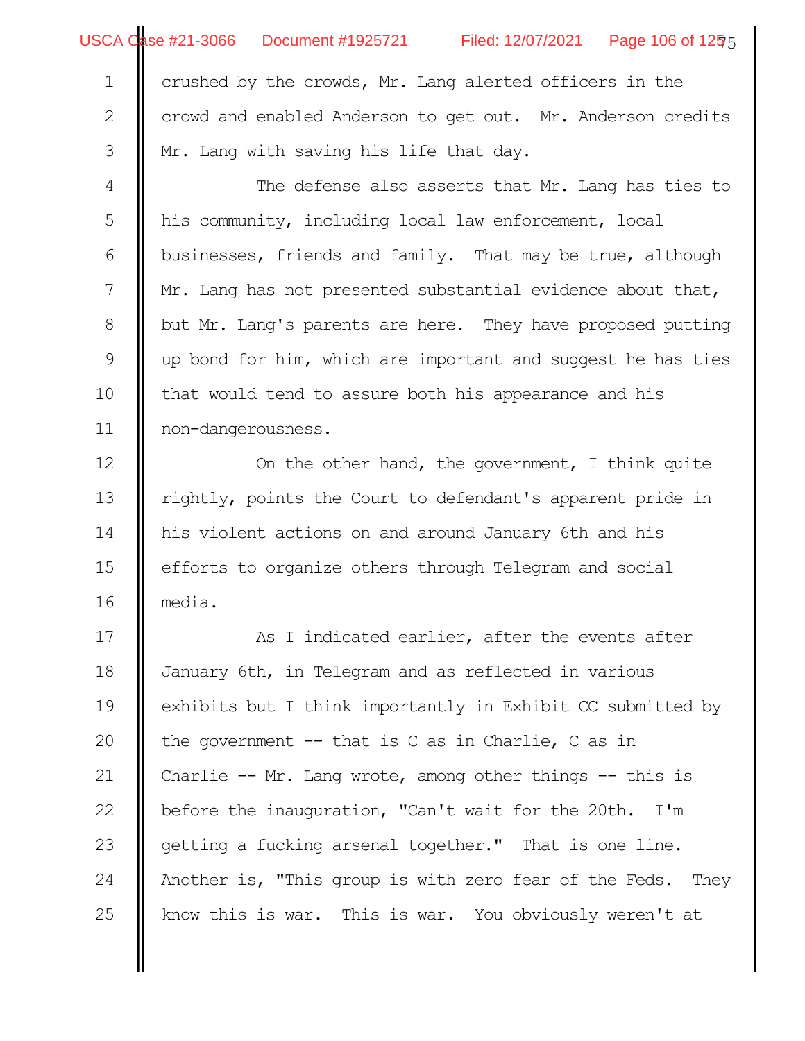crushed by the crowds, Mr. Lang alerted officers in the crowd and enabled Anderson to get out. Mr. Anderson credits Mr. Lang with saving his life that day.

The defense also asserts that Mr. Lang has ties to his community, including local law enforcement, local businesses, friends and family. That may be true, although Mr. Lang has not presented substantial evidence about that, but Mr. Lang's parents are here. They have proposed putting up bond for him, which are important and suggest he has ties that would tend to assure both his appearance and his non-dangerousness.

On the other hand, the government, I think quite rightly, points the Court to defendant's apparent pride in his violent actions on and around January 6th and his efforts to organize others through Telegram and social media.

As I indicated earlier, after the events after January 6th, in Telegram and as reflected in various exhibits but I think importantly in Exhibit CC submitted by the government -- that is C as in Charlie, C as in Charlie -- Mr. Lang wrote, among other things -- this is before the inauguration, "Can't wait for the 20th. I'm getting a fucking arsenal together." That is one line. Another is, "This group is with zero fear of the Feds. They know this is war. This is war. You obviously weren't at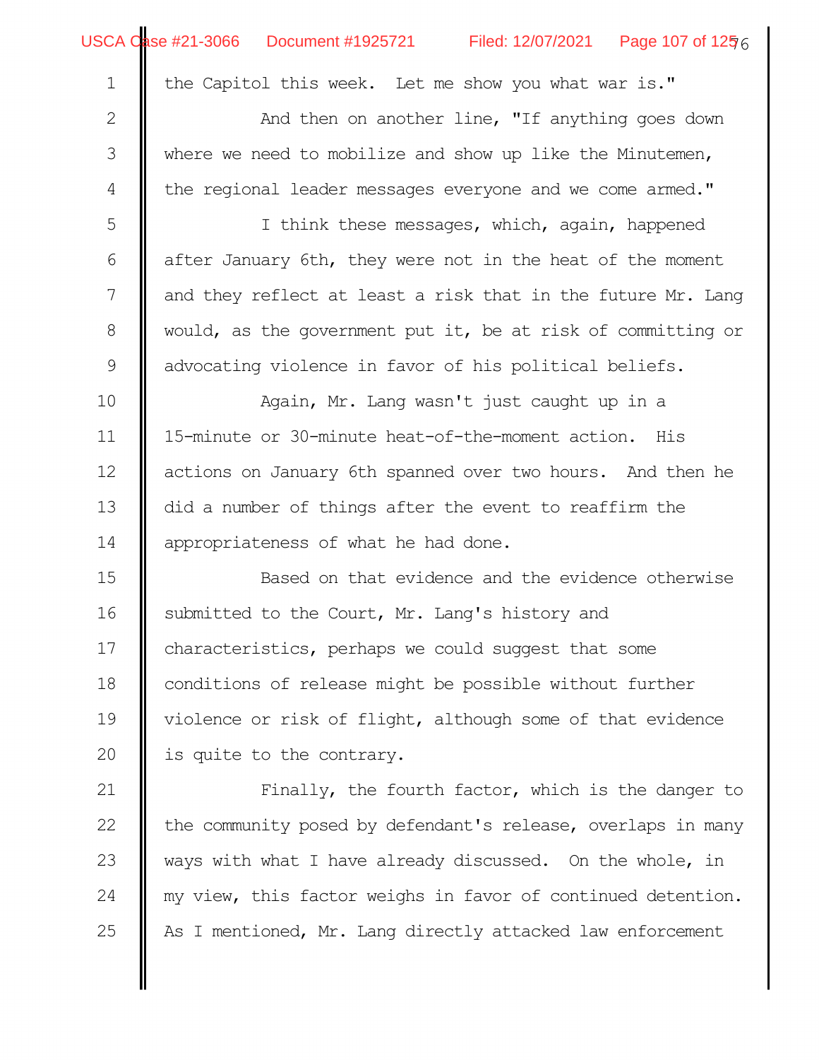the Capitol this week. Let me show you what war is."

And then on another line, "If anything goes down where we need to mobilize and show up like the Minutemen, the regional leader messages everyone and we come armed."

I think these messages, which, again, happened after January 6th, they were not in the heat of the moment and they reflect at least a risk that in the future Mr. Lang would, as the government put it, be at risk of committing or advocating violence in favor of his political beliefs.

Again, Mr. Lang wasn't just caught up in a 15-minute or 30-minute heat-of-the-moment action. His actions on January 6th spanned over two hours. And then he did a number of things after the event to reaffirm the appropriateness of what he had done.

Based on that evidence and the evidence otherwise submitted to the Court, Mr. Lang's history and characteristics, perhaps we could suggest that some conditions of release might be possible without further violence or risk of flight, although some of that evidence is quite to the contrary.

Finally, the fourth factor, which is the danger to the community posed by defendant's release, overlaps in many ways with what I have already discussed. On the whole, in my view, this factor weighs in favor of continued detention. As I mentioned, Mr. Lang directly attacked law enforcement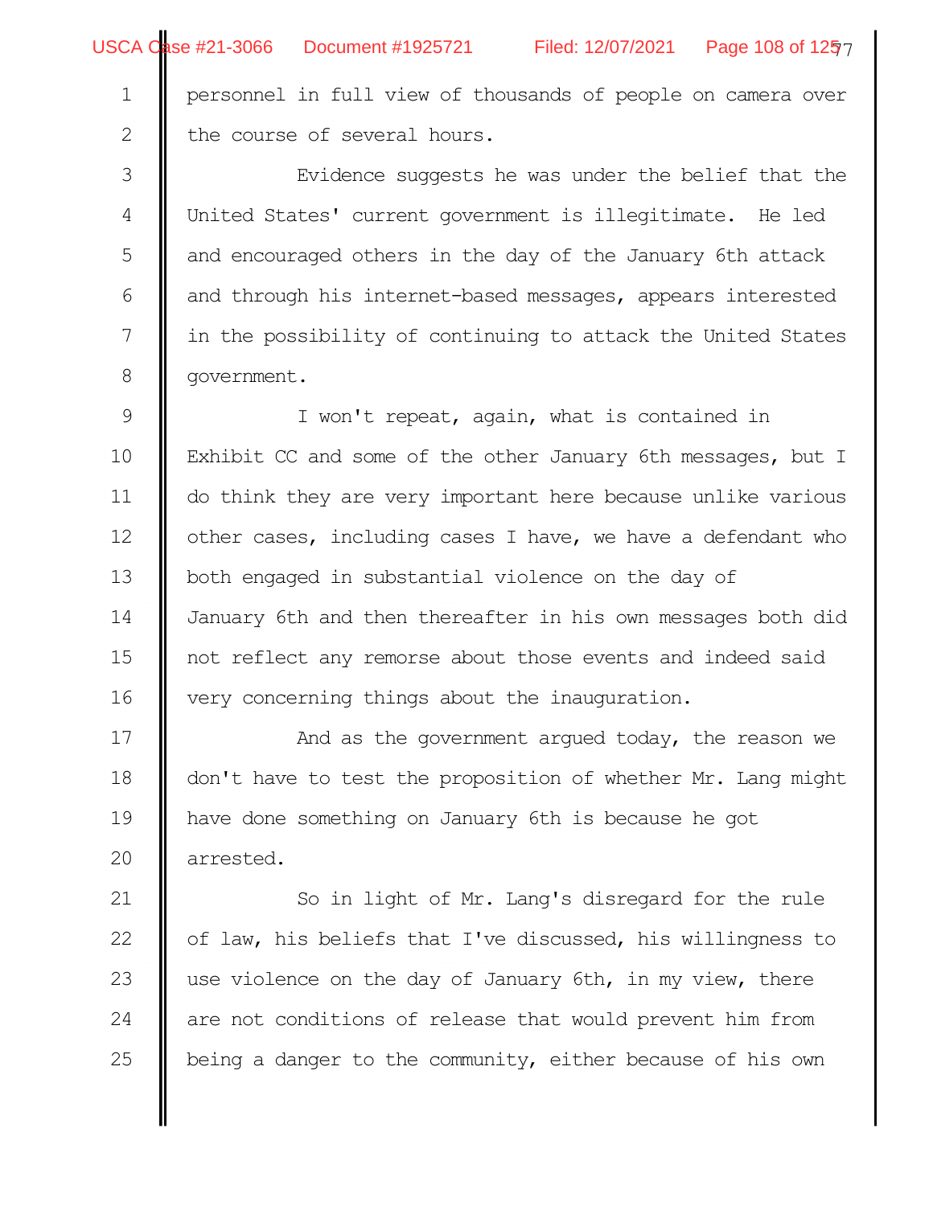personnel in full view of thousands of people on camera over the course of several hours.

Evidence suggests he was under the belief that the United States' current government is illegitimate. He led and encouraged others in the day of the January 6th attack and through his internet-based messages, appears interested in the possibility of continuing to attack the United States government.

I won't repeat, again, what is contained in Exhibit CC and some of the other January 6th messages, but I do think they are very important here because unlike various other cases, including cases I have, we have a defendant who both engaged in substantial violence on the day of January 6th and then thereafter in his own messages both did not reflect any remorse about those events and indeed said very concerning things about the inauguration.

And as the government argued today, the reason we don't have to test the proposition of whether Mr. Lang might have done something on January 6th is because he got arrested.

So in light of Mr. Lang's disregard for the rule of law, his beliefs that I've discussed, his willingness to use violence on the day of January 6th, in my view, there are not conditions of release that would prevent him from being a danger to the community, either because of his own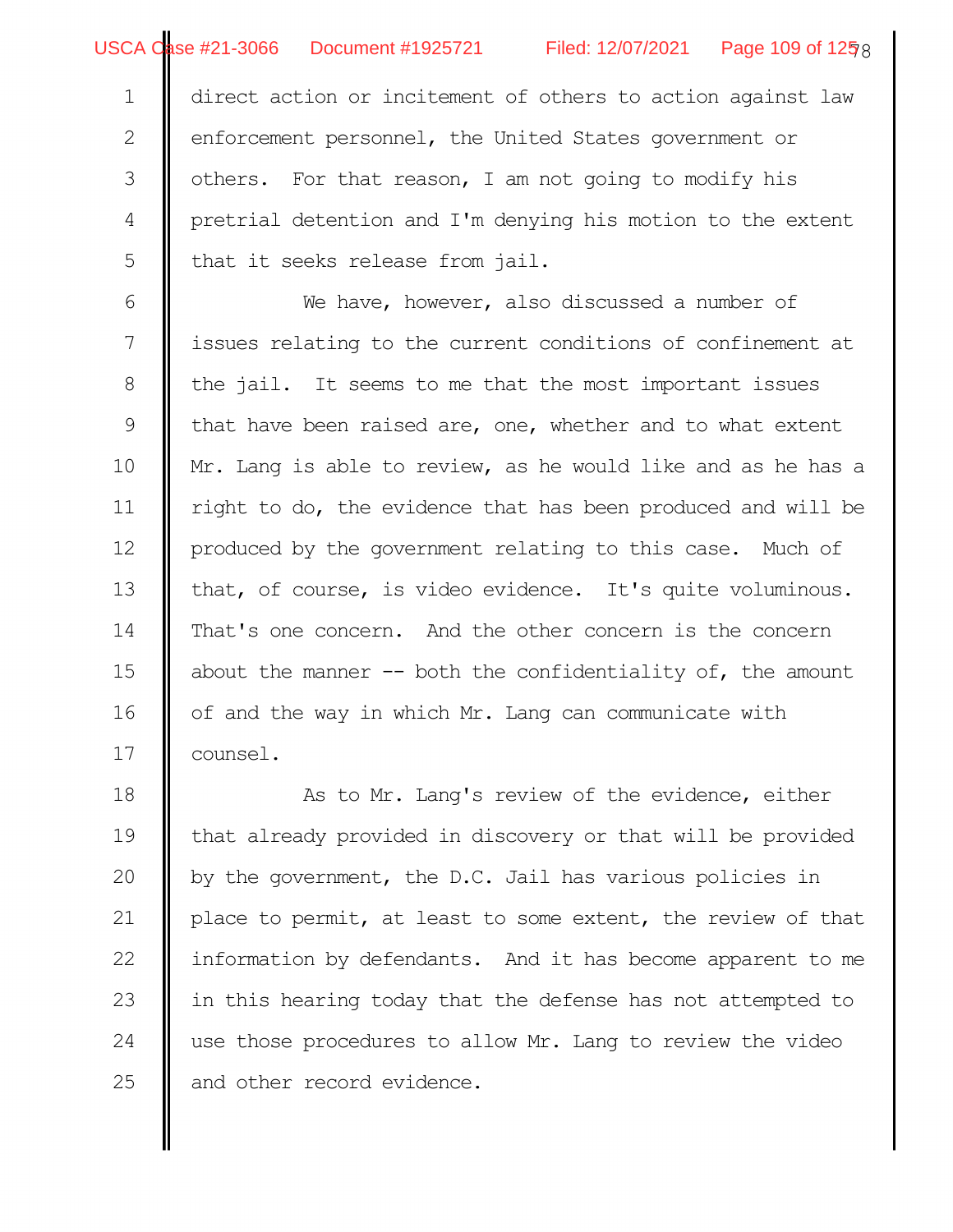direct action or incitement of others to action against law enforcement personnel, the United States government or others. For that reason, I am not going to modify his pretrial detention and I'm denying his motion to the extent that it seeks release from jail.

We have, however, also discussed a number of issues relating to the current conditions of confinement at the jail. It seems to me that the most important issues that have been raised are, one, whether and to what extent Mr. Lang is able to review, as he would like and as he has a right to do, the evidence that has been produced and will be produced by the government relating to this case. Much of that, of course, is video evidence. It's quite voluminous. That's one concern. And the other concern is the concern about the manner -- both the confidentiality of, the amount of and the way in which Mr. Lang can communicate with counsel.

As to Mr. Lang's review of the evidence, either that already provided in discovery or that will be provided by the government, the D.C. Jail has various policies in place to permit, at least to some extent, the review of that information by defendants. And it has become apparent to me in this hearing today that the defense has not attempted to use those procedures to allow Mr. Lang to review the video and other record evidence.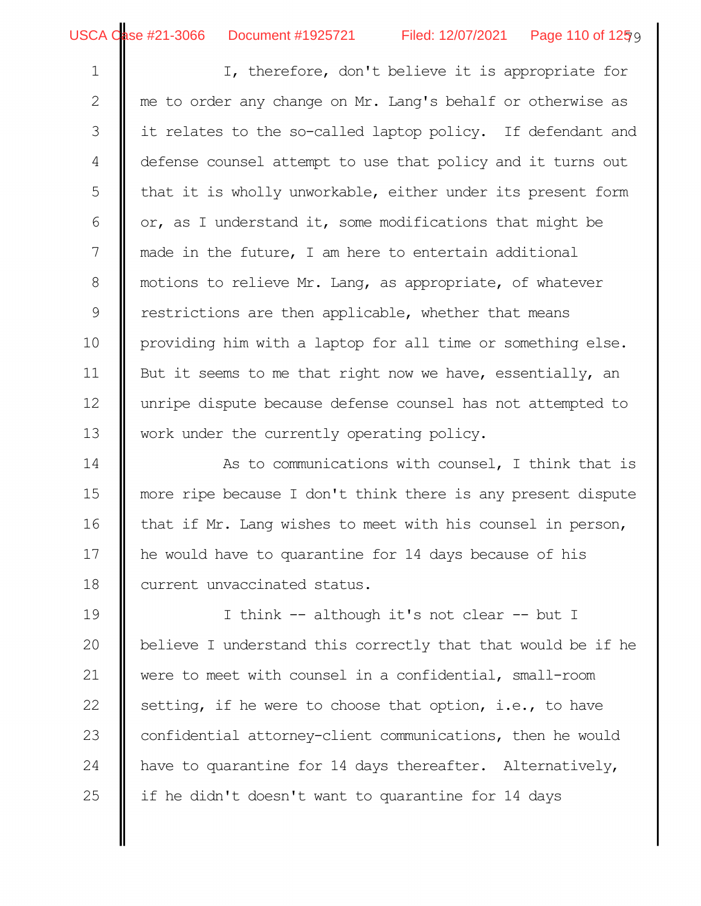I, therefore, don't believe it is appropriate for me to order any change on Mr. Lang's behalf or otherwise as it relates to the so-called laptop policy. If defendant and defense counsel attempt to use that policy and it turns out that it is wholly unworkable, either under its present form or, as I understand it, some modifications that might be made in the future, I am here to entertain additional motions to relieve Mr. Lang, as appropriate, of whatever restrictions are then applicable, whether that means providing him with a laptop for all time or something else. But it seems to me that right now we have, essentially, an unripe dispute because defense counsel has not attempted to work under the currently operating policy.

As to communications with counsel, I think that is more ripe because I don't think there is any present dispute that if Mr. Lang wishes to meet with his counsel in person, he would have to quarantine for 14 days because of his current unvaccinated status.

I think -- although it's not clear -- but I believe I understand this correctly that that would be if he were to meet with counsel in a confidential, small-room setting, if he were to choose that option, i.e., to have confidential attorney-client communications, then he would have to quarantine for 14 days thereafter. Alternatively, if he didn't doesn't want to quarantine for 14 days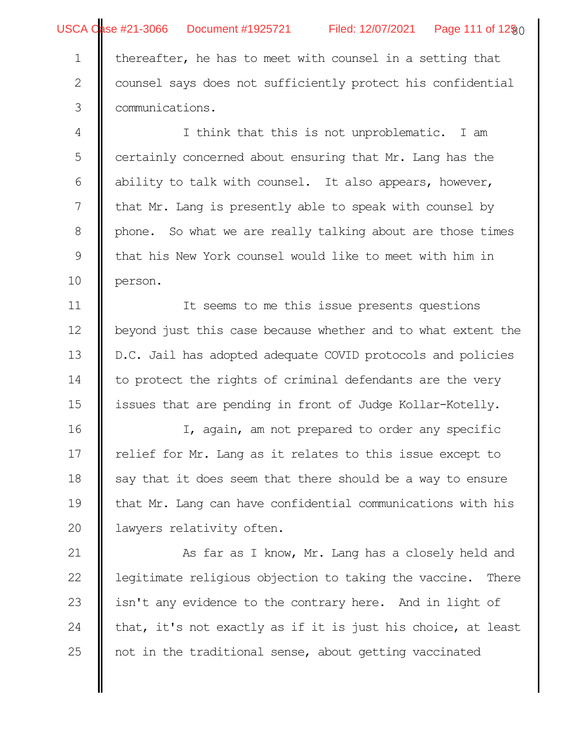thereafter, he has to meet with counsel in a setting that counsel says does not sufficiently protect his confidential communications.

I think that this is not unproblematic. I am certainly concerned about ensuring that Mr. Lang has the ability to talk with counsel. It also appears, however, that Mr. Lang is presently able to speak with counsel by phone. So what we are really talking about are those times that his New York counsel would like to meet with him in person.

It seems to me this issue presents questions beyond just this case because whether and to what extent the D.C. Jail has adopted adequate COVID protocols and policies to protect the rights of criminal defendants are the very issues that are pending in front of Judge Kollar-Kotelly.

I, again, am not prepared to order any specific relief for Mr. Lang as it relates to this issue except to say that it does seem that there should be a way to ensure that Mr. Lang can have confidential communications with his lawyers relativity often.

As far as I know, Mr. Lang has a closely held and legitimate religious objection to taking the vaccine. There isn't any evidence to the contrary here. And in light of that, it's not exactly as if it is just his choice, at least not in the traditional sense, about getting vaccinated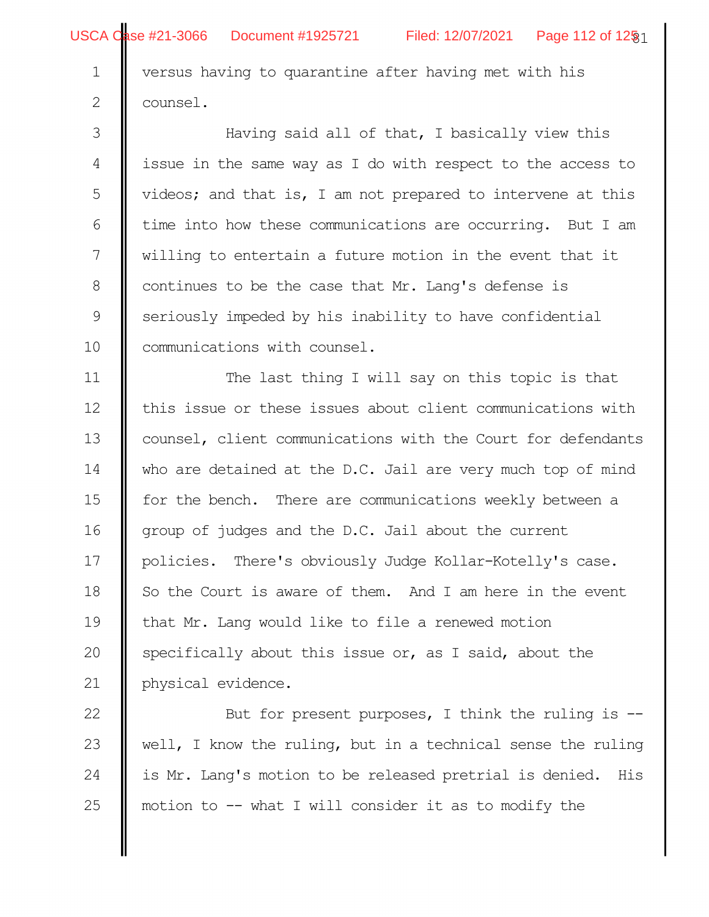versus having to quarantine after having met with his counsel.

Having said all of that, I basically view this issue in the same way as I do with respect to the access to videos; and that is, I am not prepared to intervene at this time into how these communications are occurring. But I am willing to entertain a future motion in the event that it continues to be the case that Mr. Lang's defense is seriously impeded by his inability to have confidential communications with counsel.

The last thing I will say on this topic is that this issue or these issues about client communications with counsel, client communications with the Court for defendants who are detained at the D.C. Jail are very much top of mind for the bench. There are communications weekly between a group of judges and the D.C. Jail about the current policies. There's obviously Judge Kollar-Kotelly's case. So the Court is aware of them. And I am here in the event that Mr. Lang would like to file a renewed motion specifically about this issue or, as I said, about the physical evidence.

But for present purposes, I think the ruling is -- well, I know the ruling, but in a technical sense the ruling is Mr. Lang's motion to be released pretrial is denied. His motion to -- what I will consider it as to modify the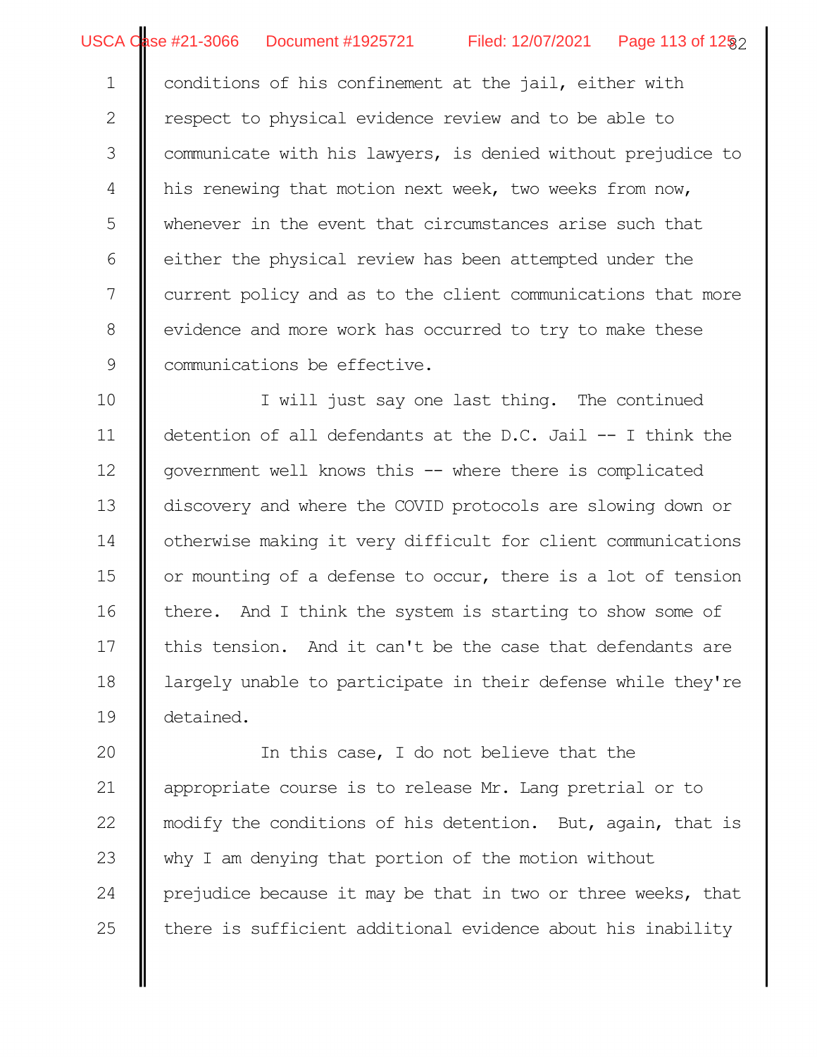conditions of his confinement at the jail, either with respect to physical evidence review and to be able to communicate with his lawyers, is denied without prejudice to his renewing that motion next week, two weeks from now, whenever in the event that circumstances arise such that either the physical review has been attempted under the current policy and as to the client communications that more evidence and more work has occurred to try to make these communications be effective.

I will just say one last thing. The continued detention of all defendants at the D.C. Jail -- I think the government well knows this -- where there is complicated discovery and where the COVID protocols are slowing down or otherwise making it very difficult for client communications or mounting of a defense to occur, there is a lot of tension there. And I think the system is starting to show some of this tension. And it can't be the case that defendants are largely unable to participate in their defense while they're detained.

In this case, I do not believe that the appropriate course is to release Mr. Lang pretrial or to modify the conditions of his detention. But, again, that is why I am denying that portion of the motion without prejudice because it may be that in two or three weeks, that there is sufficient additional evidence about his inability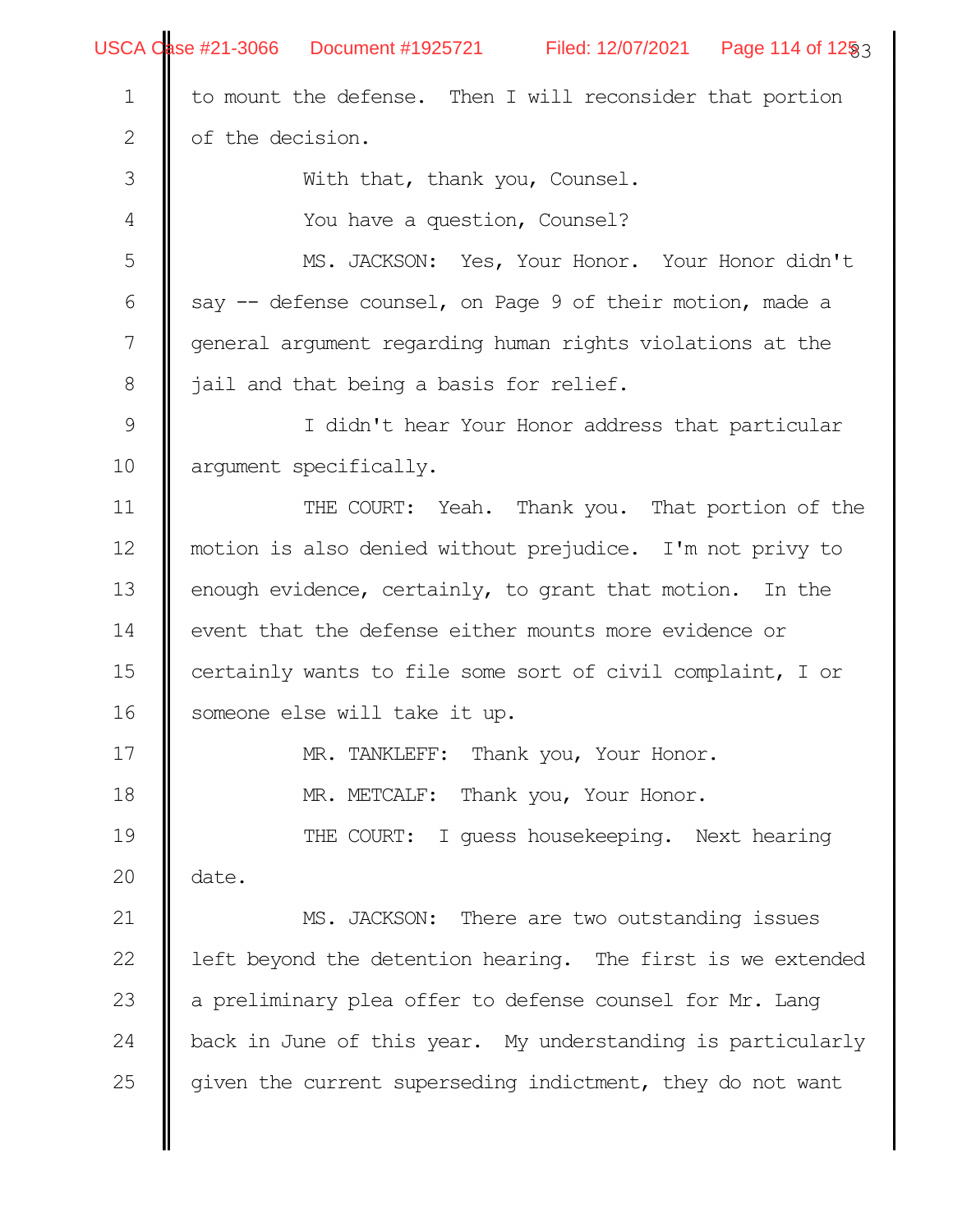to mount the defense. Then I will reconsider that portion of the decision.

With that, thank you, Counsel.

You have a question, Counsel?

MS. JACKSON: Yes, Your Honor. Your Honor didn't say -- defense counsel, on Page 9 of their motion, made a general argument regarding human rights violations at the jail and that being a basis for relief.

I didn't hear Your Honor address that particular argument specifically.

THE COURT: Yeah. Thank you. That portion of the motion is also denied without prejudice. I'm not privy to enough evidence, certainly, to grant that motion. In the event that the defense either mounts more evidence or certainly wants to file some sort of civil complaint, I or someone else will take it up.

MR. TANKLEFF: Thank you, Your Honor.

MR. METCALF: Thank you, Your Honor.

THE COURT: I guess housekeeping. Next hearing date.

MS. JACKSON: There are two outstanding issues left beyond the detention hearing. The first is we extended a preliminary plea offer to defense counsel for Mr. Lang back in June of this year. My understanding is particularly given the current superseding indictment, they do not want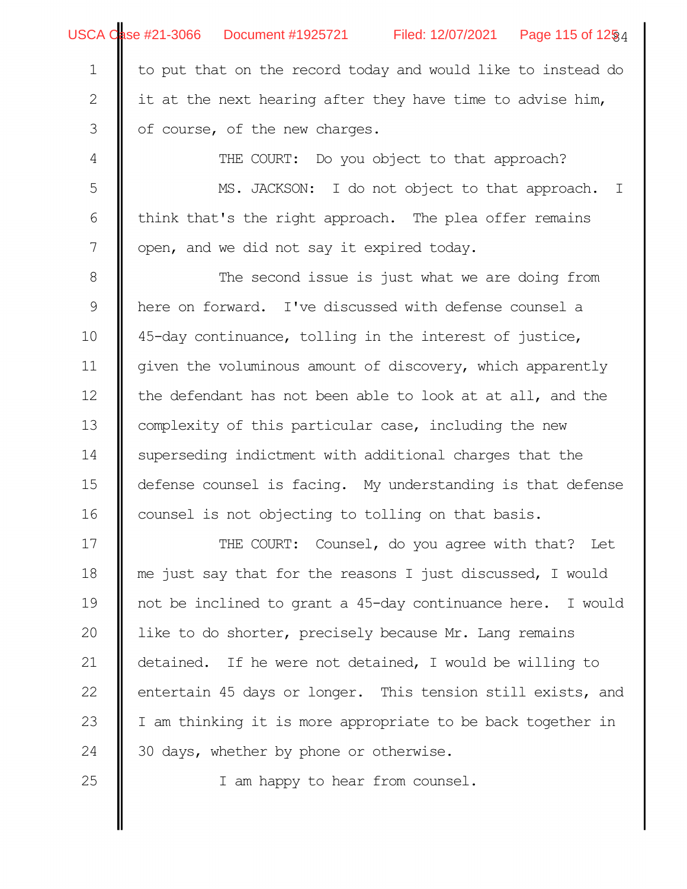to put that on the record today and would like to instead do it at the next hearing after they have time to advise him, of course, of the new charges.

THE COURT: Do you object to that approach?

MS. JACKSON: I do not object to that approach. I think that's the right approach. The plea offer remains open, and we did not say it expired today.

The second issue is just what we are doing from here on forward. I've discussed with defense counsel a 45-day continuance, tolling in the interest of justice, given the voluminous amount of discovery, which apparently the defendant has not been able to look at at all, and the complexity of this particular case, including the new superseding indictment with additional charges that the defense counsel is facing. My understanding is that defense counsel is not objecting to tolling on that basis.

THE COURT: Counsel, do you agree with that? Let me just say that for the reasons I just discussed, I would not be inclined to grant a 45-day continuance here. I would like to do shorter, precisely because Mr. Lang remains detained. If he were not detained, I would be willing to entertain 45 days or longer. This tension still exists, and I am thinking it is more appropriate to be back together in 30 days, whether by phone or otherwise.

I am happy to hear from counsel.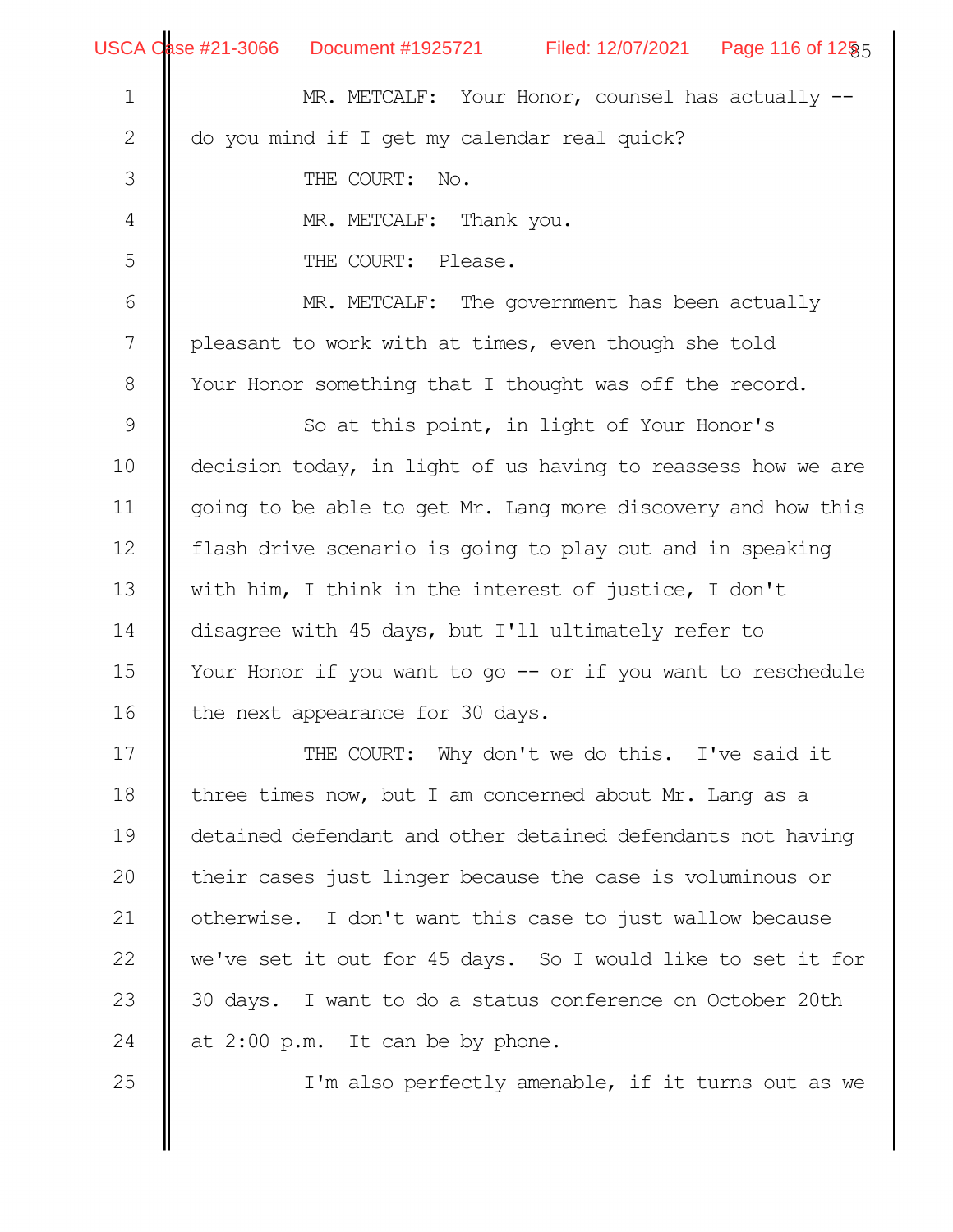MR. METCALF: Your Honor, counsel has actually -- do you mind if I get my calendar real quick?

THE COURT: No.

MR. METCALF: Thank you.

THE COURT: Please.

MR. METCALF: The government has been actually pleasant to work with at times, even though she told Your Honor something that I thought was off the record.

So at this point, in light of Your Honor's decision today, in light of us having to reassess how we are going to be able to get Mr. Lang more discovery and how this flash drive scenario is going to play out and in speaking with him, I think in the interest of justice, I don't disagree with 45 days, but I'll ultimately refer to Your Honor if you want to go -- or if you want to reschedule the next appearance for 30 days.

THE COURT: Why don't we do this. I've said it three times now, but I am concerned about Mr. Lang as a detained defendant and other detained defendants not having their cases just linger because the case is voluminous or otherwise. I don't want this case to just wallow because we've set it out for 45 days. So I would like to set it for 30 days. I want to do a status conference on October 20th at 2:00 p.m. It can be by phone.

I'm also perfectly amenable, if it turns out as we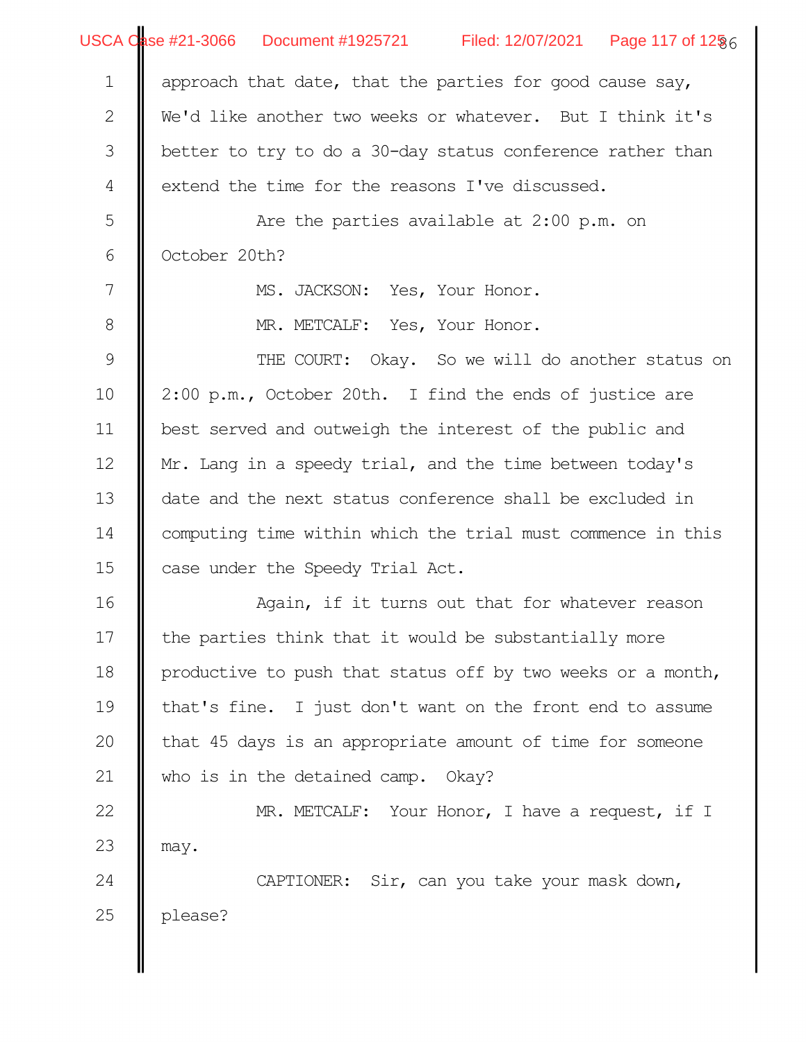approach that date, that the parties for good cause say, We'd like another two weeks or whatever. But I think it's better to try to do a 30-day status conference rather than extend the time for the reasons I've discussed.

Are the parties available at 2:00 p.m. on October 20th?

MS. JACKSON: Yes, Your Honor.

MR. METCALF: Yes, Your Honor.

THE COURT: Okay. So we will do another status on 2:00 p.m., October 20th. I find the ends of justice are best served and outweigh the interest of the public and Mr. Lang in a speedy trial, and the time between today's date and the next status conference shall be excluded in computing time within which the trial must commence in this case under the Speedy Trial Act.

Again, if it turns out that for whatever reason the parties think that it would be substantially more productive to push that status off by two weeks or a month, that's fine. I just don't want on the front end to assume that 45 days is an appropriate amount of time for someone who is in the detained camp. Okay?

MR. METCALF: Your Honor, I have a request, if I may.

CAPTIONER: Sir, can you take your mask down, please?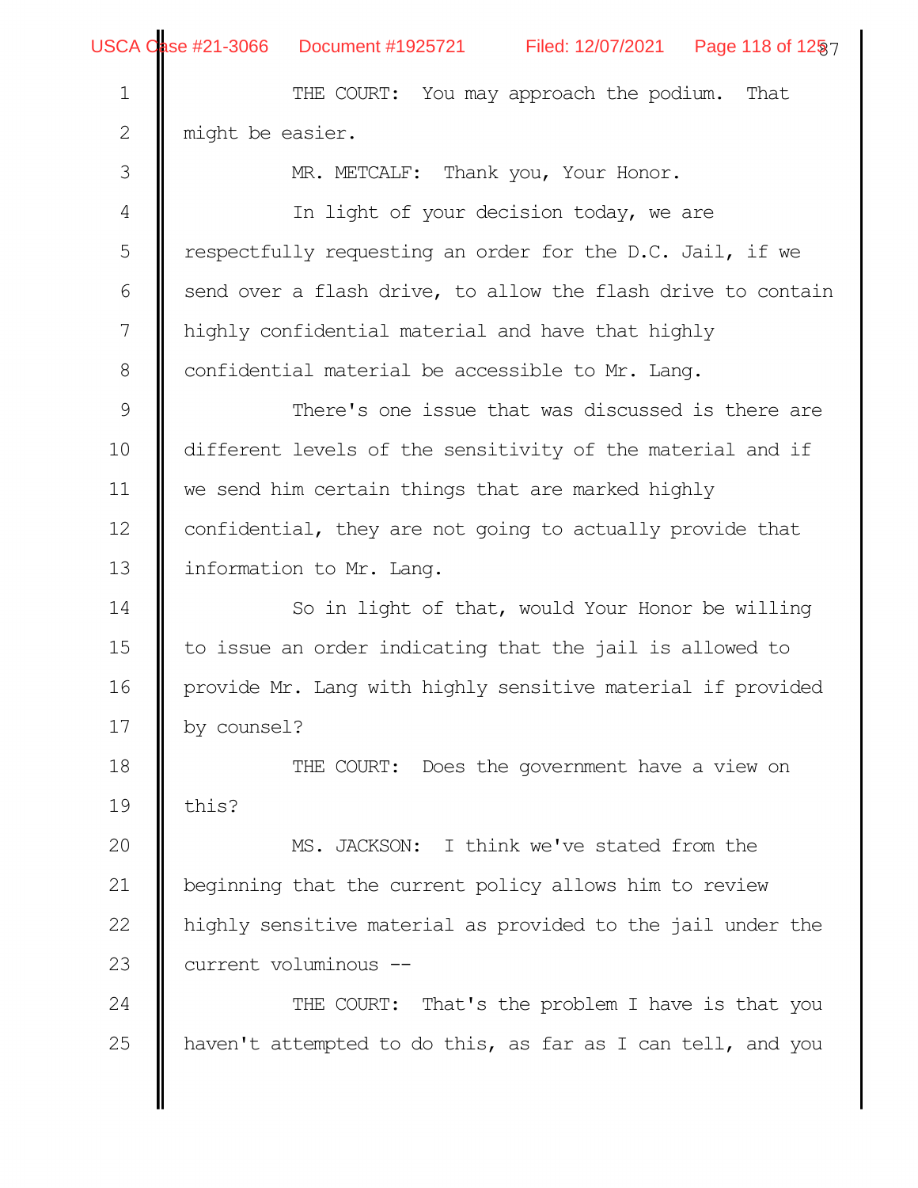THE COURT: You may approach the podium. That might be easier.

MR. METCALF: Thank you, Your Honor.

In light of your decision today, we are respectfully requesting an order for the D.C. Jail, if we send over a flash drive, to allow the flash drive to contain highly confidential material and have that highly confidential material be accessible to Mr. Lang.

There's one issue that was discussed is there are different levels of the sensitivity of the material and if we send him certain things that are marked highly confidential, they are not going to actually provide that information to Mr. Lang.

So in light of that, would Your Honor be willing to issue an order indicating that the jail is allowed to provide Mr. Lang with highly sensitive material if provided by counsel?

THE COURT: Does the government have a view on this?

MS. JACKSON: I think we've stated from the beginning that the current policy allows him to review highly sensitive material as provided to the jail under the current voluminous --

THE COURT: That's the problem I have is that you haven't attempted to do this, as far as I can tell, and you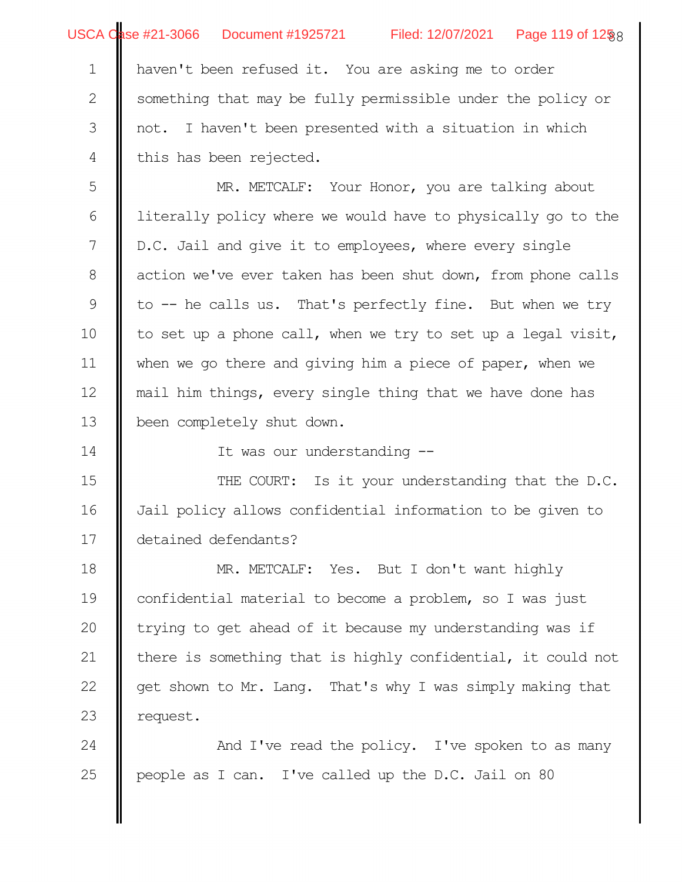haven't been refused it. You are asking me to order something that may be fully permissible under the policy or not. I haven't been presented with a situation in which this has been rejected.

MR. METCALF: Your Honor, you are talking about literally policy where we would have to physically go to the D.C. Jail and give it to employees, where every single action we've ever taken has been shut down, from phone calls to -- he calls us. That's perfectly fine. But when we try to set up a phone call, when we try to set up a legal visit, when we go there and giving him a piece of paper, when we mail him things, every single thing that we have done has been completely shut down.

It was our understanding --

THE COURT: Is it your understanding that the D.C. Jail policy allows confidential information to be given to detained defendants?

MR. METCALF: Yes. But I don't want highly confidential material to become a problem, so I was just trying to get ahead of it because my understanding was if there is something that is highly confidential, it could not get shown to Mr. Lang. That's why I was simply making that request.

And I've read the policy. I've spoken to as many people as I can. I've called up the D.C. Jail on 80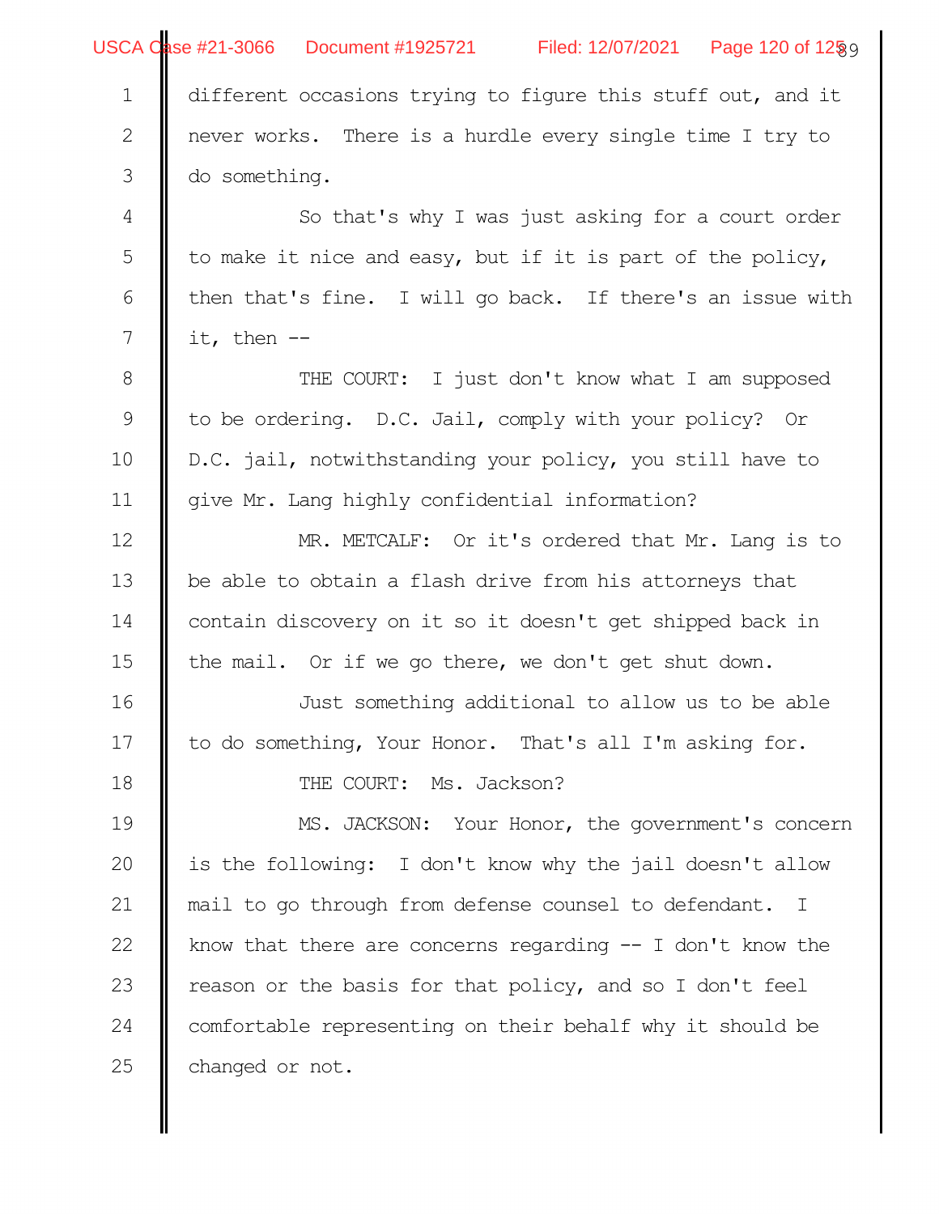different occasions trying to figure this stuff out, and it never works. There is a hurdle every single time I try to do something.

So that's why I was just asking for a court order to make it nice and easy, but if it is part of the policy, then that's fine. I will go back. If there's an issue with it, then --

THE COURT: I just don't know what I am supposed to be ordering. D.C. Jail, comply with your policy? Or D.C. jail, notwithstanding your policy, you still have to give Mr. Lang highly confidential information?

MR. METCALF: Or it's ordered that Mr. Lang is to be able to obtain a flash drive from his attorneys that contain discovery on it so it doesn't get shipped back in the mail. Or if we go there, we don't get shut down.

Just something additional to allow us to be able to do something, Your Honor. That's all I'm asking for.

THE COURT: Ms. Jackson?

MS. JACKSON: Your Honor, the government's concern is the following: I don't know why the jail doesn't allow mail to go through from defense counsel to defendant. I know that there are concerns regarding -- I don't know the reason or the basis for that policy, and so I don't feel comfortable representing on their behalf why it should be changed or not.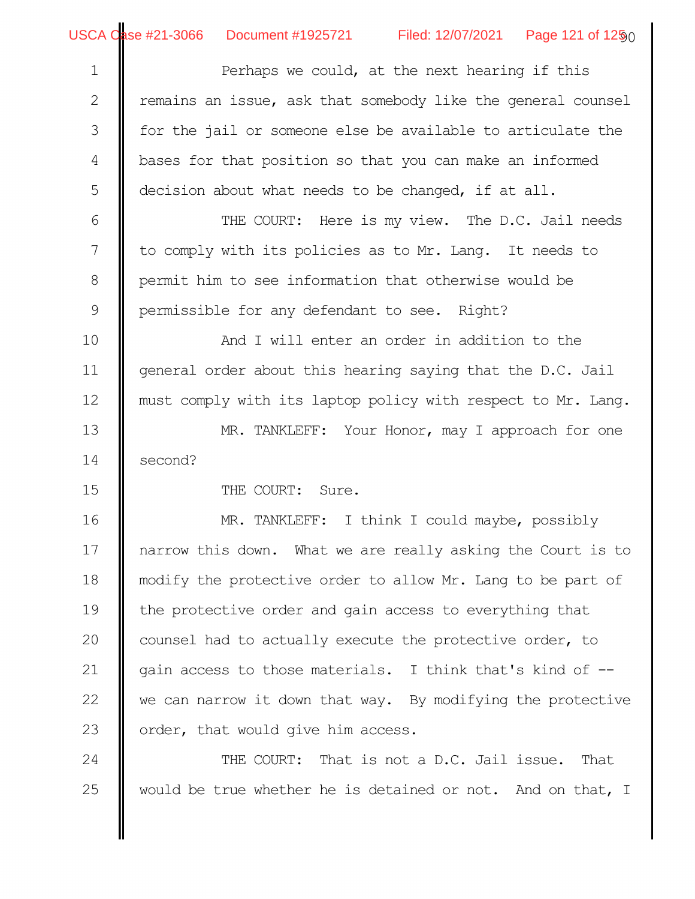Perhaps we could, at the next hearing if this remains an issue, ask that somebody like the general counsel for the jail or someone else be available to articulate the bases for that position so that you can make an informed decision about what needs to be changed, if at all.

THE COURT: Here is my view. The D.C. Jail needs to comply with its policies as to Mr. Lang. It needs to permit him to see information that otherwise would be permissible for any defendant to see. Right?

And I will enter an order in addition to the general order about this hearing saying that the D.C. Jail must comply with its laptop policy with respect to Mr. Lang.

MR. TANKLEFF: Your Honor, may I approach for one second?

THE COURT: Sure.

MR. TANKLEFF: I think I could maybe, possibly narrow this down. What we are really asking the Court is to modify the protective order to allow Mr. Lang to be part of the protective order and gain access to everything that counsel had to actually execute the protective order, to gain access to those materials. I think that's kind of -- we can narrow it down that way. By modifying the protective order, that would give him access.

THE COURT: That is not a D.C. Jail issue. That would be true whether he is detained or not. And on that, I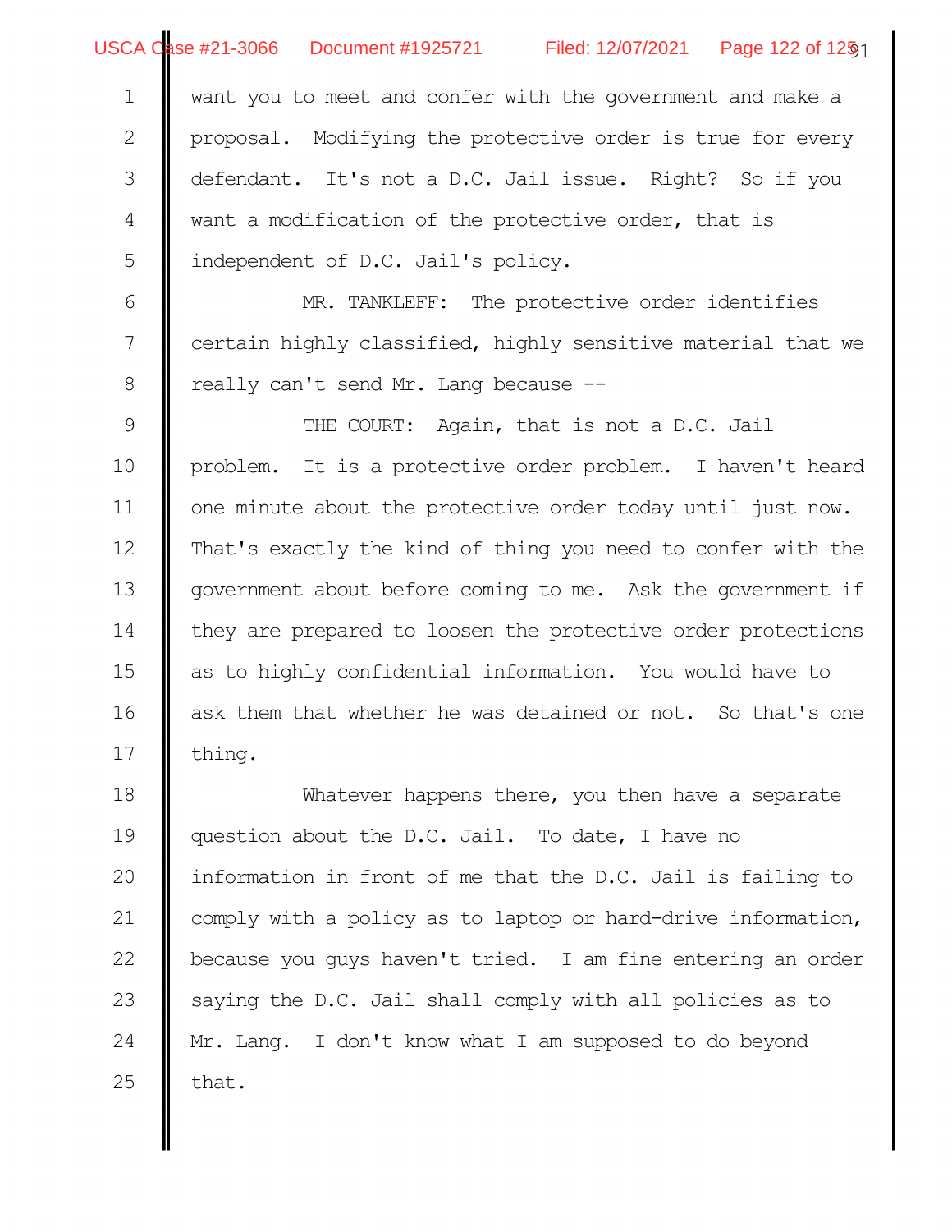want you to meet and confer with the government and make a proposal. Modifying the protective order is true for every defendant. It's not a D.C. Jail issue. Right? So if you want a modification of the protective order, that is independent of D.C. Jail's policy.

MR. TANKLEFF: The protective order identifies certain highly classified, highly sensitive material that we really can't send Mr. Lang because --

THE COURT: Again, that is not a D.C. Jail problem. It is a protective order problem. I haven't heard one minute about the protective order today until just now. That's exactly the kind of thing you need to confer with the government about before coming to me. Ask the government if they are prepared to loosen the protective order protections as to highly confidential information. You would have to ask them that whether he was detained or not. So that's one thing.

Whatever happens there, you then have a separate question about the D.C. Jail. To date, I have no information in front of me that the D.C. Jail is failing to comply with a policy as to laptop or hard-drive information, because you guys haven't tried. I am fine entering an order saying the D.C. Jail shall comply with all policies as to Mr. Lang. I don't know what I am supposed to do beyond that.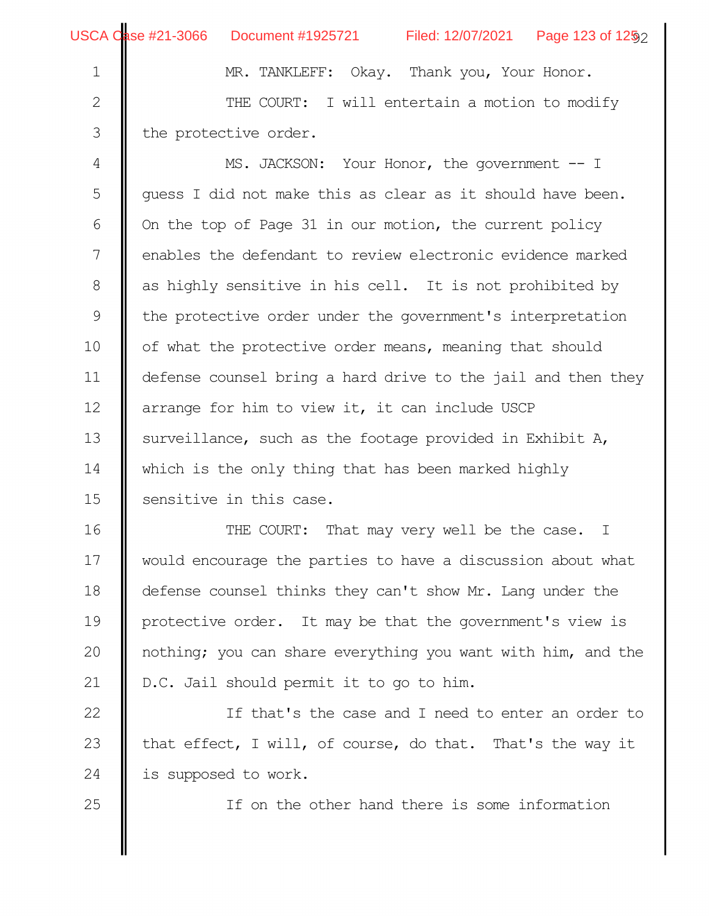MR. TANKLEFF: Okay. Thank you, Your Honor.

THE COURT: I will entertain a motion to modify the protective order.

MS. JACKSON: Your Honor, the government -- I guess I did not make this as clear as it should have been. On the top of Page 31 in our motion, the current policy enables the defendant to review electronic evidence marked as highly sensitive in his cell. It is not prohibited by the protective order under the government's interpretation of what the protective order means, meaning that should defense counsel bring a hard drive to the jail and then they arrange for him to view it, it can include USCP surveillance, such as the footage provided in Exhibit A, which is the only thing that has been marked highly sensitive in this case.

THE COURT: That may very well be the case. I would encourage the parties to have a discussion about what defense counsel thinks they can't show Mr. Lang under the protective order. It may be that the government's view is nothing; you can share everything you want with him, and the D.C. Jail should permit it to go to him.

If that's the case and I need to enter an order to that effect, I will, of course, do that. That's the way it is supposed to work.

If on the other hand there is some information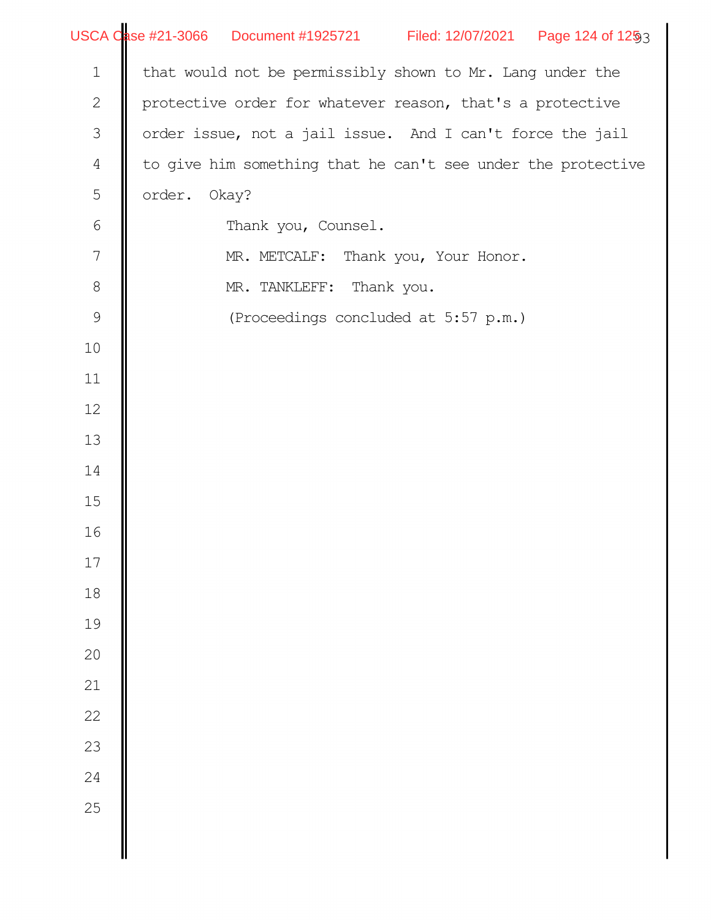that would not be permissibly shown to Mr. Lang under the protective order for whatever reason, that's a protective order issue, not a jail issue. And I can't force the jail to give him something that he can't see under the protective order. Okay?

Thank you, Counsel.

MR. METCALF: Thank you, Your Honor.

MR. TANKLEFF: Thank you.

(Proceedings concluded at 5:57 p.m.)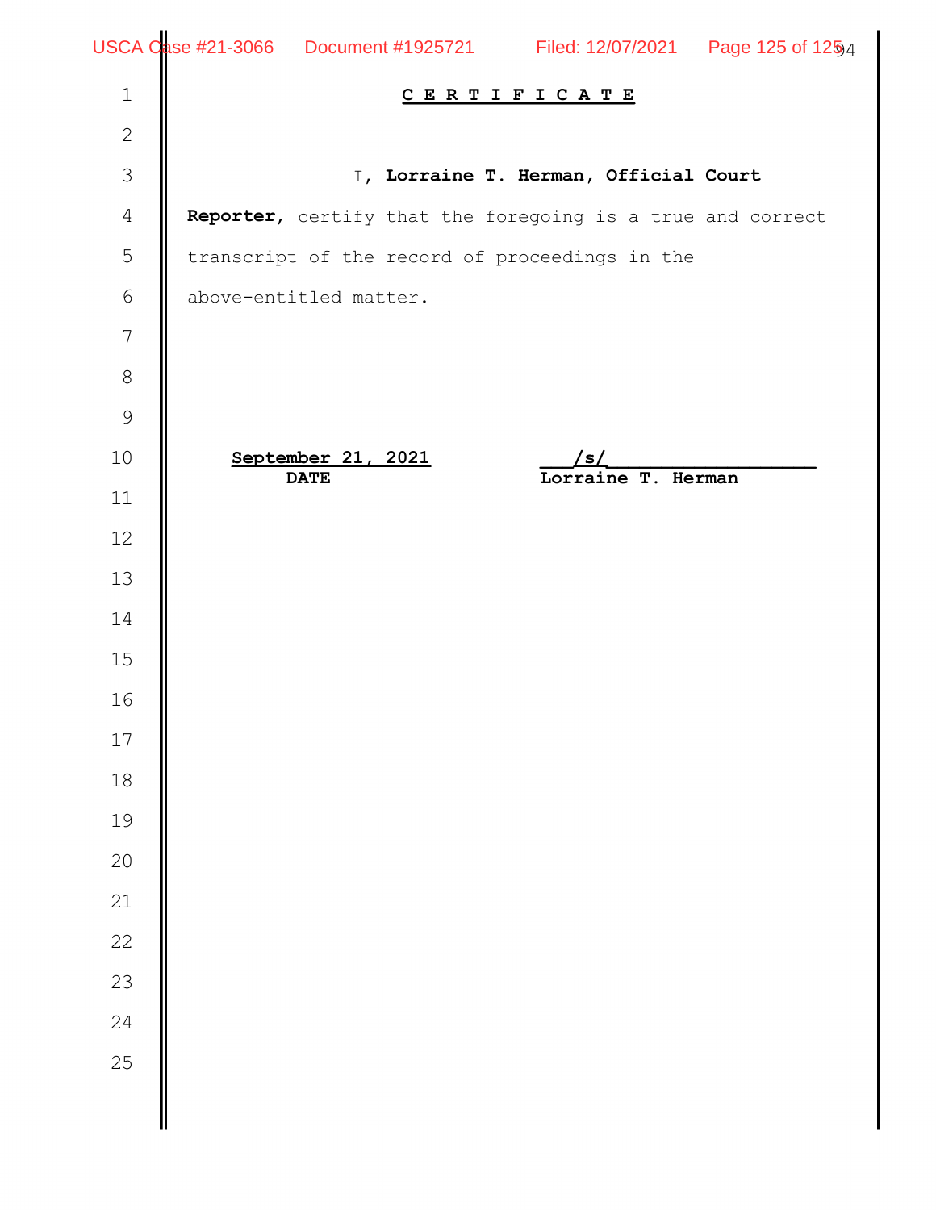**C E R T I F I C A T E**

I, **Lorraine T. Herman, Official Court Reporter**, certify that the foregoing is a true and correct transcript of the record of proceedings in the above-entitled matter.

September 21, 2021
**DATE**

/s/
**Lorraine T. Herman**